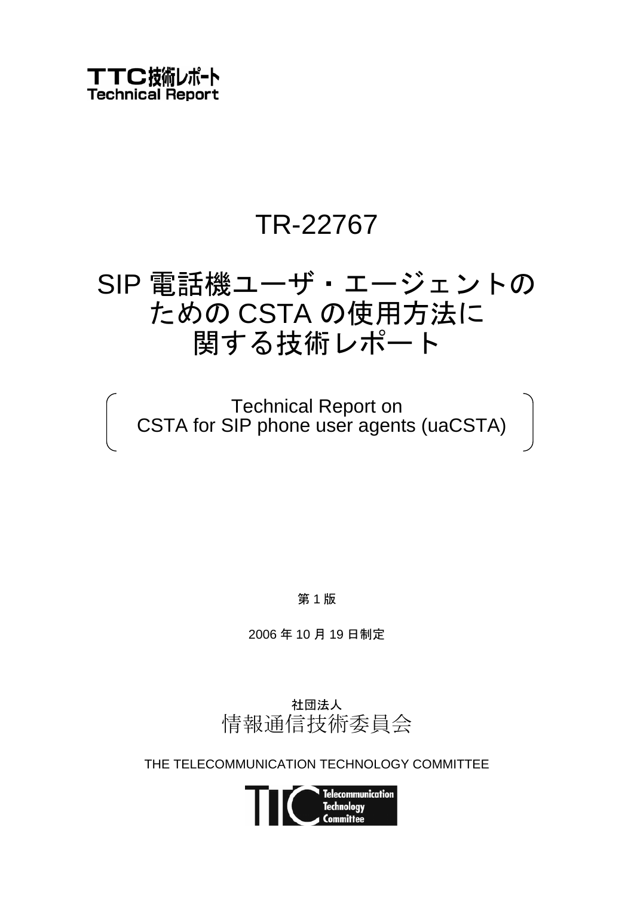TTC技術レポート
Technical Report

# TR-22767

# SIP 電話機ユーザ・エージェントのための CSTA の使用方法に関する技術レポート

Technical Report on
CSTA for SIP phone user agents (uaCSTA)

第 1 版

2006 年 10 月 19 日制定

社団法人
情報通信技術委員会

THE TELECOMMUNICATION TECHNOLOGY COMMITTEE

Telecommunication Technology Committee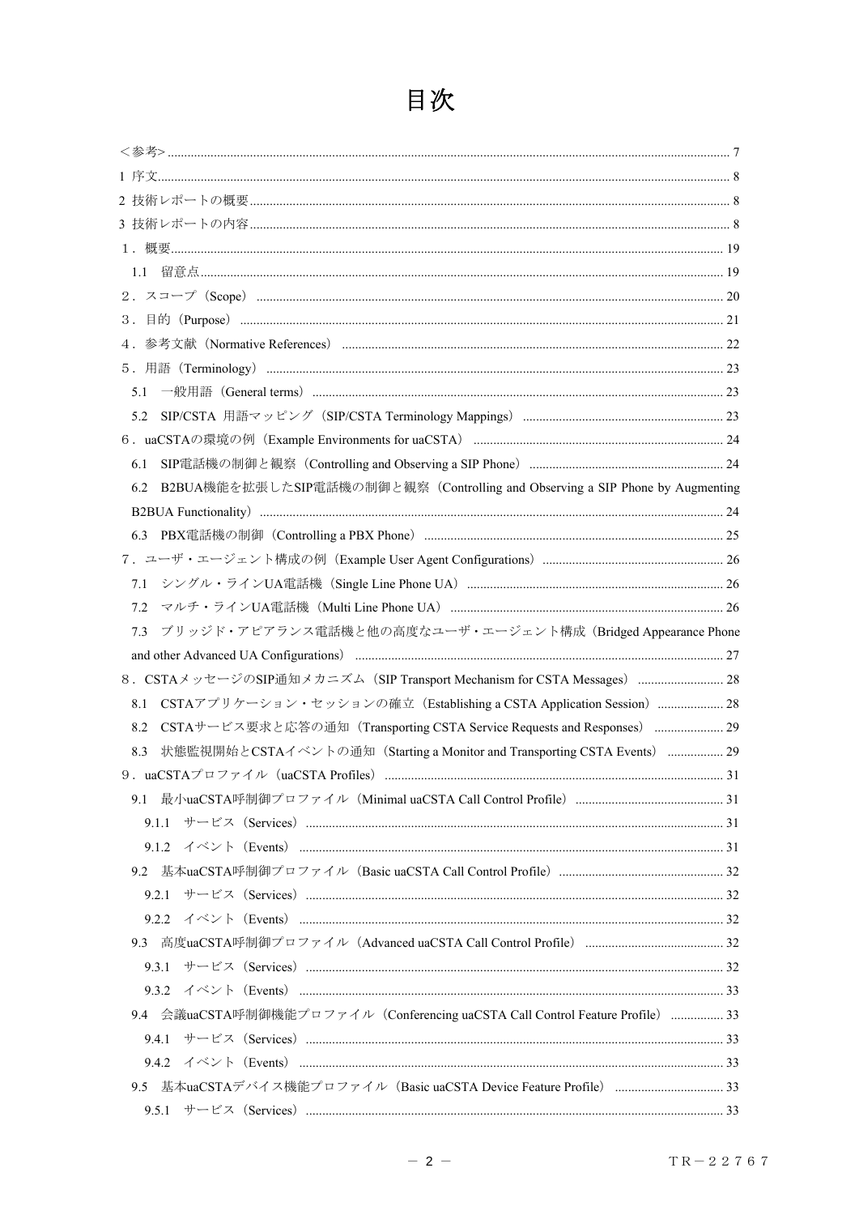# 目次

＜参考＞ 7

1 序文 8

2 技術レポートの概要 8

3 技術レポートの内容 8

１．概要 19

1.1 留意点 19

２．スコープ（Scope） 20

３．目的（Purpose） 21

４．参考文献（Normative References） 22

５．用語（Terminology） 23

5.1 一般用語（General terms） 23

5.2 SIP/CSTA 用語マッピング（SIP/CSTA Terminology Mappings） 23

６．uaCSTAの環境の例（Example Environments for uaCSTA） 24

6.1 SIP電話機の制御と観察（Controlling and Observing a SIP Phone） 24

6.2 B2BUA機能を拡張したSIP電話機の制御と観察（Controlling and Observing a SIP Phone by Augmenting B2BUA Functionality） 24

6.3 PBX電話機の制御（Controlling a PBX Phone） 25

７．ユーザ・エージェント構成の例（Example User Agent Configurations） 26

7.1 シングル・ラインUA電話機（Single Line Phone UA） 26

7.2 マルチ・ラインUA電話機（Multi Line Phone UA） 26

7.3 ブリッジド・アピアランス電話機と他の高度なユーザ・エージェント構成（Bridged Appearance Phone and other Advanced UA Configurations） 27

８．CSTAメッセージのSIP通知メカニズム（SIP Transport Mechanism for CSTA Messages） 28

8.1 CSTAアプリケーション・セッションの確立（Establishing a CSTA Application Session） 28

8.2 CSTAサービス要求と応答の通知（Transporting CSTA Service Requests and Responses） 29

8.3 状態監視開始とCSTAイベントの通知（Starting a Monitor and Transporting CSTA Events） 29

９．uaCSTAプロファイル（uaCSTA Profiles） 31

9.1 最小uaCSTA呼制御プロファイル（Minimal uaCSTA Call Control Profile） 31

9.1.1 サービス（Services） 31

9.1.2 イベント（Events） 31

9.2 基本uaCSTA呼制御プロファイル（Basic uaCSTA Call Control Profile） 32

9.2.1 サービス（Services） 32

9.2.2 イベント（Events） 32

9.3 高度uaCSTA呼制御プロファイル（Advanced uaCSTA Call Control Profile） 32

9.3.1 サービス（Services） 32

9.3.2 イベント（Events） 33

9.4 会議uaCSTA呼制御機能プロファイル（Conferencing uaCSTA Call Control Feature Profile） 33

9.4.1 サービス（Services） 33

9.4.2 イベント（Events） 33

9.5 基本uaCSTAデバイス機能プロファイル（Basic uaCSTA Device Feature Profile） 33

9.5.1 サービス（Services） 33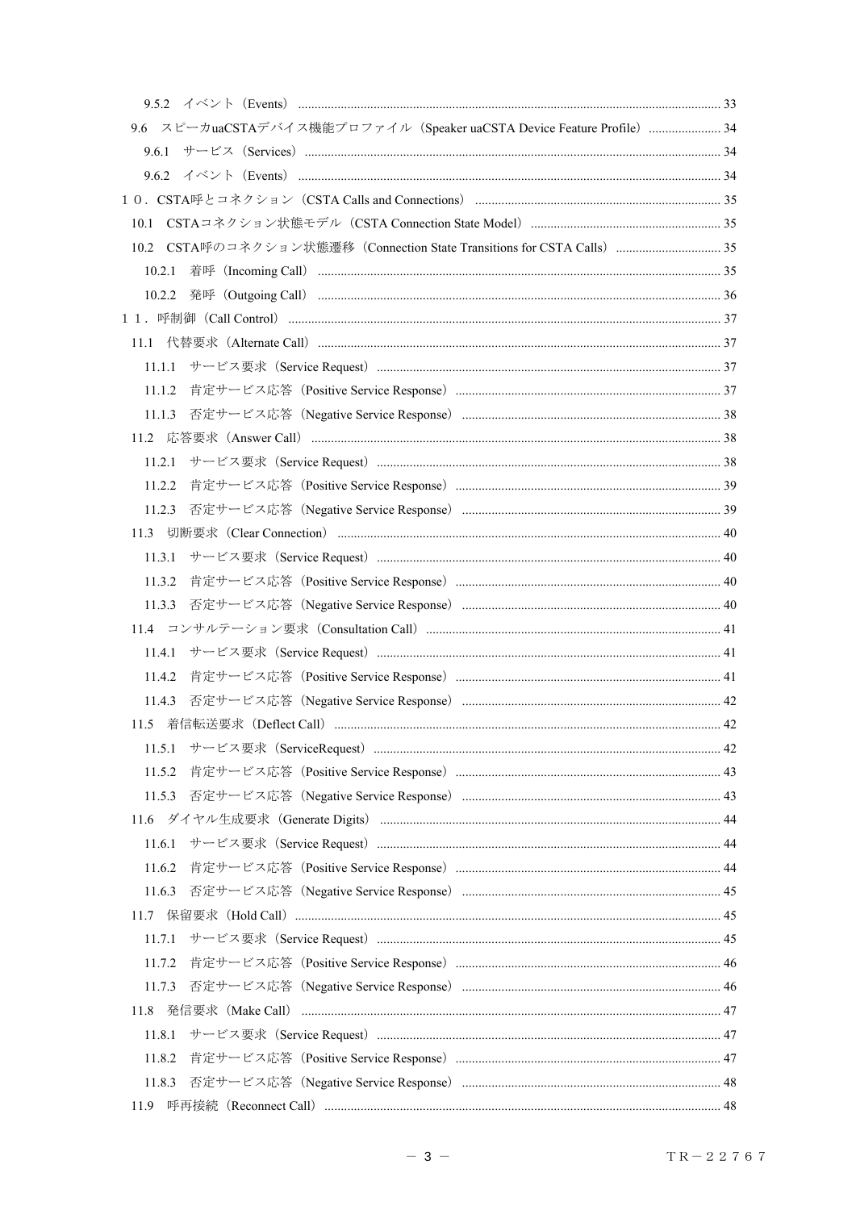9.5.2　イベント（Events） ........................................................................................................................ 33

9.6　スピーカuaCSTAデバイス機能プロファイル（Speaker uaCSTA Device Feature Profile） ...................... 34

9.6.1　サービス（Services） ..................................................................................................................... 34

9.6.2　イベント（Events） ........................................................................................................................ 34

１０．CSTA呼とコネクション（CSTA Calls and Connections） ................................................................... 35

10.1　CSTAコネクション状態モデル（CSTA Connection State Model） ........................................................... 35

10.2　CSTA呼のコネクション状態遷移（Connection State Transitions for CSTA Calls） ................................ 35

10.2.1　着呼（Incoming Call） ................................................................................................................. 35

10.2.2　発呼（Outgoing Call） ................................................................................................................. 36

１１．呼制御（Call Control） ........................................................................................................................ 37

11.1　代替要求（Alternate Call） .................................................................................................................. 37

11.1.1　サービス要求（Service Request） ................................................................................................ 37

11.1.2　肯定サービス応答（Positive Service Response） ............................................................................ 37

11.1.3　否定サービス応答（Negative Service Response） ........................................................................... 38

11.2　応答要求（Answer Call） ..................................................................................................................... 38

11.2.1　サービス要求（Service Request） ................................................................................................ 38

11.2.2　肯定サービス応答（Positive Service Response） ............................................................................ 39

11.2.3　否定サービス応答（Negative Service Response） ........................................................................... 39

11.3　切断要求（Clear Connection） .............................................................................................................. 40

11.3.1　サービス要求（Service Request） ................................................................................................ 40

11.3.2　肯定サービス応答（Positive Service Response） ............................................................................ 40

11.3.3　否定サービス応答（Negative Service Response） ........................................................................... 40

11.4　コンサルテーション要求（Consultation Call） ..................................................................................... 41

11.4.1　サービス要求（Service Request） ................................................................................................ 41

11.4.2　肯定サービス応答（Positive Service Response） ............................................................................ 41

11.4.3　否定サービス応答（Negative Service Response） ........................................................................... 42

11.5　着信転送要求（Deflect Call） ............................................................................................................... 42

11.5.1　サービス要求（ServiceRequest） ................................................................................................. 42

11.5.2　肯定サービス応答（Positive Service Response） ............................................................................ 43

11.5.3　否定サービス応答（Negative Service Response） ........................................................................... 43

11.6　ダイヤル生成要求（Generate Digits） ................................................................................................... 44

11.6.1　サービス要求（Service Request） ................................................................................................ 44

11.6.2　肯定サービス応答（Positive Service Response） ............................................................................ 44

11.6.3　否定サービス応答（Negative Service Response） ........................................................................... 45

11.7　保留要求（Hold Call） .......................................................................................................................... 45

11.7.1　サービス要求（Service Request） ................................................................................................ 45

11.7.2　肯定サービス応答（Positive Service Response） ............................................................................ 46

11.7.3　否定サービス応答（Negative Service Response） ........................................................................... 46

11.8　発信要求（Make Call） ......................................................................................................................... 47

11.8.1　サービス要求（Service Request） ................................................................................................ 47

11.8.2　肯定サービス応答（Positive Service Response） ............................................................................ 47

11.8.3　否定サービス応答（Negative Service Response） ........................................................................... 48

11.9　呼再接続（Reconnect Call） .................................................................................................................. 48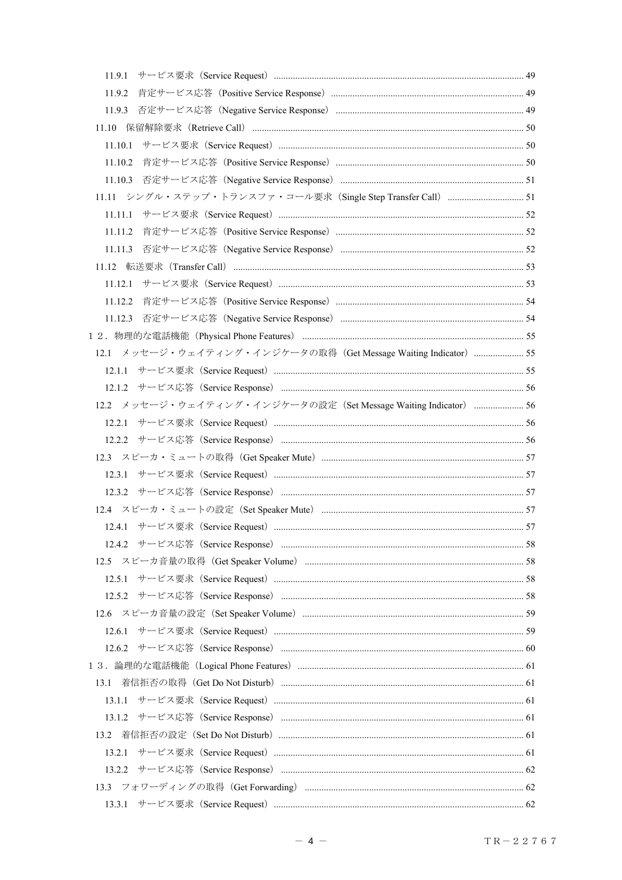11.9.1　サービス要求（Service Request）........................................................................................................ 49

11.9.2　肯定サービス応答（Positive Service Response）................................................................................. 49

11.9.3　否定サービス応答（Negative Service Response）.............................................................................. 49

11.10　保留解除要求（Retrieve Call）.................................................................................................................. 50

11.10.1　サービス要求（Service Request）...................................................................................................... 50

11.10.2　肯定サービス応答（Positive Service Response）.............................................................................. 50

11.10.3　否定サービス応答（Negative Service Response）............................................................................ 51

11.11　シングル・ステップ・トランスファ・コール要求（Single Step Transfer Call）................................ 51

11.11.1　サービス要求（Service Request）...................................................................................................... 52

11.11.2　肯定サービス応答（Positive Service Response）.............................................................................. 52

11.11.3　否定サービス応答（Negative Service Response）............................................................................ 52

11.12　転送要求（Transfer Call）.......................................................................................................................... 53

11.12.1　サービス要求（Service Request）...................................................................................................... 53

11.12.2　肯定サービス応答（Positive Service Response）.............................................................................. 54

11.12.3　否定サービス応答（Negative Service Response）............................................................................ 54

１２．物理的な電話機能（Physical Phone Features）............................................................................................ 55

12.1　メッセージ・ウェイティング・インジケータの取得（Get Message Waiting Indicator）..................... 55

12.1.1　サービス要求（Service Request）........................................................................................................ 55

12.1.2　サービス応答（Service Response）..................................................................................................... 56

12.2　メッセージ・ウェイティング・インジケータの設定（Set Message Waiting Indicator）..................... 56

12.2.1　サービス要求（Service Request）........................................................................................................ 56

12.2.2　サービス応答（Service Response）..................................................................................................... 56

12.3　スピーカ・ミュートの取得（Get Speaker Mute）.................................................................................... 57

12.3.1　サービス要求（Service Request）........................................................................................................ 57

12.3.2　サービス応答（Service Response）..................................................................................................... 57

12.4　スピーカ・ミュートの設定（Set Speaker Mute）.................................................................................... 57

12.4.1　サービス要求（Service Request）........................................................................................................ 57

12.4.2　サービス応答（Service Response）..................................................................................................... 58

12.5　スピーカ音量の取得（Get Speaker Volume）........................................................................................... 58

12.5.1　サービス要求（Service Request）........................................................................................................ 58

12.5.2　サービス応答（Service Response）..................................................................................................... 58

12.6　スピーカ音量の設定（Set Speaker Volume）............................................................................................ 59

12.6.1　サービス要求（Service Request）........................................................................................................ 59

12.6.2　サービス応答（Service Response）..................................................................................................... 60

１３．論理的な電話機能（Logical Phone Features）.............................................................................................. 61

13.1　着信拒否の取得（Get Do Not Disturb）..................................................................................................... 61

13.1.1　サービス要求（Service Request）........................................................................................................ 61

13.1.2　サービス応答（Service Response）..................................................................................................... 61

13.2　着信拒否の設定（Set Do Not Disturb）...................................................................................................... 61

13.2.1　サービス要求（Service Request）........................................................................................................ 61

13.2.2　サービス応答（Service Response）..................................................................................................... 62

13.3　フォワーディングの取得（Get Forwarding）........................................................................................... 62

13.3.1　サービス要求（Service Request）........................................................................................................ 62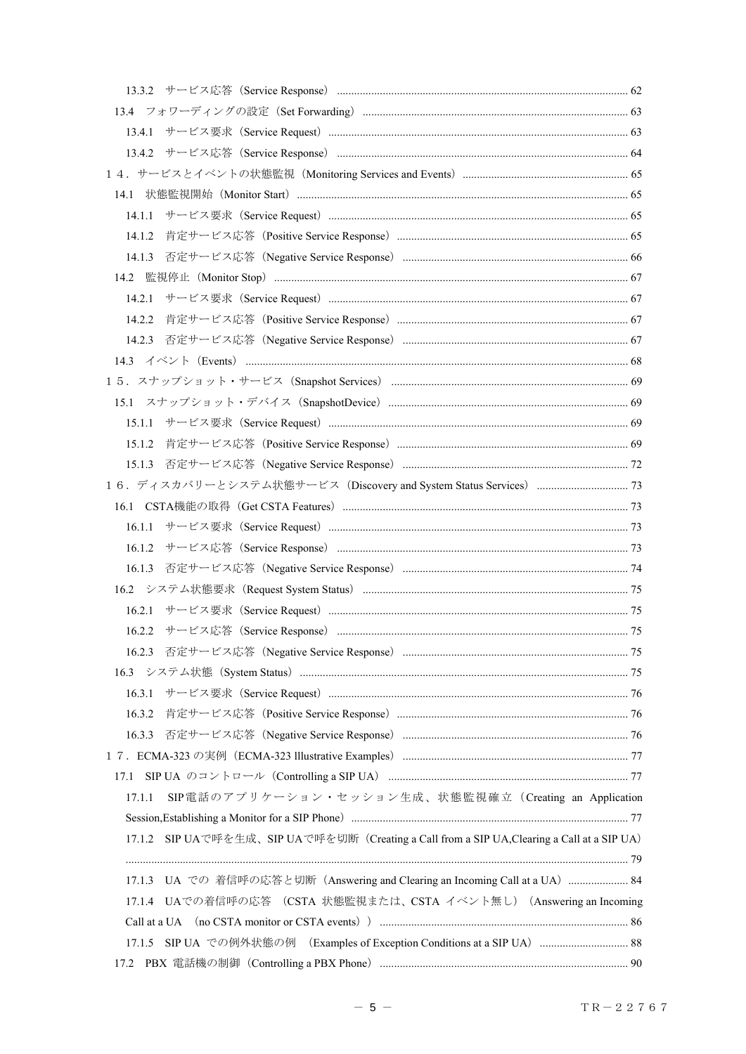13.3.2　サービス応答（Service Response） ..... 62

13.4　フォワーディングの設定（Set Forwarding） ..... 63

13.4.1　サービス要求（Service Request） ..... 63

13.4.2　サービス応答（Service Response） ..... 64

１４．サービスとイベントの状態監視（Monitoring Services and Events） ..... 65

14.1　状態監視開始（Monitor Start） ..... 65

14.1.1　サービス要求（Service Request） ..... 65

14.1.2　肯定サービス応答（Positive Service Response） ..... 65

14.1.3　否定サービス応答（Negative Service Response） ..... 66

14.2　監視停止（Monitor Stop） ..... 67

14.2.1　サービス要求（Service Request） ..... 67

14.2.2　肯定サービス応答（Positive Service Response） ..... 67

14.2.3　否定サービス応答（Negative Service Response） ..... 67

14.3　イベント（Events） ..... 68

１５．スナップショット・サービス（Snapshot Services） ..... 69

15.1　スナップショット・デバイス（SnapshotDevice） ..... 69

15.1.1　サービス要求（Service Request） ..... 69

15.1.2　肯定サービス応答（Positive Service Response） ..... 69

15.1.3　否定サービス応答（Negative Service Response） ..... 72

１６．ディスカバリーとシステム状態サービス（Discovery and System Status Services） ..... 73

16.1　CSTA機能の取得（Get CSTA Features） ..... 73

16.1.1　サービス要求（Service Request） ..... 73

16.1.2　サービス応答（Service Response） ..... 73

16.1.3　否定サービス応答（Negative Service Response） ..... 74

16.2　システム状態要求（Request System Status） ..... 75

16.2.1　サービス要求（Service Request） ..... 75

16.2.2　サービス応答（Service Response） ..... 75

16.2.3　否定サービス応答（Negative Service Response） ..... 75

16.3　システム状態（System Status） ..... 75

16.3.1　サービス要求（Service Request） ..... 76

16.3.2　肯定サービス応答（Positive Service Response） ..... 76

16.3.3　否定サービス応答（Negative Service Response） ..... 76

１７．ECMA-323 の実例（ECMA-323 Illustrative Examples） ..... 77

17.1　SIP UA のコントロール（Controlling a SIP UA） ..... 77

17.1.1　SIP電話のアプリケーション・セッション生成、状態監視確立（Creating an Application Session,Establishing a Monitor for a SIP Phone） ..... 77

17.1.2　SIP UAで呼を生成、SIP UAで呼を切断（Creating a Call from a SIP UA,Clearing a Call at a SIP UA） ..... 79

17.1.3　UA での 着信呼の応答と切断（Answering and Clearing an Incoming Call at a UA） ..... 84

17.1.4　UAでの着信呼の応答 （CSTA 状態監視または、CSTA イベント無し）（Answering an Incoming Call at a UA （no CSTA monitor or CSTA events）） ..... 86

17.1.5　SIP UA での例外状態の例 （Examples of Exception Conditions at a SIP UA） ..... 88

17.2　PBX 電話機の制御（Controlling a PBX Phone） ..... 90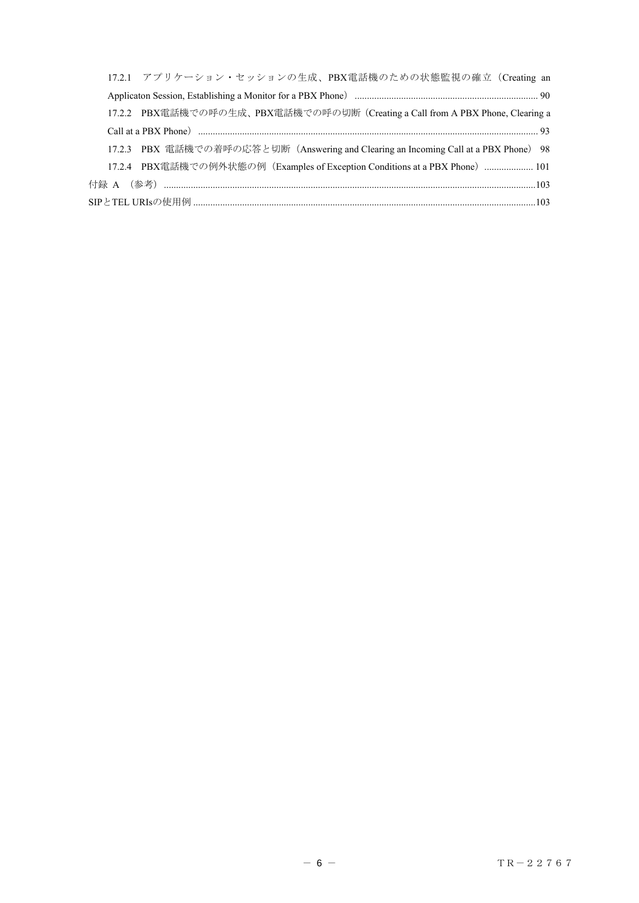17.2.1 アプリケーション・セッションの生成、PBX電話機のための状態監視の確立（Creating an Applicaton Session, Establishing a Monitor for a PBX Phone） ........................................................................... 90

17.2.2 PBX電話機での呼の生成、PBX電話機での呼の切断（Creating a Call from A PBX Phone, Clearing a Call at a PBX Phone） ........................................................................................................................................... 93

17.2.3 PBX 電話機での着呼の応答と切断（Answering and Clearing an Incoming Call at a PBX Phone） 98

17.2.4 PBX電話機での例外状態の例（Examples of Exception Conditions at a PBX Phone） .................... 101

付録 A （参考） ........................................................................................................................................103

SIPとTEL URIsの使用例 ...........................................................................................................................103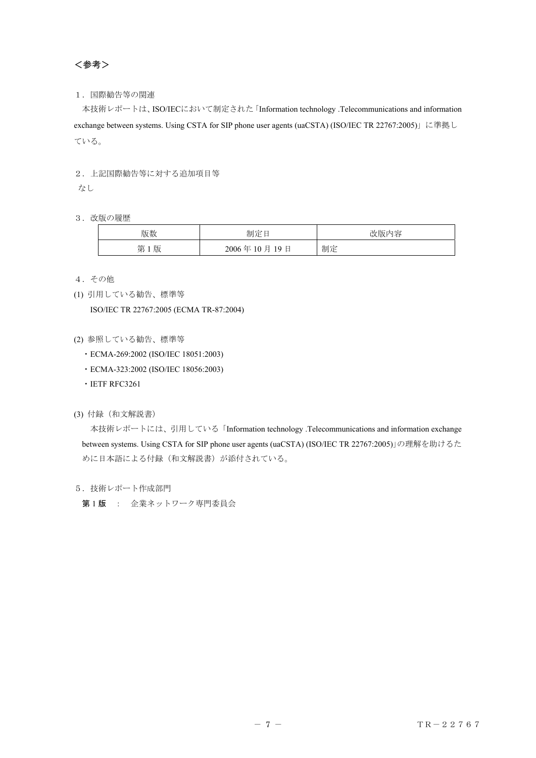## ＜参考＞

１．国際勧告等の関連

本技術レポートは、ISO/IECにおいて制定された「Information technology .Telecommunications and information exchange between systems. Using CSTA for SIP phone user agents (uaCSTA) (ISO/IEC TR 22767:2005)」に準拠している。

２．上記国際勧告等に対する追加項目等

なし

３．改版の履歴

| 版数 | 制定日 | 改版内容 |
| --- | --- | --- |
| 第 1 版 | 2006 年 10 月 19 日 | 制定 |

４．その他

(1) 引用している勧告、標準等

ISO/IEC TR 22767:2005 (ECMA TR-87:2004)

(2) 参照している勧告、標準等

・ECMA-269:2002 (ISO/IEC 18051:2003)

・ECMA-323:2002 (ISO/IEC 18056:2003)

・IETF RFC3261

(3) 付録（和文解説書）

本技術レポートには、引用している「Information technology .Telecommunications and information exchange between systems. Using CSTA for SIP phone user agents (uaCSTA) (ISO/IEC TR 22767:2005)」の理解を助けるために日本語による付録（和文解説書）が添付されている。

５．技術レポート作成部門

**第 1 版** ： 企業ネットワーク専門委員会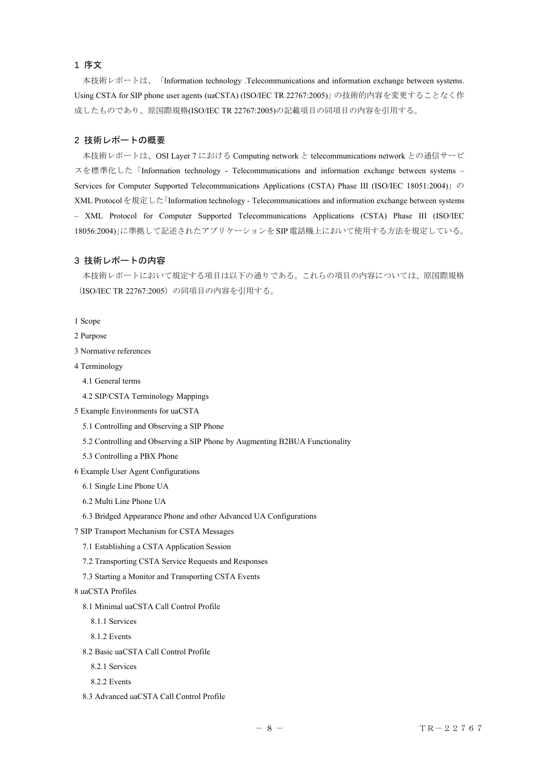## 1 序文

本技術レポートは、「Information technology .Telecommunications and information exchange between systems. Using CSTA for SIP phone user agents (uaCSTA) (ISO/IEC TR 22767:2005)」の技術的内容を変更することなく作成したものであり、原国際規格(ISO/IEC TR 22767:2005)の記載項目の同項目の内容を引用する。

## 2 技術レポートの概要

本技術レポートは、OSI Layer 7 における Computing network と telecommunications network との通信サービスを標準化した「Information technology - Telecommunications and information exchange between systems – Services for Computer Supported Telecommunications Applications (CSTA) Phase III (ISO/IEC 18051:2004)」の XML Protocol を規定した「Information technology - Telecommunications and information exchange between systems – XML Protocol for Computer Supported Telecommunications Applications (CSTA) Phase III (ISO/IEC 18056:2004)」に準拠して記述されたアプリケーションを SIP 電話機上において使用する方法を規定している。

## 3 技術レポートの内容

本技術レポートにおいて規定する項目は以下の通りである。これらの項目の内容については、原国際規格（ISO/IEC TR 22767:2005）の同項目の内容を引用する。

- 1 Scope
- 2 Purpose
- 3 Normative references
- 4 Terminology
  - 4.1 General terms
  - 4.2 SIP/CSTA Terminology Mappings
- 5 Example Environments for uaCSTA
  - 5.1 Controlling and Observing a SIP Phone
  - 5.2 Controlling and Observing a SIP Phone by Augmenting B2BUA Functionality
  - 5.3 Controlling a PBX Phone
- 6 Example User Agent Configurations
  - 6.1 Single Line Phone UA
  - 6.2 Multi Line Phone UA
  - 6.3 Bridged Appearance Phone and other Advanced UA Configurations
- 7 SIP Transport Mechanism for CSTA Messages
  - 7.1 Establishing a CSTA Application Session
  - 7.2 Transporting CSTA Service Requests and Responses
  - 7.3 Starting a Monitor and Transporting CSTA Events
- 8 uaCSTA Profiles
  - 8.1 Minimal uaCSTA Call Control Profile
    - 8.1.1 Services
    - 8.1.2 Events
  - 8.2 Basic uaCSTA Call Control Profile
    - 8.2.1 Services
    - 8.2.2 Events
  - 8.3 Advanced uaCSTA Call Control Profile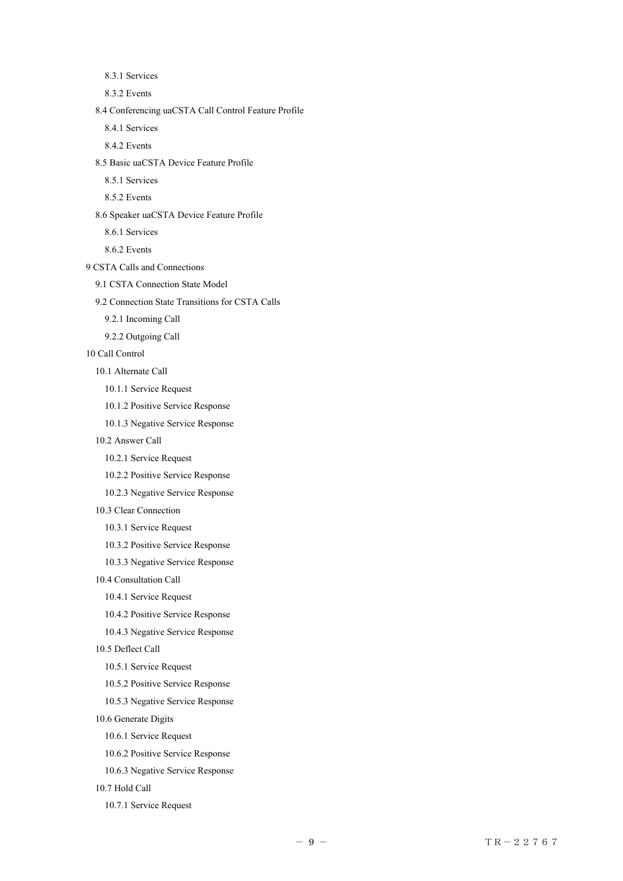8.3.1 Services

8.3.2 Events

8.4 Conferencing uaCSTA Call Control Feature Profile

8.4.1 Services

8.4.2 Events

8.5 Basic uaCSTA Device Feature Profile

8.5.1 Services

8.5.2 Events

8.6 Speaker uaCSTA Device Feature Profile

8.6.1 Services

8.6.2 Events

9 CSTA Calls and Connections

9.1 CSTA Connection State Model

9.2 Connection State Transitions for CSTA Calls

9.2.1 Incoming Call

9.2.2 Outgoing Call

10 Call Control

10.1 Alternate Call

10.1.1 Service Request

10.1.2 Positive Service Response

10.1.3 Negative Service Response

10.2 Answer Call

10.2.1 Service Request

10.2.2 Positive Service Response

10.2.3 Negative Service Response

10.3 Clear Connection

10.3.1 Service Request

10.3.2 Positive Service Response

10.3.3 Negative Service Response

10.4 Consultation Call

10.4.1 Service Request

10.4.2 Positive Service Response

10.4.3 Negative Service Response

10.5 Deflect Call

10.5.1 Service Request

10.5.2 Positive Service Response

10.5.3 Negative Service Response

10.6 Generate Digits

10.6.1 Service Request

10.6.2 Positive Service Response

10.6.3 Negative Service Response

10.7 Hold Call

10.7.1 Service Request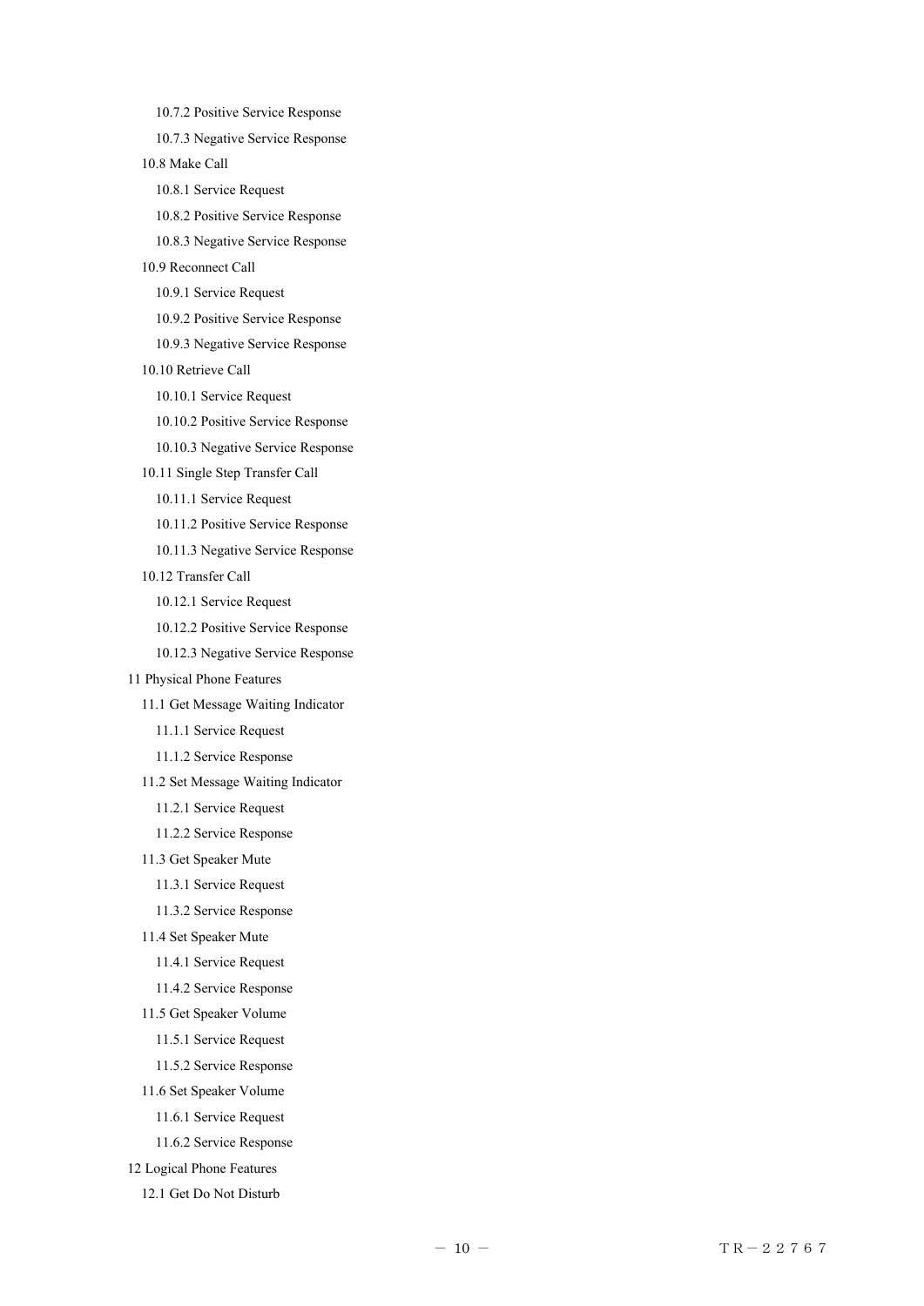- 10.7.2 Positive Service Response
    - 10.7.3 Negative Service Response
  - 10.8 Make Call
    - 10.8.1 Service Request
    - 10.8.2 Positive Service Response
    - 10.8.3 Negative Service Response
  - 10.9 Reconnect Call
    - 10.9.1 Service Request
    - 10.9.2 Positive Service Response
    - 10.9.3 Negative Service Response
  - 10.10 Retrieve Call
    - 10.10.1 Service Request
    - 10.10.2 Positive Service Response
    - 10.10.3 Negative Service Response
  - 10.11 Single Step Transfer Call
    - 10.11.1 Service Request
    - 10.11.2 Positive Service Response
    - 10.11.3 Negative Service Response
  - 10.12 Transfer Call
    - 10.12.1 Service Request
    - 10.12.2 Positive Service Response
    - 10.12.3 Negative Service Response
- 11 Physical Phone Features
  - 11.1 Get Message Waiting Indicator
    - 11.1.1 Service Request
    - 11.1.2 Service Response
  - 11.2 Set Message Waiting Indicator
    - 11.2.1 Service Request
    - 11.2.2 Service Response
  - 11.3 Get Speaker Mute
    - 11.3.1 Service Request
    - 11.3.2 Service Response
  - 11.4 Set Speaker Mute
    - 11.4.1 Service Request
    - 11.4.2 Service Response
  - 11.5 Get Speaker Volume
    - 11.5.1 Service Request
    - 11.5.2 Service Response
  - 11.6 Set Speaker Volume
    - 11.6.1 Service Request
    - 11.6.2 Service Response
- 12 Logical Phone Features
  - 12.1 Get Do Not Disturb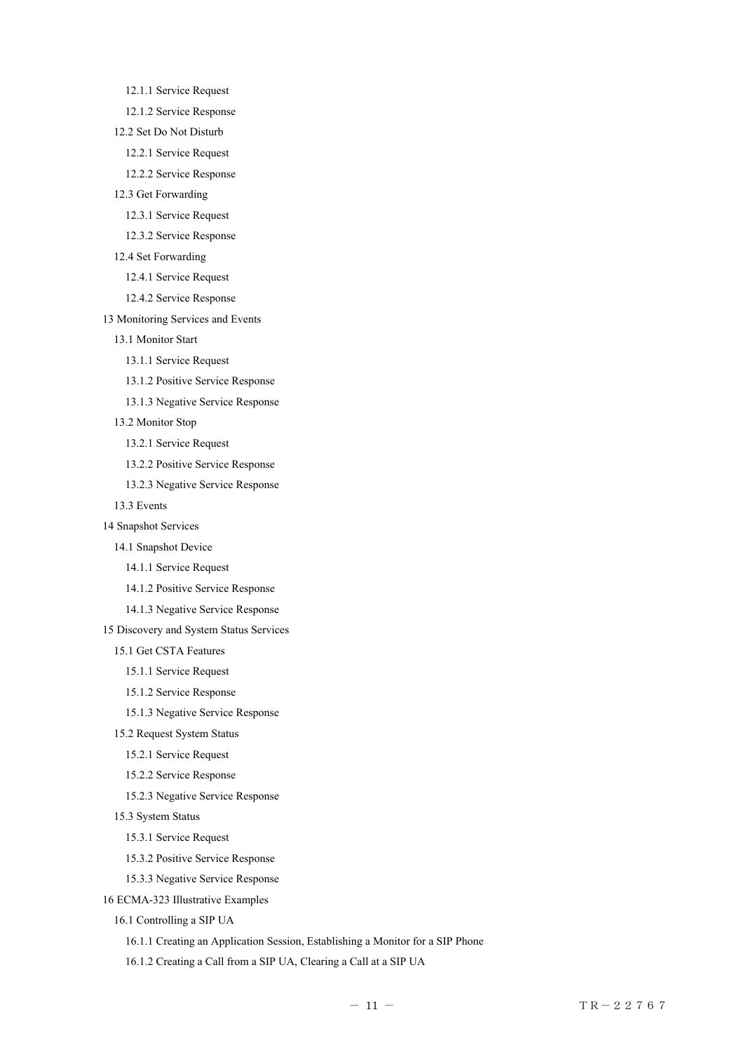12.1.1 Service Request

12.1.2 Service Response

12.2 Set Do Not Disturb

12.2.1 Service Request

12.2.2 Service Response

12.3 Get Forwarding

12.3.1 Service Request

12.3.2 Service Response

12.4 Set Forwarding

12.4.1 Service Request

12.4.2 Service Response

13 Monitoring Services and Events

13.1 Monitor Start

13.1.1 Service Request

13.1.2 Positive Service Response

13.1.3 Negative Service Response

13.2 Monitor Stop

13.2.1 Service Request

13.2.2 Positive Service Response

13.2.3 Negative Service Response

13.3 Events

14 Snapshot Services

14.1 Snapshot Device

14.1.1 Service Request

14.1.2 Positive Service Response

14.1.3 Negative Service Response

15 Discovery and System Status Services

15.1 Get CSTA Features

15.1.1 Service Request

15.1.2 Service Response

15.1.3 Negative Service Response

15.2 Request System Status

15.2.1 Service Request

15.2.2 Service Response

15.2.3 Negative Service Response

15.3 System Status

15.3.1 Service Request

15.3.2 Positive Service Response

15.3.3 Negative Service Response

16 ECMA-323 Illustrative Examples

16.1 Controlling a SIP UA

16.1.1 Creating an Application Session, Establishing a Monitor for a SIP Phone

16.1.2 Creating a Call from a SIP UA, Clearing a Call at a SIP UA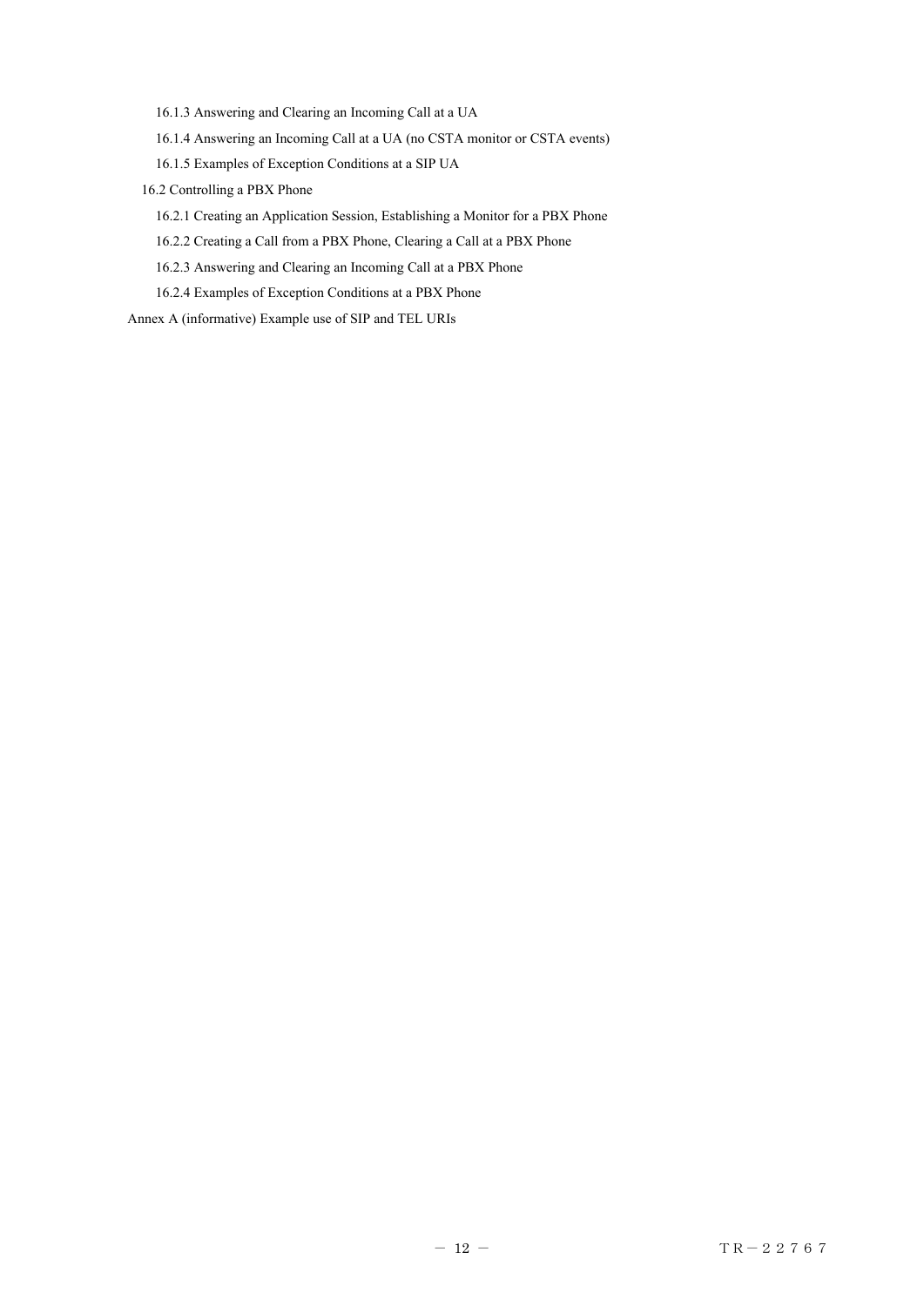16.1.3 Answering and Clearing an Incoming Call at a UA

16.1.4 Answering an Incoming Call at a UA (no CSTA monitor or CSTA events)

16.1.5 Examples of Exception Conditions at a SIP UA

16.2 Controlling a PBX Phone

16.2.1 Creating an Application Session, Establishing a Monitor for a PBX Phone

16.2.2 Creating a Call from a PBX Phone, Clearing a Call at a PBX Phone

16.2.3 Answering and Clearing an Incoming Call at a PBX Phone

16.2.4 Examples of Exception Conditions at a PBX Phone

Annex A (informative) Example use of SIP and TEL URIs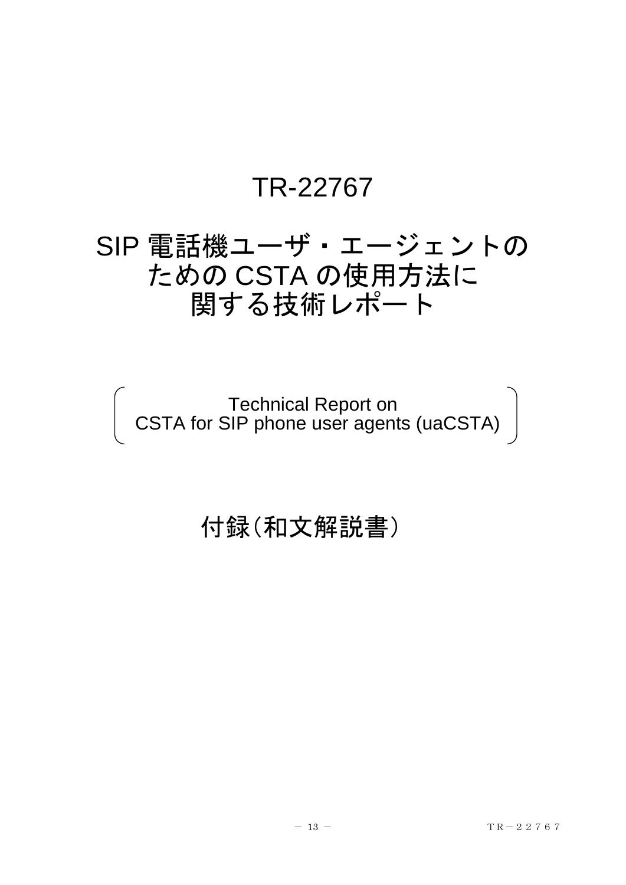# TR-22767

# SIP 電話機ユーザ・エージェントのための CSTA の使用方法に関する技術レポート

Technical Report on
CSTA for SIP phone user agents (uaCSTA)

# 付録（和文解説書）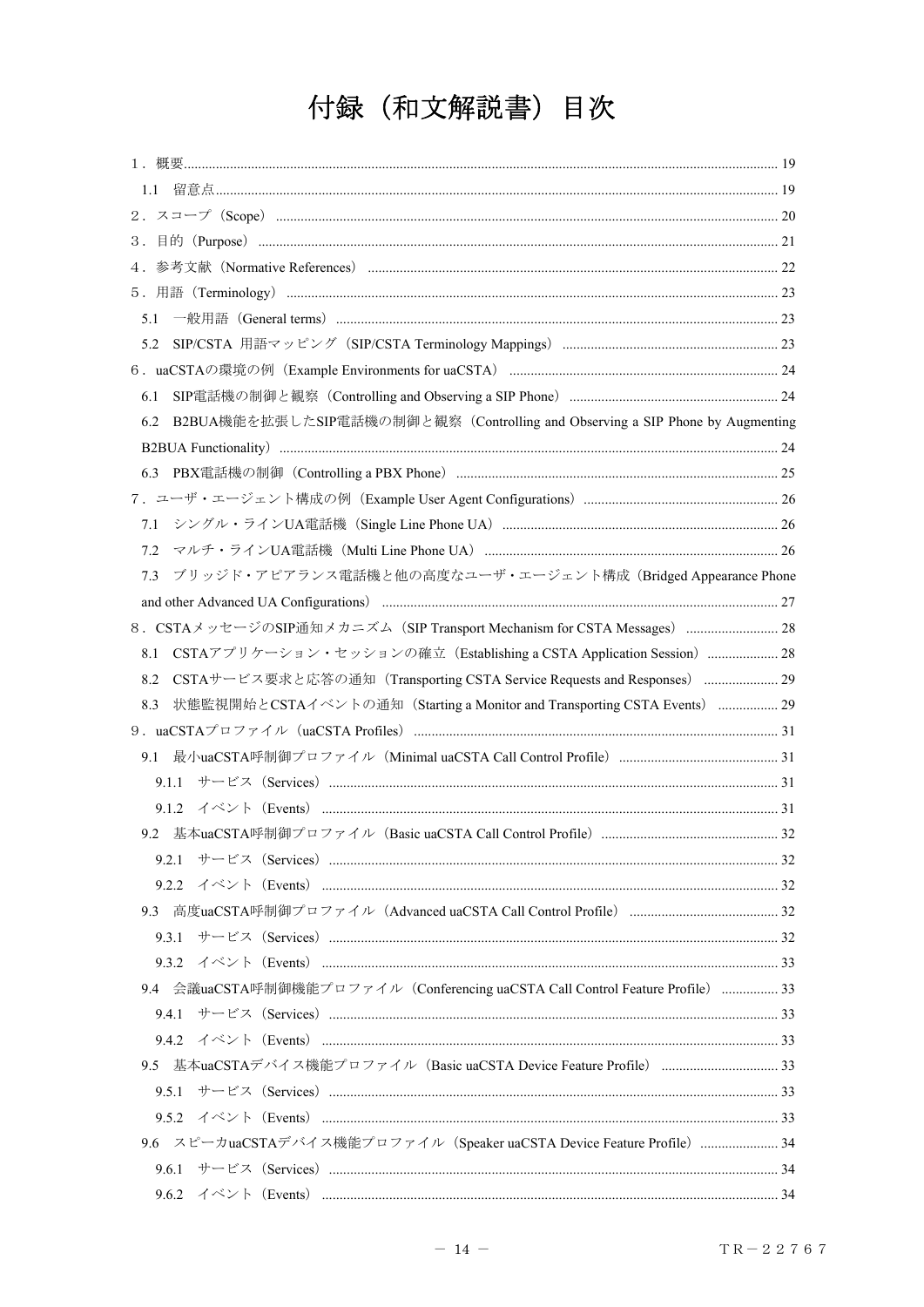# 付録（和文解説書）目次

１．概要 ..... 19

1.1　留意点 ..... 19

２．スコープ（Scope） ..... 20

３．目的（Purpose） ..... 21

４．参考文献（Normative References） ..... 22

５．用語（Terminology） ..... 23

5.1　一般用語（General terms） ..... 23

5.2　SIP/CSTA 用語マッピング（SIP/CSTA Terminology Mappings） ..... 23

６．uaCSTAの環境の例（Example Environments for uaCSTA） ..... 24

6.1　SIP電話機の制御と観察（Controlling and Observing a SIP Phone） ..... 24

6.2　B2BUA機能を拡張したSIP電話機の制御と観察（Controlling and Observing a SIP Phone by Augmenting B2BUA Functionality） ..... 24

6.3　PBX電話機の制御（Controlling a PBX Phone） ..... 25

７．ユーザ・エージェント構成の例（Example User Agent Configurations） ..... 26

7.1　シングル・ラインUA電話機（Single Line Phone UA） ..... 26

7.2　マルチ・ラインUA電話機（Multi Line Phone UA） ..... 26

7.3　ブリッジド・アピアランス電話機と他の高度なユーザ・エージェント構成（Bridged Appearance Phone and other Advanced UA Configurations） ..... 27

８．CSTAメッセージのSIP通知メカニズム（SIP Transport Mechanism for CSTA Messages） ..... 28

8.1　CSTAアプリケーション・セッションの確立（Establishing a CSTA Application Session） ..... 28

8.2　CSTAサービス要求と応答の通知（Transporting CSTA Service Requests and Responses） ..... 29

8.3　状態監視開始とCSTAイベントの通知（Starting a Monitor and Transporting CSTA Events） ..... 29

９．uaCSTAプロファイル（uaCSTA Profiles） ..... 31

9.1　最小uaCSTA呼制御プロファイル（Minimal uaCSTA Call Control Profile） ..... 31

9.1.1　サービス（Services） ..... 31

9.1.2　イベント（Events） ..... 31

9.2　基本uaCSTA呼制御プロファイル（Basic uaCSTA Call Control Profile） ..... 32

9.2.1　サービス（Services） ..... 32

9.2.2　イベント（Events） ..... 32

9.3　高度uaCSTA呼制御プロファイル（Advanced uaCSTA Call Control Profile） ..... 32

9.3.1　サービス（Services） ..... 32

9.3.2　イベント（Events） ..... 33

9.4　会議uaCSTA呼制御機能プロファイル（Conferencing uaCSTA Call Control Feature Profile） ..... 33

9.4.1　サービス（Services） ..... 33

9.4.2　イベント（Events） ..... 33

9.5　基本uaCSTAデバイス機能プロファイル（Basic uaCSTA Device Feature Profile） ..... 33

9.5.1　サービス（Services） ..... 33

9.5.2　イベント（Events） ..... 33

9.6　スピーカuaCSTAデバイス機能プロファイル（Speaker uaCSTA Device Feature Profile） ..... 34

9.6.1　サービス（Services） ..... 34

9.6.2　イベント（Events） ..... 34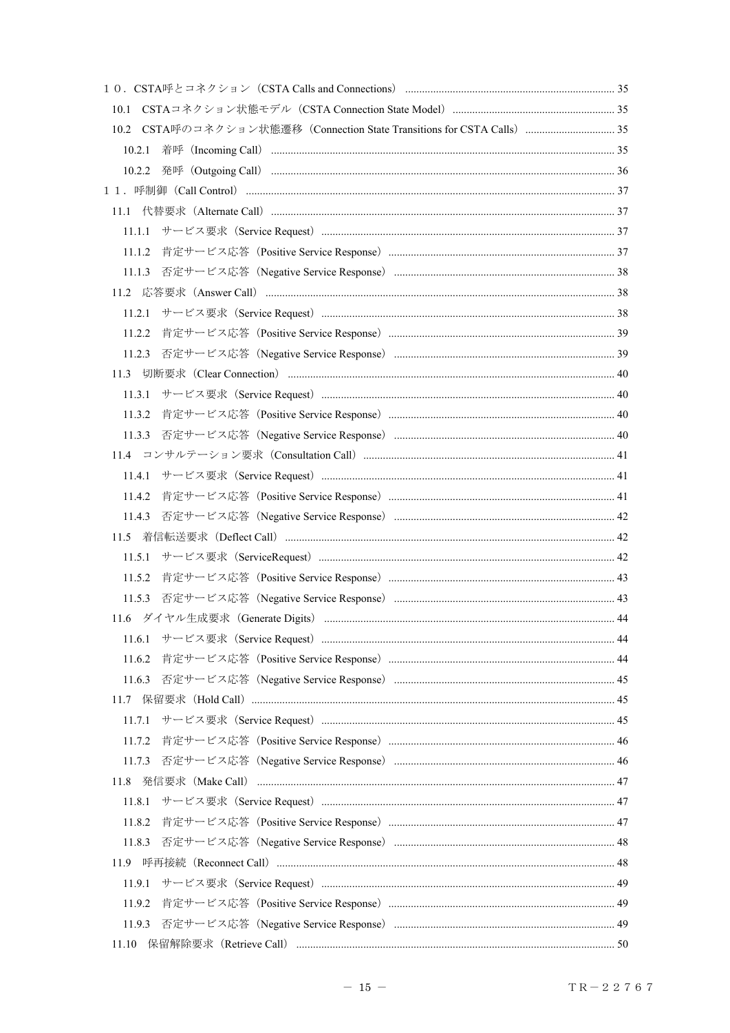１０．CSTA呼とコネクション（CSTA Calls and Connections） ........................................................................ 35

10.1 CSTAコネクション状態モデル（CSTA Connection State Model） ........................................................ 35

10.2 CSTA呼のコネクション状態遷移（Connection State Transitions for CSTA Calls） ............................... 35

10.2.1 着呼（Incoming Call） ........................................................................................................................ 35

10.2.2 発呼（Outgoing Call） ........................................................................................................................ 36

１１．呼制御（Call Control） ................................................................................................................................. 37

11.1 代替要求（Alternate Call） ........................................................................................................................ 37

11.1.1 サービス要求（Service Request） ...................................................................................................... 37

11.1.2 肯定サービス応答（Positive Service Response） ............................................................................... 37

11.1.3 否定サービス応答（Negative Service Response） .............................................................................. 38

11.2 応答要求（Answer Call） .......................................................................................................................... 38

11.2.1 サービス要求（Service Request） ...................................................................................................... 38

11.2.2 肯定サービス応答（Positive Service Response） ............................................................................... 39

11.2.3 否定サービス応答（Negative Service Response） .............................................................................. 39

11.3 切断要求（Clear Connection） .................................................................................................................. 40

11.3.1 サービス要求（Service Request） ...................................................................................................... 40

11.3.2 肯定サービス応答（Positive Service Response） ............................................................................... 40

11.3.3 否定サービス応答（Negative Service Response） .............................................................................. 40

11.4 コンサルテーション要求（Consultation Call） ........................................................................................ 41

11.4.1 サービス要求（Service Request） ...................................................................................................... 41

11.4.2 肯定サービス応答（Positive Service Response） ............................................................................... 41

11.4.3 否定サービス応答（Negative Service Response） .............................................................................. 42

11.5 着信転送要求（Deflect Call） .................................................................................................................... 42

11.5.1 サービス要求（ServiceRequest） ........................................................................................................ 42

11.5.2 肯定サービス応答（Positive Service Response） ............................................................................... 43

11.5.3 否定サービス応答（Negative Service Response） .............................................................................. 43

11.6 ダイヤル生成要求（Generate Digits） ...................................................................................................... 44

11.6.1 サービス要求（Service Request） ...................................................................................................... 44

11.6.2 肯定サービス応答（Positive Service Response） ............................................................................... 44

11.6.3 否定サービス応答（Negative Service Response） .............................................................................. 45

11.7 保留要求（Hold Call） ............................................................................................................................... 45

11.7.1 サービス要求（Service Request） ...................................................................................................... 45

11.7.2 肯定サービス応答（Positive Service Response） ............................................................................... 46

11.7.3 否定サービス応答（Negative Service Response） .............................................................................. 46

11.8 発信要求（Make Call） .............................................................................................................................. 47

11.8.1 サービス要求（Service Request） ...................................................................................................... 47

11.8.2 肯定サービス応答（Positive Service Response） ............................................................................... 47

11.8.3 否定サービス応答（Negative Service Response） .............................................................................. 48

11.9 呼再接続（Reconnect Call） ...................................................................................................................... 48

11.9.1 サービス要求（Service Request） ...................................................................................................... 49

11.9.2 肯定サービス応答（Positive Service Response） ............................................................................... 49

11.9.3 否定サービス応答（Negative Service Response） .............................................................................. 49

11.10 保留解除要求（Retrieve Call） ............................................................................................................... 50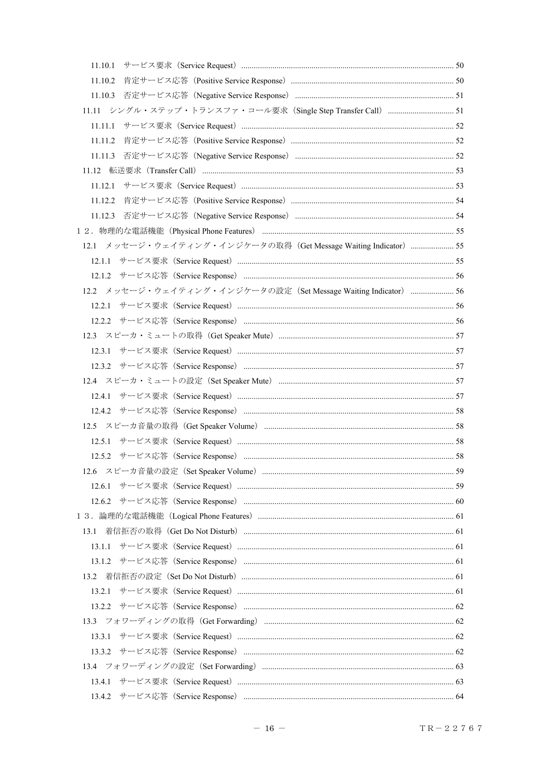11.10.1　サービス要求（Service Request） ........................................ 50

11.10.2　肯定サービス応答（Positive Service Response） ........................................ 50

11.10.3　否定サービス応答（Negative Service Response） ........................................ 51

11.11　シングル・ステップ・トランスファ・コール要求（Single Step Transfer Call） ........................................ 51

11.11.1　サービス要求（Service Request） ........................................ 52

11.11.2　肯定サービス応答（Positive Service Response） ........................................ 52

11.11.3　否定サービス応答（Negative Service Response） ........................................ 52

11.12　転送要求（Transfer Call） ........................................ 53

11.12.1　サービス要求（Service Request） ........................................ 53

11.12.2　肯定サービス応答（Positive Service Response） ........................................ 54

11.12.3　否定サービス応答（Negative Service Response） ........................................ 54

１２．物理的な電話機能（Physical Phone Features） ........................................ 55

12.1　メッセージ・ウェイティング・インジケータの取得（Get Message Waiting Indicator） ........................................ 55

12.1.1　サービス要求（Service Request） ........................................ 55

12.1.2　サービス応答（Service Response） ........................................ 56

12.2　メッセージ・ウェイティング・インジケータの設定（Set Message Waiting Indicator） ........................................ 56

12.2.1　サービス要求（Service Request） ........................................ 56

12.2.2　サービス応答（Service Response） ........................................ 56

12.3　スピーカ・ミュートの取得（Get Speaker Mute） ........................................ 57

12.3.1　サービス要求（Service Request） ........................................ 57

12.3.2　サービス応答（Service Response） ........................................ 57

12.4　スピーカ・ミュートの設定（Set Speaker Mute） ........................................ 57

12.4.1　サービス要求（Service Request） ........................................ 57

12.4.2　サービス応答（Service Response） ........................................ 58

12.5　スピーカ音量の取得（Get Speaker Volume） ........................................ 58

12.5.1　サービス要求（Service Request） ........................................ 58

12.5.2　サービス応答（Service Response） ........................................ 58

12.6　スピーカ音量の設定（Set Speaker Volume） ........................................ 59

12.6.1　サービス要求（Service Request） ........................................ 59

12.6.2　サービス応答（Service Response） ........................................ 60

１３．論理的な電話機能（Logical Phone Features） ........................................ 61

13.1　着信拒否の取得（Get Do Not Disturb） ........................................ 61

13.1.1　サービス要求（Service Request） ........................................ 61

13.1.2　サービス応答（Service Response） ........................................ 61

13.2　着信拒否の設定（Set Do Not Disturb） ........................................ 61

13.2.1　サービス要求（Service Request） ........................................ 61

13.2.2　サービス応答（Service Response） ........................................ 62

13.3　フォワーディングの取得（Get Forwarding） ........................................ 62

13.3.1　サービス要求（Service Request） ........................................ 62

13.3.2　サービス応答（Service Response） ........................................ 62

13.4　フォワーディングの設定（Set Forwarding） ........................................ 63

13.4.1　サービス要求（Service Request） ........................................ 63

13.4.2　サービス応答（Service Response） ........................................ 64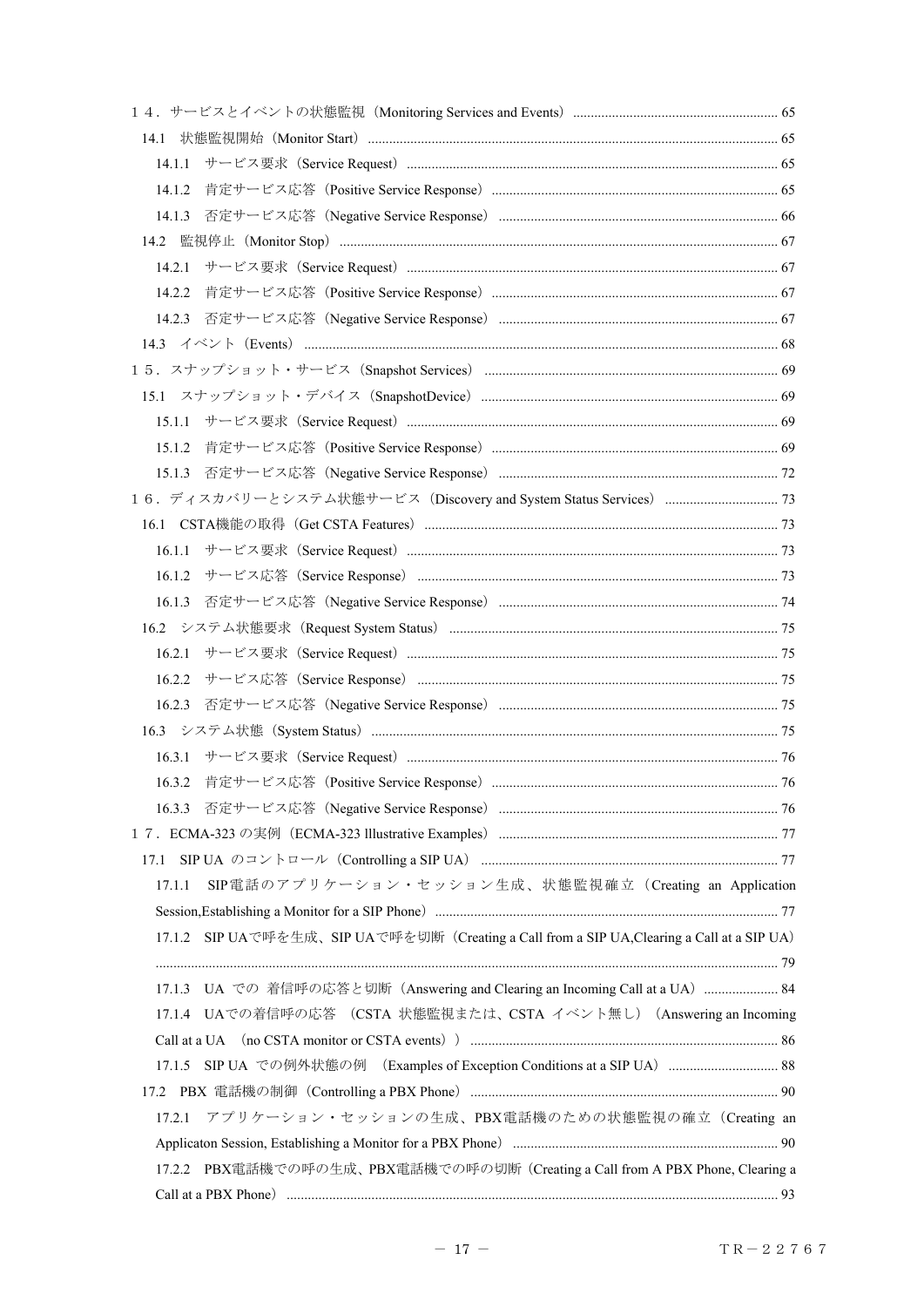１４．サービスとイベントの状態監視（Monitoring Services and Events） ........................................................ 65

14.1　状態監視開始（Monitor Start） ........................................................................................................ 65

14.1.1　サービス要求（Service Request） ........................................................................................ 65

14.1.2　肯定サービス応答（Positive Service Response） ................................................................ 65

14.1.3　否定サービス応答（Negative Service Response） .............................................................. 66

14.2　監視停止（Monitor Stop） .............................................................................................................. 67

14.2.1　サービス要求（Service Request） ........................................................................................ 67

14.2.2　肯定サービス応答（Positive Service Response） ................................................................ 67

14.2.3　否定サービス応答（Negative Service Response） .............................................................. 67

14.3　イベント（Events） ........................................................................................................................ 68

１５．スナップショット・サービス（Snapshot Services） .................................................................................. 69

15.1　スナップショット・デバイス（SnapshotDevice） ........................................................................ 69

15.1.1　サービス要求（Service Request） ........................................................................................ 69

15.1.2　肯定サービス応答（Positive Service Response） ................................................................ 69

15.1.3　否定サービス応答（Negative Service Response） .............................................................. 72

１６．ディスカバリーとシステム状態サービス（Discovery and System Status Services） ................................ 73

16.1　CSTA機能の取得（Get CSTA Features） ........................................................................................ 73

16.1.1　サービス要求（Service Request） ........................................................................................ 73

16.1.2　サービス応答（Service Response） ..................................................................................... 73

16.1.3　否定サービス応答（Negative Service Response） .............................................................. 74

16.2　システム状態要求（Request System Status） ................................................................................ 75

16.2.1　サービス要求（Service Request） ........................................................................................ 75

16.2.2　サービス応答（Service Response） ..................................................................................... 75

16.2.3　否定サービス応答（Negative Service Response） .............................................................. 75

16.3　システム状態（System Status） ...................................................................................................... 75

16.3.1　サービス要求（Service Request） ........................................................................................ 76

16.3.2　肯定サービス応答（Positive Service Response） ................................................................ 76

16.3.3　否定サービス応答（Negative Service Response） .............................................................. 76

１７．ECMA-323 の実例（ECMA-323 Illustrative Examples） ............................................................................ 77

17.1　SIP UA のコントロール（Controlling a SIP UA） .......................................................................... 77

17.1.1　SIP電話のアプリケーション・セッション生成、状態監視確立（Creating an Application Session,Establishing a Monitor for a SIP Phone） ........................................................................................ 77

17.1.2　SIP UAで呼を生成、SIP UAで呼を切断（Creating a Call from a SIP UA,Clearing a Call at a SIP UA） ........................................................................................................................................................ 79

17.1.3　UA での 着信呼の応答と切断（Answering and Clearing an Incoming Call at a UA） ..................... 84

17.1.4　UAでの着信呼の応答 （CSTA 状態監視または、CSTA イベント無し）（Answering an Incoming Call at a UA （no CSTA monitor or CSTA events）） ...................................................................................... 86

17.1.5　SIP UA での例外状態の例 （Examples of Exception Conditions at a SIP UA） ............................... 88

17.2　PBX 電話機の制御（Controlling a PBX Phone） ........................................................................... 90

17.2.1　アプリケーション・セッションの生成、PBX電話機のための状態監視の確立（Creating an Applicaton Session, Establishing a Monitor for a PBX Phone） ........................................................................... 90

17.2.2　PBX電話機での呼の生成、PBX電話機での呼の切断（Creating a Call from A PBX Phone, Clearing a Call at a PBX Phone） ........................................................................................................................ 93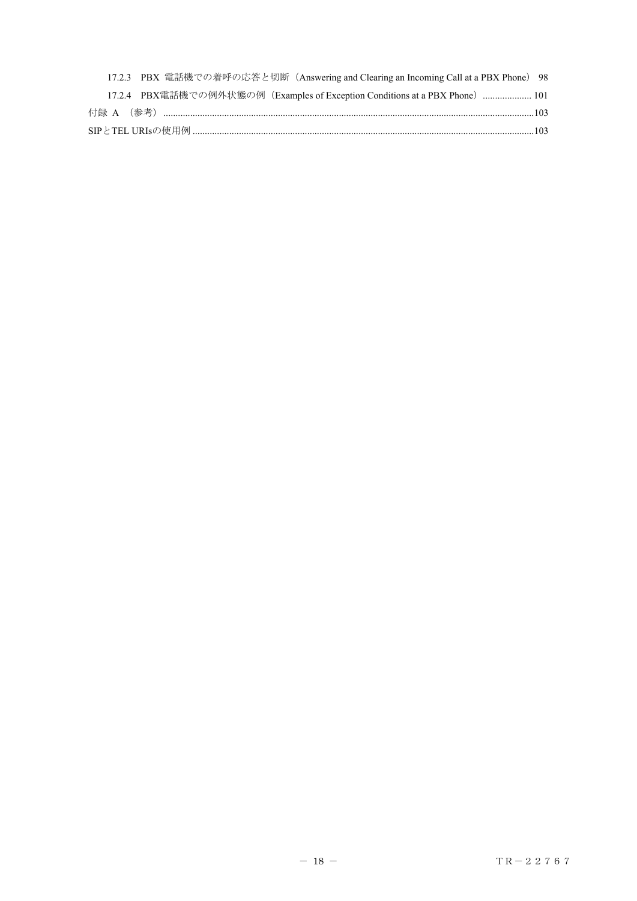17.2.3　PBX 電話機での着呼の応答と切断（Answering and Clearing an Incoming Call at a PBX Phone） 98

17.2.4　PBX電話機での例外状態の例（Examples of Exception Conditions at a PBX Phone） .................... 101

付録 A （参考） .......................................................................................................................................................103

SIPとTEL URIsの使用例 ...........................................................................................................................................103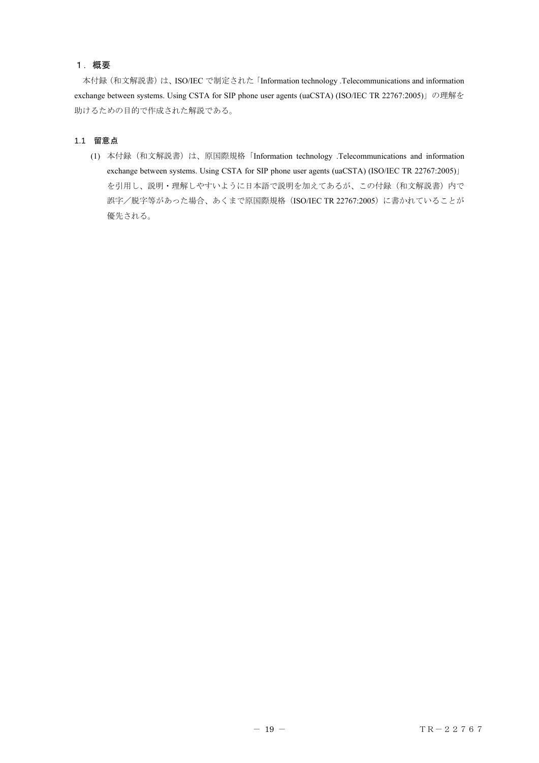# １．概要

本付録（和文解説書）は、ISO/IEC で制定された「Information technology .Telecommunications and information exchange between systems. Using CSTA for SIP phone user agents (uaCSTA) (ISO/IEC TR 22767:2005)」の理解を助けるための目的で作成された解説である。

## 1.1　留意点

(1) 本付録（和文解説書）は、原国際規格「Information technology .Telecommunications and information exchange between systems. Using CSTA for SIP phone user agents (uaCSTA) (ISO/IEC TR 22767:2005)」を引用し、説明・理解しやすいように日本語で説明を加えてあるが、この付録（和文解説書）内で誤字／脱字等があった場合、あくまで原国際規格（ISO/IEC TR 22767:2005）に書かれていることが優先される。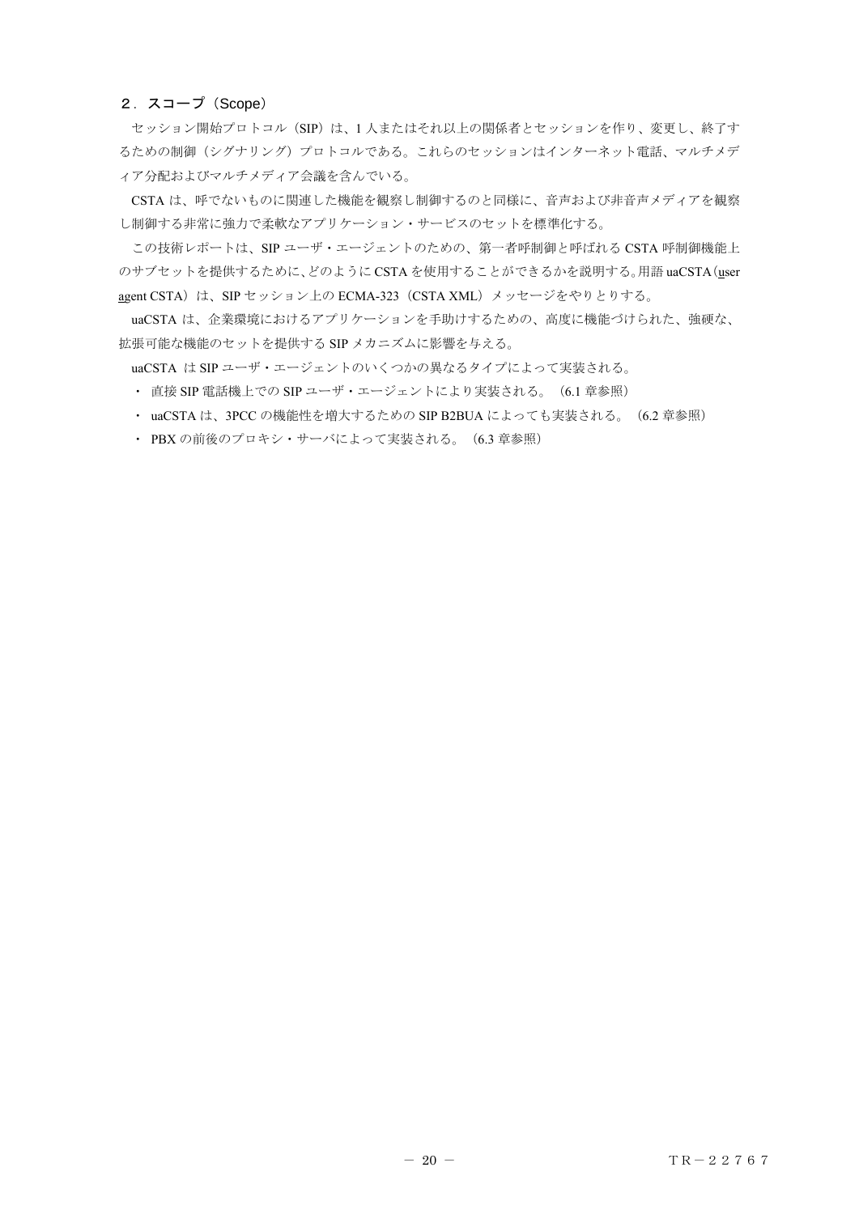## 2．スコープ（Scope）

セッション開始プロトコル（SIP）は、1 人またはそれ以上の関係者とセッションを作り、変更し、終了するための制御（シグナリング）プロトコルである。これらのセッションはインターネット電話、マルチメディア分配およびマルチメディア会議を含んでいる。

CSTA は、呼でないものに関連した機能を観察し制御するのと同様に、音声および非音声メディアを観察し制御する非常に強力で柔軟なアプリケーション・サービスのセットを標準化する。

この技術レポートは、SIP ユーザ・エージェントのための、第一者呼制御と呼ばれる CSTA 呼制御機能上のサブセットを提供するために、どのように CSTA を使用することができるかを説明する。用語 uaCSTA（user agent CSTA）は、SIP セッション上の ECMA-323（CSTA XML）メッセージをやりとりする。

uaCSTA は、企業環境におけるアプリケーションを手助けするための、高度に機能づけられた、強硬な、拡張可能な機能のセットを提供する SIP メカニズムに影響を与える。

uaCSTA は SIP ユーザ・エージェントのいくつかの異なるタイプによって実装される。

- 直接 SIP 電話機上での SIP ユーザ・エージェントにより実装される。（6.1 章参照）
- uaCSTA は、3PCC の機能性を増大するための SIP B2BUA によっても実装される。（6.2 章参照）
- PBX の前後のプロキシ・サーバによって実装される。（6.3 章参照）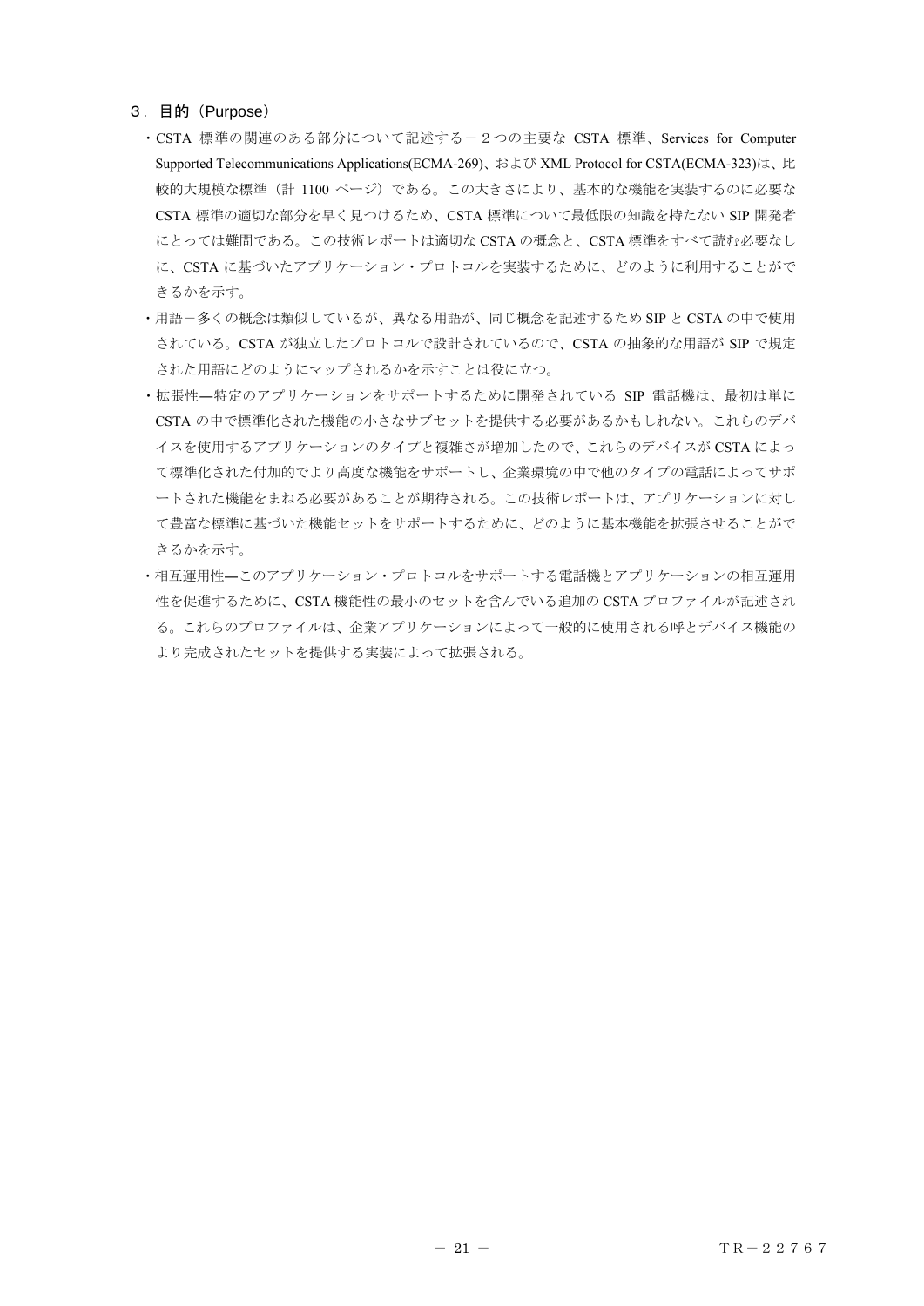## ３．目的（Purpose）

・CSTA 標準の関連のある部分について記述する－２つの主要な CSTA 標準、Services for Computer Supported Telecommunications Applications(ECMA-269)、および XML Protocol for CSTA(ECMA-323)は、比較的大規模な標準（計 1100 ページ）である。この大きさにより、基本的な機能を実装するのに必要な CSTA 標準の適切な部分を早く見つけるため、CSTA 標準について最低限の知識を持たない SIP 開発者にとっては難問である。この技術レポートは適切な CSTA の概念と、CSTA 標準をすべて読む必要なしに、CSTA に基づいたアプリケーション・プロトコルを実装するために、どのように利用することができるかを示す。

・用語－多くの概念は類似しているが、異なる用語が、同じ概念を記述するため SIP と CSTA の中で使用されている。CSTA が独立したプロトコルで設計されているので、CSTA の抽象的な用語が SIP で規定された用語にどのようにマップされるかを示すことは役に立つ。

・拡張性―特定のアプリケーションをサポートするために開発されている SIP 電話機は、最初は単に CSTA の中で標準化された機能の小さなサブセットを提供する必要があるかもしれない。これらのデバイスを使用するアプリケーションのタイプと複雑さが増加したので、これらのデバイスが CSTA によって標準化された付加的でより高度な機能をサポートし、企業環境の中で他のタイプの電話によってサポートされた機能をまねる必要があることが期待される。この技術レポートは、アプリケーションに対して豊富な標準に基づいた機能セットをサポートするために、どのように基本機能を拡張させることができるかを示す。

・相互運用性―このアプリケーション・プロトコルをサポートする電話機とアプリケーションの相互運用性を促進するために、CSTA 機能性の最小のセットを含んでいる追加の CSTA プロファイルが記述される。これらのプロファイルは、企業アプリケーションによって一般的に使用される呼とデバイス機能のより完成されたセットを提供する実装によって拡張される。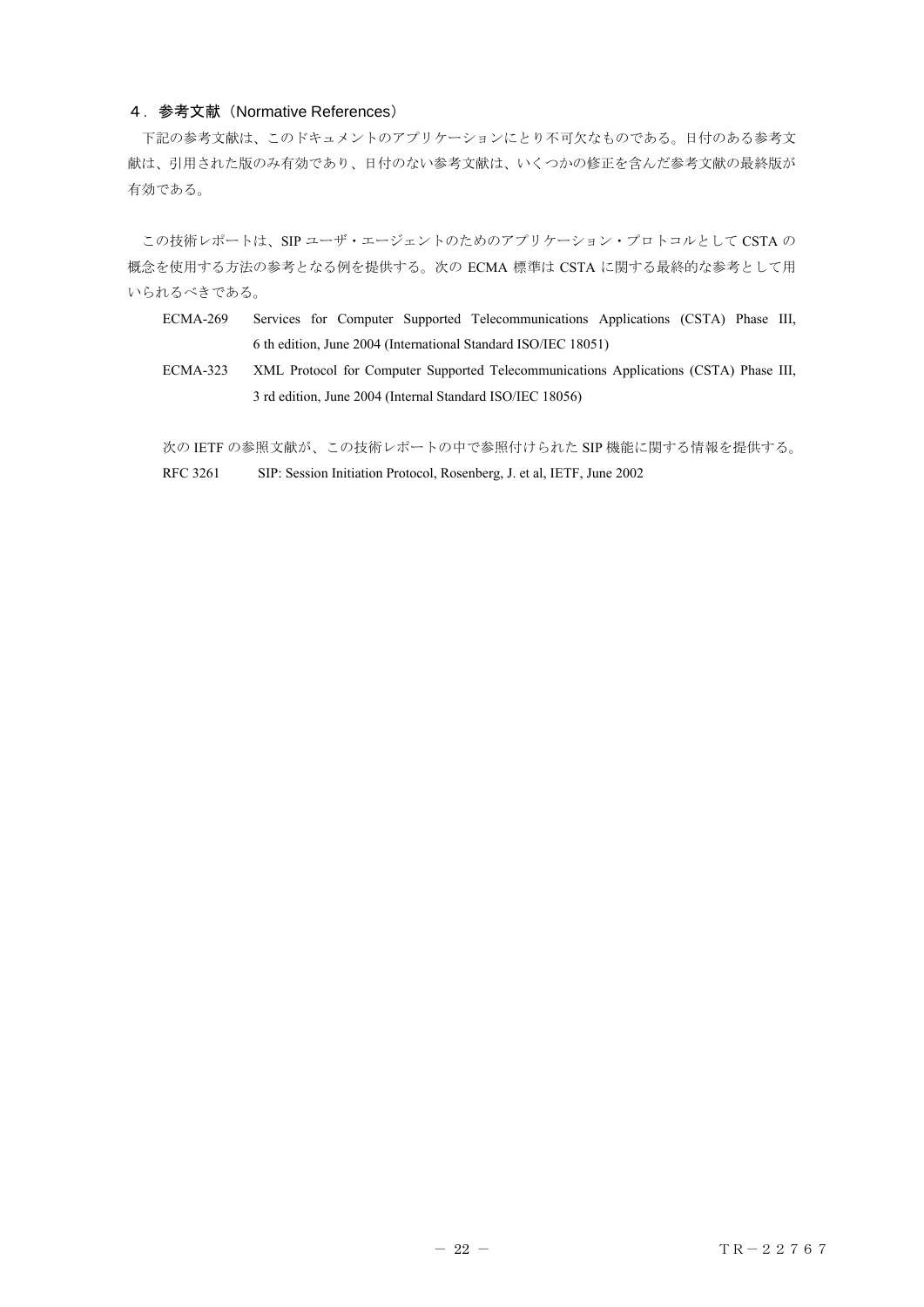## ４．参考文献（Normative References）

下記の参考文献は、このドキュメントのアプリケーションにとり不可欠なものである。日付のある参考文献は、引用された版のみ有効であり、日付のない参考文献は、いくつかの修正を含んだ参考文献の最終版が有効である。

この技術レポートは、SIP ユーザ・エージェントのためのアプリケーション・プロトコルとして CSTA の概念を使用する方法の参考となる例を提供する。次の ECMA 標準は CSTA に関する最終的な参考として用いられるべきである。

- ECMA-269　Services for Computer Supported Telecommunications Applications (CSTA) Phase III, 6 th edition, June 2004 (International Standard ISO/IEC 18051)
- ECMA-323　XML Protocol for Computer Supported Telecommunications Applications (CSTA) Phase III, 3 rd edition, June 2004 (Internal Standard ISO/IEC 18056)

次の IETF の参照文献が、この技術レポートの中で参照付けられた SIP 機能に関する情報を提供する。

RFC 3261　SIP: Session Initiation Protocol, Rosenberg, J. et al, IETF, June 2002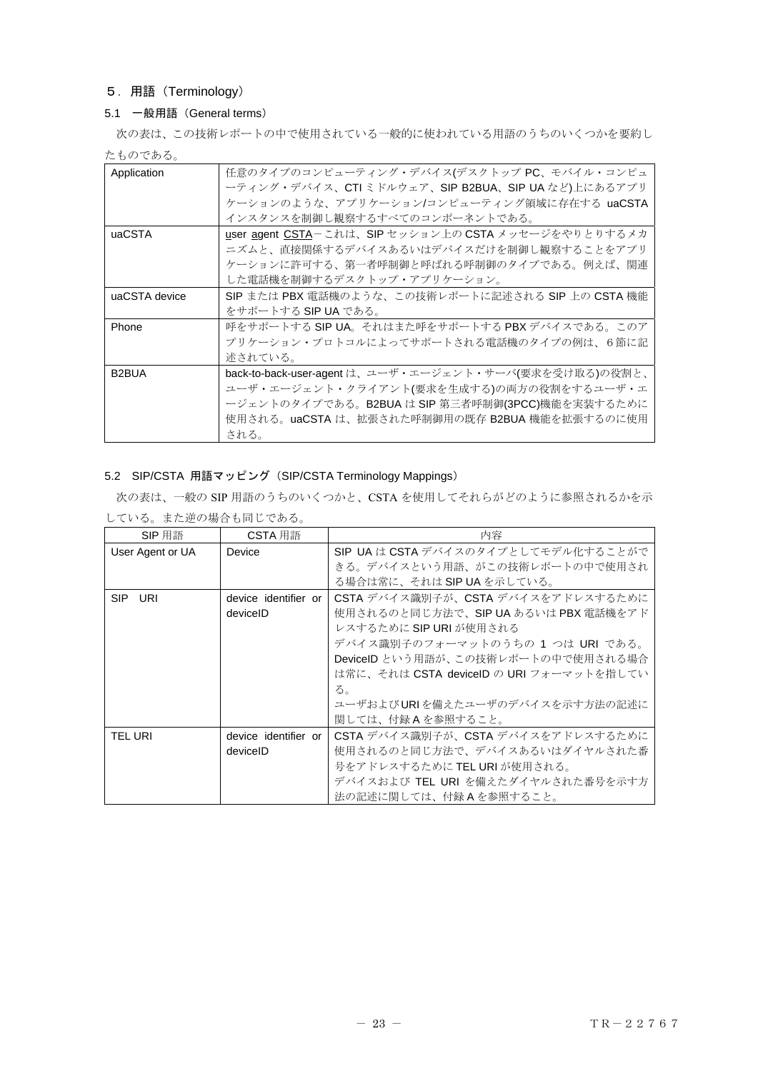## ５．用語（Terminology）

### 5.1　一般用語（General terms）

次の表は、この技術レポートの中で使用されている一般的に使われている用語のうちのいくつかを要約したものである。

| | |
|---|---|
| Application | 任意のタイプのコンピューティング・デバイス(デスクトップ PC、モバイル・コンピューティング・デバイス、CTI ミドルウェア、SIP B2BUA、SIP UA など)上にあるアプリケーションのような、アプリケーション/コンピューティング領域に存在する uaCSTA インスタンスを制御し観察するすべてのコンポーネントである。 |
| uaCSTA | user agent CSTA－これは、SIP セッション上の CSTA メッセージをやりとりするメカニズムと、直接関係するデバイスあるいはデバイスだけを制御し観察することをアプリケーションに許可する、第一者呼制御と呼ばれる呼制御のタイプである。例えば、関連した電話機を制御するデスクトップ・アプリケーション。 |
| uaCSTA device | SIP または PBX 電話機のような、この技術レポートに記述される SIP 上の CSTA 機能をサポートする SIP UA である。 |
| Phone | 呼をサポートする SIP UA。それはまた呼をサポートする PBX デバイスである。このアプリケーション・プロトコルによってサポートされる電話機のタイプの例は、６節に記述されている。 |
| B2BUA | back-to-back-user-agent は、ユーザ・エージェント・サーバ(要求を受け取る)の役割と、ユーザ・エージェント・クライアント(要求を生成する)の両方の役割をするユーザ・エージェントのタイプである。B2BUA は SIP 第三者呼制御(3PCC)機能を実装するために使用される。uaCSTA は、拡張された呼制御用の既存 B2BUA 機能を拡張するのに使用される。 |

### 5.2　SIP/CSTA 用語マッピング（SIP/CSTA Terminology Mappings）

次の表は、一般の SIP 用語のうちのいくつかと、CSTA を使用してそれらがどのように参照されるかを示している。また逆の場合も同じである。

| SIP 用語 | CSTA 用語 | 内容 |
|---|---|---|
| User Agent or UA | Device | SIP UA は CSTA デバイスのタイプとしてモデル化することができる。デバイスという用語、がこの技術レポートの中で使用される場合は常に、それは SIP UA を示している。 |
| SIP　URI | device identifier or deviceID | CSTA デバイス識別子が、CSTA デバイスをアドレスするために使用されるのと同じ方法で、SIP UA あるいは PBX 電話機をアドレスするために SIP URI が使用される<br>デバイス識別子のフォーマットのうちの 1 つは URI である。DeviceID という用語が、この技術レポートの中で使用される場合は常に、それは CSTA deviceID の URI フォーマットを指している。<br>ユーザおよび URI を備えたユーザのデバイスを示す方法の記述に関しては、付録 A を参照すること。 |
| TEL URI | device identifier or deviceID | CSTA デバイス識別子が、CSTA デバイスをアドレスするために使用されるのと同じ方法で、デバイスあるいはダイヤルされた番号をアドレスするために TEL URI が使用される。<br>デバイスおよび TEL URI を備えたダイヤルされた番号を示す方法の記述に関しては、付録 A を参照すること。 |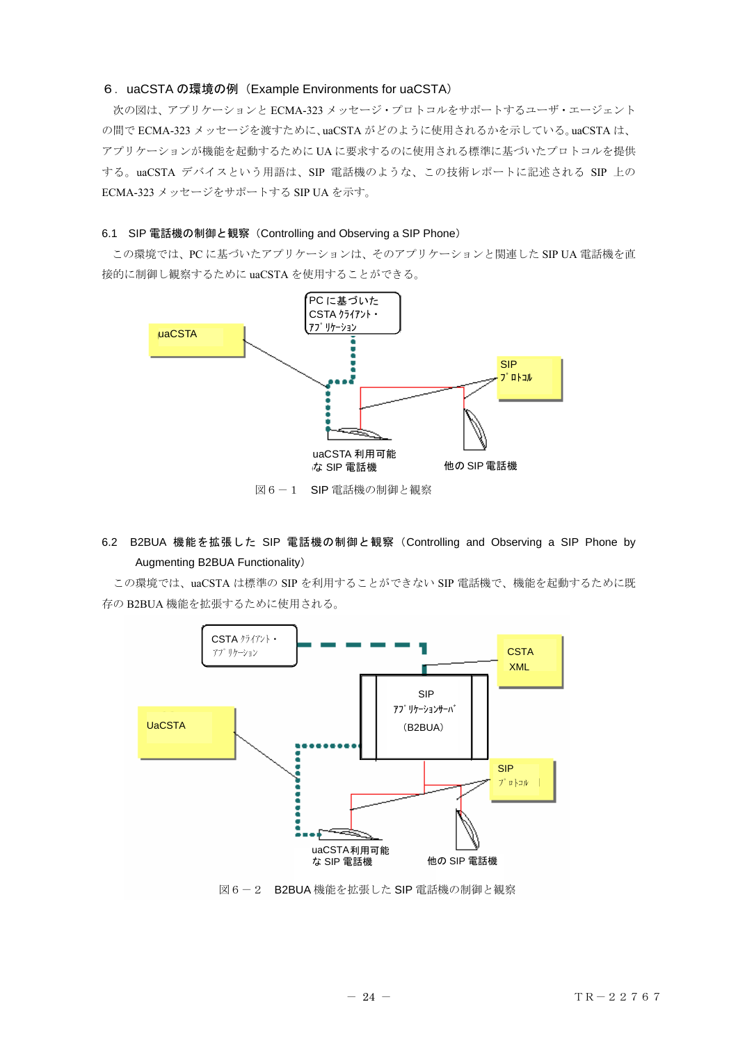## ６．uaCSTA の環境の例（Example Environments for uaCSTA）

次の図は、アプリケーションと ECMA-323 メッセージ・プロトコルをサポートするユーザ・エージェントの間で ECMA-323 メッセージを渡すために、uaCSTA がどのように使用されるかを示している。uaCSTA は、アプリケーションが機能を起動するために UA に要求するのに使用される標準に基づいたプロトコルを提供する。uaCSTA デバイスという用語は、SIP 電話機のような、この技術レポートに記述される SIP 上の ECMA-323 メッセージをサポートする SIP UA を示す。

### 6.1 SIP 電話機の制御と観察（Controlling and Observing a SIP Phone）

この環境では、PC に基づいたアプリケーションは、そのアプリケーションと関連した SIP UA 電話機を直接的に制御し観察するために uaCSTA を使用することができる。

PC に基づいた CSTA ｸﾗｲｱﾝﾄ・ｱﾌﾟﾘｹｰｼｮﾝ

uaCSTA

SIP ﾌﾟﾛﾄｺﾙ

uaCSTA 利用可能な SIP 電話機

他の SIP 電話機

図６－１　SIP 電話機の制御と観察

### 6.2 B2BUA 機能を拡張した SIP 電話機の制御と観察（Controlling and Observing a SIP Phone by Augmenting B2BUA Functionality）

この環境では、uaCSTA は標準の SIP を利用することができない SIP 電話機で、機能を起動するために既存の B2BUA 機能を拡張するために使用される。

CSTA ｸﾗｲｱﾝﾄ・ｱﾌﾟﾘｹｰｼｮﾝ

CSTA XML

SIP ｱﾌﾟﾘｹｰｼｮﾝｻｰﾊﾞ（B2BUA）

UaCSTA

SIP ﾌﾟﾛﾄｺﾙ

uaCSTA利用可能な SIP 電話機

他の SIP 電話機

図６－２　B2BUA 機能を拡張した SIP 電話機の制御と観察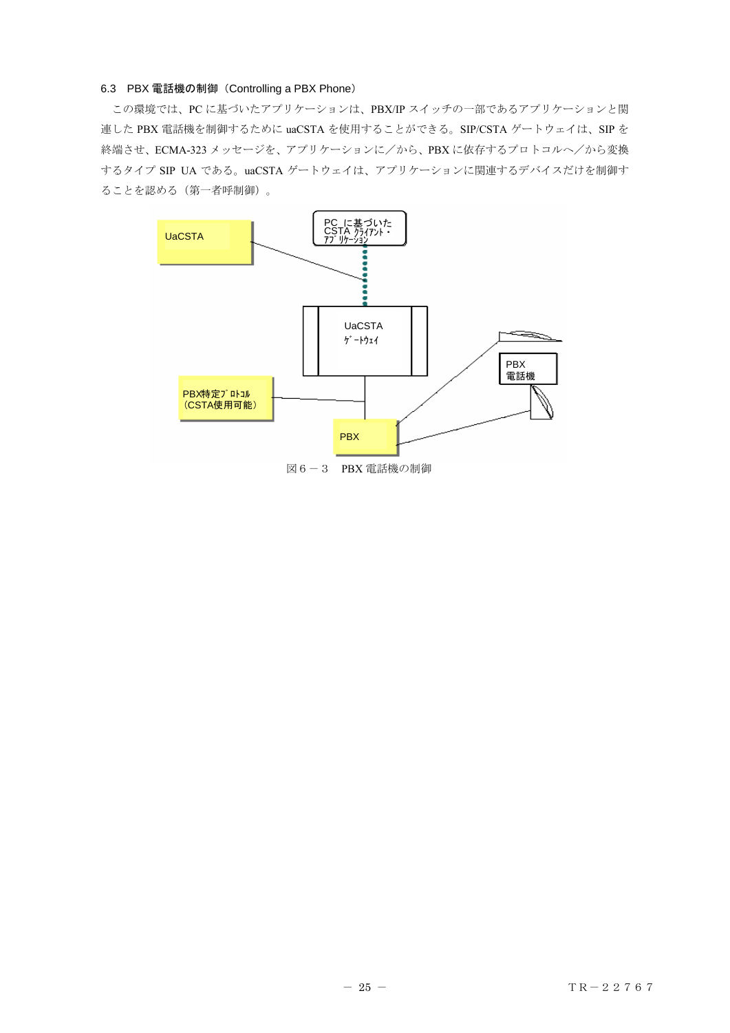### 6.3 PBX 電話機の制御（Controlling a PBX Phone）

この環境では、PC に基づいたアプリケーションは、PBX/IP スイッチの一部であるアプリケーションと関連した PBX 電話機を制御するために uaCSTA を使用することができる。SIP/CSTA ゲートウェイは、SIP を終端させ、ECMA-323 メッセージを、アプリケーションに／から、PBX に依存するプロトコルへ／から変換するタイプ SIP UA である。uaCSTA ゲートウェイは、アプリケーションに関連するデバイスだけを制御することを認める（第一者呼制御）。

UaCSTA

PC に基づいた CSTA クライアント・アプリケーション

UaCSTA ゲートウェイ

PBX 電話機

PBX特定プロトコル（CSTA使用可能）

PBX

図６－３　PBX 電話機の制御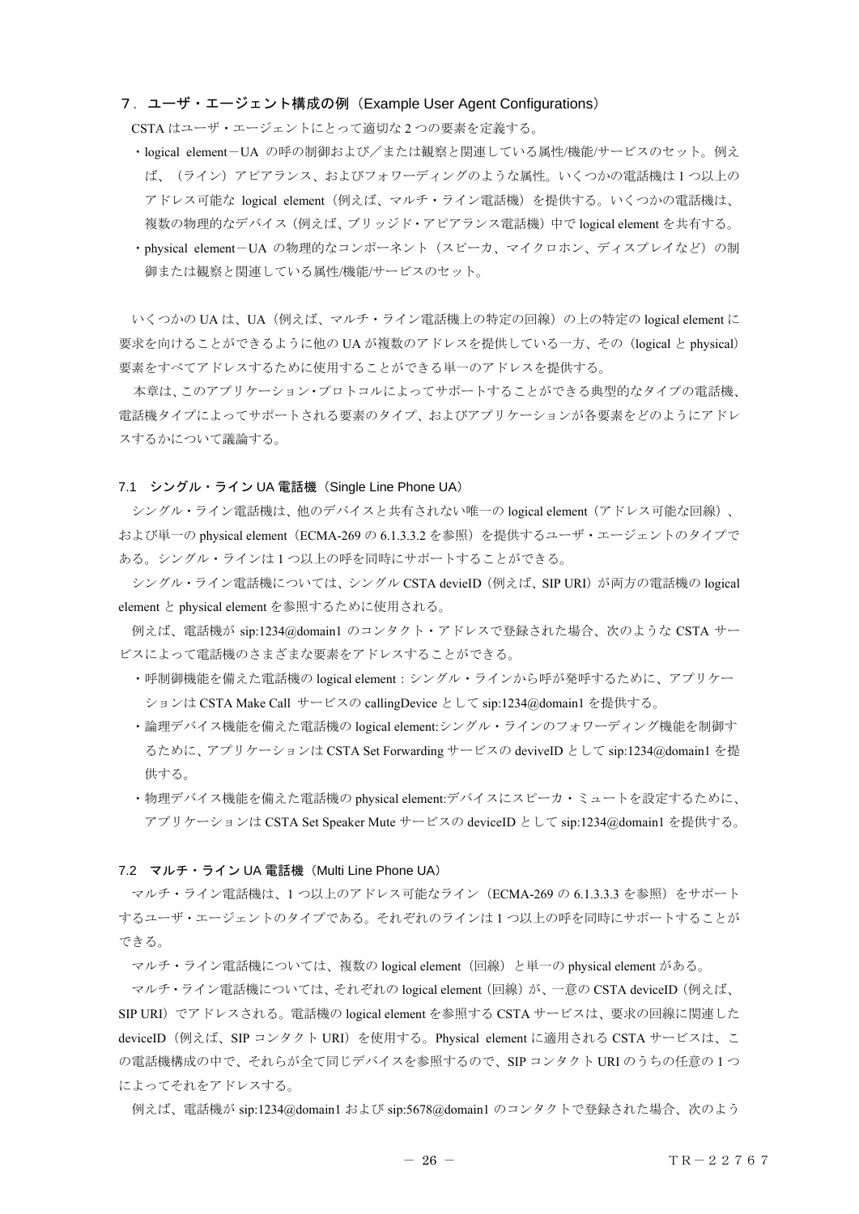## ７．ユーザ・エージェント構成の例（Example User Agent Configurations）

CSTA はユーザ・エージェントにとって適切な 2 つの要素を定義する。

- logical element－UA の呼の制御および／または観察と関連している属性/機能/サービスのセット。例えば、（ライン）アピアランス、およびフォワーディングのような属性。いくつかの電話機は 1 つ以上のアドレス可能な logical element（例えば、マルチ・ライン電話機）を提供する。いくつかの電話機は、複数の物理的なデバイス（例えば、ブリッジド・アピアランス電話機）中で logical element を共有する。
- physical element－UA の物理的なコンポーネント（スピーカ、マイクロホン、ディスプレイなど）の制御または観察と関連している属性/機能/サービスのセット。

いくつかの UA は、UA（例えば、マルチ・ライン電話機上の特定の回線）の上の特定の logical element に要求を向けることができるように他の UA が複数のアドレスを提供している一方、その（logical と physical）要素をすべてアドレスするために使用することができる単一のアドレスを提供する。

本章は、このアプリケーション・プロトコルによってサポートすることができる典型的なタイプの電話機、電話機タイプによってサポートされる要素のタイプ、およびアプリケーションが各要素をどのようにアドレスするかについて議論する。

### 7.1　シングル・ライン UA 電話機（Single Line Phone UA）

シングル・ライン電話機は、他のデバイスと共有されない唯一の logical element（アドレス可能な回線）、および単一の physical element（ECMA-269 の 6.1.3.3.2 を参照）を提供するユーザ・エージェントのタイプである。シングル・ラインは 1 つ以上の呼を同時にサポートすることができる。

シングル・ライン電話機については、シングル CSTA devieID（例えば、SIP URI）が両方の電話機の logical element と physical element を参照するために使用される。

例えば、電話機が sip:1234@domain1 のコンタクト・アドレスで登録された場合、次のような CSTA サービスによって電話機のさまざまな要素をアドレスすることができる。

- 呼制御機能を備えた電話機の logical element：シングル・ラインから呼が発呼するために、アプリケーションは CSTA Make Call サービスの callingDevice として sip:1234@domain1 を提供する。
- 論理デバイス機能を備えた電話機の logical element:シングル・ラインのフォワーディング機能を制御するために、アプリケーションは CSTA Set Forwarding サービスの deviveID として sip:1234@domain1 を提供する。
- 物理デバイス機能を備えた電話機の physical element:デバイスにスピーカ・ミュートを設定するために、アプリケーションは CSTA Set Speaker Mute サービスの deviceID として sip:1234@domain1 を提供する。

### 7.2　マルチ・ライン UA 電話機（Multi Line Phone UA）

マルチ・ライン電話機は、1 つ以上のアドレス可能なライン（ECMA-269 の 6.1.3.3.3 を参照）をサポートするユーザ・エージェントのタイプである。それぞれのラインは 1 つ以上の呼を同時にサポートすることができる。

マルチ・ライン電話機については、複数の logical element（回線）と単一の physical element がある。

マルチ・ライン電話機については、それぞれの logical element（回線）が、一意の CSTA deviceID（例えば、SIP URI）でアドレスされる。電話機の logical element を参照する CSTA サービスは、要求の回線に関連した deviceID（例えば、SIP コンタクト URI）を使用する。Physical element に適用される CSTA サービスは、この電話機構成の中で、それらが全て同じデバイスを参照するので、SIP コンタクト URI のうちの任意の 1 つによってそれをアドレスする。

例えば、電話機が sip:1234@domain1 および sip:5678@domain1 のコンタクトで登録された場合、次のよう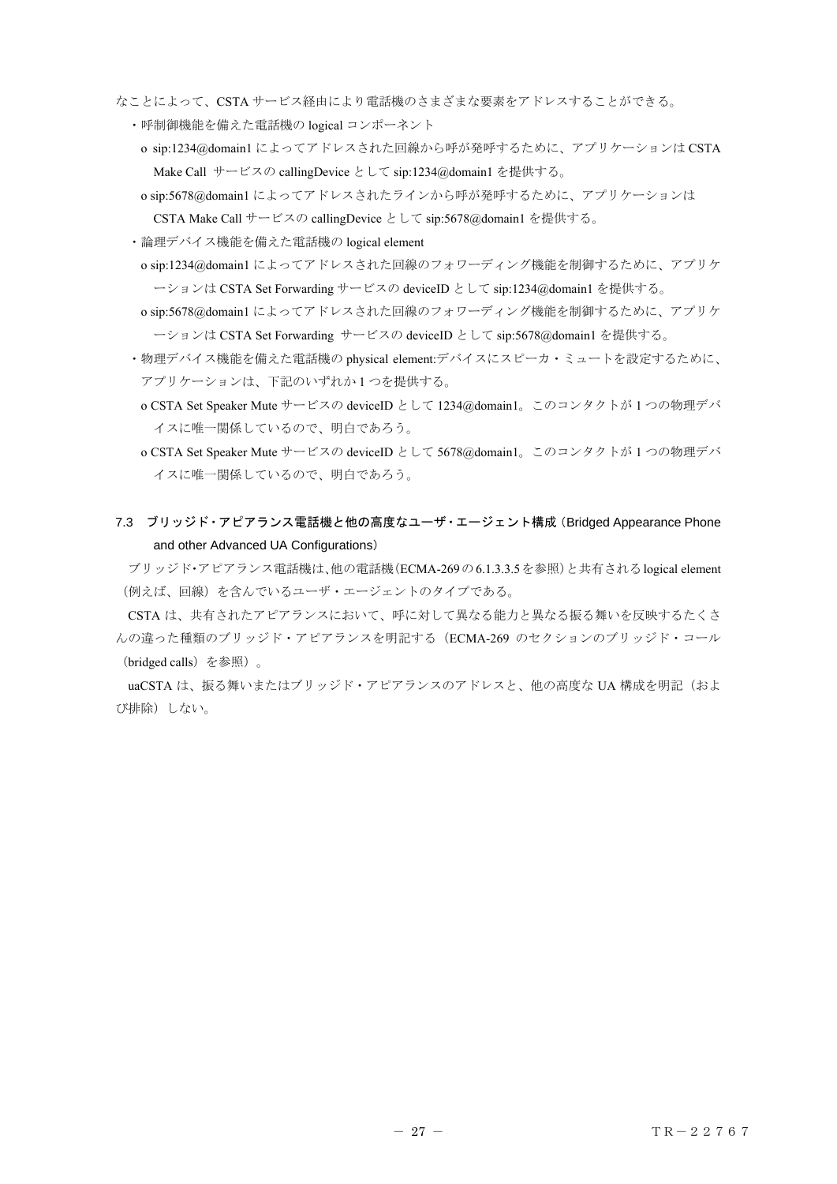なことによって、CSTA サービス経由により電話機のさまざまな要素をアドレスすることができる。

- 呼制御機能を備えた電話機の logical コンポーネント
  - o sip:1234@domain1 によってアドレスされた回線から呼が発呼するために、アプリケーションは CSTA Make Call サービスの callingDevice として sip:1234@domain1 を提供する。
  - o sip:5678@domain1 によってアドレスされたラインから呼が発呼するために、アプリケーションは CSTA Make Call サービスの callingDevice として sip:5678@domain1 を提供する。
- 論理デバイス機能を備えた電話機の logical element
  - o sip:1234@domain1 によってアドレスされた回線のフォワーディング機能を制御するために、アプリケーションは CSTA Set Forwarding サービスの deviceID として sip:1234@domain1 を提供する。
  - o sip:5678@domain1 によってアドレスされた回線のフォワーディング機能を制御するために、アプリケーションは CSTA Set Forwarding サービスの deviceID として sip:5678@domain1 を提供する。
- 物理デバイス機能を備えた電話機の physical element:デバイスにスピーカ・ミュートを設定するために、アプリケーションは、下記のいずれか 1 つを提供する。
  - o CSTA Set Speaker Mute サービスの deviceID として 1234@domain1。このコンタクトが 1 つの物理デバイスに唯一関係しているので、明白であろう。
  - o CSTA Set Speaker Mute サービスの deviceID として 5678@domain1。このコンタクトが 1 つの物理デバイスに唯一関係しているので、明白であろう。

## 7.3 ブリッジド・アピアランス電話機と他の高度なユーザ・エージェント構成（Bridged Appearance Phone and other Advanced UA Configurations）

ブリッジド･アピアランス電話機は､他の電話機（ECMA-269 の 6.1.3.3.5 を参照）と共有される logical element（例えば、回線）を含んでいるユーザ・エージェントのタイプである。

CSTA は、共有されたアピアランスにおいて、呼に対して異なる能力と異なる振る舞いを反映するたくさんの違った種類のブリッジド・アピアランスを明記する（ECMA-269 のセクションのブリッジド・コール（bridged calls）を参照）。

uaCSTA は、振る舞いまたはブリッジド・アピアランスのアドレスと、他の高度な UA 構成を明記（および排除）しない。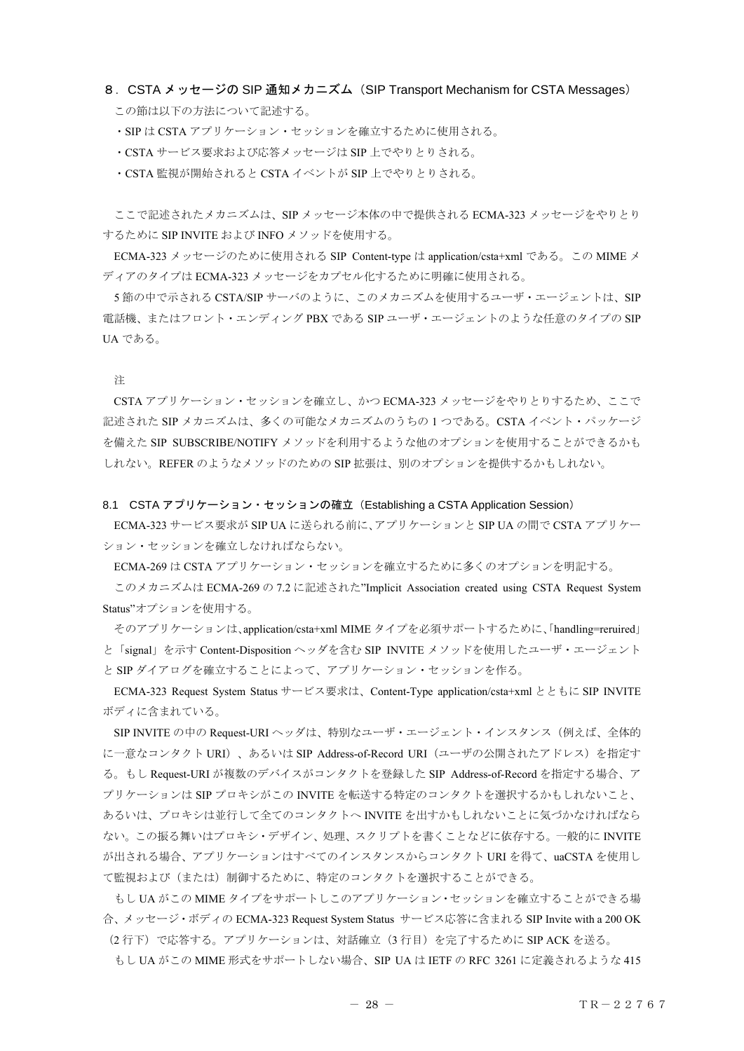## 8. CSTA メッセージの SIP 通知メカニズム（SIP Transport Mechanism for CSTA Messages）

この節は以下の方法について記述する。

・SIP は CSTA アプリケーション・セッションを確立するために使用される。

・CSTA サービス要求および応答メッセージは SIP 上でやりとりされる。

・CSTA 監視が開始されると CSTA イベントが SIP 上でやりとりされる。

ここで記述されたメカニズムは、SIP メッセージ本体の中で提供される ECMA-323 メッセージをやりとりするために SIP INVITE および INFO メソッドを使用する。

ECMA-323 メッセージのために使用される SIP Content-type は application/csta+xml である。この MIME メディアのタイプは ECMA-323 メッセージをカプセル化するために明確に使用される。

5 節の中で示される CSTA/SIP サーバのように、このメカニズムを使用するユーザ・エージェントは、SIP 電話機、またはフロント・エンディング PBX である SIP ユーザ・エージェントのような任意のタイプの SIP UA である。

注

CSTA アプリケーション・セッションを確立し、かつ ECMA-323 メッセージをやりとりするため、ここで記述された SIP メカニズムは、多くの可能なメカニズムのうちの 1 つである。CSTA イベント・パッケージを備えた SIP SUBSCRIBE/NOTIFY メソッドを利用するような他のオプションを使用することができるかもしれない。REFER のようなメソッドのための SIP 拡張は、別のオプションを提供するかもしれない。

### 8.1 CSTA アプリケーション・セッションの確立（Establishing a CSTA Application Session）

ECMA-323 サービス要求が SIP UA に送られる前に、アプリケーションと SIP UA の間で CSTA アプリケーション・セッションを確立しなければならない。

ECMA-269 は CSTA アプリケーション・セッションを確立するために多くのオプションを明記する。

このメカニズムは ECMA-269 の 7.2 に記述された"Implicit Association created using CSTA Request System Status"オプションを使用する。

そのアプリケーションは、application/csta+xml MIME タイプを必須サポートするために、「handling=reruired」と「signal」を示す Content-Disposition ヘッダを含む SIP INVITE メソッドを使用したユーザ・エージェントと SIP ダイアログを確立することによって、アプリケーション・セッションを作る。

ECMA-323 Request System Status サービス要求は、Content-Type application/csta+xml とともに SIP INVITE ボディに含まれている。

SIP INVITE の中の Request-URI ヘッダは、特別なユーザ・エージェント・インスタンス（例えば、全体的に一意なコンタクト URI）、あるいは SIP Address-of-Record URI（ユーザの公開されたアドレス）を指定する。もし Request-URI が複数のデバイスがコンタクトを登録した SIP Address-of-Record を指定する場合、アプリケーションは SIP プロキシがこの INVITE を転送する特定のコンタクトを選択するかもしれないこと、あるいは、プロキシは並行して全てのコンタクトへ INVITE を出すかもしれないことに気づかなければならない。この振る舞いはプロキシ・デザイン、処理、スクリプトを書くことなどに依存する。一般的に INVITE が出される場合、アプリケーションはすべてのインスタンスからコンタクト URI を得て、uaCSTA を使用して監視および（または）制御するために、特定のコンタクトを選択することができる。

もし UA がこの MIME タイプをサポートしこのアプリケーション・セッションを確立することができる場合、メッセージ・ボディの ECMA-323 Request System Status サービス応答に含まれる SIP Invite with a 200 OK（2 行下）で応答する。アプリケーションは、対話確立（3 行目）を完了するために SIP ACK を送る。

もし UA がこの MIME 形式をサポートしない場合、SIP UA は IETF の RFC 3261 に定義されるような 415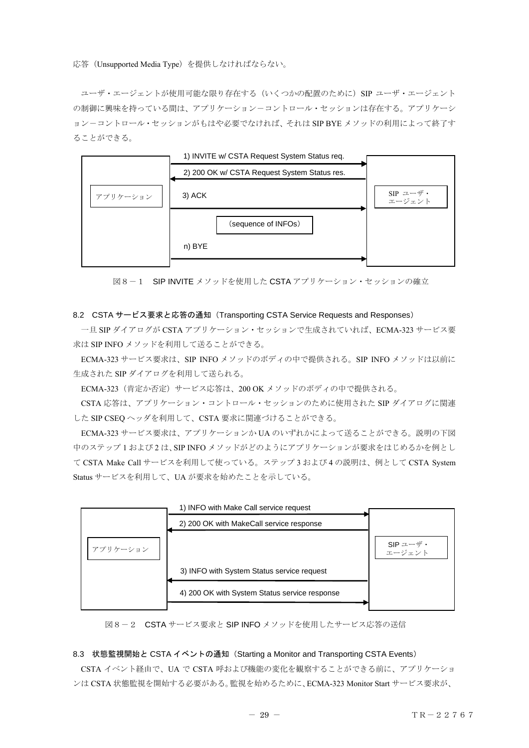応答（Unsupported Media Type）を提供しなければならない。

ユーザ・エージェントが使用可能な限り存在する（いくつかの配置のために）SIP ユーザ・エージェントの制御に興味を持っている間は、アプリケーション－コントロール・セッションは存在する。アプリケーション－コントロール・セッションがもはや必要でなければ、それは SIP BYE メソッドの利用によって終了することができる。

| アプリケーション | 方向 | SIP ユーザ・エージェント |
|---|---|---|
| | 1) INVITE w/ CSTA Request System Status req. → | |
| | ← 2) 200 OK w/ CSTA Request System Status res. | |
| | 3) ACK → | |
| | (sequence of INFOs) | |
| | n) BYE → | |

図８－１　SIP INVITE メソッドを使用した CSTA アプリケーション・セッションの確立

## 8.2 CSTA サービス要求と応答の通知（Transporting CSTA Service Requests and Responses）

一旦 SIP ダイアログが CSTA アプリケーション・セッションで生成されていれば、ECMA-323 サービス要求は SIP INFO メソッドを利用して送ることができる。

ECMA-323 サービス要求は、SIP INFO メソッドのボディの中で提供される。SIP INFO メソッドは以前に生成された SIP ダイアログを利用して送られる。

ECMA-323（肯定か否定）サービス応答は、200 OK メソッドのボディの中で提供される。

CSTA 応答は、アプリケーション・コントロール・セッションのために使用された SIP ダイアログに関連した SIP CSEQ ヘッダを利用して、CSTA 要求に関連づけることができる。

ECMA-323 サービス要求は、アプリケーションか UA のいずれかによって送ることができる。説明の下図中のステップ 1 および 2 は、SIP INFO メソッドがどのようにアプリケーションが要求をはじめるかを例として CSTA Make Call サービスを利用して使っている。ステップ 3 および 4 の説明は、例として CSTA System Status サービスを利用して、UA が要求を始めたことを示している。

| アプリケーション | 方向 | SIP ユーザ・エージェント |
|---|---|---|
| | 1) INFO with Make Call service request → | |
| | ← 2) 200 OK with MakeCall service response | |
| | ← 3) INFO with System Status service request | |
| | 4) 200 OK with System Status service response → | |

図８－２　CSTA サービス要求と SIP INFO メソッドを使用したサービス応答の送信

## 8.3 状態監視開始と CSTA イベントの通知（Starting a Monitor and Transporting CSTA Events）

CSTA イベント経由で、UA で CSTA 呼および機能の変化を観察することができる前に、アプリケーションは CSTA 状態監視を開始する必要がある。監視を始めるために、ECMA-323 Monitor Start サービス要求が、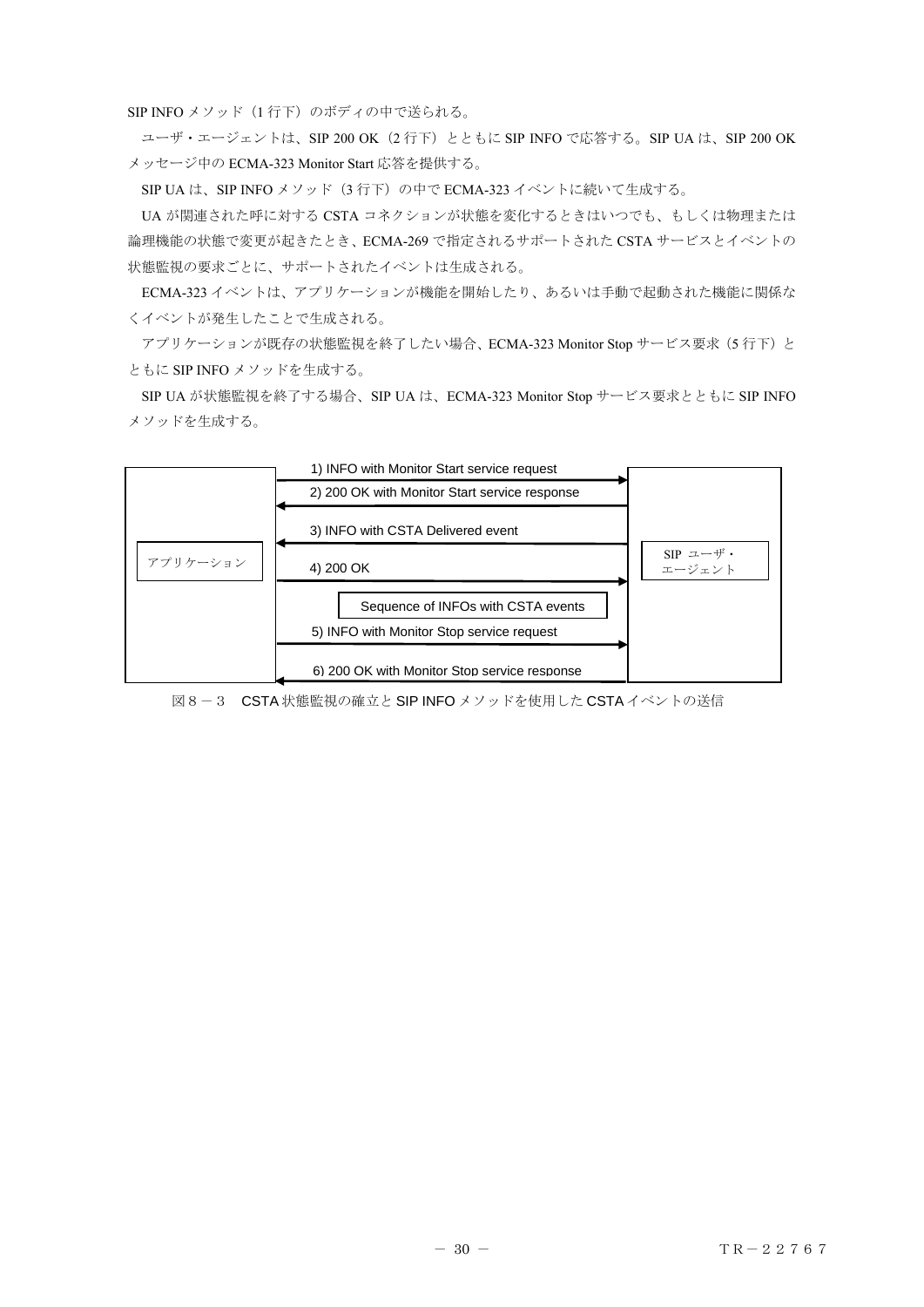SIP INFO メソッド（1 行下）のボディの中で送られる。

ユーザ・エージェントは、SIP 200 OK（2 行下）とともに SIP INFO で応答する。SIP UA は、SIP 200 OK メッセージ中の ECMA-323 Monitor Start 応答を提供する。

SIP UA は、SIP INFO メソッド（3 行下）の中で ECMA-323 イベントに続いて生成する。

UA が関連された呼に対する CSTA コネクションが状態を変化するときはいつでも、もしくは物理または論理機能の状態で変更が起きたとき、ECMA-269 で指定されるサポートされた CSTA サービスとイベントの状態監視の要求ごとに、サポートされたイベントは生成される。

ECMA-323 イベントは、アプリケーションが機能を開始したり、あるいは手動で起動された機能に関係なくイベントが発生したことで生成される。

アプリケーションが既存の状態監視を終了したい場合、ECMA-323 Monitor Stop サービス要求（5 行下）とともに SIP INFO メソッドを生成する。

SIP UA が状態監視を終了する場合、SIP UA は、ECMA-323 Monitor Stop サービス要求とともに SIP INFO メソッドを生成する。

| アプリケーション | | SIP ユーザ・エージェント |
|---|---|---|
| | 1) INFO with Monitor Start service request → | |
| | ← 2) 200 OK with Monitor Start service response | |
| | ← 3) INFO with CSTA Delivered event | |
| | 4) 200 OK → | |
| | Sequence of INFOs with CSTA events | |
| | 5) INFO with Monitor Stop service request → | |
| | ← 6) 200 OK with Monitor Stop service response | |

図８－３　CSTA 状態監視の確立と SIP INFO メソッドを使用した CSTA イベントの送信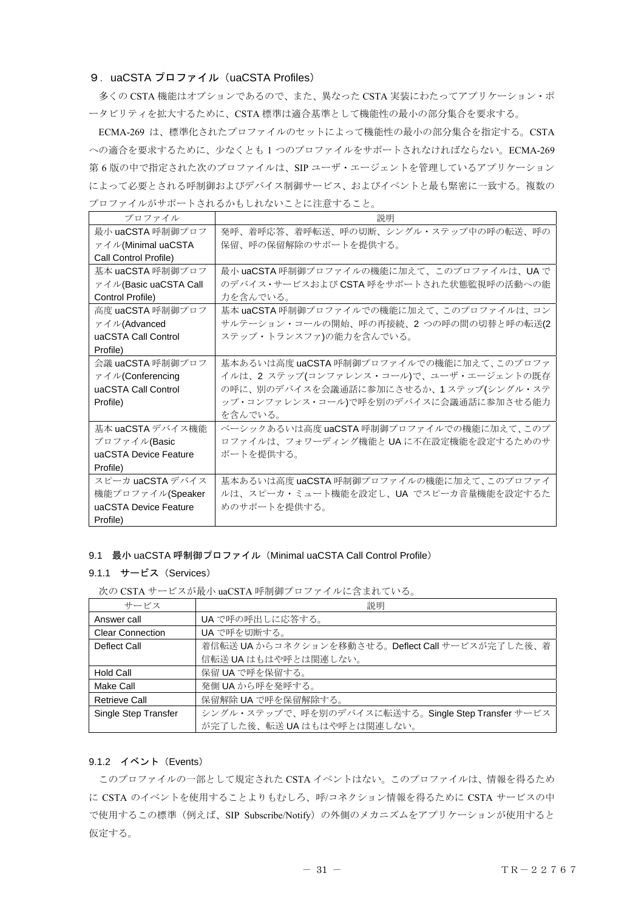## ９．uaCSTA プロファイル（uaCSTA Profiles）

多くの CSTA 機能はオプションであるので、また、異なった CSTA 実装にわたってアプリケーション・ポータビリティを拡大するために、CSTA 標準は適合基準として機能性の最小の部分集合を要求する。

ECMA-269 は、標準化されたプロファイルのセットによって機能性の最小の部分集合を指定する。CSTA への適合を要求するために、少なくとも 1 つのプロファイルをサポートされなければならない。ECMA-269 第 6 版の中で指定された次のプロファイルは、SIP ユーザ・エージェントを管理しているアプリケーションによって必要とされる呼制御およびデバイス制御サービス、およびイベントと最も緊密に一致する。複数のプロファイルがサポートされるかもしれないことに注意すること。

| プロファイル | 説明 |
|---|---|
| 最小 uaCSTA 呼制御プロファイル(Minimal uaCSTA Call Control Profile) | 発呼、着呼応答、着呼転送、呼の切断、シングル・ステップ中の呼の転送、呼の保留、呼の保留解除のサポートを提供する。 |
| 基本 uaCSTA 呼制御プロファイル(Basic uaCSTA Call Control Profile) | 最小 uaCSTA 呼制御プロファイルの機能に加えて、このプロファイルは、UA でのデバイス・サービスおよび CSTA 呼をサポートされた状態監視呼の活動への能力を含んでいる。 |
| 高度 uaCSTA 呼制御プロファイル(Advanced uaCSTA Call Control Profile) | 基本 uaCSTA 呼制御プロファイルでの機能に加えて、このプロファイルは、コンサルテーション・コールの開始、呼の再接続、2 つの呼の間の切替と呼の転送(2 ステップ・トランスファ)の能力を含んでいる。 |
| 会議 uaCSTA 呼制御プロファイル(Conferencing uaCSTA Call Control Profile) | 基本あるいは高度 uaCSTA 呼制御プロファイルでの機能に加えて、このプロファイルは、2 ステップ(コンファレンス・コール)で、ユーザ・エージェントの既存の呼に、別のデバイスを会議通話に参加にさせるか、1 ステップ(シングル・ステップ・コンファレンス・コール)で呼を別のデバイスに会議通話に参加させる能力を含んでいる。 |
| 基本 uaCSTA デバイス機能プロファイル(Basic uaCSTA Device Feature Profile) | ベーシックあるいは高度 uaCSTA 呼制御プロファイルでの機能に加えて、このプロファイルは、フォワーディング機能と UA に不在設定機能を設定するためのサポートを提供する。 |
| スピーカ uaCSTA デバイス機能プロファイル(Speaker uaCSTA Device Feature Profile) | 基本あるいは高度 uaCSTA 呼制御プロファイルの機能に加えて、このプロファイルは、スピーカ・ミュート機能を設定し、UA でスピーカ音量機能を設定するためのサポートを提供する。 |

### 9.1 最小 uaCSTA 呼制御プロファイル（Minimal uaCSTA Call Control Profile）

#### 9.1.1 サービス（Services）

次の CSTA サービスが最小 uaCSTA 呼制御プロファイルに含まれている。

| サービス | 説明 |
|---|---|
| Answer call | UA で呼の呼出しに応答する。 |
| Clear Connection | UA で呼を切断する。 |
| Deflect Call | 着信転送 UA からコネクションを移動させる。Deflect Call サービスが完了した後、着信転送 UA はもはや呼とは関連しない。 |
| Hold Call | 保留 UA で呼を保留する。 |
| Make Call | 発側 UA から呼を発呼する。 |
| Retrieve Call | 保留解除 UA で呼を保留解除する。 |
| Single Step Transfer | シングル・ステップで、呼を別のデバイスに転送する。Single Step Transfer サービスが完了した後、転送 UA はもはや呼とは関連しない。 |

#### 9.1.2 イベント（Events）

このプロファイルの一部として規定された CSTA イベントはない。このプロファイルは、情報を得るために CSTA のイベントを使用することよりもむしろ、呼/コネクション情報を得るために CSTA サービスの中で使用するこの標準（例えば、SIP Subscribe/Notify）の外側のメカニズムをアプリケーションが使用すると仮定する。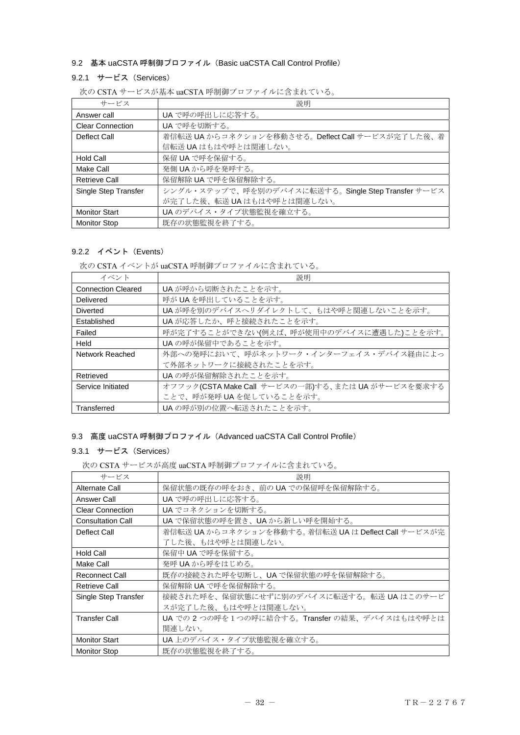### 9.2 基本 uaCSTA 呼制御プロファイル（Basic uaCSTA Call Control Profile）

#### 9.2.1 サービス（Services）

次の CSTA サービスが基本 uaCSTA 呼制御プロファイルに含まれている。

| サービス | 説明 |
|---|---|
| Answer call | UA で呼の呼出しに応答する。 |
| Clear Connection | UA で呼を切断する。 |
| Deflect Call | 着信転送 UA からコネクションを移動させる。Deflect Call サービスが完了した後、着信転送 UA はもはや呼とは関連しない。 |
| Hold Call | 保留 UA で呼を保留する。 |
| Make Call | 発側 UA から呼を発呼する。 |
| Retrieve Call | 保留解除 UA で呼を保留解除する。 |
| Single Step Transfer | シングル・ステップで、呼を別のデバイスに転送する。Single Step Transfer サービスが完了した後、転送 UA はもはや呼とは関連しない。 |
| Monitor Start | UA のデバイス・タイプ状態監視を確立する。 |
| Monitor Stop | 既存の状態監視を終了する。 |

#### 9.2.2 イベント（Events）

次の CSTA イベントが uaCSTA 呼制御プロファイルに含まれている。

| イベント | 説明 |
|---|---|
| Connection Cleared | UA が呼から切断されたことを示す。 |
| Delivered | 呼が UA を呼出していることを示す。 |
| Diverted | UA が呼を別のデバイスへリダイレクトして、もはや呼と関連しないことを示す。 |
| Established | UA が応答したか、呼と接続されたことを示す。 |
| Failed | 呼が完了することができない(例えば、呼が使用中のデバイスに遭遇した)ことを示す。 |
| Held | UA の呼が保留中であることを示す。 |
| Network Reached | 外部への発呼において、呼がネットワーク・インターフェイス・デバイス経由によって外部ネットワークに接続されたことを示す。 |
| Retrieved | UA の呼が保留解除されたことを示す。 |
| Service Initiated | オフフック(CSTA Make Call サービスの一部)する、または UA がサービスを要求することで、呼が発呼 UA を促していることを示す。 |
| Transferred | UA の呼が別の位置へ転送されたことを示す。 |

### 9.3 高度 uaCSTA 呼制御プロファイル（Advanced uaCSTA Call Control Profile）

#### 9.3.1 サービス（Services）

次の CSTA サービスが高度 uaCSTA 呼制御プロファイルに含まれている。

| サービス | 説明 |
|---|---|
| Alternate Call | 保留状態の既存の呼をおき、前の UA での保留呼を保留解除する。 |
| Answer Call | UA で呼の呼出しに応答する。 |
| Clear Connection | UA でコネクションを切断する。 |
| Consultation Call | UA で保留状態の呼を置き、UA から新しい呼を開始する。 |
| Deflect Call | 着信転送 UA からコネクションを移動する。着信転送 UA は Deflect Call サービスが完了した後、もはや呼とは関連しない。 |
| Hold Call | 保留中 UA で呼を保留する。 |
| Make Call | 発呼 UA から呼をはじめる。 |
| Reconnect Call | 既存の接続された呼を切断し、UA で保留状態の呼を保留解除する。 |
| Retrieve Call | 保留解除 UA で呼を保留解除する。 |
| Single Step Transfer | 接続された呼を、保留状態にせずに別のデバイスに転送する。転送 UA はこのサービスが完了した後、もはや呼とは関連しない。 |
| Transfer Call | UA での 2 つの呼を 1 つの呼に結合する。Transfer の結果、デバイスはもはや呼とは関連しない。 |
| Monitor Start | UA 上のデバイス・タイプ状態監視を確立する。 |
| Monitor Stop | 既存の状態監視を終了する。 |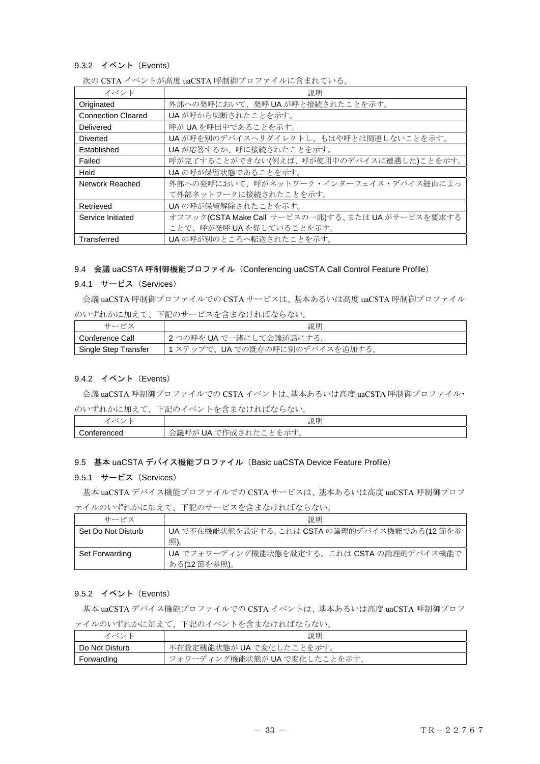### 9.3.2 イベント（Events）

次の CSTA イベントが高度 uaCSTA 呼制御プロファイルに含まれている。

| イベント | 説明 |
|---|---|
| Originated | 外部への発呼において、発呼 UA が呼と接続されたことを示す。 |
| Connection Cleared | UA が呼から切断されたことを示す。 |
| Delivered | 呼が UA を呼出中であることを示す。 |
| Diverted | UA が呼を別のデバイスへリダイレクトし、もはや呼とは関連しないことを示す。 |
| Established | UA が応答するか、呼に接続されたことを示す。 |
| Failed | 呼が完了することができない(例えば、呼が使用中のデバイスに遭遇した)ことを示す。 |
| Held | UA の呼が保留状態であることを示す。 |
| Network Reached | 外部への発呼において、呼がネットワーク・インターフェイス・デバイス経由によって外部ネットワークに接続されたことを示す。 |
| Retrieved | UA の呼が保留解除されたことを示す。 |
| Service Initiated | オフフック(CSTA Make Call サービスの一部)する、または UA がサービスを要求することで、呼が発呼 UA を促していることを示す。 |
| Transferred | UA の呼が別のところへ転送されたことを示す。 |

## 9.4 会議 uaCSTA 呼制御機能プロファイル（Conferencing uaCSTA Call Control Feature Profile）

### 9.4.1 サービス（Services）

会議 uaCSTA 呼制御プロファイルでの CSTA サービスは、基本あるいは高度 uaCSTA 呼制御プロファイルのいずれかに加えて、下記のサービスを含まなければならない。

| サービス | 説明 |
|---|---|
| Conference Call | 2 つの呼を UA で一緒にして会議通話にする。 |
| Single Step Transfer | 1 ステップで、UA での既存の呼に別のデバイスを追加する。 |

### 9.4.2 イベント（Events）

会議 uaCSTA 呼制御プロファイルでの CSTA イベントは、基本あるいは高度 uaCSTA 呼制御プロファイル・のいずれかに加えて、下記のイベントを含まなければならない。

| イベント | 説明 |
|---|---|
| Conferenced | 会議呼が UA で作成されたことを示す。 |

## 9.5 基本 uaCSTA デバイス機能プロファイル（Basic uaCSTA Device Feature Profile）

### 9.5.1 サービス（Services）

基本 uaCSTA デバイス機能プロファイルでの CSTA サービスは、基本あるいは高度 uaCSTA 呼制御プロファイルのいずれかに加えて、下記のサービスを含まなければならない。

| サービス | 説明 |
|---|---|
| Set Do Not Disturb | UA で不在機能状態を設定する。これは CSTA の論理的デバイス機能である(12 節を参照)。 |
| Set Forwarding | UA でフォワーディング機能状態を設定する。これは CSTA の論理的デバイス機能である(12 節を参照)。 |

### 9.5.2 イベント（Events）

基本 uaCSTA デバイス機能プロファイルでの CSTA イベントは、基本あるいは高度 uaCSTA 呼制御プロファイルのいずれかに加えて、下記のイベントを含まなければならない。

| イベント | 説明 |
|---|---|
| Do Not Disturb | 不在設定機能状態が UA で変化したことを示す。 |
| Forwarding | フォワーディング機能状態が UA で変化したことを示す。 |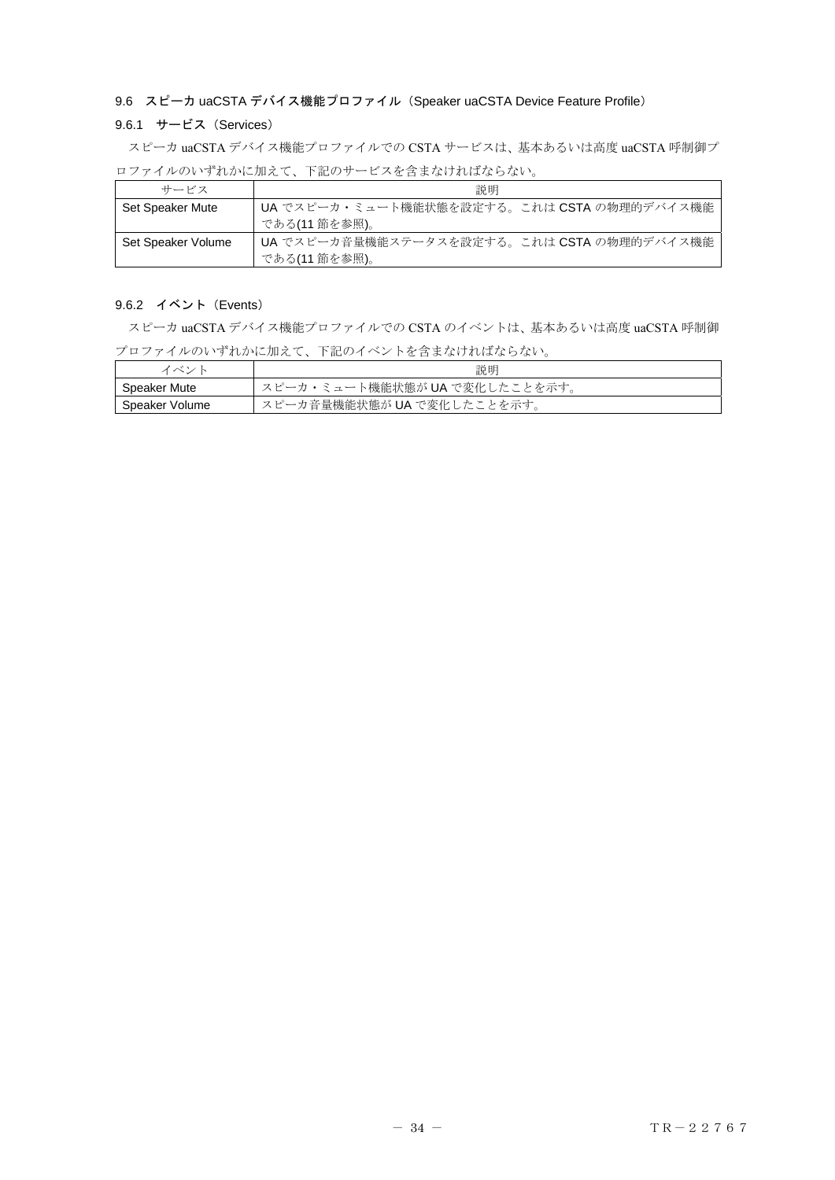### 9.6　スピーカ uaCSTA デバイス機能プロファイル（Speaker uaCSTA Device Feature Profile）

#### 9.6.1　サービス（Services）

スピーカ uaCSTA デバイス機能プロファイルでの CSTA サービスは、基本あるいは高度 uaCSTA 呼制御プロファイルのいずれかに加えて、下記のサービスを含まなければならない。

| サービス | 説明 |
|---|---|
| Set Speaker Mute | UA でスピーカ・ミュート機能状態を設定する。これは CSTA の物理的デバイス機能である(11 節を参照)。 |
| Set Speaker Volume | UA でスピーカ音量機能ステータスを設定する。これは CSTA の物理的デバイス機能である(11 節を参照)。 |

#### 9.6.2　イベント（Events）

スピーカ uaCSTA デバイス機能プロファイルでの CSTA のイベントは、基本あるいは高度 uaCSTA 呼制御プロファイルのいずれかに加えて、下記のイベントを含まなければならない。

| イベント | 説明 |
|---|---|
| Speaker Mute | スピーカ・ミュート機能状態が UA で変化したことを示す。 |
| Speaker Volume | スピーカ音量機能状態が UA で変化したことを示す。 |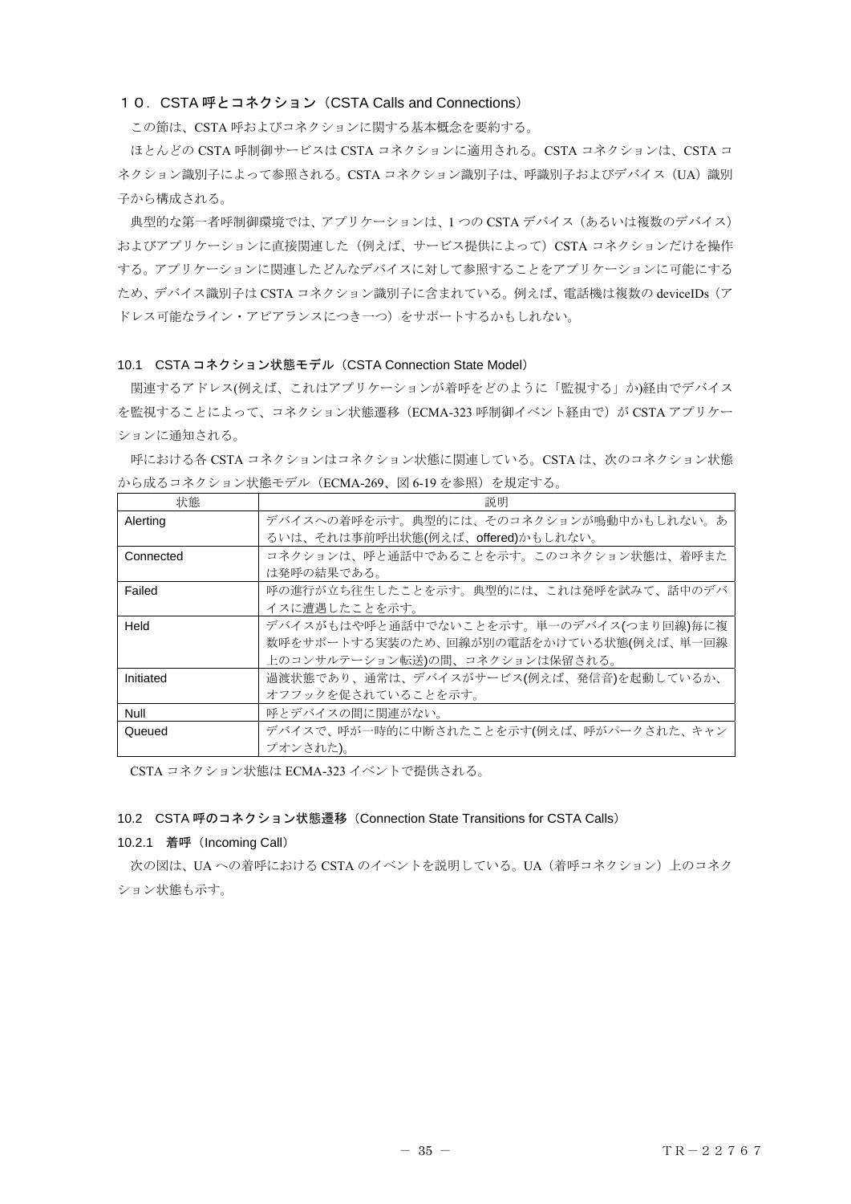## １０．CSTA 呼とコネクション（CSTA Calls and Connections）

この節は、CSTA 呼およびコネクションに関する基本概念を要約する。

ほとんどの CSTA 呼制御サービスは CSTA コネクションに適用される。CSTA コネクションは、CSTA コネクション識別子によって参照される。CSTA コネクション識別子は、呼識別子およびデバイス（UA）識別子から構成される。

典型的な第一者呼制御環境では、アプリケーションは、1 つの CSTA デバイス（あるいは複数のデバイス）およびアプリケーションに直接関連した（例えば、サービス提供によって）CSTA コネクションだけを操作する。アプリケーションに関連したどんなデバイスに対して参照することをアプリケーションに可能にするため、デバイス識別子は CSTA コネクション識別子に含まれている。例えば、電話機は複数の deviceIDs（アドレス可能なライン・アピアランスにつき一つ）をサポートするかもしれない。

### 10.1 CSTA コネクション状態モデル（CSTA Connection State Model）

関連するアドレス(例えば、これはアプリケーションが着呼をどのように「監視する」か)経由でデバイスを監視することによって、コネクション状態遷移（ECMA-323 呼制御イベント経由で）が CSTA アプリケーションに通知される。

呼における各 CSTA コネクションはコネクション状態に関連している。CSTA は、次のコネクション状態から成るコネクション状態モデル（ECMA-269、図 6-19 を参照）を規定する。

| 状態 | 説明 |
|---|---|
| Alerting | デバイスへの着呼を示す。典型的には、そのコネクションが鳴動中かもしれない。あるいは、それは事前呼出状態(例えば、offered)かもしれない。 |
| Connected | コネクションは、呼と通話中であることを示す。このコネクション状態は、着呼または発呼の結果である。 |
| Failed | 呼の進行が立ち往生したことを示す。典型的には、これは発呼を試みて、話中のデバイスに遭遇したことを示す。 |
| Held | デバイスがもはや呼と通話中でないことを示す。単一のデバイス(つまり回線)毎に複数呼をサポートする実装のため、回線が別の電話をかけている状態(例えば、単一回線上のコンサルテーション転送)の間、コネクションは保留される。 |
| Initiated | 過渡状態であり、通常は、デバイスがサービス(例えば、発信音)を起動しているか、オフフックを促されていることを示す。 |
| Null | 呼とデバイスの間に関連がない。 |
| Queued | デバイスで、呼が一時的に中断されたことを示す(例えば、呼がパークされた、キャンプオンされた)。 |

CSTA コネクション状態は ECMA-323 イベントで提供される。

### 10.2 CSTA 呼のコネクション状態遷移（Connection State Transitions for CSTA Calls）

#### 10.2.1 着呼（Incoming Call）

次の図は、UA への着呼における CSTA のイベントを説明している。UA（着呼コネクション）上のコネクション状態も示す。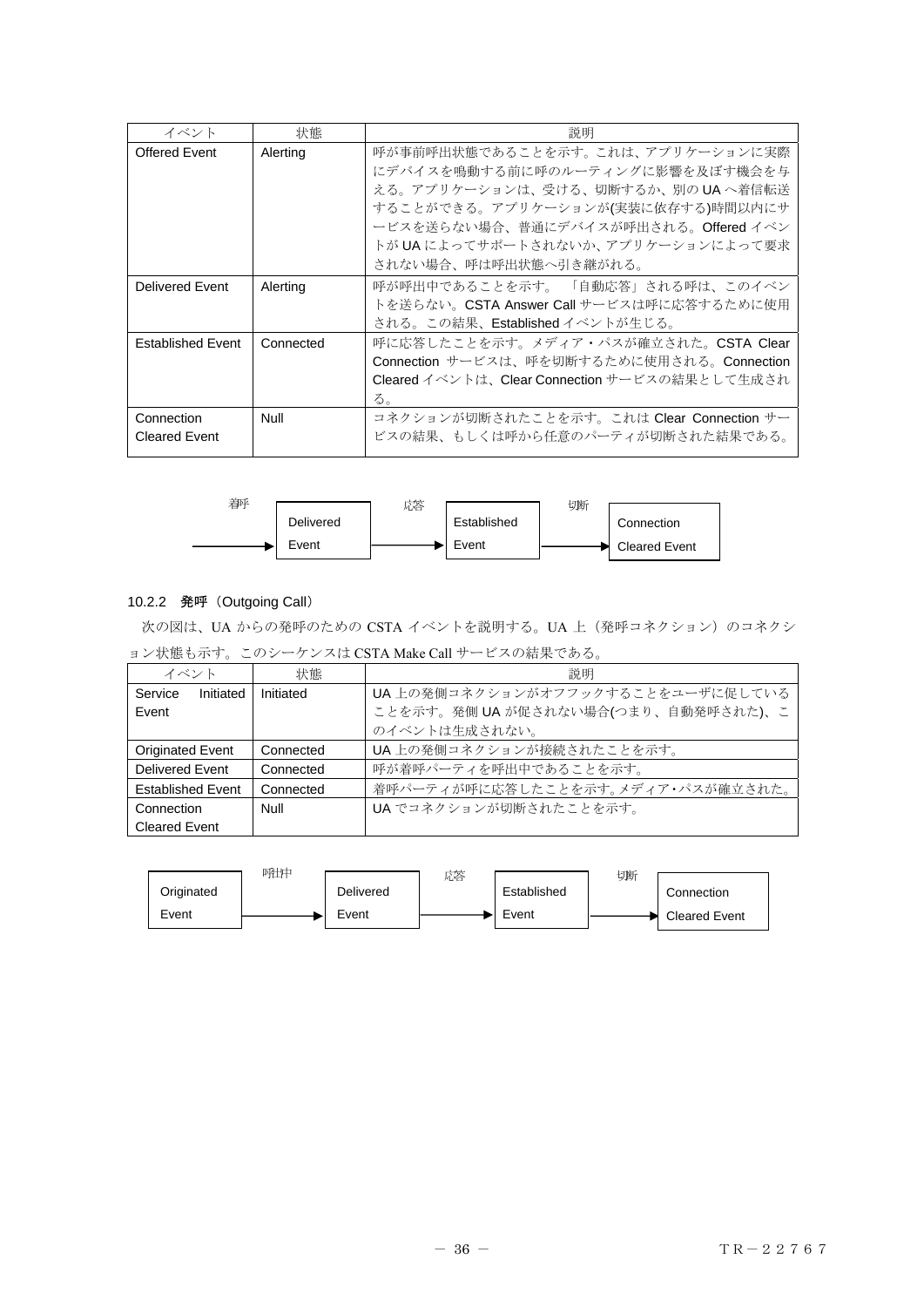| イベント | 状態 | 説明 |
|---|---|---|
| Offered Event | Alerting | 呼が事前呼出状態であることを示す。これは、アプリケーションに実際にデバイスを鳴動する前に呼のルーティングに影響を及ぼす機会を与える。アプリケーションは、受ける、切断するか、別の UA へ着信転送することができる。アプリケーションが(実装に依存する)時間以内にサービスを送らない場合、普通にデバイスが呼出される。Offered イベントが UA によってサポートされないか、アプリケーションによって要求されない場合、呼は呼出状態へ引き継がれる。 |
| Delivered Event | Alerting | 呼が呼出中であることを示す。「自動応答」される呼は、このイベントを送らない。CSTA Answer Call サービスは呼に応答するために使用される。この結果、Established イベントが生じる。 |
| Established Event | Connected | 呼に応答したことを示す。メディア・パスが確立された。CSTA Clear Connection サービスは、呼を切断するために使用される。Connection Cleared イベントは、Clear Connection サービスの結果として生成される。 |
| Connection Cleared Event | Null | コネクションが切断されたことを示す。これは Clear Connection サービスの結果、もしくは呼から任意のパーティが切断された結果である。 |

着呼 → Delivered Event → 応答 → Established Event → 切断 → Connection Cleared Event

### 10.2.2 発呼（Outgoing Call）

次の図は、UA からの発呼のための CSTA イベントを説明する。UA 上（発呼コネクション）のコネクション状態も示す。このシーケンスは CSTA Make Call サービスの結果である。

| イベント | 状態 | 説明 |
|---|---|---|
| Service Initiated Event | Initiated | UA 上の発側コネクションがオフフックすることをユーザに促していることを示す。発側 UA が促されない場合(つまり、自動発呼された)、このイベントは生成されない。 |
| Originated Event | Connected | UA 上の発側コネクションが接続されたことを示す。 |
| Delivered Event | Connected | 呼が着呼パーティを呼出中であることを示す。 |
| Established Event | Connected | 着呼パーティが呼に応答したことを示す。メディア・パスが確立された。 |
| Connection Cleared Event | Null | UA でコネクションが切断されたことを示す。 |

Originated Event → 呼出中 → Delivered Event → 応答 → Established Event → 切断 → Connection Cleared Event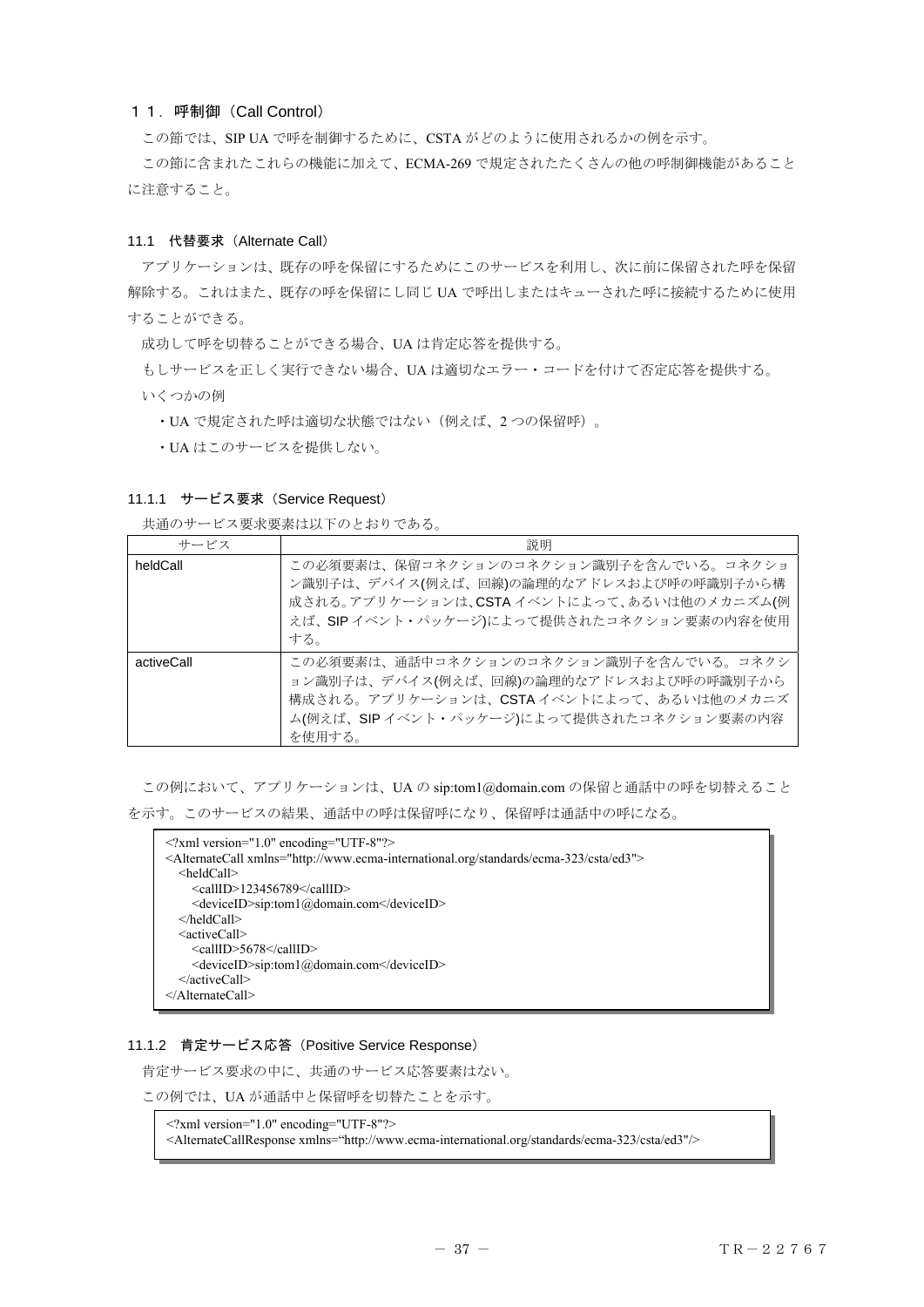# １１．呼制御（Call Control）

この節では、SIP UA で呼を制御するために、CSTA がどのように使用されるかの例を示す。

この節に含まれたこれらの機能に加えて、ECMA-269 で規定されたたくさんの他の呼制御機能があることに注意すること。

## 11.1　代替要求（Alternate Call）

アプリケーションは、既存の呼を保留にするためにこのサービスを利用し、次に前に保留された呼を保留解除する。これはまた、既存の呼を保留にし同じ UA で呼出しまたはキューされた呼に接続するために使用することができる。

成功して呼を切替えることができる場合、UA は肯定応答を提供する。

もしサービスを正しく実行できない場合、UA は適切なエラー・コードを付けて否定応答を提供する。

いくつかの例

- ・UA で規定された呼は適切な状態ではない（例えば、2 つの保留呼）。
- ・UA はこのサービスを提供しない。

### 11.1.1　サービス要求（Service Request）

共通のサービス要求要素は以下のとおりである。

| サービス | 説明 |
|---|---|
| heldCall | この必須要素は、保留コネクションのコネクション識別子を含んでいる。コネクション識別子は、デバイス(例えば、回線)の論理的なアドレスおよび呼の呼識別子から構成される。アプリケーションは、CSTA イベントによって、あるいは他のメカニズム(例えば、SIP イベント・パッケージ)によって提供されたコネクション要素の内容を使用する。 |
| activeCall | この必須要素は、通話中コネクションのコネクション識別子を含んでいる。コネクション識別子は、デバイス(例えば、回線)の論理的なアドレスおよび呼の呼識別子から構成される。アプリケーションは、CSTA イベントによって、あるいは他のメカニズム(例えば、SIP イベント・パッケージ)によって提供されたコネクション要素の内容を使用する。 |

この例において、アプリケーションは、UA の sip:tom1@domain.com の保留と通話中の呼を切替えることを示す。このサービスの結果、通話中の呼は保留呼になり、保留呼は通話中の呼になる。

```
<?xml version="1.0" encoding="UTF-8"?>
<AlternateCall xmlns="http://www.ecma-international.org/standards/ecma-323/csta/ed3">
   <heldCall>
      <callID>123456789</callID>
      <deviceID>sip:tom1@domain.com</deviceID>
   </heldCall>
   <activeCall>
      <callID>5678</callID>
      <deviceID>sip:tom1@domain.com</deviceID>
   </activeCall>
</AlternateCall>
```

### 11.1.2　肯定サービス応答（Positive Service Response）

肯定サービス要求の中に、共通のサービス応答要素はない。

この例では、UA が通話中と保留呼を切替たことを示す。

```
<?xml version="1.0" encoding="UTF-8"?>
<AlternateCallResponse xmlns="http://www.ecma-international.org/standards/ecma-323/csta/ed3"/>
```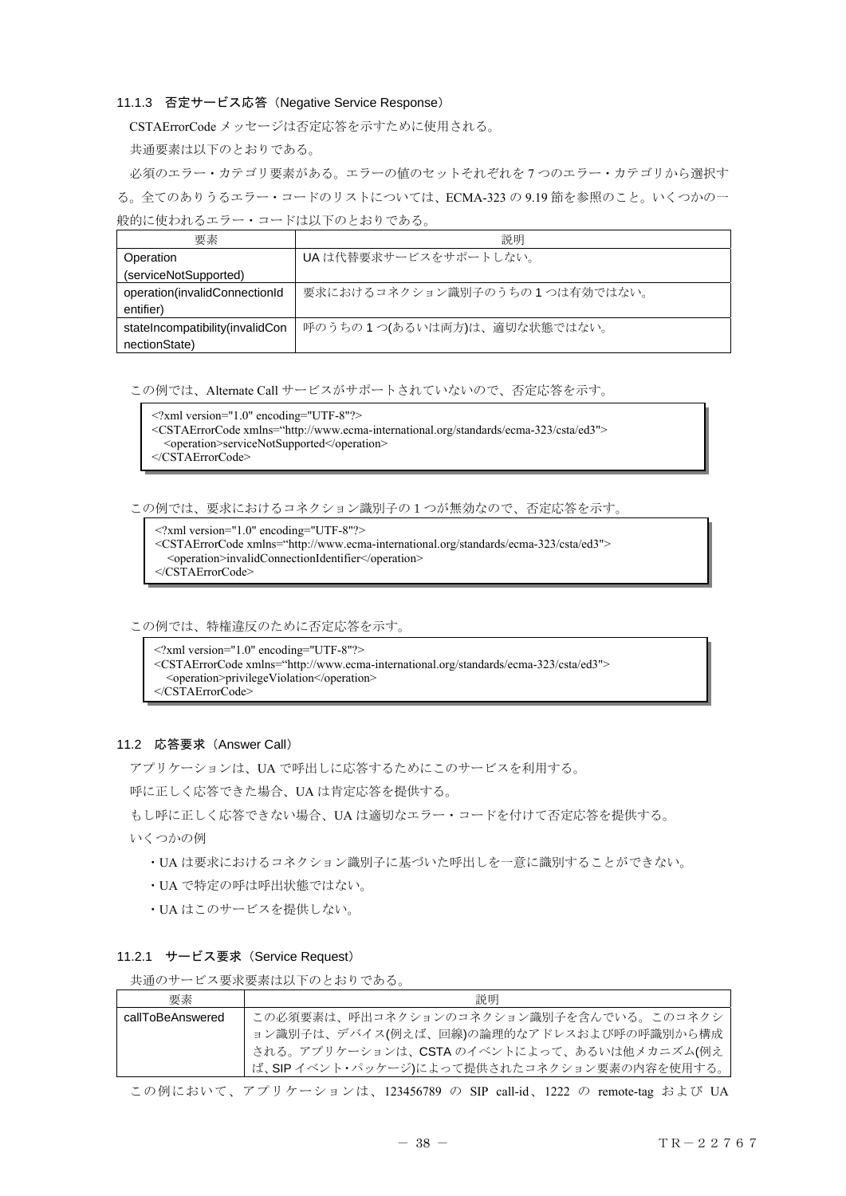### 11.1.3 否定サービス応答（Negative Service Response）

CSTAErrorCode メッセージは否定応答を示すために使用される。

共通要素は以下のとおりである。

必須のエラー・カテゴリ要素がある。エラーの値のセットそれぞれを 7 つのエラー・カテゴリから選択する。全てのありうるエラー・コードのリストについては、ECMA-323 の 9.19 節を参照のこと。いくつかの一般的に使われるエラー・コードは以下のとおりである。

| 要素 | 説明 |
|---|---|
| Operation (serviceNotSupported) | UA は代替要求サービスをサポートしない。 |
| operation(invalidConnectionIdentifier) | 要求におけるコネクション識別子のうちの 1 つは有効ではない。 |
| stateIncompatibility(invalidConnectionState) | 呼のうちの 1 つ(あるいは両方)は、適切な状態ではない。 |

この例では、Alternate Call サービスがサポートされていないので、否定応答を示す。

```
<?xml version="1.0" encoding="UTF-8"?>
<CSTAErrorCode xmlns="http://www.ecma-international.org/standards/ecma-323/csta/ed3">
  <operation>serviceNotSupported</operation>
</CSTAErrorCode>
```

この例では、要求におけるコネクション識別子の 1 つが無効なので、否定応答を示す。

```
<?xml version="1.0" encoding="UTF-8"?>
<CSTAErrorCode xmlns="http://www.ecma-international.org/standards/ecma-323/csta/ed3">
  <operation>invalidConnectionIdentifier</operation>
</CSTAErrorCode>
```

この例では、特権違反のために否定応答を示す。

```
<?xml version="1.0" encoding="UTF-8"?>
<CSTAErrorCode xmlns="http://www.ecma-international.org/standards/ecma-323/csta/ed3">
  <operation>privilegeViolation</operation>
</CSTAErrorCode>
```

## 11.2 応答要求（Answer Call）

アプリケーションは、UA で呼出しに応答するためにこのサービスを利用する。

呼に正しく応答できた場合、UA は肯定応答を提供する。

もし呼に正しく応答できない場合、UA は適切なエラー・コードを付けて否定応答を提供する。

いくつかの例

- UA は要求におけるコネクション識別子に基づいた呼出しを一意に識別することができない。
- UA で特定の呼は呼出状態ではない。
- UA はこのサービスを提供しない。

### 11.2.1 サービス要求（Service Request）

共通のサービス要求要素は以下のとおりである。

| 要素 | 説明 |
|---|---|
| callToBeAnswered | この必須要素は、呼出コネクションのコネクション識別子を含んでいる。このコネクション識別子は、デバイス(例えば、回線)の論理的なアドレスおよび呼の呼識別から構成される。アプリケーションは、CSTA のイベントによって、あるいは他メカニズム(例えば、SIP イベント・パッケージ)によって提供されたコネクション要素の内容を使用する。 |

この例において、アプリケーションは、123456789 の SIP call-id、1222 の remote-tag および UA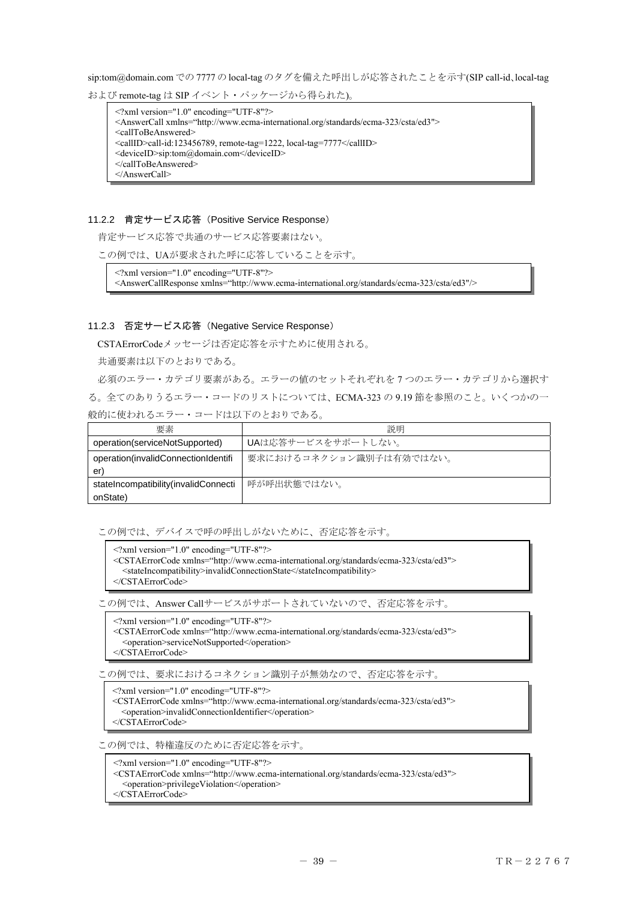sip:tom@domain.com での 7777 の local-tag のタグを備えた呼出しが応答されたことを示す(SIP call-id、local-tag および remote-tag は SIP イベント・パッケージから得られた)。

```
<?xml version="1.0" encoding="UTF-8"?>
<AnswerCall xmlns="http://www.ecma-international.org/standards/ecma-323/csta/ed3">
<callToBeAnswered>
<callID>call-id:123456789, remote-tag=1222, local-tag=7777</callID>
<deviceID>sip:tom@domain.com</deviceID>
</callToBeAnswered>
</AnswerCall>
```

### 11.2.2 肯定サービス応答（Positive Service Response）

肯定サービス応答で共通のサービス応答要素はない。

この例では、UAが要求された呼に応答していることを示す。

```
<?xml version="1.0" encoding="UTF-8"?>
<AnswerCallResponse xmlns="http://www.ecma-international.org/standards/ecma-323/csta/ed3"/>
```

### 11.2.3 否定サービス応答（Negative Service Response）

CSTAErrorCodeメッセージは否定応答を示すために使用される。

共通要素は以下のとおりである。

必須のエラー・カテゴリ要素がある。エラーの値のセットそれぞれを 7 つのエラー・カテゴリから選択する。全てのありうるエラー・コードのリストについては、ECMA-323 の 9.19 節を参照のこと。いくつかの一般的に使われるエラー・コードは以下のとおりである。

| 要素 | 説明 |
|---|---|
| operation(serviceNotSupported) | UAは応答サービスをサポートしない。 |
| operation(invalidConnectionIdentifier) | 要求におけるコネクション識別子は有効ではない。 |
| stateIncompatibility(invalidConnectionState) | 呼が呼出状態ではない。 |

この例では、デバイスで呼の呼出しがないために、否定応答を示す。

```
<?xml version="1.0" encoding="UTF-8"?>
<CSTAErrorCode xmlns="http://www.ecma-international.org/standards/ecma-323/csta/ed3">
  <stateIncompatibility>invalidConnectionState</stateIncompatibility>
</CSTAErrorCode>
```

この例では、Answer Callサービスがサポートされていないので、否定応答を示す。

```
<?xml version="1.0" encoding="UTF-8"?>
<CSTAErrorCode xmlns="http://www.ecma-international.org/standards/ecma-323/csta/ed3">
  <operation>serviceNotSupported</operation>
</CSTAErrorCode>
```

この例では、要求におけるコネクション識別子が無効なので、否定応答を示す。

```
<?xml version="1.0" encoding="UTF-8"?>
<CSTAErrorCode xmlns="http://www.ecma-international.org/standards/ecma-323/csta/ed3">
  <operation>invalidConnectionIdentifier</operation>
</CSTAErrorCode>
```

この例では、特権違反のために否定応答を示す。

```
<?xml version="1.0" encoding="UTF-8"?>
<CSTAErrorCode xmlns="http://www.ecma-international.org/standards/ecma-323/csta/ed3">
  <operation>privilegeViolation</operation>
</CSTAErrorCode>
```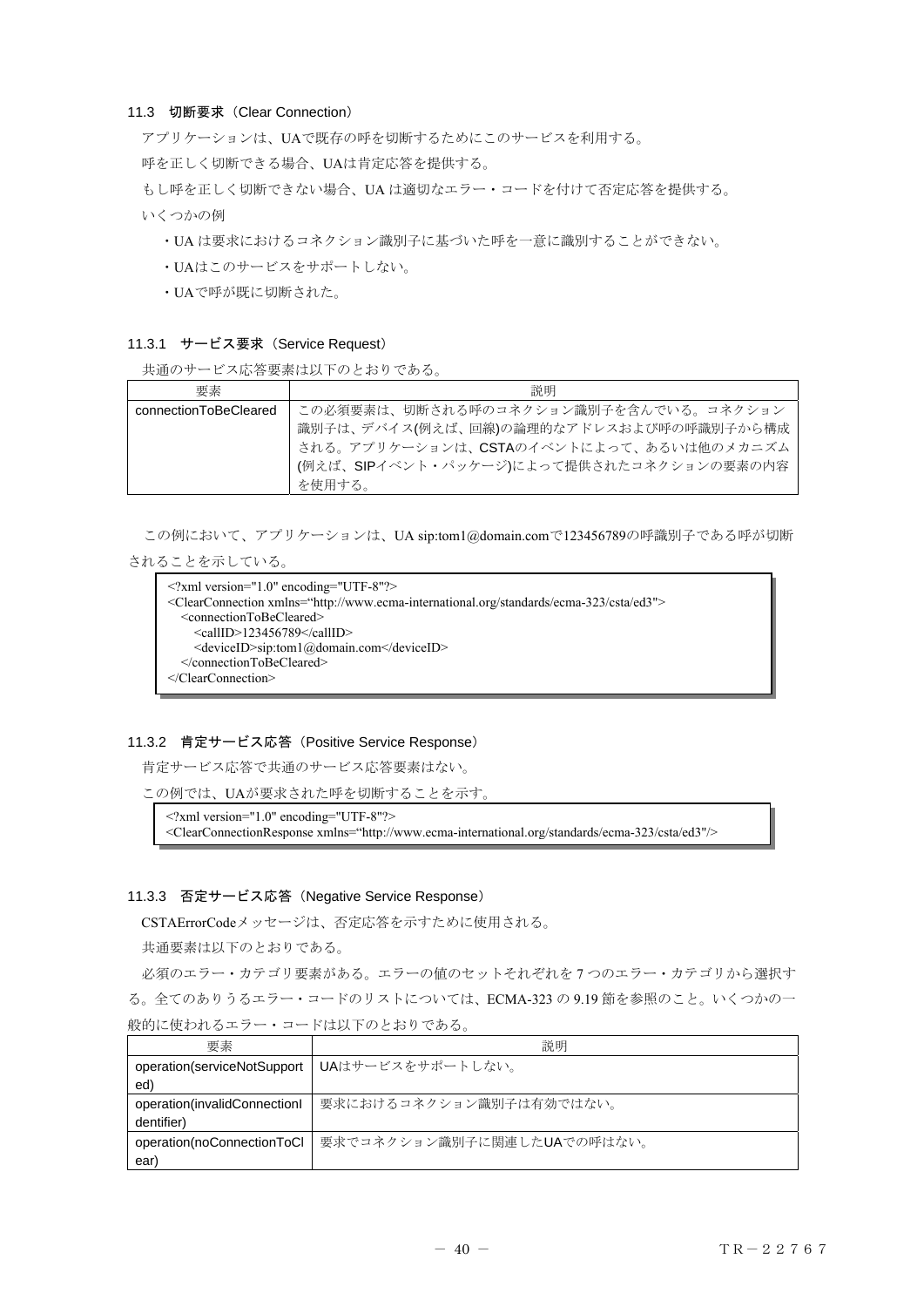### 11.3 切断要求（Clear Connection）

アプリケーションは、UAで既存の呼を切断するためにこのサービスを利用する。

呼を正しく切断できる場合、UAは肯定応答を提供する。

もし呼を正しく切断できない場合、UA は適切なエラー・コードを付けて否定応答を提供する。

いくつかの例

- UA は要求におけるコネクション識別子に基づいた呼を一意に識別することができない。
- UAはこのサービスをサポートしない。
- UAで呼が既に切断された。

#### 11.3.1 サービス要求（Service Request）

共通のサービス応答要素は以下のとおりである。

| 要素 | 説明 |
|---|---|
| connectionToBeCleared | この必須要素は、切断される呼のコネクション識別子を含んでいる。コネクション識別子は、デバイス(例えば、回線)の論理的なアドレスおよび呼の呼識別子から構成される。アプリケーションは、CSTAのイベントによって、あるいは他のメカニズム(例えば、SIPイベント・パッケージ)によって提供されたコネクションの要素の内容を使用する。 |

この例において、アプリケーションは、UA sip:tom1@domain.comで123456789の呼識別子である呼が切断されることを示している。

```
<?xml version="1.0" encoding="UTF-8"?>
<ClearConnection xmlns="http://www.ecma-international.org/standards/ecma-323/csta/ed3">
  <connectionToBeCleared>
    <callID>123456789</callID>
    <deviceID>sip:tom1@domain.com</deviceID>
  </connectionToBeCleared>
</ClearConnection>
```

#### 11.3.2 肯定サービス応答（Positive Service Response）

肯定サービス応答で共通のサービス応答要素はない。

この例では、UAが要求された呼を切断することを示す。

```
<?xml version="1.0" encoding="UTF-8"?>
<ClearConnectionResponse xmlns="http://www.ecma-international.org/standards/ecma-323/csta/ed3"/>
```

#### 11.3.3 否定サービス応答（Negative Service Response）

CSTAErrorCodeメッセージは、否定応答を示すために使用される。

共通要素は以下のとおりである。

必須のエラー・カテゴリ要素がある。エラーの値のセットそれぞれを 7 つのエラー・カテゴリから選択する。全てのありうるエラー・コードのリストについては、ECMA-323 の 9.19 節を参照のこと。いくつかの一般的に使われるエラー・コードは以下のとおりである。

| 要素 | 説明 |
|---|---|
| operation(serviceNotSupported) | UAはサービスをサポートしない。 |
| operation(invalidConnectionIdentifier) | 要求におけるコネクション識別子は有効ではない。 |
| operation(noConnectionToClear) | 要求でコネクション識別子に関連したUAでの呼はない。 |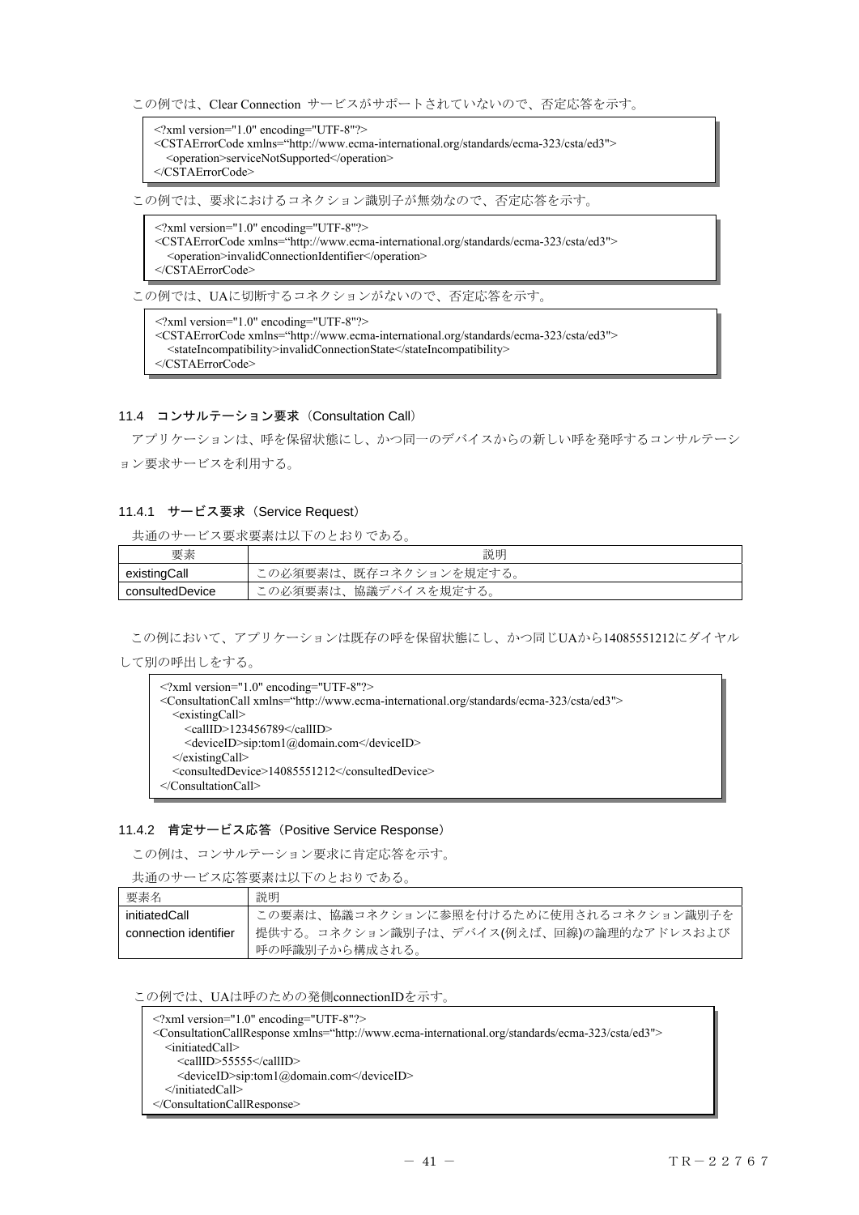この例では、Clear Connection サービスがサポートされていないので、否定応答を示す。

```
<?xml version="1.0" encoding="UTF-8"?>
<CSTAErrorCode xmlns="http://www.ecma-international.org/standards/ecma-323/csta/ed3">
  <operation>serviceNotSupported</operation>
</CSTAErrorCode>
```

この例では、要求におけるコネクション識別子が無効なので、否定応答を示す。

```
<?xml version="1.0" encoding="UTF-8"?>
<CSTAErrorCode xmlns="http://www.ecma-international.org/standards/ecma-323/csta/ed3">
  <operation>invalidConnectionIdentifier</operation>
</CSTAErrorCode>
```

この例では、UAに切断するコネクションがないので、否定応答を示す。

```
<?xml version="1.0" encoding="UTF-8"?>
<CSTAErrorCode xmlns="http://www.ecma-international.org/standards/ecma-323/csta/ed3">
  <stateIncompatibility>invalidConnectionState</stateIncompatibility>
</CSTAErrorCode>
```

## 11.4 コンサルテーション要求（Consultation Call）

アプリケーションは、呼を保留状態にし、かつ同一のデバイスからの新しい呼を発呼するコンサルテーション要求サービスを利用する。

### 11.4.1 サービス要求（Service Request）

共通のサービス要求要素は以下のとおりである。

| 要素 | 説明 |
|---|---|
| existingCall | この必須要素は、既存コネクションを規定する。 |
| consultedDevice | この必須要素は、協議デバイスを規定する。 |

この例において、アプリケーションは既存の呼を保留状態にし、かつ同じUAから14085551212にダイヤルして別の呼出しをする。

```
<?xml version="1.0" encoding="UTF-8"?>
<ConsultationCall xmlns="http://www.ecma-international.org/standards/ecma-323/csta/ed3">
  <existingCall>
    <callID>123456789</callID>
    <deviceID>sip:tom1@domain.com</deviceID>
  </existingCall>
  <consultedDevice>14085551212</consultedDevice>
</ConsultationCall>
```

### 11.4.2 肯定サービス応答（Positive Service Response）

この例は、コンサルテーション要求に肯定応答を示す。

共通のサービス応答要素は以下のとおりである。

| 要素名 | 説明 |
|---|---|
| initiatedCall connection identifier | この要素は、協議コネクションに参照を付けるために使用されるコネクション識別子を提供する。コネクション識別子は、デバイス(例えば、回線)の論理的なアドレスおよび呼の呼識別子から構成される。 |

この例では、UAは呼のための発側connectionIDを示す。

```
<?xml version="1.0" encoding="UTF-8"?>
<ConsultationCallResponse xmlns="http://www.ecma-international.org/standards/ecma-323/csta/ed3">
  <initiatedCall>
    <callID>55555</callID>
    <deviceID>sip:tom1@domain.com</deviceID>
  </initiatedCall>
</ConsultationCallResponse>
```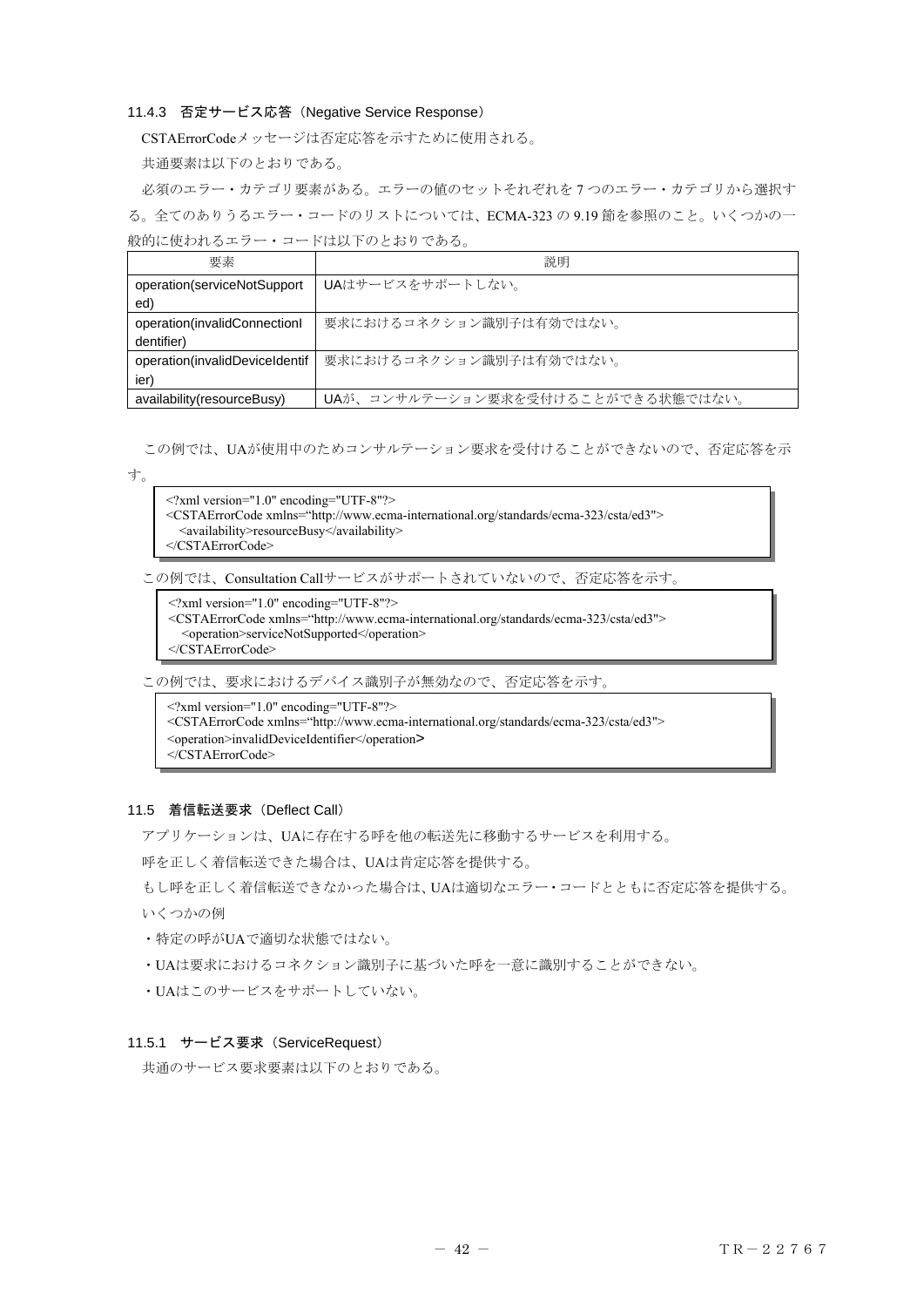### 11.4.3 否定サービス応答（Negative Service Response）

CSTAErrorCodeメッセージは否定応答を示すために使用される。

共通要素は以下のとおりである。

必須のエラー・カテゴリ要素がある。エラーの値のセットそれぞれを7つのエラー・カテゴリから選択する。全てのありうるエラー・コードのリストについては、ECMA-323の9.19節を参照のこと。いくつかの一般的に使われるエラー・コードは以下のとおりである。

| 要素 | 説明 |
|---|---|
| operation(serviceNotSupported) | UAはサービスをサポートしない。 |
| operation(invalidConnectionIdentifier) | 要求におけるコネクション識別子は有効ではない。 |
| operation(invalidDeviceIdentifier) | 要求におけるコネクション識別子は有効ではない。 |
| availability(resourceBusy) | UAが、コンサルテーション要求を受付けることができる状態ではない。 |

この例では、UAが使用中のためコンサルテーション要求を受付けることができないので、否定応答を示す。

```
<?xml version="1.0" encoding="UTF-8"?>
<CSTAErrorCode xmlns="http://www.ecma-international.org/standards/ecma-323/csta/ed3">
  <availability>resourceBusy</availability>
</CSTAErrorCode>
```

この例では、Consultation Callサービスがサポートされていないので、否定応答を示す。

```
<?xml version="1.0" encoding="UTF-8"?>
<CSTAErrorCode xmlns="http://www.ecma-international.org/standards/ecma-323/csta/ed3">
  <operation>serviceNotSupported</operation>
</CSTAErrorCode>
```

この例では、要求におけるデバイス識別子が無効なので、否定応答を示す。

```
<?xml version="1.0" encoding="UTF-8"?>
<CSTAErrorCode xmlns="http://www.ecma-international.org/standards/ecma-323/csta/ed3">
<operation>invalidDeviceIdentifier</operation>
</CSTAErrorCode>
```

## 11.5 着信転送要求（Deflect Call）

アプリケーションは、UAに存在する呼を他の転送先に移動するサービスを利用する。

呼を正しく着信転送できた場合は、UAは肯定応答を提供する。

もし呼を正しく着信転送できなかった場合は、UAは適切なエラー・コードとともに否定応答を提供する。

いくつかの例

- 特定の呼がUAで適切な状態ではない。
- UAは要求におけるコネクション識別子に基づいた呼を一意に識別することができない。
- UAはこのサービスをサポートしていない。

### 11.5.1 サービス要求（ServiceRequest）

共通のサービス要求要素は以下のとおりである。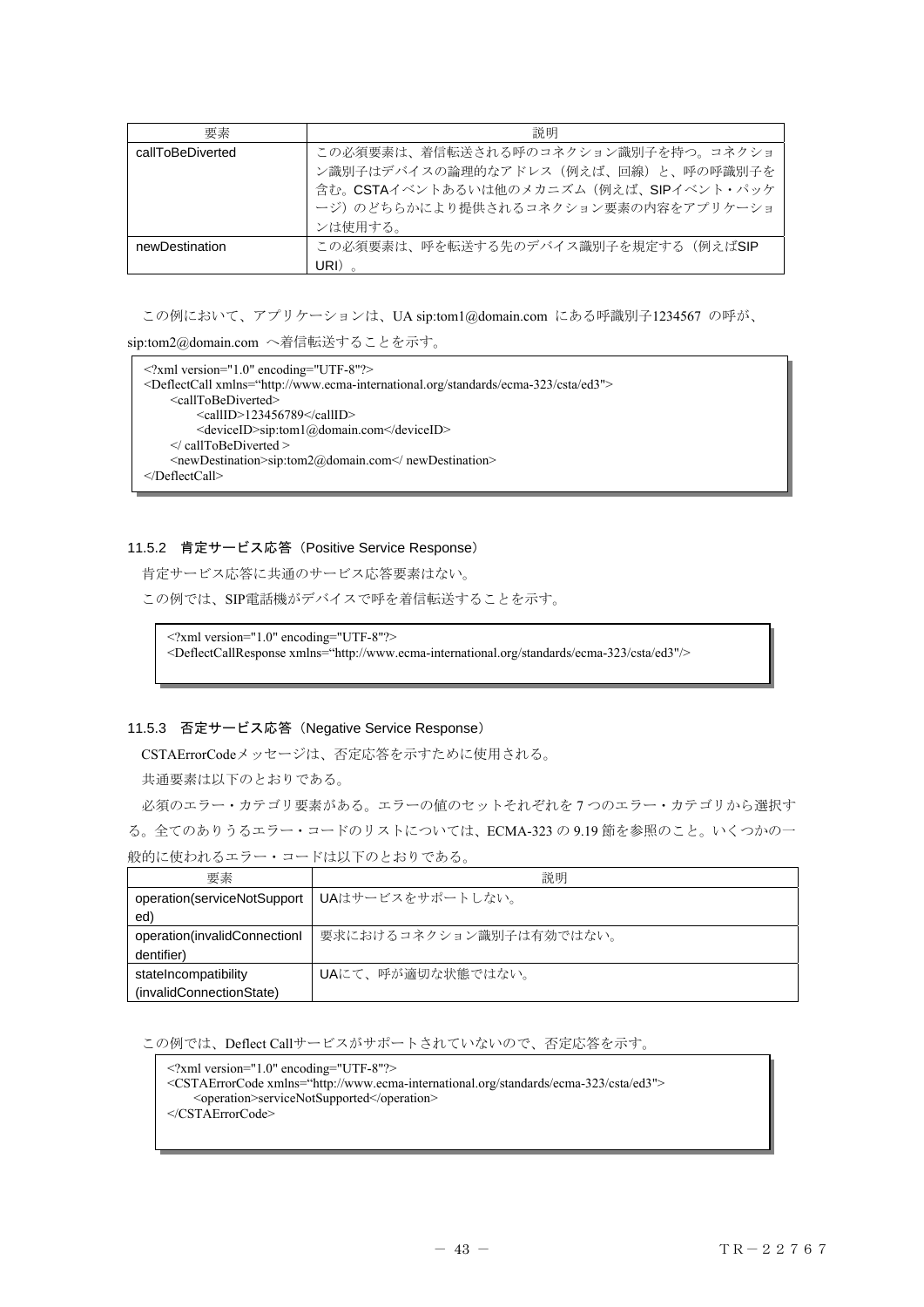| 要素 | 説明 |
| --- | --- |
| callToBeDiverted | この必須要素は、着信転送される呼のコネクション識別子を持つ。コネクション識別子はデバイスの論理的なアドレス（例えば、回線）と、呼の呼識別子を含む。CSTAイベントあるいは他のメカニズム（例えば、SIPイベント・パッケージ）のどちらかにより提供されるコネクション要素の内容をアプリケーションは使用する。 |
| newDestination | この必須要素は、呼を転送する先のデバイス識別子を規定する（例えばSIP URI）。 |

この例において、アプリケーションは、UA sip:tom1@domain.com にある呼識別子1234567 の呼が、sip:tom2@domain.com へ着信転送することを示す。

```
<?xml version="1.0" encoding="UTF-8"?>
<DeflectCall xmlns="http://www.ecma-international.org/standards/ecma-323/csta/ed3">
    <callToBeDiverted>
        <callID>123456789</callID>
        <deviceID>sip:tom1@domain.com</deviceID>
    </ callToBeDiverted >
    <newDestination>sip:tom2@domain.com</ newDestination>
</DeflectCall>
```

### 11.5.2 肯定サービス応答（Positive Service Response）

肯定サービス応答に共通のサービス応答要素はない。

この例では、SIP電話機がデバイスで呼を着信転送することを示す。

```
<?xml version="1.0" encoding="UTF-8"?>
<DeflectCallResponse xmlns="http://www.ecma-international.org/standards/ecma-323/csta/ed3"/>
```

### 11.5.3 否定サービス応答（Negative Service Response）

CSTAErrorCodeメッセージは、否定応答を示すために使用される。

共通要素は以下のとおりである。

必須のエラー・カテゴリ要素がある。エラーの値のセットそれぞれを 7 つのエラー・カテゴリから選択する。全てのありうるエラー・コードのリストについては、ECMA-323 の 9.19 節を参照のこと。いくつかの一般的に使われるエラー・コードは以下のとおりである。

| 要素 | 説明 |
| --- | --- |
| operation(serviceNotSupported) | UAはサービスをサポートしない。 |
| operation(invalidConnectionIdentifier) | 要求におけるコネクション識別子は有効ではない。 |
| stateIncompatibility (invalidConnectionState) | UAにて、呼が適切な状態ではない。 |

この例では、Deflect Callサービスがサポートされていないので、否定応答を示す。

```
<?xml version="1.0" encoding="UTF-8"?>
<CSTAErrorCode xmlns="http://www.ecma-international.org/standards/ecma-323/csta/ed3">
    <operation>serviceNotSupported</operation>
</CSTAErrorCode>
```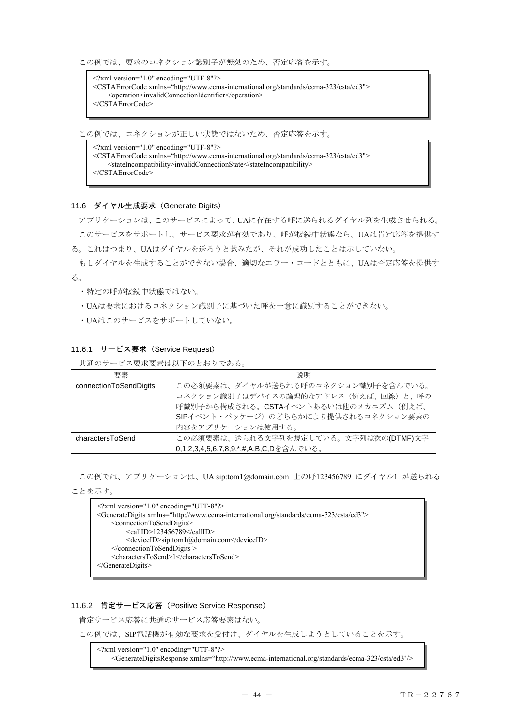この例では、要求のコネクション識別子が無効のため、否定応答を示す。

```
<?xml version="1.0" encoding="UTF-8"?>
<CSTAErrorCode xmlns="http://www.ecma-international.org/standards/ecma-323/csta/ed3">
    <operation>invalidConnectionIdentifier</operation>
</CSTAErrorCode>
```

この例では、コネクションが正しい状態ではないため、否定応答を示す。

```
<?xml version="1.0" encoding="UTF-8"?>
<CSTAErrorCode xmlns="http://www.ecma-international.org/standards/ecma-323/csta/ed3">
    <stateIncompatibility>invalidConnectionState</stateIncompatibility>
</CSTAErrorCode>
```

### 11.6 ダイヤル生成要求（Generate Digits）

アプリケーションは、このサービスによって、UAに存在する呼に送られるダイヤル列を生成させられる。

このサービスをサポートし、サービス要求が有効であり、呼が接続中状態なら、UAは肯定応答を提供する。これはつまり、UAはダイヤルを送ろうと試みたが、それが成功したことは示していない。

もしダイヤルを生成することができない場合、適切なエラー・コードとともに、UAは否定応答を提供する。

- 特定の呼が接続中状態ではない。
- UAは要求におけるコネクション識別子に基づいた呼を一意に識別することができない。
- UAはこのサービスをサポートしていない。

#### 11.6.1 サービス要求（Service Request）

共通のサービス要求要素は以下のとおりである。

| 要素 | 説明 |
|---|---|
| connectionToSendDigits | この必須要素は、ダイヤルが送られる呼のコネクション識別子を含んでいる。コネクション識別子はデバイスの論理的なアドレス（例えば、回線）と、呼の呼識別子から構成される。CSTAイベントあるいは他のメカニズム（例えば、SIPイベント・パッケージ）のどちらかにより提供されるコネクション要素の内容をアプリケーションは使用する。 |
| charactersToSend | この必須要素は、送られる文字列を規定している。文字列は次の(DTMF)文字0,1,2,3,4,5,6,7,8,9,*,#,A,B,C,Dを含んでいる。 |

この例では、アプリケーションは、UA sip:tom1@domain.com 上の呼123456789 にダイヤル1 が送られることを示す。

```
<?xml version="1.0" encoding="UTF-8"?>
<GenerateDigits xmlns="http://www.ecma-international.org/standards/ecma-323/csta/ed3">
    <connectionToSendDigits>
        <callID>123456789</callID>
        <deviceID>sip:tom1@domain.com</deviceID>
    </connectionToSendDigits >
    <charactersToSend>1</charactersToSend>
</GenerateDigits>
```

#### 11.6.2 肯定サービス応答（Positive Service Response）

肯定サービス応答に共通のサービス応答要素はない。

この例では、SIP電話機が有効な要求を受付け、ダイヤルを生成しようとしていることを示す。

```
<?xml version="1.0" encoding="UTF-8"?>
    <GenerateDigitsResponse xmlns="http://www.ecma-international.org/standards/ecma-323/csta/ed3"/>
```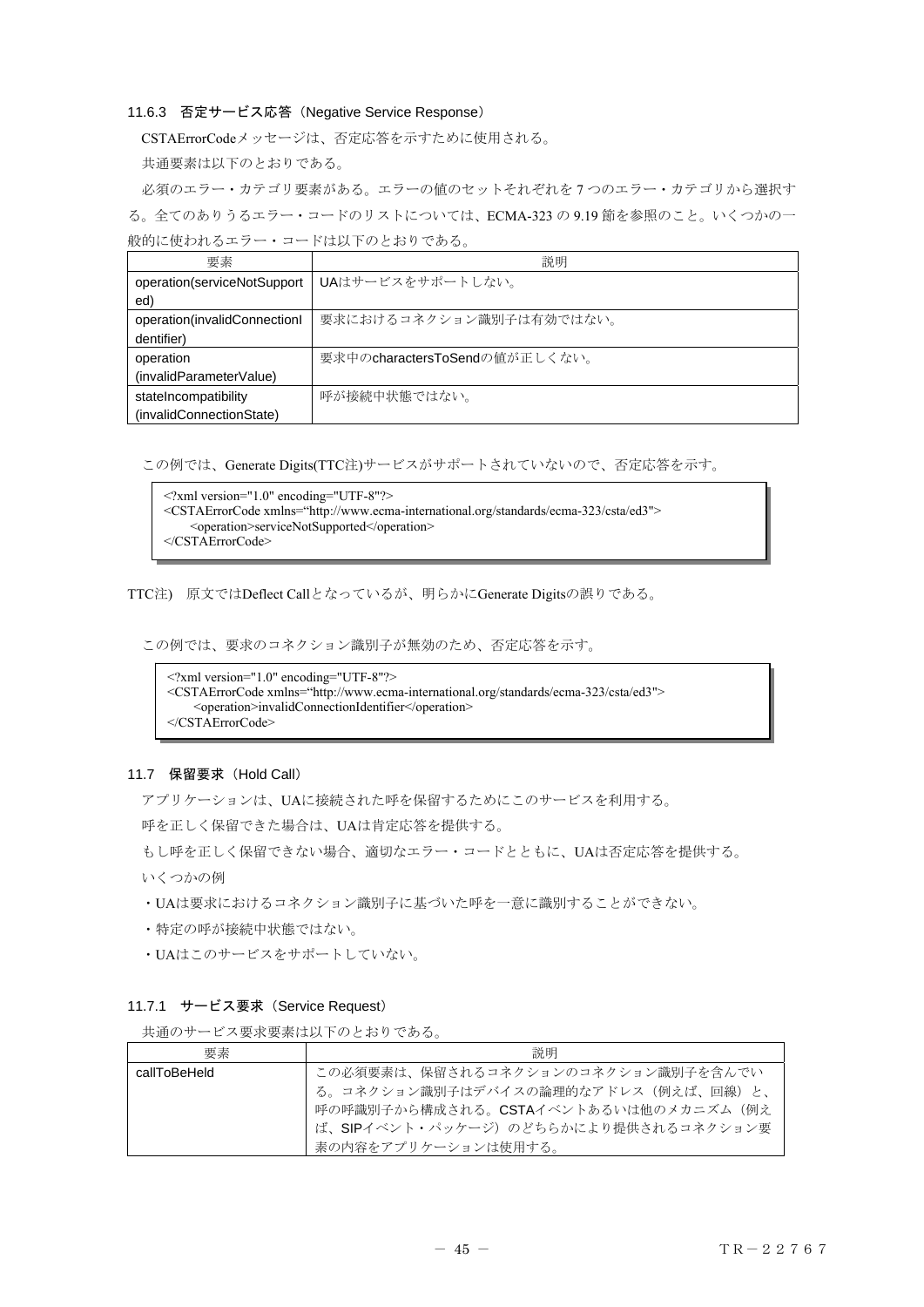### 11.6.3　否定サービス応答（Negative Service Response）

CSTAErrorCodeメッセージは、否定応答を示すために使用される。

共通要素は以下のとおりである。

必須のエラー・カテゴリ要素がある。エラーの値のセットそれぞれを 7 つのエラー・カテゴリから選択する。全てのありうるエラー・コードのリストについては、ECMA-323 の 9.19 節を参照のこと。いくつかの一般的に使われるエラー・コードは以下のとおりである。

| 要素 | 説明 |
|---|---|
| operation(serviceNotSupported) | UAはサービスをサポートしない。 |
| operation(invalidConnectionIdentifier) | 要求におけるコネクション識別子は有効ではない。 |
| operation (invalidParameterValue) | 要求中のcharactersToSendの値が正しくない。 |
| stateIncompatibility (invalidConnectionState) | 呼が接続中状態ではない。 |

この例では、Generate Digits(TTC注)サービスがサポートされていないので、否定応答を示す。

```
<?xml version="1.0" encoding="UTF-8"?>
<CSTAErrorCode xmlns="http://www.ecma-international.org/standards/ecma-323/csta/ed3">
    <operation>serviceNotSupported</operation>
</CSTAErrorCode>
```

TTC注)　原文ではDeflect Callとなっているが、明らかにGenerate Digitsの誤りである。

この例では、要求のコネクション識別子が無効のため、否定応答を示す。

```
<?xml version="1.0" encoding="UTF-8"?>
<CSTAErrorCode xmlns="http://www.ecma-international.org/standards/ecma-323/csta/ed3">
    <operation>invalidConnectionIdentifier</operation>
</CSTAErrorCode>
```

## 11.7　保留要求（Hold Call）

アプリケーションは、UAに接続された呼を保留するためにこのサービスを利用する。

呼を正しく保留できた場合は、UAは肯定応答を提供する。

もし呼を正しく保留できない場合、適切なエラー・コードとともに、UAは否定応答を提供する。

いくつかの例

- UAは要求におけるコネクション識別子に基づいた呼を一意に識別することができない。
- 特定の呼が接続中状態ではない。
- UAはこのサービスをサポートしていない。

### 11.7.1　サービス要求（Service Request）

共通のサービス要求要素は以下のとおりである。

| 要素 | 説明 |
|---|---|
| callToBeHeld | この必須要素は、保留されるコネクションのコネクション識別子を含んでいる。コネクション識別子はデバイスの論理的なアドレス（例えば、回線）と、呼の呼識別子から構成される。CSTAイベントあるいは他のメカニズム（例えば、SIPイベント・パッケージ）のどちらかにより提供されるコネクション要素の内容をアプリケーションは使用する。 |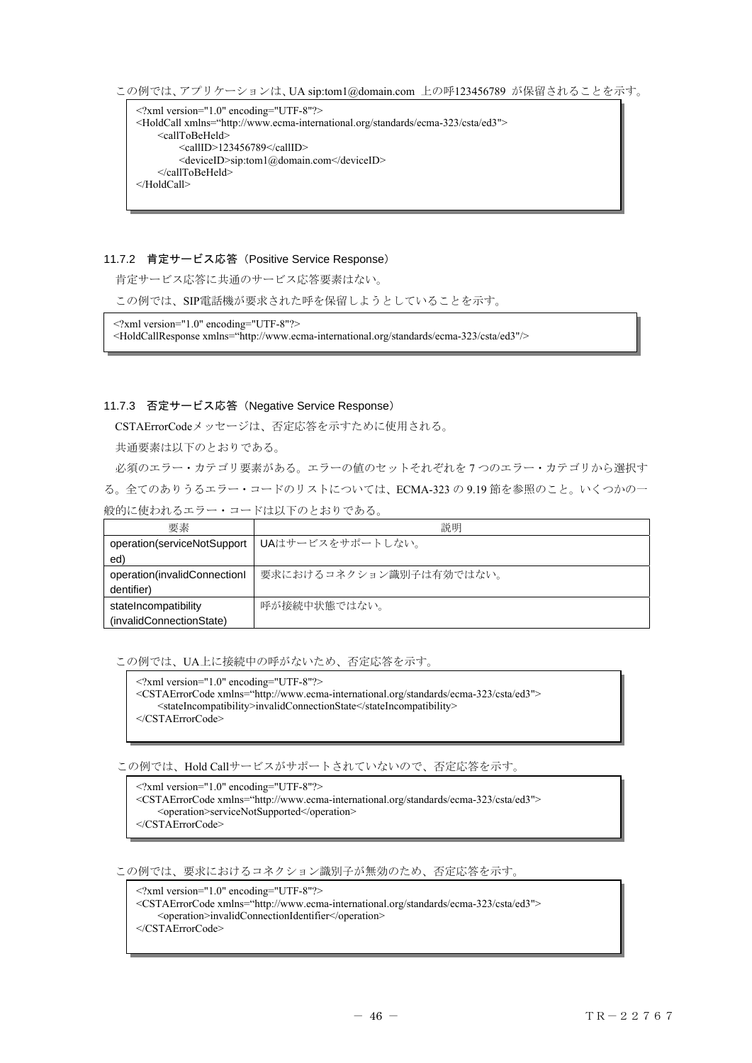この例では、アプリケーションは、UA sip:tom1@domain.com 上の呼123456789 が保留されることを示す。

```
<?xml version="1.0" encoding="UTF-8"?>
<HoldCall xmlns="http://www.ecma-international.org/standards/ecma-323/csta/ed3">
    <callToBeHeld>
        <callID>123456789</callID>
        <deviceID>sip:tom1@domain.com</deviceID>
    </callToBeHeld>
</HoldCall>
```

### 11.7.2 肯定サービス応答（Positive Service Response）

肯定サービス応答に共通のサービス応答要素はない。

この例では、SIP電話機が要求された呼を保留しようとしていることを示す。

```
<?xml version="1.0" encoding="UTF-8"?>
<HoldCallResponse xmlns="http://www.ecma-international.org/standards/ecma-323/csta/ed3"/>
```

### 11.7.3 否定サービス応答（Negative Service Response）

CSTAErrorCodeメッセージは、否定応答を示すために使用される。

共通要素は以下のとおりである。

必須のエラー・カテゴリ要素がある。エラーの値のセットそれぞれを 7 つのエラー・カテゴリから選択する。全てのありうるエラー・コードのリストについては、ECMA-323 の 9.19 節を参照のこと。いくつかの一般的に使われるエラー・コードは以下のとおりである。

| 要素 | 説明 |
|---|---|
| operation(serviceNotSupported) | UAはサービスをサポートしない。 |
| operation(invalidConnectionIdentifier) | 要求におけるコネクション識別子は有効ではない。 |
| stateIncompatibility (invalidConnectionState) | 呼が接続中状態ではない。 |

この例では、UA上に接続中の呼がないため、否定応答を示す。

```
<?xml version="1.0" encoding="UTF-8"?>
<CSTAErrorCode xmlns="http://www.ecma-international.org/standards/ecma-323/csta/ed3">
    <stateIncompatibility>invalidConnectionState</stateIncompatibility>
</CSTAErrorCode>
```

この例では、Hold Callサービスがサポートされていないので、否定応答を示す。

```
<?xml version="1.0" encoding="UTF-8"?>
<CSTAErrorCode xmlns="http://www.ecma-international.org/standards/ecma-323/csta/ed3">
    <operation>serviceNotSupported</operation>
</CSTAErrorCode>
```

この例では、要求におけるコネクション識別子が無効のため、否定応答を示す。

```
<?xml version="1.0" encoding="UTF-8"?>
<CSTAErrorCode xmlns="http://www.ecma-international.org/standards/ecma-323/csta/ed3">
    <operation>invalidConnectionIdentifier</operation>
</CSTAErrorCode>
```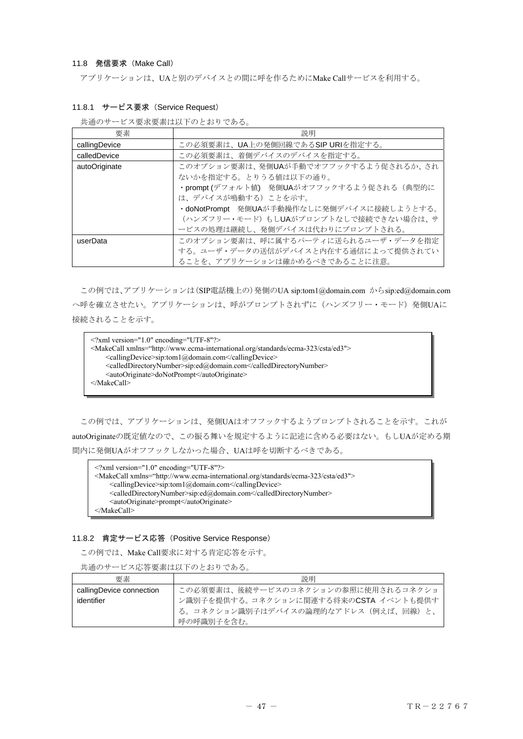### 11.8　発信要求（Make Call）

アプリケーションは、UAと別のデバイスとの間に呼を作るためにMake Callサービスを利用する。

#### 11.8.1　サービス要求（Service Request）

共通のサービス要求要素は以下のとおりである。

| 要素 | 説明 |
|---|---|
| callingDevice | この必須要素は、UA上の発側回線であるSIP URIを指定する。 |
| calledDevice | この必須要素は、着側デバイスのデバイスを指定する。 |
| autoOriginate | このオプション要素は、発側UAが手動でオフフックするよう促されるか、されないかを指定する。とりうる値は以下の通り。<br>・prompt (デフォルト値)　発側UAがオフフックするよう促される（典型的には、デバイスが鳴動する）ことを示す。<br>・doNotPrompt　発側UAが手動操作なしに発側デバイスに接続しようとする。（ハンズフリー・モード）もしUAがプロンプトなしで接続できない場合は、サービスの処理は継続し、発側デバイスは代わりにプロンプトされる。 |
| userData | このオプション要素は、呼に属するパーティに送られるユーザ・データを指定する。ユーザ・データの送信がデバイスと内在する通信によって提供されていることを、アプリケーションは確かめるべきであることに注意。 |

この例では、アプリケーションは（SIP電話機上の）発側のUA sip:tom1@domain.com からsip:ed@domain.comへ呼を確立させたい。アプリケーションは、呼がプロンプトされずに（ハンズフリー・モード）発側UAに接続されることを示す。

```
<?xml version="1.0" encoding="UTF-8"?>
<MakeCall xmlns="http://www.ecma-international.org/standards/ecma-323/csta/ed3">
    <callingDevice>sip:tom1@domain.com</callingDevice>
    <calledDirectoryNumber>sip:ed@domain.com</calledDirectoryNumber>
    <autoOriginate>doNotPrompt</autoOriginate>
</MakeCall>
```

この例では、アプリケーションは、発側UAはオフフックするようプロンプトされることを示す。これがautoOriginateの既定値なので、この振る舞いを規定するように記述に含める必要はない。もしUAが定める期間内に発側UAがオフフックしなかった場合、UAは呼を切断するべきである。

```
<?xml version="1.0" encoding="UTF-8"?>
<MakeCall xmlns="http://www.ecma-international.org/standards/ecma-323/csta/ed3">
    <callingDevice>sip:tom1@domain.com</callingDevice>
    <calledDirectoryNumber>sip:ed@domain.com</calledDirectoryNumber>
    <autoOriginate>prompt</autoOriginate>
</MakeCall>
```

#### 11.8.2　肯定サービス応答（Positive Service Response）

この例では、Make Call要求に対する肯定応答を示す。

共通のサービス応答要素は以下のとおりである。

| 要素 | 説明 |
|---|---|
| callingDevice connection identifier | この必須要素は、後続サービスのコネクションの参照に使用されるコネクション識別子を提供する。コネクションに関連する将来のCSTA イベントも提供する。コネクション識別子はデバイスの論理的なアドレス（例えば、回線）と、呼の呼識別子を含む。 |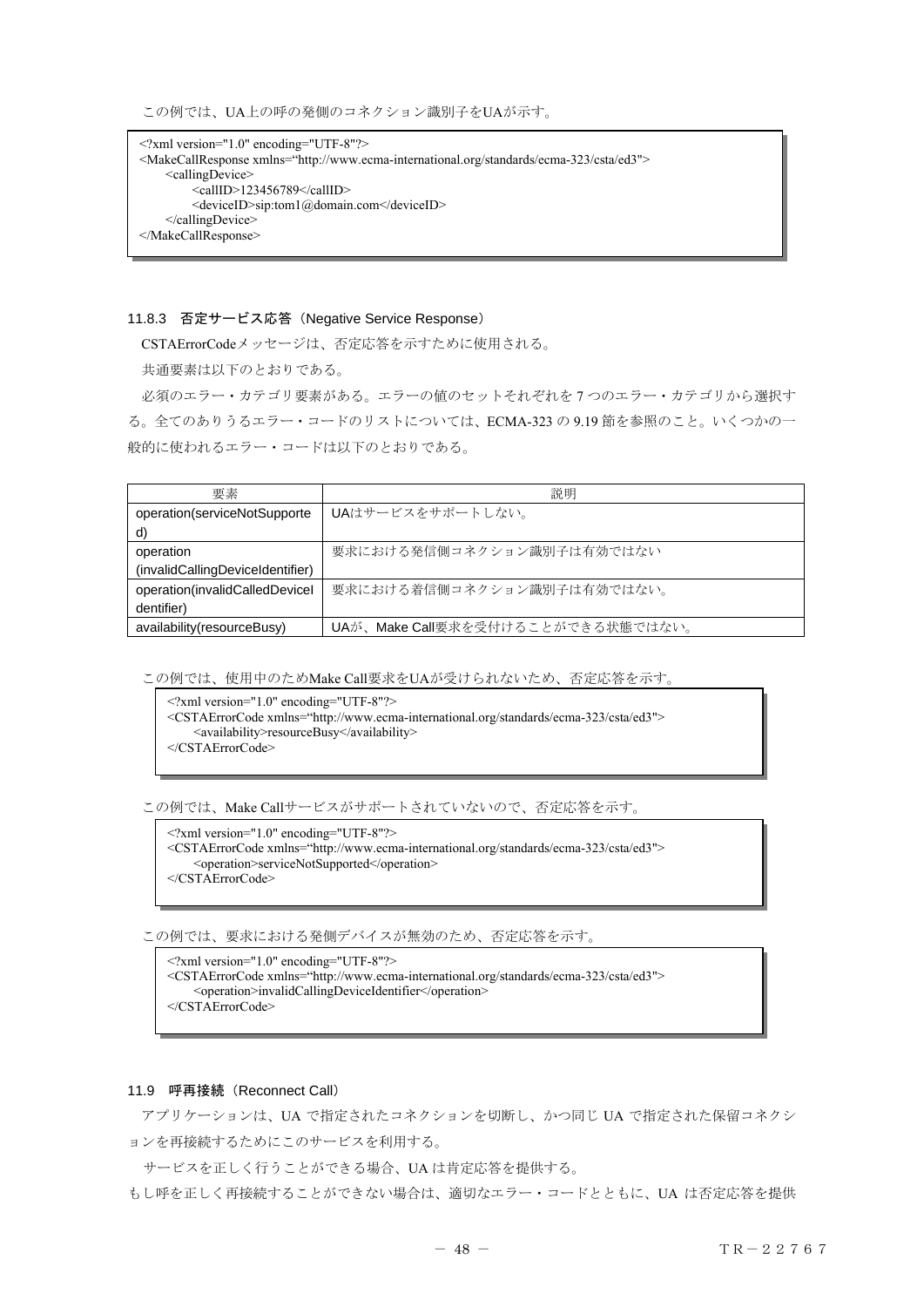この例では、UA上の呼の発側のコネクション識別子をUAが示す。

```
<?xml version="1.0" encoding="UTF-8"?>
<MakeCallResponse xmlns="http://www.ecma-international.org/standards/ecma-323/csta/ed3">
    <callingDevice>
        <callID>123456789</callID>
        <deviceID>sip:tom1@domain.com</deviceID>
    </callingDevice>
</MakeCallResponse>
```

### 11.8.3 否定サービス応答（Negative Service Response）

CSTAErrorCodeメッセージは、否定応答を示すために使用される。

共通要素は以下のとおりである。

必須のエラー・カテゴリ要素がある。エラーの値のセットそれぞれを7つのエラー・カテゴリから選択する。全てのありうるエラー・コードのリストについては、ECMA-323 の 9.19 節を参照のこと。いくつかの一般的に使われるエラー・コードは以下のとおりである。

| 要素 | 説明 |
|---|---|
| operation(serviceNotSupported) | UAはサービスをサポートしない。 |
| operation (invalidCallingDeviceIdentifier) | 要求における発信側コネクション識別子は有効ではない |
| operation(invalidCalledDeviceIdentifier) | 要求における着信側コネクション識別子は有効ではない。 |
| availability(resourceBusy) | UAが、Make Call要求を受付けることができる状態ではない。 |

この例では、使用中のためMake Call要求をUAが受けられないため、否定応答を示す。

```
<?xml version="1.0" encoding="UTF-8"?>
<CSTAErrorCode xmlns="http://www.ecma-international.org/standards/ecma-323/csta/ed3">
    <availability>resourceBusy</availability>
</CSTAErrorCode>
```

この例では、Make Callサービスがサポートされていないので、否定応答を示す。

```
<?xml version="1.0" encoding="UTF-8"?>
<CSTAErrorCode xmlns="http://www.ecma-international.org/standards/ecma-323/csta/ed3">
    <operation>serviceNotSupported</operation>
</CSTAErrorCode>
```

この例では、要求における発側デバイスが無効のため、否定応答を示す。

```
<?xml version="1.0" encoding="UTF-8"?>
<CSTAErrorCode xmlns="http://www.ecma-international.org/standards/ecma-323/csta/ed3">
    <operation>invalidCallingDeviceIdentifier</operation>
</CSTAErrorCode>
```

## 11.9 呼再接続（Reconnect Call）

アプリケーションは、UA で指定されたコネクションを切断し、かつ同じ UA で指定された保留コネクションを再接続するためにこのサービスを利用する。

サービスを正しく行うことができる場合、UA は肯定応答を提供する。

もし呼を正しく再接続することができない場合は、適切なエラー・コードとともに、UA は否定応答を提供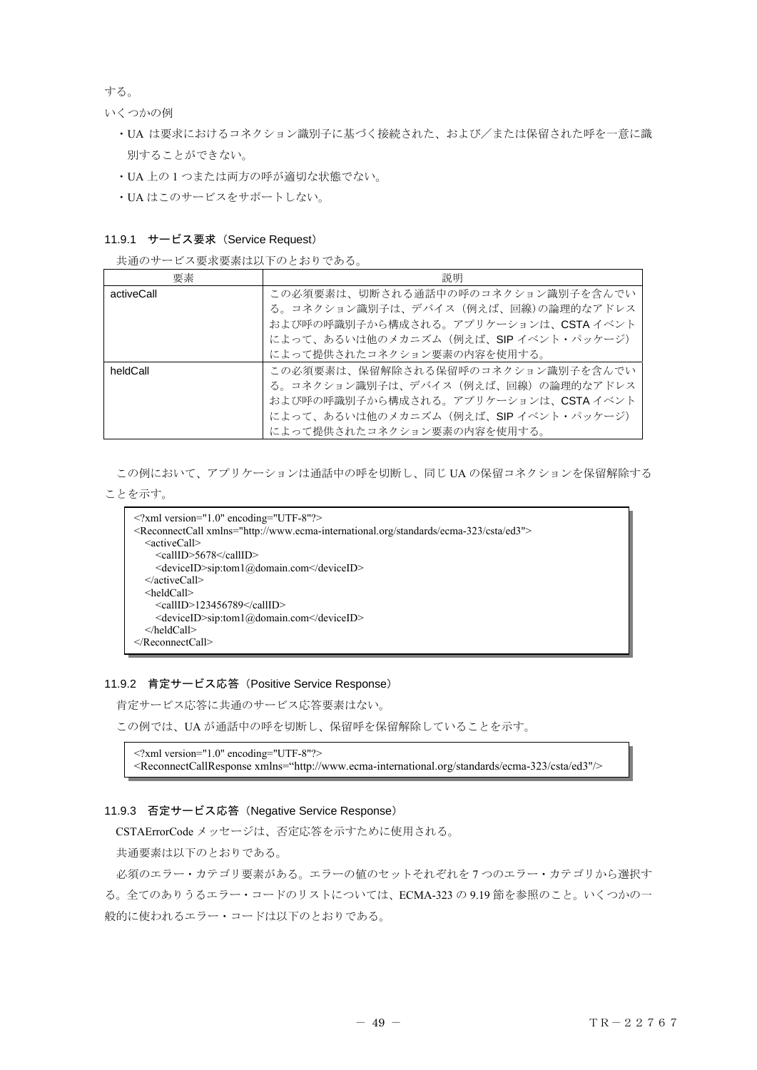する。

いくつかの例

- UA は要求におけるコネクション識別子に基づく接続された、および／または保留された呼を一意に識別することができない。
- UA 上の 1 つまたは両方の呼が適切な状態でない。
- UA はこのサービスをサポートしない。

### 11.9.1　サービス要求（Service Request）

共通のサービス要求要素は以下のとおりである。

| 要素 | 説明 |
| --- | --- |
| activeCall | この必須要素は、切断される通話中の呼のコネクション識別子を含んでいる。コネクション識別子は、デバイス（例えば、回線）の論理的なアドレスおよび呼の呼識別子から構成される。アプリケーションは、CSTA イベントによって、あるいは他のメカニズム（例えば、SIP イベント・パッケージ）によって提供されたコネクション要素の内容を使用する。 |
| heldCall | この必須要素は、保留解除される保留呼のコネクション識別子を含んでいる。コネクション識別子は、デバイス（例えば、回線）の論理的なアドレスおよび呼の呼識別子から構成される。アプリケーションは、CSTA イベントによって、あるいは他のメカニズム（例えば、SIP イベント・パッケージ）によって提供されたコネクション要素の内容を使用する。 |

この例において、アプリケーションは通話中の呼を切断し、同じ UA の保留コネクションを保留解除することを示す。

```
<?xml version="1.0" encoding="UTF-8"?>
<ReconnectCall xmlns="http://www.ecma-international.org/standards/ecma-323/csta/ed3">
   <activeCall>
      <callID>5678</callID>
      <deviceID>sip:tom1@domain.com</deviceID>
   </activeCall>
   <heldCall>
      <callID>123456789</callID>
      <deviceID>sip:tom1@domain.com</deviceID>
   </heldCall>
</ReconnectCall>
```

### 11.9.2　肯定サービス応答（Positive Service Response）

肯定サービス応答に共通のサービス応答要素はない。

この例では、UA が通話中の呼を切断し、保留呼を保留解除していることを示す。

```
<?xml version="1.0" encoding="UTF-8"?>
<ReconnectCallResponse xmlns="http://www.ecma-international.org/standards/ecma-323/csta/ed3"/>
```

### 11.9.3　否定サービス応答（Negative Service Response）

CSTAErrorCode メッセージは、否定応答を示すために使用される。

共通要素は以下のとおりである。

必須のエラー・カテゴリ要素がある。エラーの値のセットそれぞれを 7 つのエラー・カテゴリから選択する。全てのありうるエラー・コードのリストについては、ECMA-323 の 9.19 節を参照のこと。いくつかの一般的に使われるエラー・コードは以下のとおりである。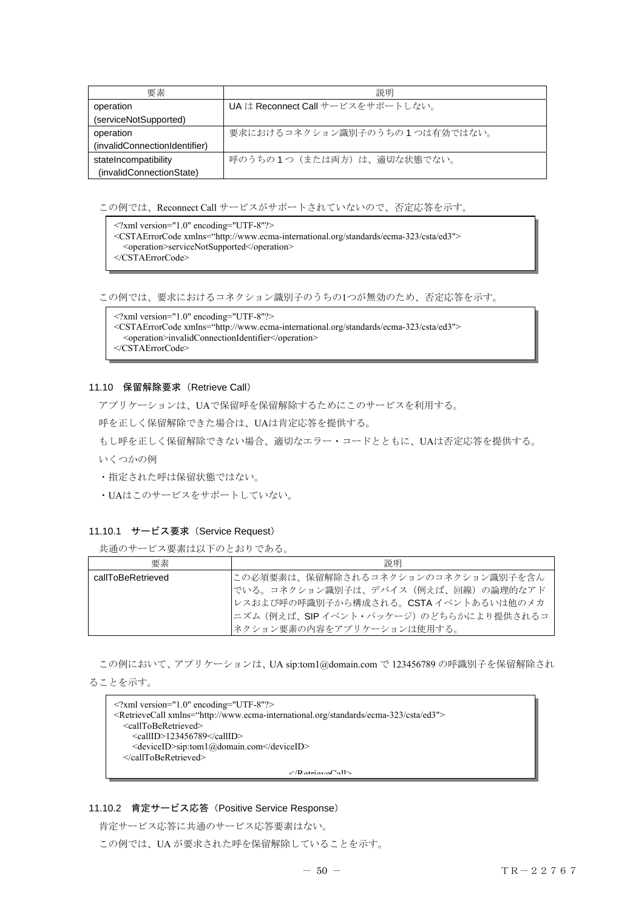| 要素 | 説明 |
| --- | --- |
| operation (serviceNotSupported) | UA は Reconnect Call サービスをサポートしない。 |
| operation (invalidConnectionIdentifier) | 要求におけるコネクション識別子のうちの 1 つは有効ではない。 |
| stateIncompatibility (invalidConnectionState) | 呼のうちの 1 つ（または両方）は、適切な状態でない。 |

この例では、Reconnect Call サービスがサポートされていないので、否定応答を示す。

```
<?xml version="1.0" encoding="UTF-8"?>
<CSTAErrorCode xmlns="http://www.ecma-international.org/standards/ecma-323/csta/ed3">
  <operation>serviceNotSupported</operation>
</CSTAErrorCode>
```

この例では、要求におけるコネクション識別子のうちの1つが無効のため、否定応答を示す。

```
<?xml version="1.0" encoding="UTF-8"?>
<CSTAErrorCode xmlns="http://www.ecma-international.org/standards/ecma-323/csta/ed3">
  <operation>invalidConnectionIdentifier</operation>
</CSTAErrorCode>
```

### 11.10　保留解除要求（Retrieve Call）

アプリケーションは、UAで保留呼を保留解除するためにこのサービスを利用する。

呼を正しく保留解除できた場合は、UAは肯定応答を提供する。

もし呼を正しく保留解除できない場合、適切なエラー・コードとともに、UAは否定応答を提供する。

いくつかの例

・指定された呼は保留状態ではない。

・UAはこのサービスをサポートしていない。

#### 11.10.1　サービス要求（Service Request）

共通のサービス要素は以下のとおりである。

| 要素 | 説明 |
| --- | --- |
| callToBeRetrieved | この必須要素は、保留解除されるコネクションのコネクション識別子を含んでいる。コネクション識別子は、デバイス（例えば、回線）の論理的なアドレスおよび呼の呼識別子から構成される。CSTA イベントあるいは他のメカニズム（例えば、SIP イベント・パッケージ）のどちらかにより提供されるコネクション要素の内容をアプリケーションは使用する。 |

この例において、アプリケーションは、UA sip:tom1@domain.com で 123456789 の呼識別子を保留解除されることを示す。

```
<?xml version="1.0" encoding="UTF-8"?>
<RetrieveCall xmlns="http://www.ecma-international.org/standards/ecma-323/csta/ed3">
  <callToBeRetrieved>
    <callID>123456789</callID>
    <deviceID>sip:tom1@domain.com</deviceID>
  </callToBeRetrieved>
</RetrieveCall>
```

#### 11.10.2　肯定サービス応答（Positive Service Response）

肯定サービス応答に共通のサービス応答要素はない。

この例では、UA が要求された呼を保留解除していることを示す。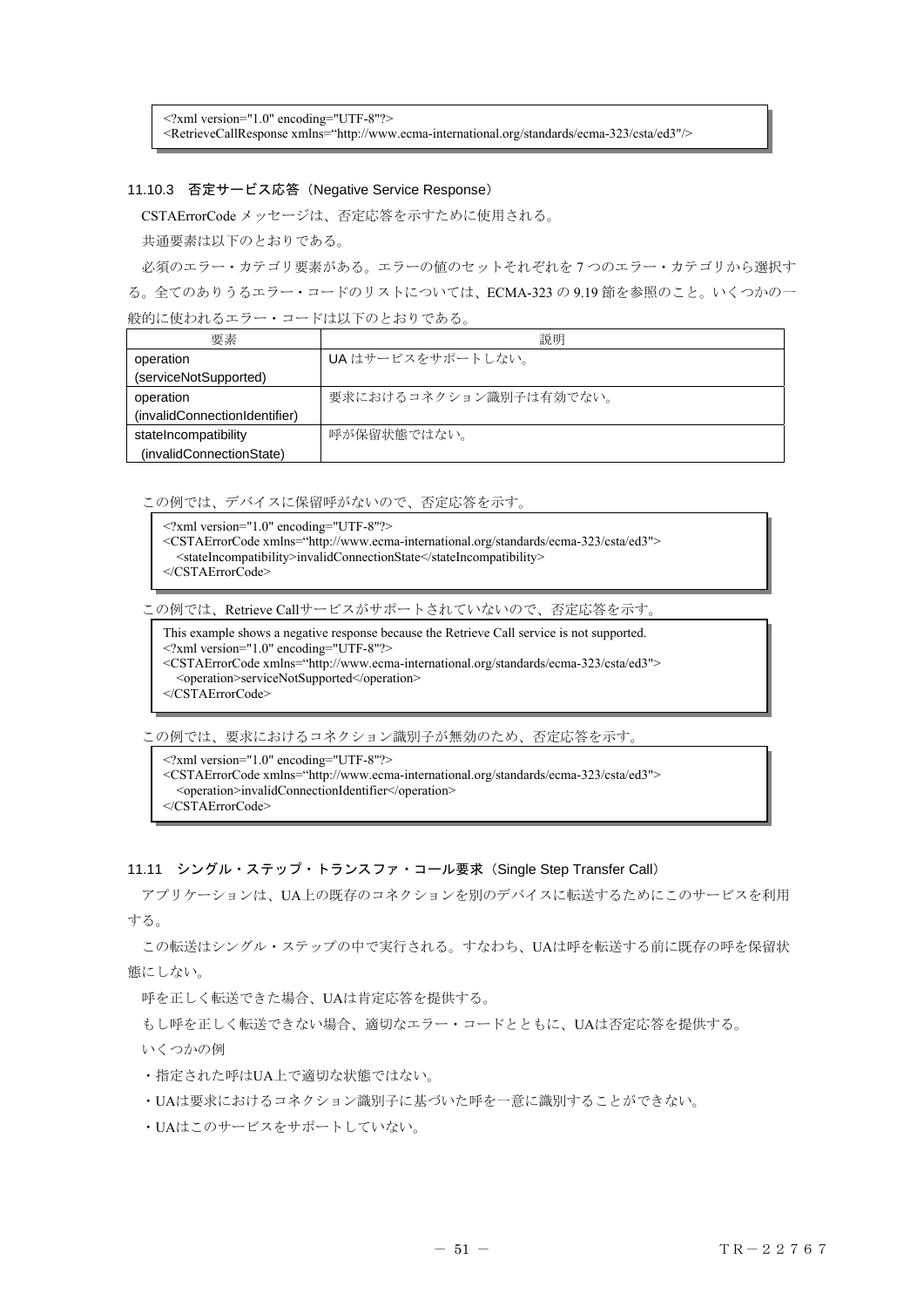```
<?xml version="1.0" encoding="UTF-8"?>
<RetrieveCallResponse xmlns="http://www.ecma-international.org/standards/ecma-323/csta/ed3"/>
```

### 11.10.3　否定サービス応答（Negative Service Response）

CSTAErrorCode メッセージは、否定応答を示すために使用される。

共通要素は以下のとおりである。

必須のエラー・カテゴリ要素がある。エラーの値のセットそれぞれを 7 つのエラー・カテゴリから選択する。全てのありうるエラー・コードのリストについては、ECMA-323 の 9.19 節を参照のこと。いくつかの一般的に使われるエラー・コードは以下のとおりである。

| 要素 | 説明 |
|---|---|
| operation (serviceNotSupported) | UA はサービスをサポートしない。 |
| operation (invalidConnectionIdentifier) | 要求におけるコネクション識別子は有効でない。 |
| stateIncompatibility (invalidConnectionState) | 呼が保留状態ではない。 |

この例では、デバイスに保留呼がないので、否定応答を示す。

```
<?xml version="1.0" encoding="UTF-8"?>
<CSTAErrorCode xmlns="http://www.ecma-international.org/standards/ecma-323/csta/ed3">
  <stateIncompatibility>invalidConnectionState</stateIncompatibility>
</CSTAErrorCode>
```

この例では、Retrieve Callサービスがサポートされていないので、否定応答を示す。

```
This example shows a negative response because the Retrieve Call service is not supported.
<?xml version="1.0" encoding="UTF-8"?>
<CSTAErrorCode xmlns="http://www.ecma-international.org/standards/ecma-323/csta/ed3">
  <operation>serviceNotSupported</operation>
</CSTAErrorCode>
```

この例では、要求におけるコネクション識別子が無効のため、否定応答を示す。

```
<?xml version="1.0" encoding="UTF-8"?>
<CSTAErrorCode xmlns="http://www.ecma-international.org/standards/ecma-323/csta/ed3">
  <operation>invalidConnectionIdentifier</operation>
</CSTAErrorCode>
```

## 11.11　シングル・ステップ・トランスファ・コール要求（Single Step Transfer Call）

アプリケーションは、UA上の既存のコネクションを別のデバイスに転送するためにこのサービスを利用する。

この転送はシングル・ステップの中で実行される。すなわち、UAは呼を転送する前に既存の呼を保留状態にしない。

呼を正しく転送できた場合、UAは肯定応答を提供する。

もし呼を正しく転送できない場合、適切なエラー・コードとともに、UAは否定応答を提供する。

いくつかの例

- 指定された呼はUA上で適切な状態ではない。
- UAは要求におけるコネクション識別子に基づいた呼を一意に識別することができない。
- UAはこのサービスをサポートしていない。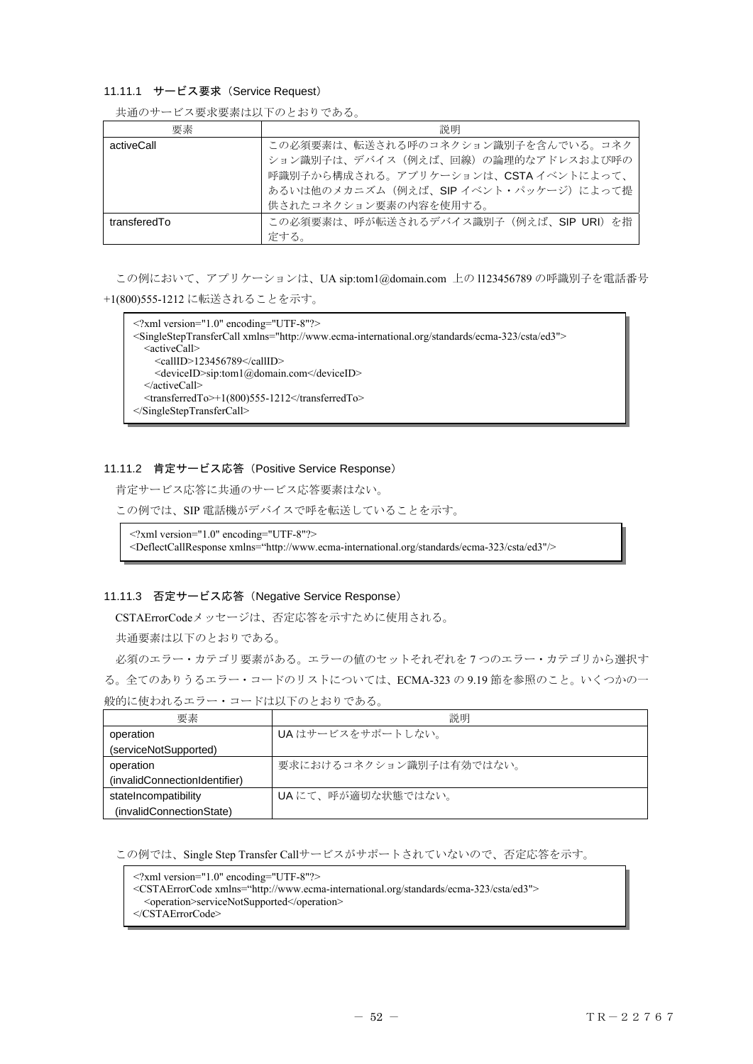### 11.11.1　サービス要求（Service Request）

共通のサービス要求要素は以下のとおりである。

| 要素 | 説明 |
|---|---|
| activeCall | この必須要素は、転送される呼のコネクション識別子を含んでいる。コネクション識別子は、デバイス（例えば、回線）の論理的なアドレスおよび呼の呼識別子から構成される。アプリケーションは、CSTA イベントによって、あるいは他のメカニズム（例えば、SIP イベント・パッケージ）によって提供されたコネクション要素の内容を使用する。 |
| transferedTo | この必須要素は、呼が転送されるデバイス識別子（例えば、SIP URI）を指定する。 |

この例において、アプリケーションは、UA sip:tom1@domain.com 上の l123456789 の呼識別子を電話番号 +1(800)555-1212 に転送されることを示す。

```
<?xml version="1.0" encoding="UTF-8"?>
<SingleStepTransferCall xmlns="http://www.ecma-international.org/standards/ecma-323/csta/ed3">
   <activeCall>
      <callID>123456789</callID>
      <deviceID>sip:tom1@domain.com</deviceID>
   </activeCall>
   <transferredTo>+1(800)555-1212</transferredTo>
</SingleStepTransferCall>
```

### 11.11.2　肯定サービス応答（Positive Service Response）

肯定サービス応答に共通のサービス応答要素はない。

この例では、SIP 電話機がデバイスで呼を転送していることを示す。

```
<?xml version="1.0" encoding="UTF-8"?>
<DeflectCallResponse xmlns="http://www.ecma-international.org/standards/ecma-323/csta/ed3"/>
```

### 11.11.3　否定サービス応答（Negative Service Response）

CSTAErrorCodeメッセージは、否定応答を示すために使用される。

共通要素は以下のとおりである。

必須のエラー・カテゴリ要素がある。エラーの値のセットそれぞれを 7 つのエラー・カテゴリから選択する。全てのありうるエラー・コードのリストについては、ECMA-323 の 9.19 節を参照のこと。いくつかの一般的に使われるエラー・コードは以下のとおりである。

| 要素 | 説明 |
|---|---|
| operation (serviceNotSupported) | UA はサービスをサポートしない。 |
| operation (invalidConnectionIdentifier) | 要求におけるコネクション識別子は有効ではない。 |
| stateIncompatibility (invalidConnectionState) | UA にて、呼が適切な状態ではない。 |

この例では、Single Step Transfer Callサービスがサポートされていないので、否定応答を示す。

```
<?xml version="1.0" encoding="UTF-8"?>
<CSTAErrorCode xmlns="http://www.ecma-international.org/standards/ecma-323/csta/ed3">
   <operation>serviceNotSupported</operation>
</CSTAErrorCode>
```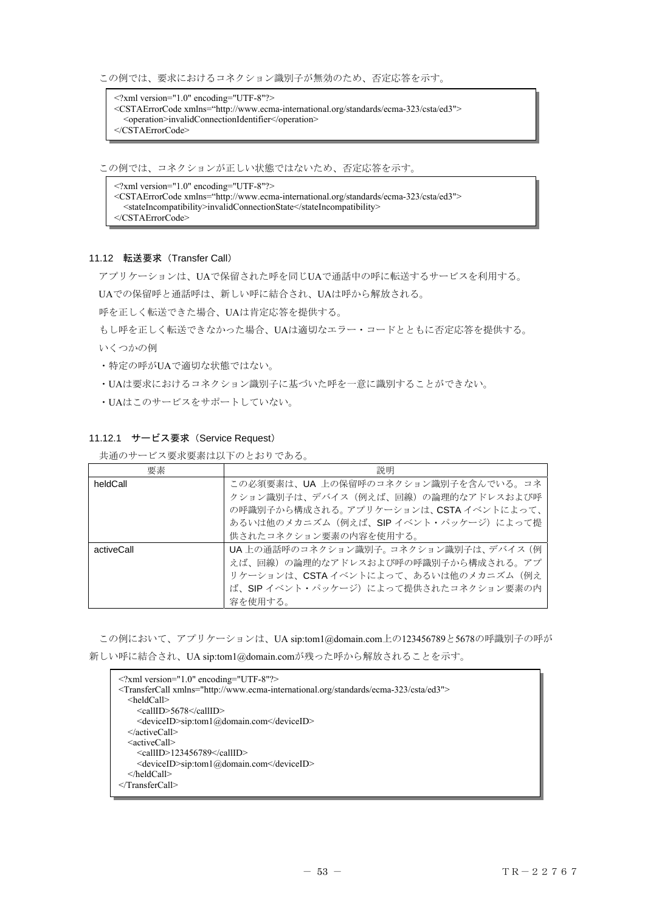この例では、要求におけるコネクション識別子が無効のため、否定応答を示す。

```
<?xml version="1.0" encoding="UTF-8"?>
<CSTAErrorCode xmlns="http://www.ecma-international.org/standards/ecma-323/csta/ed3">
  <operation>invalidConnectionIdentifier</operation>
</CSTAErrorCode>
```

この例では、コネクションが正しい状態ではないため、否定応答を示す。

```
<?xml version="1.0" encoding="UTF-8"?>
<CSTAErrorCode xmlns="http://www.ecma-international.org/standards/ecma-323/csta/ed3">
  <stateIncompatibility>invalidConnectionState</stateIncompatibility>
</CSTAErrorCode>
```

### 11.12 転送要求（Transfer Call）

アプリケーションは、UAで保留された呼を同じUAで通話中の呼に転送するサービスを利用する。

UAでの保留呼と通話呼は、新しい呼に結合され、UAは呼から解放される。

呼を正しく転送できた場合、UAは肯定応答を提供する。

もし呼を正しく転送できなかった場合、UAは適切なエラー・コードとともに否定応答を提供する。

いくつかの例

- 特定の呼がUAで適切な状態ではない。
- UAは要求におけるコネクション識別子に基づいた呼を一意に識別することができない。
- UAはこのサービスをサポートしていない。

#### 11.12.1 サービス要求（Service Request）

共通のサービス要求要素は以下のとおりである。

| 要素 | 説明 |
| --- | --- |
| heldCall | この必須要素は、UA 上の保留呼のコネクション識別子を含んでいる。コネクション識別子は、デバイス（例えば、回線）の論理的なアドレスおよび呼の呼識別子から構成される。アプリケーションは、CSTA イベントによって、あるいは他のメカニズム（例えば、SIP イベント・パッケージ）によって提供されたコネクション要素の内容を使用する。 |
| activeCall | UA 上の通話呼のコネクション識別子。コネクション識別子は、デバイス（例えば、回線）の論理的なアドレスおよび呼の呼識別子から構成される。アプリケーションは、CSTA イベントによって、あるいは他のメカニズム（例えば、SIP イベント・パッケージ）によって提供されたコネクション要素の内容を使用する。 |

この例において、アプリケーションは、UA sip:tom1@domain.com上の123456789と5678の呼識別子の呼が新しい呼に結合され、UA sip:tom1@domain.comが残った呼から解放されることを示す。

```
<?xml version="1.0" encoding="UTF-8"?>
<TransferCall xmlns="http://www.ecma-international.org/standards/ecma-323/csta/ed3">
  <heldCall>
    <callID>5678</callID>
    <deviceID>sip:tom1@domain.com</deviceID>
  </activeCall>
  <activeCall>
    <callID>123456789</callID>
    <deviceID>sip:tom1@domain.com</deviceID>
  </heldCall>
</TransferCall>
```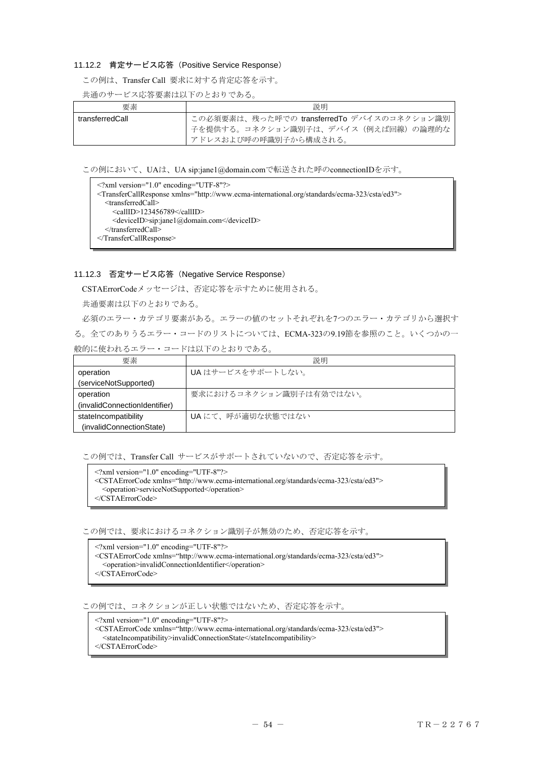### 11.12.2　肯定サービス応答（Positive Service Response）

この例は、Transfer Call 要求に対する肯定応答を示す。

共通のサービス応答要素は以下のとおりである。

| 要素 | 説明 |
|---|---|
| transferredCall | この必須要素は、残った呼での transferredTo デバイスのコネクション識別子を提供する。コネクション識別子は、デバイス（例えば回線）の論理的なアドレスおよび呼の呼識別子から構成される。 |

この例において、UAは、UA sip:jane1@domain.comで転送された呼のconnectionIDを示す。

```
<?xml version="1.0" encoding="UTF-8"?>
<TransferCallResponse xmlns="http://www.ecma-international.org/standards/ecma-323/csta/ed3">
  <transferredCall>
    <callID>123456789</callID>
    <deviceID>sip:jane1@domain.com</deviceID>
  </transferredCall>
</TransferCallResponse>
```

### 11.12.3　否定サービス応答（Negative Service Response）

CSTAErrorCodeメッセージは、否定応答を示すために使用される。

共通要素は以下のとおりである。

必須のエラー・カテゴリ要素がある。エラーの値のセットそれぞれを7つのエラー・カテゴリから選択する。全てのありうるエラー・コードのリストについては、ECMA-323の9.19節を参照のこと。いくつかの一般的に使われるエラー・コードは以下のとおりである。

| 要素 | 説明 |
|---|---|
| operation (serviceNotSupported) | UA はサービスをサポートしない。 |
| operation (invalidConnectionIdentifier) | 要求におけるコネクション識別子は有効ではない。 |
| stateIncompatibility (invalidConnectionState) | UA にて、呼が適切な状態ではない |

この例では、Transfer Call サービスがサポートされていないので、否定応答を示す。

```
<?xml version="1.0" encoding="UTF-8"?>
<CSTAErrorCode xmlns="http://www.ecma-international.org/standards/ecma-323/csta/ed3">
  <operation>serviceNotSupported</operation>
</CSTAErrorCode>
```

この例では、要求におけるコネクション識別子が無効のため、否定応答を示す。

```
<?xml version="1.0" encoding="UTF-8"?>
<CSTAErrorCode xmlns="http://www.ecma-international.org/standards/ecma-323/csta/ed3">
  <operation>invalidConnectionIdentifier</operation>
</CSTAErrorCode>
```

この例では、コネクションが正しい状態ではないため、否定応答を示す。

```
<?xml version="1.0" encoding="UTF-8"?>
<CSTAErrorCode xmlns="http://www.ecma-international.org/standards/ecma-323/csta/ed3">
  <stateIncompatibility>invalidConnectionState</stateIncompatibility>
</CSTAErrorCode>
```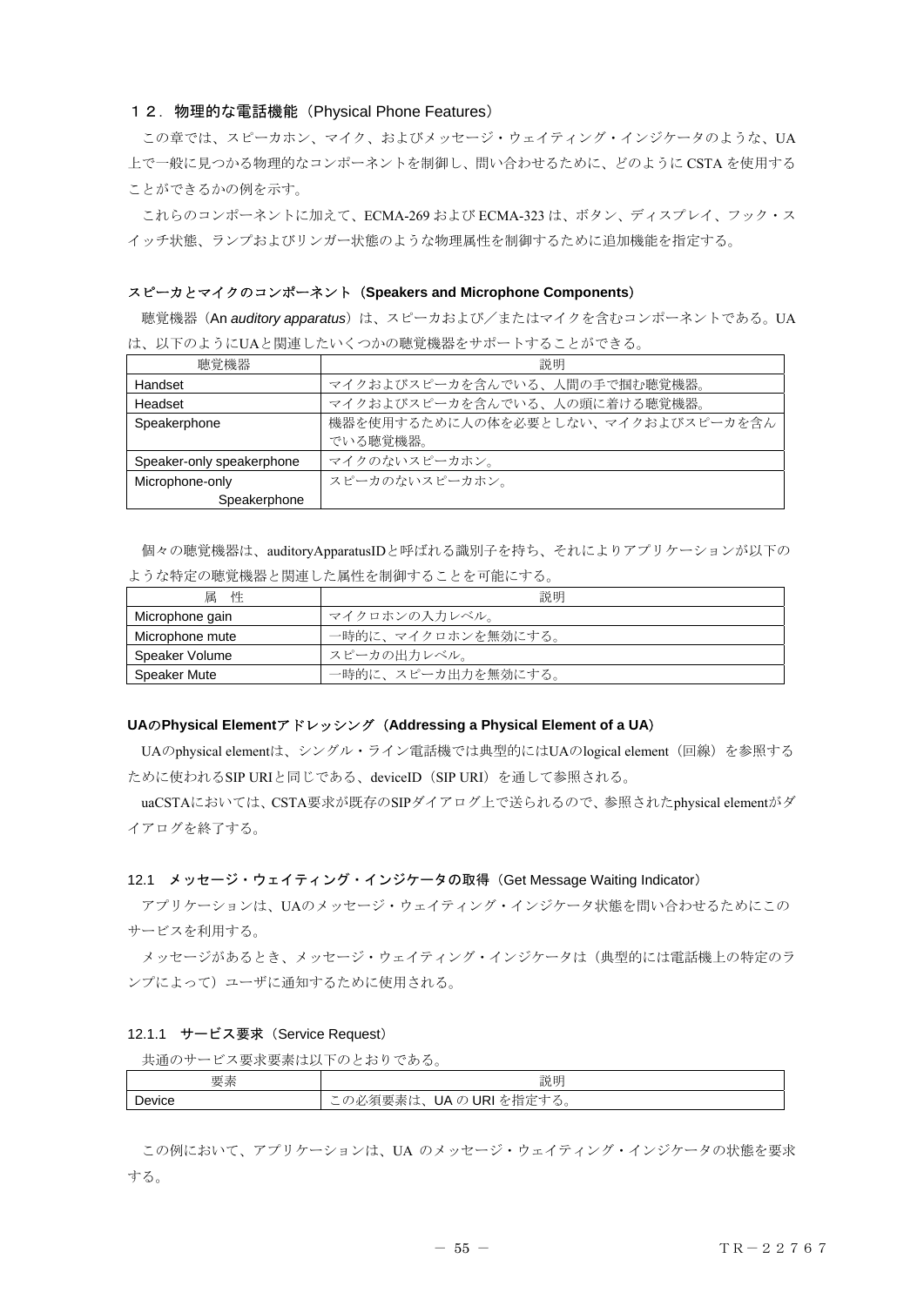## １２．物理的な電話機能（Physical Phone Features）

この章では、スピーカホン、マイク、およびメッセージ・ウェイティング・インジケータのような、UA 上で一般に見つかる物理的なコンポーネントを制御し、問い合わせるために、どのように CSTA を使用することができるかの例を示す。

これらのコンポーネントに加えて、ECMA-269 および ECMA-323 は、ボタン、ディスプレイ、フック・スイッチ状態、ランプおよびリンガー状態のような物理属性を制御するために追加機能を指定する。

### スピーカとマイクのコンポーネント（Speakers and Microphone Components）

聴覚機器（An *auditory apparatus*）は、スピーカおよび／またはマイクを含むコンポーネントである。UA は、以下のようにUAと関連したいくつかの聴覚機器をサポートすることができる。

| 聴覚機器 | 説明 |
|---|---|
| Handset | マイクおよびスピーカを含んでいる、人間の手で掴む聴覚機器。 |
| Headset | マイクおよびスピーカを含んでいる、人の頭に着ける聴覚機器。 |
| Speakerphone | 機器を使用するために人の体を必要としない、マイクおよびスピーカを含んでいる聴覚機器。 |
| Speaker-only speakerphone | マイクのないスピーカホン。 |
| Microphone-only Speakerphone | スピーカのないスピーカホン。 |

個々の聴覚機器は、auditoryApparatusIDと呼ばれる識別子を持ち、それによりアプリケーションが以下のような特定の聴覚機器と関連した属性を制御することを可能にする。

| 属　性 | 説明 |
|---|---|
| Microphone gain | マイクロホンの入力レベル。 |
| Microphone mute | 一時的に、マイクロホンを無効にする。 |
| Speaker Volume | スピーカの出力レベル。 |
| Speaker Mute | 一時的に、スピーカ出力を無効にする。 |

### UAのPhysical Elementアドレッシング（Addressing a Physical Element of a UA）

UAのphysical elementは、シングル・ライン電話機では典型的にはUAのlogical element（回線）を参照するために使われるSIP URIと同じである、deviceID（SIP URI）を通して参照される。

uaCSTAにおいては、CSTA要求が既存のSIPダイアログ上で送られるので、参照されたphysical elementがダイアログを終了する。

### 12.1　メッセージ・ウェイティング・インジケータの取得（Get Message Waiting Indicator）

アプリケーションは、UAのメッセージ・ウェイティング・インジケータ状態を問い合わせるためにこのサービスを利用する。

メッセージがあるとき、メッセージ・ウェイティング・インジケータは（典型的には電話機上の特定のランプによって）ユーザに通知するために使用される。

#### 12.1.1　サービス要求（Service Request）

共通のサービス要求要素は以下のとおりである。

| 要素 | 説明 |
|---|---|
| Device | この必須要素は、UA の URI を指定する。 |

この例において、アプリケーションは、UA のメッセージ・ウェイティング・インジケータの状態を要求する。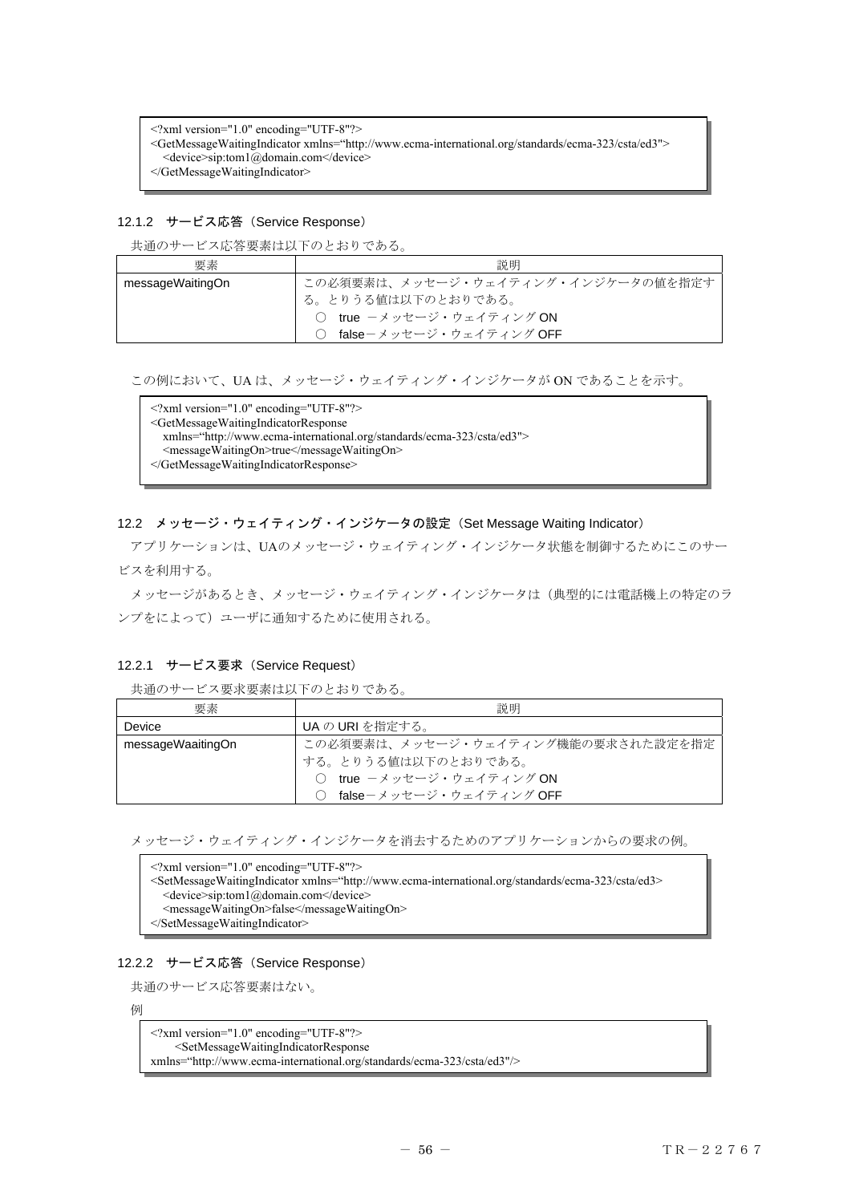```
<?xml version="1.0" encoding="UTF-8"?>
<GetMessageWaitingIndicator xmlns="http://www.ecma-international.org/standards/ecma-323/csta/ed3">
  <device>sip:tom1@domain.com</device>
</GetMessageWaitingIndicator>
```

#### 12.1.2 サービス応答（Service Response）

共通のサービス応答要素は以下のとおりである。

| 要素 | 説明 |
| --- | --- |
| messageWaitingOn | この必須要素は、メッセージ・ウェイティング・インジケータの値を指定する。とりうる値は以下のとおりである。<br>○ true －メッセージ・ウェイティング ON<br>○ false－メッセージ・ウェイティング OFF |

この例において、UA は、メッセージ・ウェイティング・インジケータが ON であることを示す。

```
<?xml version="1.0" encoding="UTF-8"?>
<GetMessageWaitingIndicatorResponse
  xmlns="http://www.ecma-international.org/standards/ecma-323/csta/ed3">
  <messageWaitingOn>true</messageWaitingOn>
</GetMessageWaitingIndicatorResponse>
```

### 12.2 メッセージ・ウェイティング・インジケータの設定（Set Message Waiting Indicator）

アプリケーションは、UAのメッセージ・ウェイティング・インジケータ状態を制御するためにこのサービスを利用する。

メッセージがあるとき、メッセージ・ウェイティング・インジケータは（典型的には電話機上の特定のランプをによって）ユーザに通知するために使用される。

#### 12.2.1 サービス要求（Service Request）

共通のサービス要求要素は以下のとおりである。

| 要素 | 説明 |
| --- | --- |
| Device | UA の URI を指定する。 |
| messageWaaitingOn | この必須要素は、メッセージ・ウェイティング機能の要求された設定を指定する。とりうる値は以下のとおりである。<br>○ true －メッセージ・ウェイティング ON<br>○ false－メッセージ・ウェイティング OFF |

メッセージ・ウェイティング・インジケータを消去するためのアプリケーションからの要求の例。

```
<?xml version="1.0" encoding="UTF-8"?>
<SetMessageWaitingIndicator xmlns="http://www.ecma-international.org/standards/ecma-323/csta/ed3>
  <device>sip:tom1@domain.com</device>
  <messageWaitingOn>false</messageWaitingOn>
</SetMessageWaitingIndicator>
```

#### 12.2.2 サービス応答（Service Response）

共通のサービス応答要素はない。

例

```
<?xml version="1.0" encoding="UTF-8"?>
    <SetMessageWaitingIndicatorResponse
xmlns="http://www.ecma-international.org/standards/ecma-323/csta/ed3"/>
```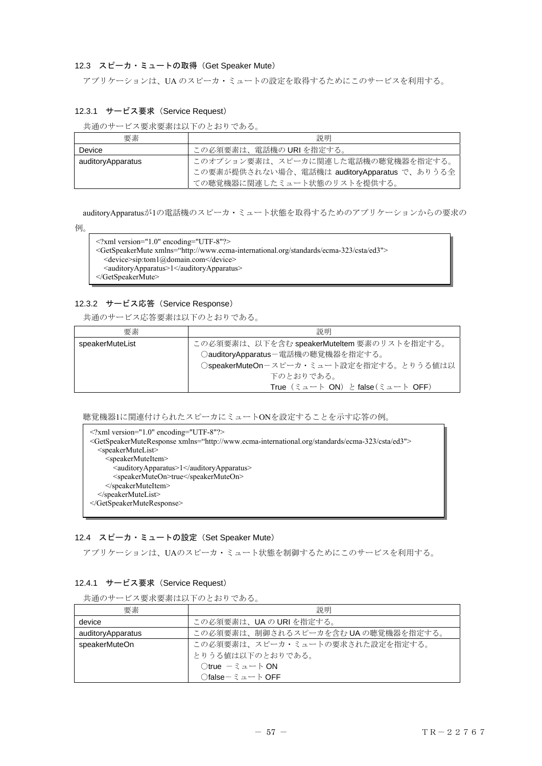### 12.3 スピーカ・ミュートの取得（Get Speaker Mute）

アプリケーションは、UA のスピーカ・ミュートの設定を取得するためにこのサービスを利用する。

#### 12.3.1 サービス要求（Service Request）

共通のサービス要求要素は以下のとおりである。

| 要素 | 説明 |
| --- | --- |
| Device | この必須要素は、電話機の URI を指定する。 |
| auditoryApparatus | このオプション要素は、スピーカに関連した電話機の聴覚機器を指定する。この要素が提供されない場合、電話機は auditoryApparatus で、ありうる全ての聴覚機器に関連したミュート状態のリストを提供する。 |

auditoryApparatusが1の電話機のスピーカ・ミュート状態を取得するためのアプリケーションからの要求の例。

```
<?xml version="1.0" encoding="UTF-8"?>
<GetSpeakerMute xmlns="http://www.ecma-international.org/standards/ecma-323/csta/ed3">
  <device>sip:tom1@domain.com</device>
  <auditoryApparatus>1</auditoryApparatus>
</GetSpeakerMute>
```

#### 12.3.2 サービス応答（Service Response）

共通のサービス応答要素は以下のとおりである。

| 要素 | 説明 |
| --- | --- |
| speakerMuteList | この必須要素は、以下を含む speakerMuteItem 要素のリストを指定する。<br>○auditoryApparatus－電話機の聴覚機器を指定する。<br>○speakerMuteOn－スピーカ・ミュート設定を指定する。とりうる値は以下のとおりである。<br>True（ミュート ON）と false（ミュート OFF） |

聴覚機器1に関連付けられたスピーカにミュートONを設定することを示す応答の例。

```
<?xml version="1.0" encoding="UTF-8"?>
<GetSpeakerMuteResponse xmlns="http://www.ecma-international.org/standards/ecma-323/csta/ed3">
  <speakerMuteList>
    <speakerMuteItem>
      <auditoryApparatus>1</auditoryApparatus>
      <speakerMuteOn>true</speakerMuteOn>
    </speakerMuteItem>
  </speakerMuteList>
</GetSpeakerMuteResponse>
```

### 12.4 スピーカ・ミュートの設定（Set Speaker Mute）

アプリケーションは、UAのスピーカ・ミュート状態を制御するためにこのサービスを利用する。

#### 12.4.1 サービス要求（Service Request）

共通のサービス要求要素は以下のとおりである。

| 要素 | 説明 |
| --- | --- |
| device | この必須要素は、UA の URI を指定する。 |
| auditoryApparatus | この必須要素は、制御されるスピーカを含む UA の聴覚機器を指定する。 |
| speakerMuteOn | この必須要素は、スピーカ・ミュートの要求された設定を指定する。<br>とりうる値は以下のとおりである。<br>○true －ミュート ON<br>○false－ミュート OFF |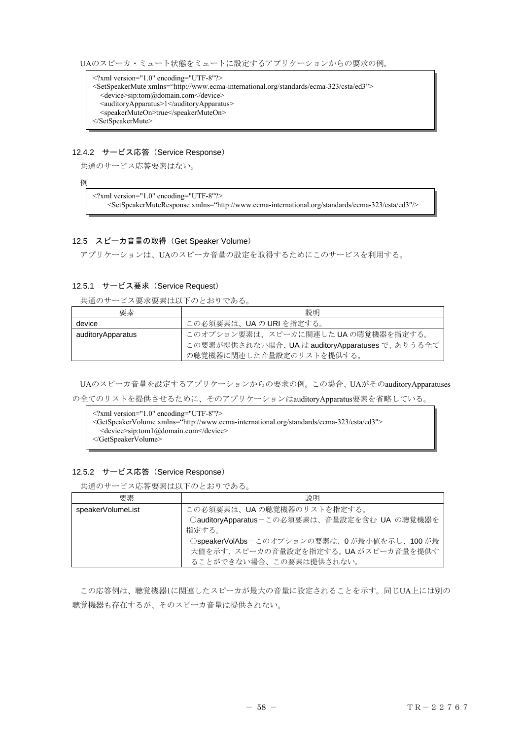UAのスピーカ・ミュート状態をミュートに設定するアプリケーションからの要求の例。

```
<?xml version="1.0" encoding="UTF-8"?>
<SetSpeakerMute xmlns=“http://www.ecma-international.org/standards/ecma-323/csta/ed3”>
   <device>sip:tom@domain.com</device>
   <auditoryApparatus>1</auditoryApparatus>
   <speakerMuteOn>true</speakerMuteOn>
</SetSpeakerMute>
```

### 12.4.2 サービス応答（Service Response）

共通のサービス応答要素はない。

例

```
<?xml version="1.0" encoding="UTF-8"?>
      <SetSpeakerMuteResponse xmlns=“http://www.ecma-international.org/standards/ecma-323/csta/ed3"/>
```

## 12.5 スピーカ音量の取得（Get Speaker Volume）

アプリケーションは、UAのスピーカ音量の設定を取得するためにこのサービスを利用する。

### 12.5.1 サービス要求（Service Request）

共通のサービス要求要素は以下のとおりである。

| 要素 | 説明 |
|---|---|
| device | この必須要素は、UA の URI を指定する。 |
| auditoryApparatus | このオプション要素は、スピーカに関連した UA の聴覚機器を指定する。<br>この要素が提供されない場合、UA は auditoryApparatuses で、ありうる全ての聴覚機器に関連した音量設定のリストを提供する。 |

UAのスピーカ音量を設定するアプリケーションからの要求の例。この場合、UAがそのauditoryApparatusesの全てのリストを提供させるために、そのアプリケーションはauditoryApparatus要素を省略している。

```
<?xml version="1.0" encoding="UTF-8"?>
<GetSpeakerVolume xmlns=“http://www.ecma-international.org/standards/ecma-323/csta/ed3">
   <device>sip:tom1@domain.com</device>
</GetSpeakerVolume>
```

### 12.5.2 サービス応答（Service Response）

共通のサービス応答要素は以下のとおりである。

| 要素 | 説明 |
|---|---|
| speakerVolumeList | この必須要素は、UA の聴覚機器のリストを指定する。<br>○auditoryApparatus－この必須要素は、音量設定を含む UA の聴覚機器を指定する。<br>○speakerVolAbs－このオプションの要素は、0 が最小値を示し、100 が最大値を示す、スピーカの音量設定を指定する。UA がスピーカ音量を提供することができない場合、この要素は提供されない。 |

この応答例は、聴覚機器1に関連したスピーカが最大の音量に設定されることを示す。同じUA上には別の聴覚機器も存在するが、そのスピーカ音量は提供されない。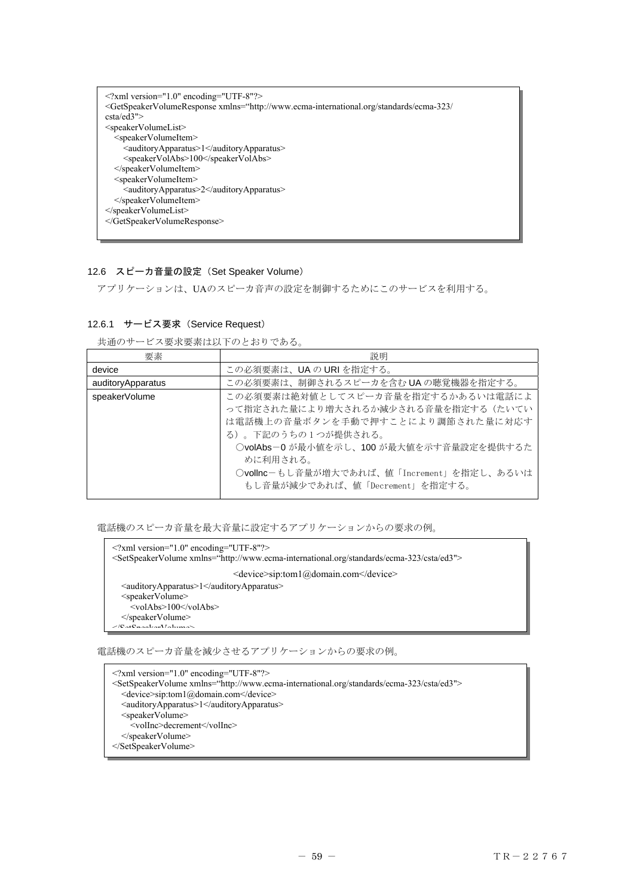```
<?xml version="1.0" encoding="UTF-8"?>
<GetSpeakerVolumeResponse xmlns="http://www.ecma-international.org/standards/ecma-323/
csta/ed3">
<speakerVolumeList>
  <speakerVolumeItem>
    <auditoryApparatus>1</auditoryApparatus>
    <speakerVolAbs>100</speakerVolAbs>
  </speakerVolumeItem>
  <speakerVolumeItem>
    <auditoryApparatus>2</auditoryApparatus>
  </speakerVolumeItem>
</speakerVolumeList>
</GetSpeakerVolumeResponse>
```

### 12.6　スピーカ音量の設定（Set Speaker Volume）

アプリケーションは、UAのスピーカ音声の設定を制御するためにこのサービスを利用する。

#### 12.6.1　サービス要求（Service Request）

共通のサービス要求要素は以下のとおりである。

| 要素 | 説明 |
|---|---|
| device | この必須要素は、UA の URI を指定する。 |
| auditoryApparatus | この必須要素は、制御されるスピーカを含む UA の聴覚機器を指定する。 |
| speakerVolume | この必須要素は絶対値としてスピーカ音量を指定するかあるいは電話によって指定された量により増大されるか減少される音量を指定する（たいていは電話機上の音量ボタンを手動で押すことにより調節された量に対応する）。下記のうちの１つが提供される。<br>○volAbs－0 が最小値を示し、100 が最大値を示す音量設定を提供するために利用される。<br>○volInc－もし音量が増大であれば、値「Increment」を指定し、あるいはもし音量が減少であれば、値「Decrement」を指定する。 |

電話機のスピーカ音量を最大音量に設定するアプリケーションからの要求の例。

```
<?xml version="1.0" encoding="UTF-8"?>
<SetSpeakerVolume xmlns="http://www.ecma-international.org/standards/ecma-323/csta/ed3">
                    <device>sip:tom1@domain.com</device>
  <auditoryApparatus>1</auditoryApparatus>
  <speakerVolume>
    <volAbs>100</volAbs>
  </speakerVolume>
</SetSpeakerVolume>
```

電話機のスピーカ音量を減少させるアプリケーションからの要求の例。

```
<?xml version="1.0" encoding="UTF-8"?>
<SetSpeakerVolume xmlns="http://www.ecma-international.org/standards/ecma-323/csta/ed3">
  <device>sip:tom1@domain.com</device>
  <auditoryApparatus>1</auditoryApparatus>
  <speakerVolume>
    <volInc>decrement</volInc>
  </speakerVolume>
</SetSpeakerVolume>
```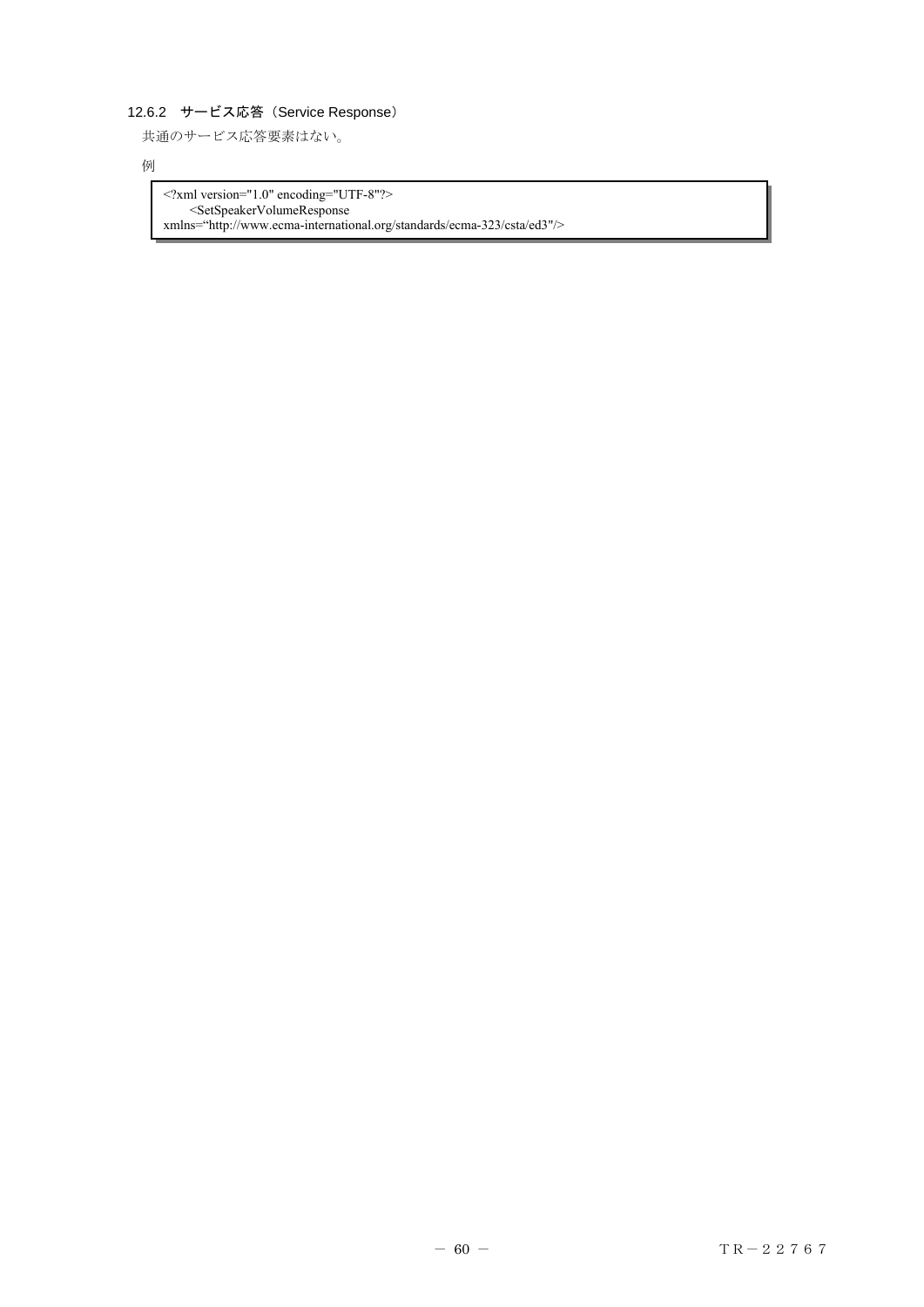#### 12.6.2　サービス応答（Service Response）

共通のサービス応答要素はない。

例

```
<?xml version="1.0" encoding="UTF-8"?>
      <SetSpeakerVolumeResponse
xmlns="http://www.ecma-international.org/standards/ecma-323/csta/ed3"/>
```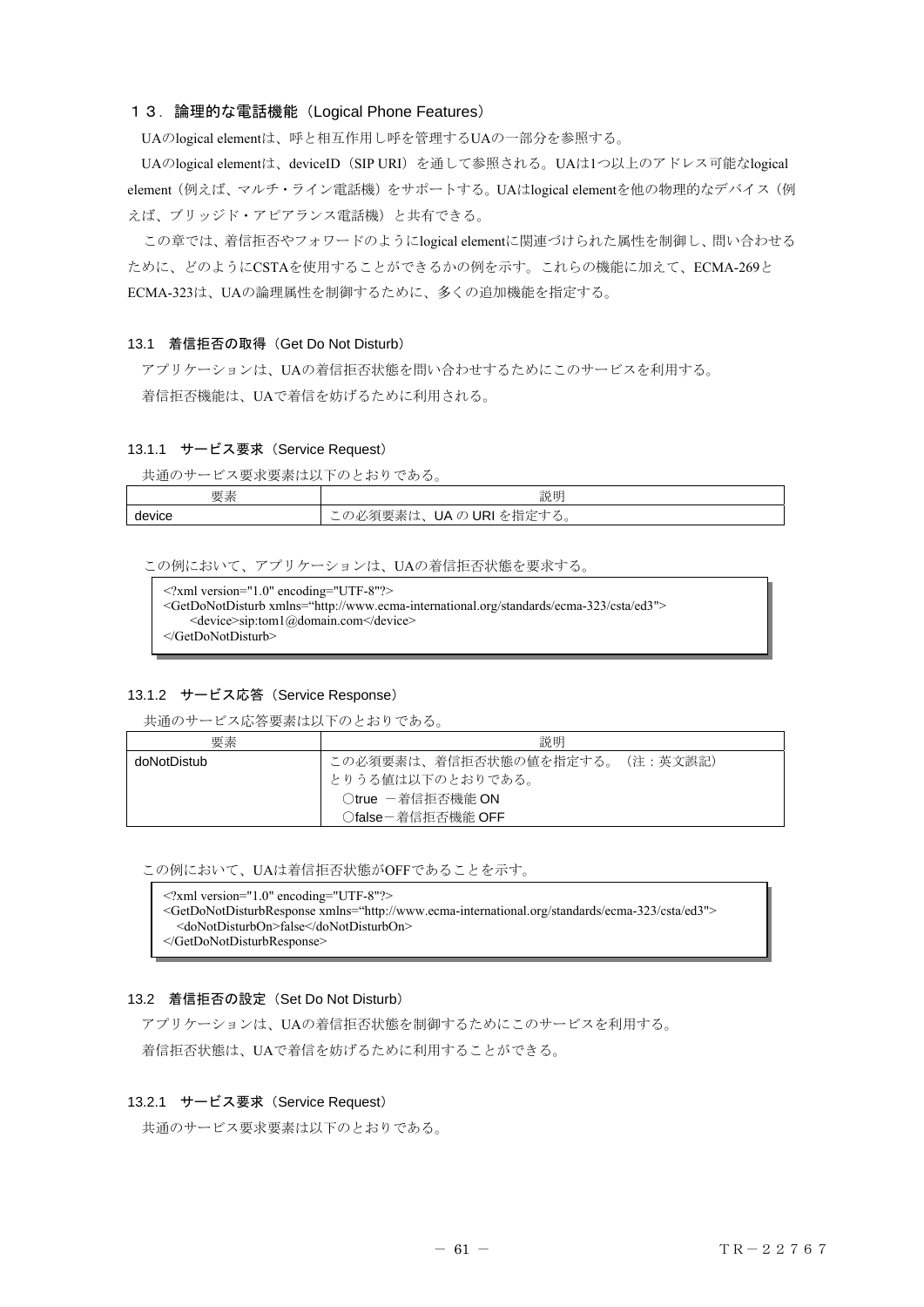# １３．論理的な電話機能（Logical Phone Features）

UAのlogical elementは、呼と相互作用し呼を管理するUAの一部分を参照する。

UAのlogical elementは、deviceID（SIP URI）を通して参照される。UAは1つ以上のアドレス可能なlogical element（例えば、マルチ・ライン電話機）をサポートする。UAはlogical elementを他の物理的なデバイス（例えば、ブリッジド・アピアランス電話機）と共有できる。

この章では、着信拒否やフォワードのようにlogical elementに関連づけられた属性を制御し、問い合わせるために、どのようにCSTAを使用することができるかの例を示す。これらの機能に加えて、ECMA-269とECMA-323は、UAの論理属性を制御するために、多くの追加機能を指定する。

## 13.1 着信拒否の取得（Get Do Not Disturb）

アプリケーションは、UAの着信拒否状態を問い合わせするためにこのサービスを利用する。

着信拒否機能は、UAで着信を妨げるために利用される。

### 13.1.1 サービス要求（Service Request）

共通のサービス要求要素は以下のとおりである。

| 要素 | 説明 |
| --- | --- |
| device | この必須要素は、UA の URI を指定する。 |

この例において、アプリケーションは、UAの着信拒否状態を要求する。

```
<?xml version="1.0" encoding="UTF-8"?>
<GetDoNotDisturb xmlns="http://www.ecma-international.org/standards/ecma-323/csta/ed3">
    <device>sip:tom1@domain.com</device>
</GetDoNotDisturb>
```

### 13.1.2 サービス応答（Service Response）

共通のサービス応答要素は以下のとおりである。

| 要素 | 説明 |
| --- | --- |
| doNotDistub | この必須要素は、着信拒否状態の値を指定する。（注：英文誤記）<br>とりうる値は以下のとおりである。<br>○true －着信拒否機能 ON<br>○false－着信拒否機能 OFF |

この例において、UAは着信拒否状態がOFFであることを示す。

```
<?xml version="1.0" encoding="UTF-8"?>
<GetDoNotDisturbResponse xmlns="http://www.ecma-international.org/standards/ecma-323/csta/ed3">
  <doNotDisturbOn>false</doNotDisturbOn>
</GetDoNotDisturbResponse>
```

## 13.2 着信拒否の設定（Set Do Not Disturb）

アプリケーションは、UAの着信拒否状態を制御するためにこのサービスを利用する。

着信拒否状態は、UAで着信を妨げるために利用することができる。

### 13.2.1 サービス要求（Service Request）

共通のサービス要求要素は以下のとおりである。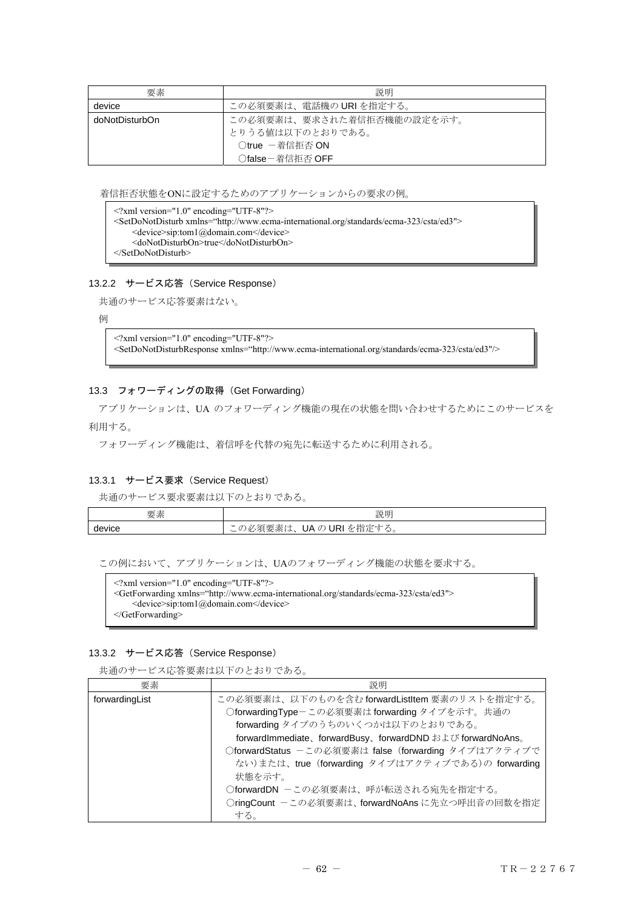| 要素 | 説明 |
| --- | --- |
| device | この必須要素は、電話機の URI を指定する。 |
| doNotDisturbOn | この必須要素は、要求された着信拒否機能の設定を示す。<br>とりうる値は以下のとおりである。<br>○true －着信拒否 ON<br>○false－着信拒否 OFF |

着信拒否状態をONに設定するためのアプリケーションからの要求の例。

```
<?xml version="1.0" encoding="UTF-8"?>
<SetDoNotDisturb xmlns="http://www.ecma-international.org/standards/ecma-323/csta/ed3">
    <device>sip:tom1@domain.com</device>
    <doNotDisturbOn>true</doNotDisturbOn>
</SetDoNotDisturb>
```

### 13.2.2 サービス応答（Service Response）

共通のサービス応答要素はない。

例

```
<?xml version="1.0" encoding="UTF-8"?>
<SetDoNotDisturbResponse xmlns="http://www.ecma-international.org/standards/ecma-323/csta/ed3"/>
```

## 13.3 フォワーディングの取得（Get Forwarding）

アプリケーションは、UA のフォワーディング機能の現在の状態を問い合わせするためにこのサービスを利用する。

フォワーディング機能は、着信呼を代替の宛先に転送するために利用される。

### 13.3.1 サービス要求（Service Request）

共通のサービス要求要素は以下のとおりである。

| 要素 | 説明 |
| --- | --- |
| device | この必須要素は、UA の URI を指定する。 |

この例において、アプリケーションは、UAのフォワーディング機能の状態を要求する。

```
<?xml version="1.0" encoding="UTF-8"?>
<GetForwarding xmlns="http://www.ecma-international.org/standards/ecma-323/csta/ed3">
    <device>sip:tom1@domain.com</device>
</GetForwarding>
```

### 13.3.2 サービス応答（Service Response）

共通のサービス応答要素は以下のとおりである。

| 要素 | 説明 |
| --- | --- |
| forwardingList | この必須要素は、以下のものを含む forwardListItem 要素のリストを指定する。<br>○forwardingType－この必須要素は forwarding タイプを示す。共通の forwarding タイプのうちのいくつかは以下のとおりである。<br>forwardImmediate、forwardBusy、forwardDND および forwardNoAns。<br>○forwardStatus －この必須要素は false（forwarding タイプはアクティブでない）または、true（forwarding タイプはアクティブである）の forwarding 状態を示す。<br>○forwardDN －この必須要素は、呼が転送される宛先を指定する。<br>○ringCount －この必須要素は、forwardNoAns に先立つ呼出音の回数を指定する。 |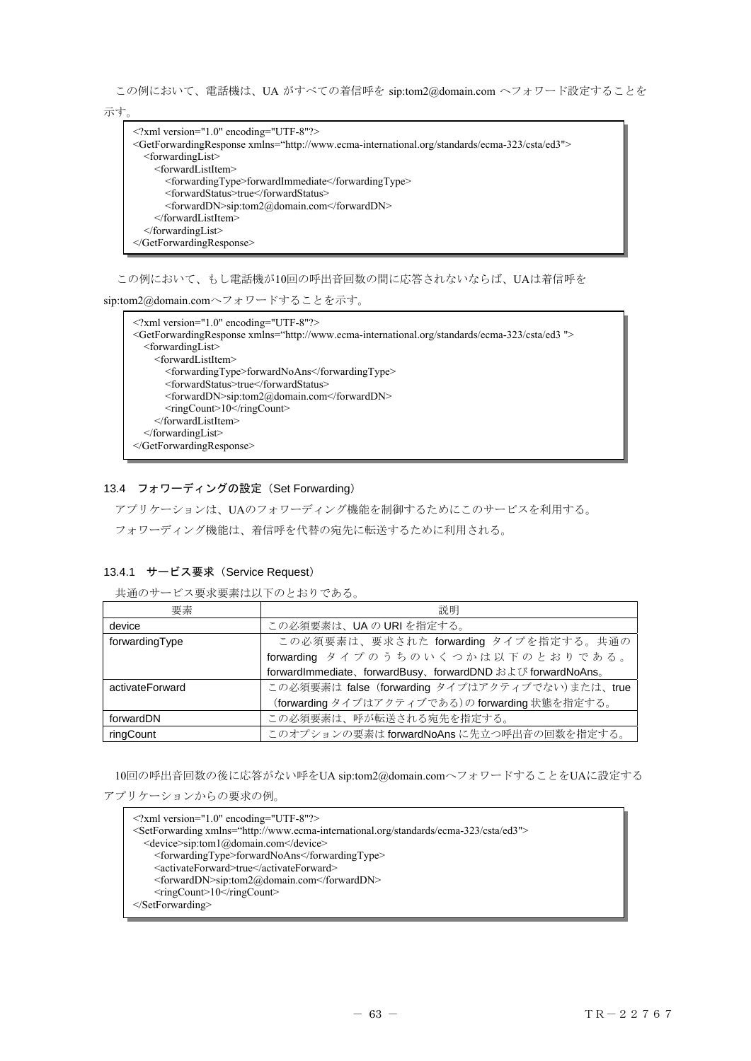この例において、電話機は、UA がすべての着信呼を sip:tom2@domain.com へフォワード設定することを示す。

```
<?xml version="1.0" encoding="UTF-8"?>
<GetForwardingResponse xmlns="http://www.ecma-international.org/standards/ecma-323/csta/ed3">
  <forwardingList>
    <forwardListItem>
      <forwardingType>forwardImmediate</forwardingType>
      <forwardStatus>true</forwardStatus>
      <forwardDN>sip:tom2@domain.com</forwardDN>
    </forwardListItem>
  </forwardingList>
</GetForwardingResponse>
```

この例において、もし電話機が10回の呼出音回数の間に応答されないならば、UAは着信呼をsip:tom2@domain.comへフォワードすることを示す。

```
<?xml version="1.0" encoding="UTF-8"?>
<GetForwardingResponse xmlns="http://www.ecma-international.org/standards/ecma-323/csta/ed3 ">
  <forwardingList>
    <forwardListItem>
      <forwardingType>forwardNoAns</forwardingType>
      <forwardStatus>true</forwardStatus>
      <forwardDN>sip:tom2@domain.com</forwardDN>
      <ringCount>10</ringCount>
    </forwardListItem>
  </forwardingList>
</GetForwardingResponse>
```

## 13.4 フォワーディングの設定（Set Forwarding）

アプリケーションは、UAのフォワーディング機能を制御するためにこのサービスを利用する。

フォワーディング機能は、着信呼を代替の宛先に転送するために利用される。

### 13.4.1 サービス要求（Service Request）

共通のサービス要求要素は以下のとおりである。

| 要素 | 説明 |
|---|---|
| device | この必須要素は、UA の URI を指定する。 |
| forwardingType | この必須要素は、要求された forwarding タイプを指定する。共通の forwarding タイプのうちのいくつかは以下のとおりである。forwardImmediate、forwardBusy、forwardDND および forwardNoAns。 |
| activateForward | この必須要素は false（forwarding タイプはアクティブでない）または、true（forwarding タイプはアクティブである）の forwarding 状態を指定する。 |
| forwardDN | この必須要素は、呼が転送される宛先を指定する。 |
| ringCount | このオプションの要素は forwardNoAns に先立つ呼出音の回数を指定する。 |

10回の呼出音回数の後に応答がない呼をUA sip:tom2@domain.comへフォワードすることをUAに設定するアプリケーションからの要求の例。

```
<?xml version="1.0" encoding="UTF-8"?>
<SetForwarding xmlns="http://www.ecma-international.org/standards/ecma-323/csta/ed3">
  <device>sip:tom1@domain.com</device>
    <forwardingType>forwardNoAns</forwardingType>
    <activateForward>true</activateForward>
    <forwardDN>sip:tom2@domain.com</forwardDN>
    <ringCount>10</ringCount>
</SetForwarding>
```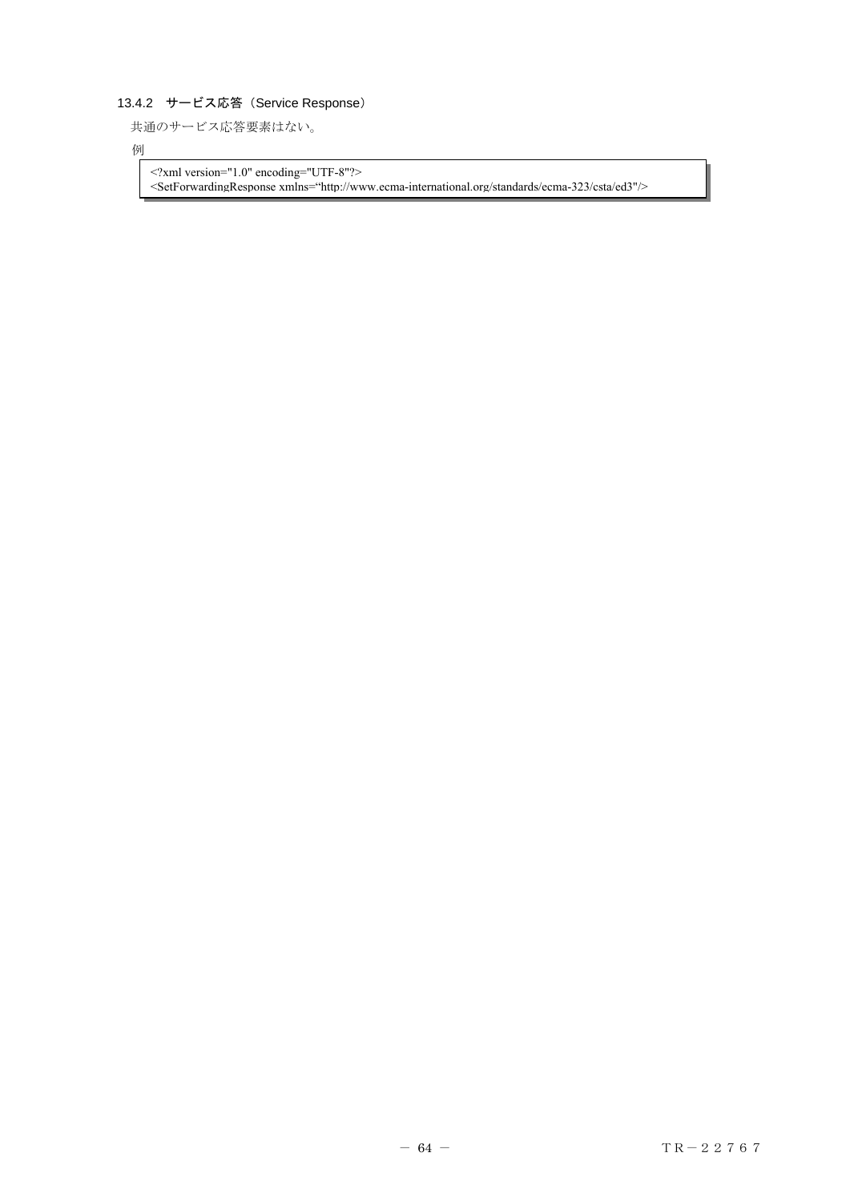#### 13.4.2　サービス応答（Service Response）

共通のサービス応答要素はない。

例

```
<?xml version="1.0" encoding="UTF-8"?>
<SetForwardingResponse xmlns="http://www.ecma-international.org/standards/ecma-323/csta/ed3"/>
```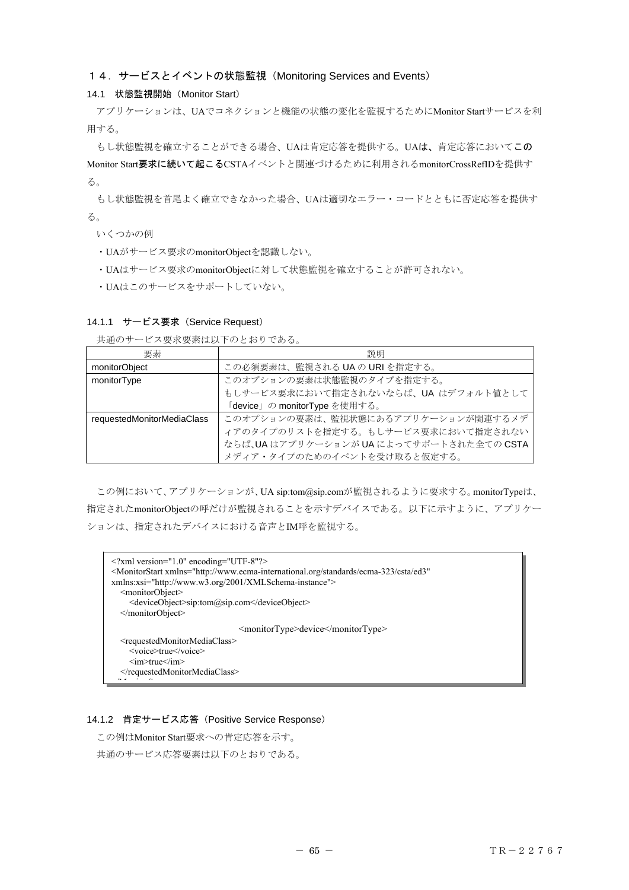## １４．サービスとイベントの状態監視（Monitoring Services and Events）

### 14.1　状態監視開始（Monitor Start）

アプリケーションは、UAでコネクションと機能の状態の変化を監視するためにMonitor Startサービスを利用する。

もし状態監視を確立することができる場合、UAは肯定応答を提供する。UAは、肯定応答においてこのMonitor Start要求に続いて起こるCSTAイベントと関連づけるために利用されるmonitorCrossRefIDを提供する。

もし状態監視を首尾よく確立できなかった場合、UAは適切なエラー・コードとともに否定応答を提供する。

いくつかの例

・UAがサービス要求のmonitorObjectを認識しない。

・UAはサービス要求のmonitorObjectに対して状態監視を確立することが許可されない。

・UAはこのサービスをサポートしていない。

#### 14.1.1　サービス要求（Service Request）

共通のサービス要求要素は以下のとおりである。

| 要素 | 説明 |
|---|---|
| monitorObject | この必須要素は、監視される UA の URI を指定する。 |
| monitorType | このオプションの要素は状態監視のタイプを指定する。<br>もしサービス要求において指定されないならば、UA はデフォルト値として「device」の monitorType を使用する。 |
| requestedMonitorMediaClass | このオプションの要素は、監視状態にあるアプリケーションが関連するメディアのタイプのリストを指定する。もしサービス要求において指定されないならば,UA はアプリケーションが UA によってサポートされた全ての CSTA メディア・タイプのためのイベントを受け取ると仮定する。 |

この例において、アプリケーションが、UA sip:tom@sip.comが監視されるように要求する。monitorTypeは、指定されたmonitorObjectの呼だけが監視されることを示すデバイスである。以下に示すように、アプリケーションは、指定されたデバイスにおける音声とIM呼を監視する。

```
<?xml version="1.0" encoding="UTF-8"?>
<MonitorStart xmlns="http://www.ecma-international.org/standards/ecma-323/csta/ed3"
xmlns:xsi="http://www.w3.org/2001/XMLSchema-instance">
   <monitorObject>
      <deviceObject>sip:tom@sip.com</deviceObject>
   </monitorObject>
                              <monitorType>device</monitorType>
   <requestedMonitorMediaClass>
      <voice>true</voice>
      <im>true</im>
   </requestedMonitorMediaClass>
</MonitorStart>
```

#### 14.1.2　肯定サービス応答（Positive Service Response）

この例はMonitor Start要求への肯定応答を示す。

共通のサービス応答要素は以下のとおりである。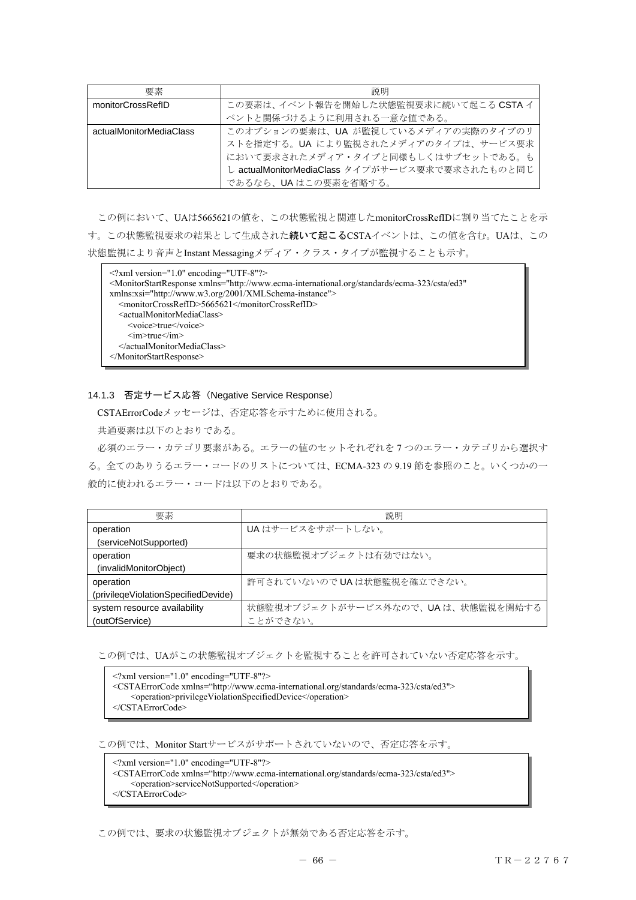| 要素 | 説明 |
|---|---|
| monitorCrossRefID | この要素は、イベント報告を開始した状態監視要求に続いて起こる CSTA イベントと関係づけるように利用される一意な値である。 |
| actualMonitorMediaClass | このオプションの要素は、UA が監視しているメディアの実際のタイプのリストを指定する。UA により監視されたメディアのタイプは、サービス要求において要求されたメディア・タイプと同様もしくはサブセットである。もし actualMonitorMediaClass タイプがサービス要求で要求されたものと同じであるなら、UA はこの要素を省略する。 |

この例において、UAは5665621の値を、この状態監視と関連したmonitorCrossRefIDに割り当てたことを示す。この状態監視要求の結果として生成された**続いて起こる**CSTAイベントは、この値を含む。UAは、この状態監視により音声とInstant Messagingメディア・クラス・タイプが監視することも示す。

```
<?xml version="1.0" encoding="UTF-8"?>
<MonitorStartResponse xmlns="http://www.ecma-international.org/standards/ecma-323/csta/ed3"
xmlns:xsi="http://www.w3.org/2001/XMLSchema-instance">
  <monitorCrossRefID>5665621</monitorCrossRefID>
  <actualMonitorMediaClass>
    <voice>true</voice>
    <im>true</im>
  </actualMonitorMediaClass>
</MonitorStartResponse>
```

### 14.1.3 否定サービス応答（Negative Service Response）

CSTAErrorCodeメッセージは、否定応答を示すために使用される。

共通要素は以下のとおりである。

必須のエラー・カテゴリ要素がある。エラーの値のセットそれぞれを 7 つのエラー・カテゴリから選択する。全てのありうるエラー・コードのリストについては、ECMA-323 の 9.19 節を参照のこと。いくつかの一般的に使われるエラー・コードは以下のとおりである。

| 要素 | 説明 |
|---|---|
| operation (serviceNotSupported) | UA はサービスをサポートしない。 |
| operation (invalidMonitorObject) | 要求の状態監視オブジェクトは有効ではない。 |
| operation (privileqeViolationSpecifiedDevide) | 許可されていないので UA は状態監視を確立できない。 |
| system resource availability (outOfService) | 状態監視オブジェクトがサービス外なので、UA は、状態監視を開始することができない。 |

この例では、UAがこの状態監視オブジェクトを監視することを許可されていない否定応答を示す。

```
<?xml version="1.0" encoding="UTF-8"?>
<CSTAErrorCode xmlns="http://www.ecma-international.org/standards/ecma-323/csta/ed3">
    <operation>privilegeViolationSpecifiedDevice</operation>
</CSTAErrorCode>
```

この例では、Monitor Startサービスがサポートされていないので、否定応答を示す。

```
<?xml version="1.0" encoding="UTF-8"?>
<CSTAErrorCode xmlns="http://www.ecma-international.org/standards/ecma-323/csta/ed3">
    <operation>serviceNotSupported</operation>
</CSTAErrorCode>
```

この例では、要求の状態監視オブジェクトが無効である否定応答を示す。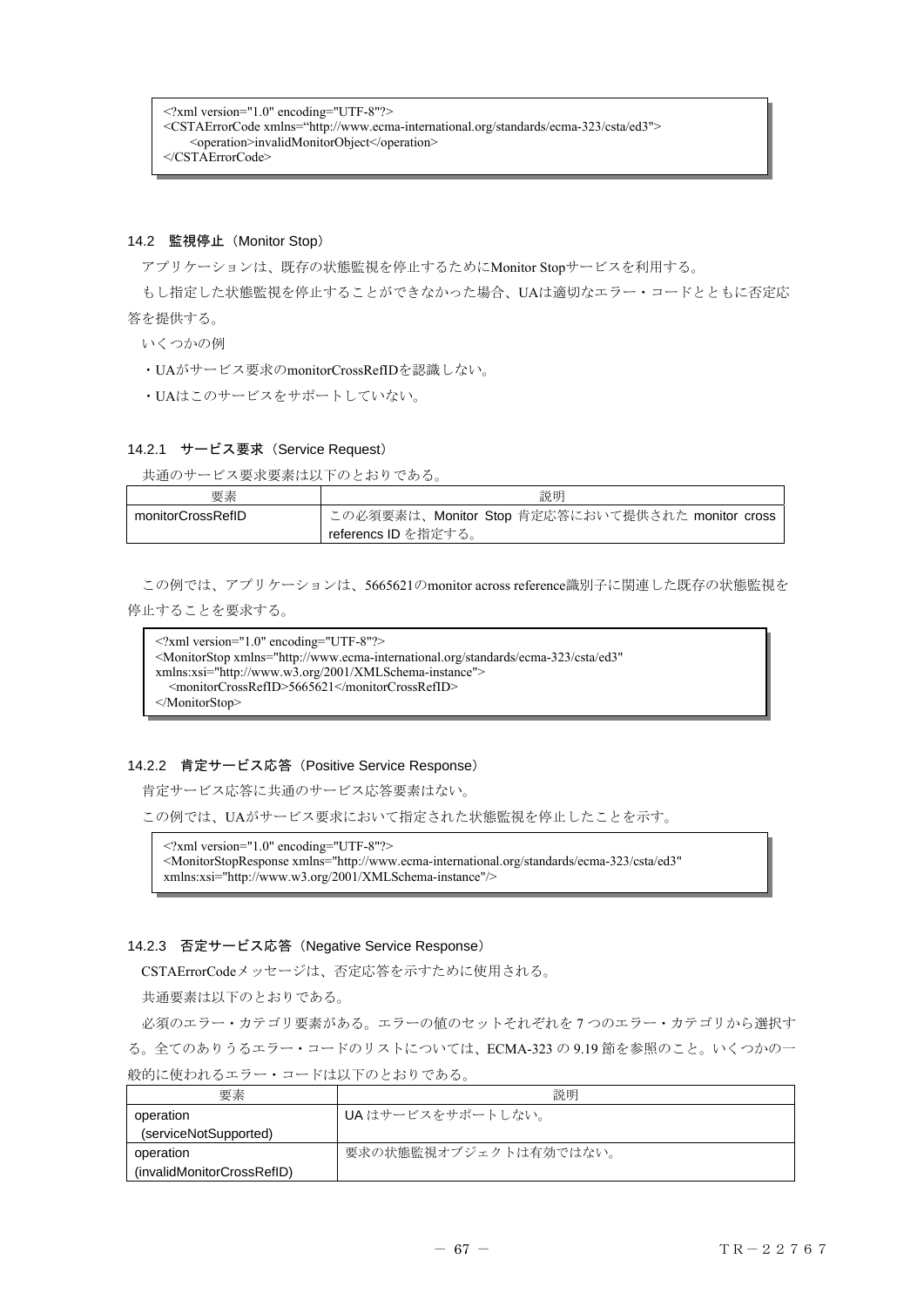```
<?xml version="1.0" encoding="UTF-8"?>
<CSTAErrorCode xmlns="http://www.ecma-international.org/standards/ecma-323/csta/ed3">
    <operation>invalidMonitorObject</operation>
</CSTAErrorCode>
```

### 14.2 監視停止（Monitor Stop）

アプリケーションは、既存の状態監視を停止するためにMonitor Stopサービスを利用する。

もし指定した状態監視を停止することができなかった場合、UAは適切なエラー・コードとともに否定応答を提供する。

いくつかの例

・UAがサービス要求のmonitorCrossRefIDを認識しない。

・UAはこのサービスをサポートしていない。

#### 14.2.1 サービス要求（Service Request）

共通のサービス要求要素は以下のとおりである。

| 要素 | 説明 |
|---|---|
| monitorCrossRefID | この必須要素は、Monitor Stop 肯定応答において提供された monitor cross referencs ID を指定する。 |

この例では、アプリケーションは、5665621のmonitor across reference識別子に関連した既存の状態監視を停止することを要求する。

```
<?xml version="1.0" encoding="UTF-8"?>
<MonitorStop xmlns="http://www.ecma-international.org/standards/ecma-323/csta/ed3"
xmlns:xsi="http://www.w3.org/2001/XMLSchema-instance">
  <monitorCrossRefID>5665621</monitorCrossRefID>
</MonitorStop>
```

#### 14.2.2 肯定サービス応答（Positive Service Response）

肯定サービス応答に共通のサービス応答要素はない。

この例では、UAがサービス要求において指定された状態監視を停止したことを示す。

```
<?xml version="1.0" encoding="UTF-8"?>
<MonitorStopResponse xmlns="http://www.ecma-international.org/standards/ecma-323/csta/ed3"
xmlns:xsi="http://www.w3.org/2001/XMLSchema-instance"/>
```

#### 14.2.3 否定サービス応答（Negative Service Response）

CSTAErrorCodeメッセージは、否定応答を示すために使用される。

共通要素は以下のとおりである。

必須のエラー・カテゴリ要素がある。エラーの値のセットそれぞれを 7 つのエラー・カテゴリから選択する。全てのありうるエラー・コードのリストについては、ECMA-323 の 9.19 節を参照のこと。いくつかの一般的に使われるエラー・コードは以下のとおりである。

| 要素 | 説明 |
|---|---|
| operation (serviceNotSupported) | UA はサービスをサポートしない。 |
| operation (invalidMonitorCrossRefID) | 要求の状態監視オブジェクトは有効ではない。 |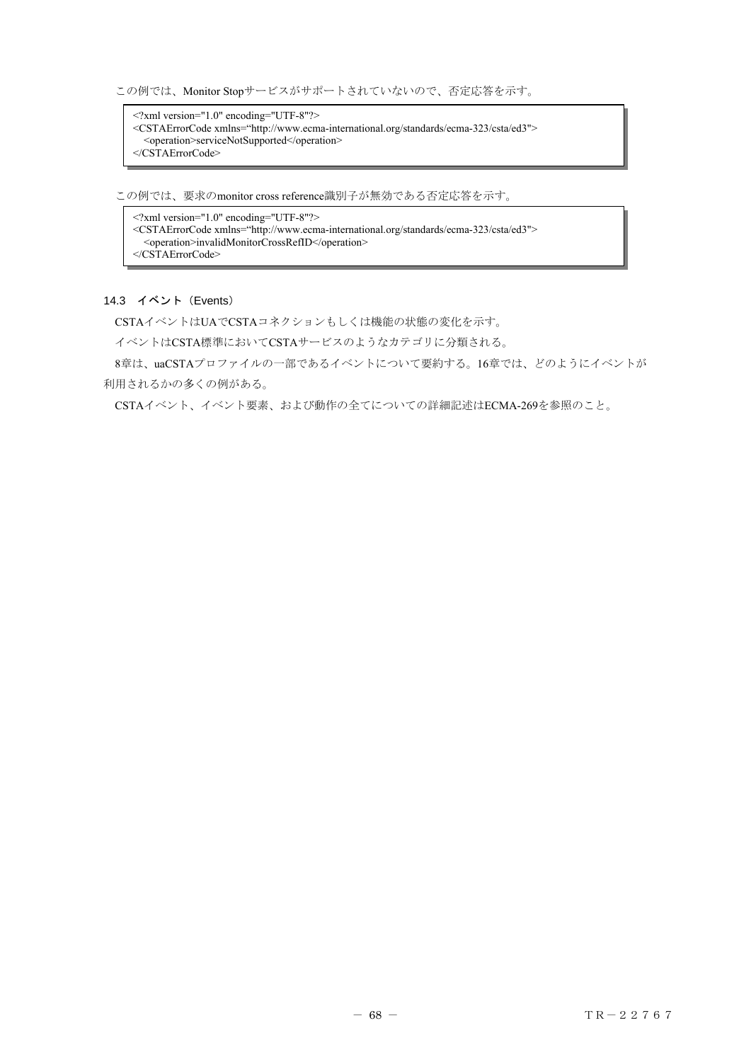この例では、Monitor Stopサービスがサポートされていないので、否定応答を示す。

```
<?xml version="1.0" encoding="UTF-8"?>
<CSTAErrorCode xmlns=“http://www.ecma-international.org/standards/ecma-323/csta/ed3">
  <operation>serviceNotSupported</operation>
</CSTAErrorCode>
```

この例では、要求のmonitor cross reference識別子が無効である否定応答を示す。

```
<?xml version="1.0" encoding="UTF-8"?>
<CSTAErrorCode xmlns=“http://www.ecma-international.org/standards/ecma-323/csta/ed3">
  <operation>invalidMonitorCrossRefID</operation>
</CSTAErrorCode>
```

### 14.3 イベント（Events）

CSTAイベントはUAでCSTAコネクションもしくは機能の状態の変化を示す。

イベントはCSTA標準においてCSTAサービスのようなカテゴリに分類される。

8章は、uaCSTAプロファイルの一部であるイベントについて要約する。16章では、どのようにイベントが利用されるかの多くの例がある。

CSTAイベント、イベント要素、および動作の全てについての詳細記述はECMA-269を参照のこと。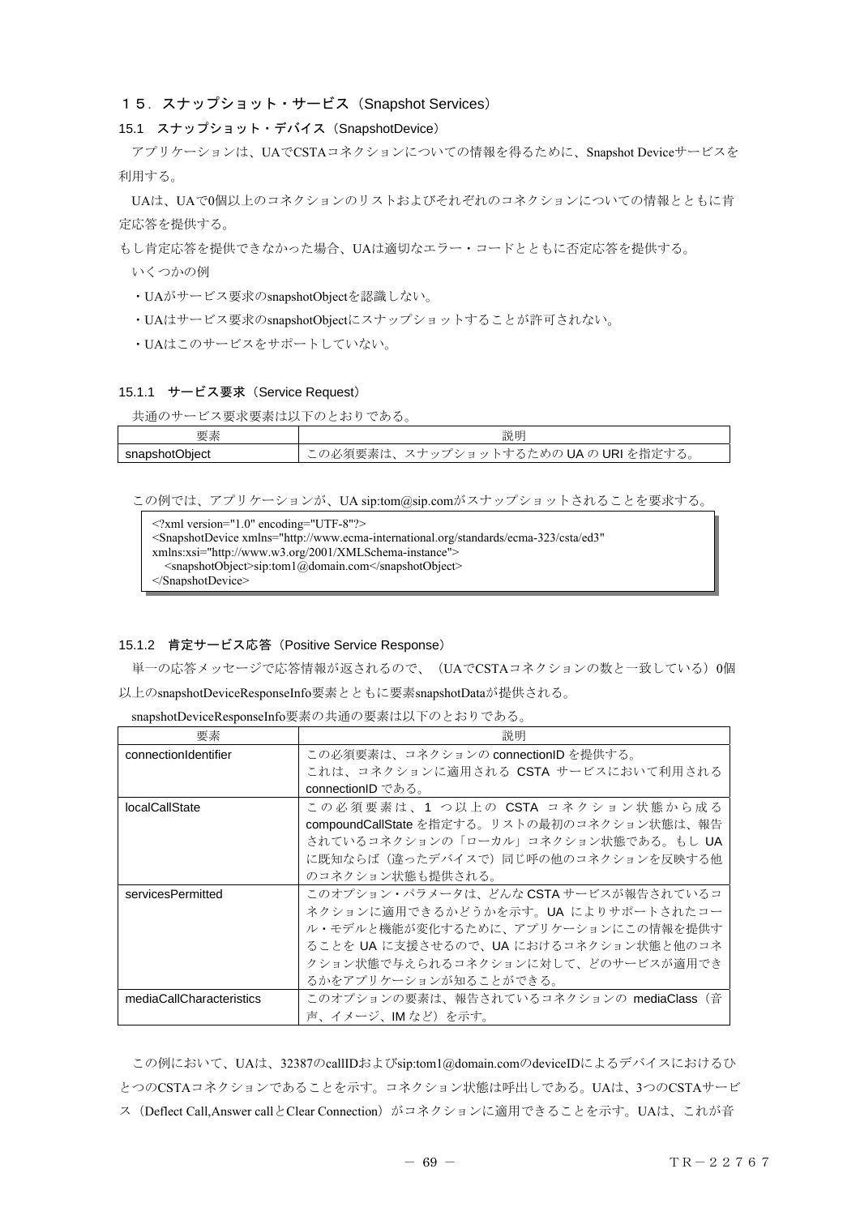## １５．スナップショット・サービス（Snapshot Services）

### 15.1　スナップショット・デバイス（SnapshotDevice）

アプリケーションは、UAでCSTAコネクションについての情報を得るために、Snapshot Deviceサービスを利用する。

UAは、UAで0個以上のコネクションのリストおよびそれぞれのコネクションについての情報とともに肯定応答を提供する。

もし肯定応答を提供できなかった場合、UAは適切なエラー・コードとともに否定応答を提供する。

いくつかの例

・UAがサービス要求のsnapshotObjectを認識しない。

・UAはサービス要求のsnapshotObjectにスナップショットすることが許可されない。

・UAはこのサービスをサポートしていない。

#### 15.1.1　サービス要求（Service Request）

共通のサービス要求要素は以下のとおりである。

| 要素 | 説明 |
|---|---|
| snapshotObject | この必須要素は、スナップショットするための UA の URI を指定する。 |

この例では、アプリケーションが、UA sip:tom@sip.comがスナップショットされることを要求する。

```
<?xml version="1.0" encoding="UTF-8"?>
<SnapshotDevice xmlns="http://www.ecma-international.org/standards/ecma-323/csta/ed3"
xmlns:xsi="http://www.w3.org/2001/XMLSchema-instance">
  <snapshotObject>sip:tom1@domain.com</snapshotObject>
</SnapshotDevice>
```

#### 15.1.2　肯定サービス応答（Positive Service Response）

単一の応答メッセージで応答情報が返されるので、（UAでCSTAコネクションの数と一致している）0個以上のsnapshotDeviceResponseInfo要素とともに要素snapshotDataが提供される。

snapshotDeviceResponseInfo要素の共通の要素は以下のとおりである。

| 要素 | 説明 |
|---|---|
| connectionIdentifier | この必須要素は、コネクションの connectionID を提供する。これは、コネクションに適用される CSTA サービスにおいて利用される connectionID である。 |
| localCallState | この必須要素は、1 つ以上の CSTA コネクション状態から成る compoundCallState を指定する。リストの最初のコネクション状態は、報告されているコネクションの「ローカル」コネクション状態である。もし UA に既知ならば（違ったデバイスで）同じ呼の他のコネクションを反映する他のコネクション状態も提供される。 |
| servicesPermitted | このオプション・パラメータは、どんな CSTA サービスが報告されているコネクションに適用できるかどうかを示す。UA によりサポートされたコール・モデルと機能が変化するために、アプリケーションにこの情報を提供することを UA に支援させるので、UA におけるコネクション状態と他のコネクション状態で与えられるコネクションに対して、どのサービスが適用できるかをアプリケーションが知ることができる。 |
| mediaCallCharacteristics | このオプションの要素は、報告されているコネクションの mediaClass（音声、イメージ、IM など）を示す。 |

この例において、UAは、32387のcallIDおよびsip:tom1@domain.comのdeviceIDによるデバイスにおけるひとつのCSTAコネクションであることを示す。コネクション状態は呼出しである。UAは、3つのCSTAサービス（Deflect Call,Answer callとClear Connection）がコネクションに適用できることを示す。UAは、これが音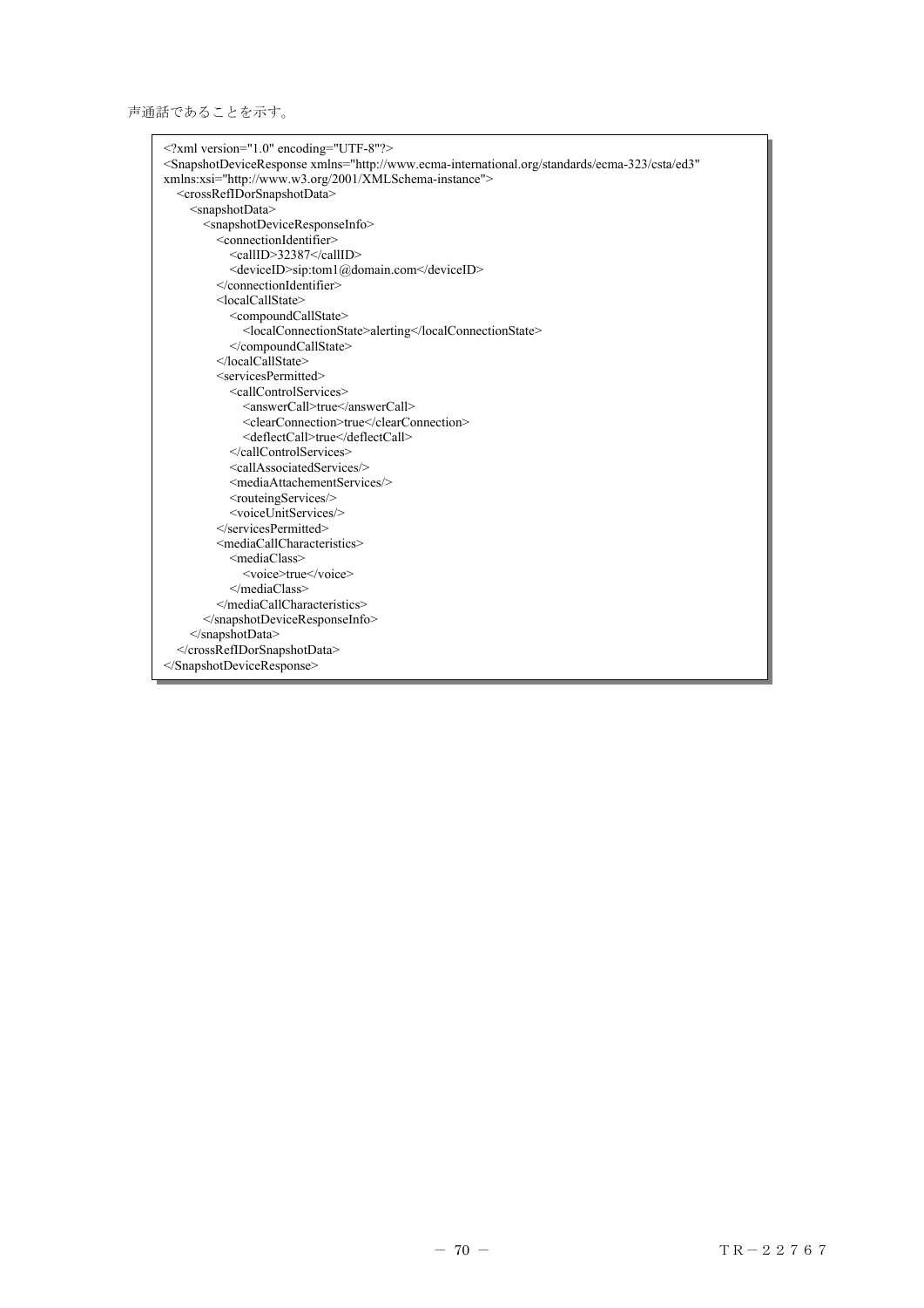声通話であることを示す。

```
<?xml version="1.0" encoding="UTF-8"?>
<SnapshotDeviceResponse xmlns="http://www.ecma-international.org/standards/ecma-323/csta/ed3"
xmlns:xsi="http://www.w3.org/2001/XMLSchema-instance">
   <crossRefIDorSnapshotData>
      <snapshotData>
         <snapshotDeviceResponseInfo>
            <connectionIdentifier>
               <callID>32387</callID>
               <deviceID>sip:tom1@domain.com</deviceID>
            </connectionIdentifier>
            <localCallState>
               <compoundCallState>
                  <localConnectionState>alerting</localConnectionState>
               </compoundCallState>
            </localCallState>
            <servicesPermitted>
               <callControlServices>
                  <answerCall>true</answerCall>
                  <clearConnection>true</clearConnection>
                  <deflectCall>true</deflectCall>
               </callControlServices>
               <callAssociatedServices/>
               <mediaAttachementServices/>
               <routeingServices/>
               <voiceUnitServices/>
            </servicesPermitted>
            <mediaCallCharacteristics>
               <mediaClass>
                  <voice>true</voice>
               </mediaClass>
            </mediaCallCharacteristics>
         </snapshotDeviceResponseInfo>
      </snapshotData>
   </crossRefIDorSnapshotData>
</SnapshotDeviceResponse>
```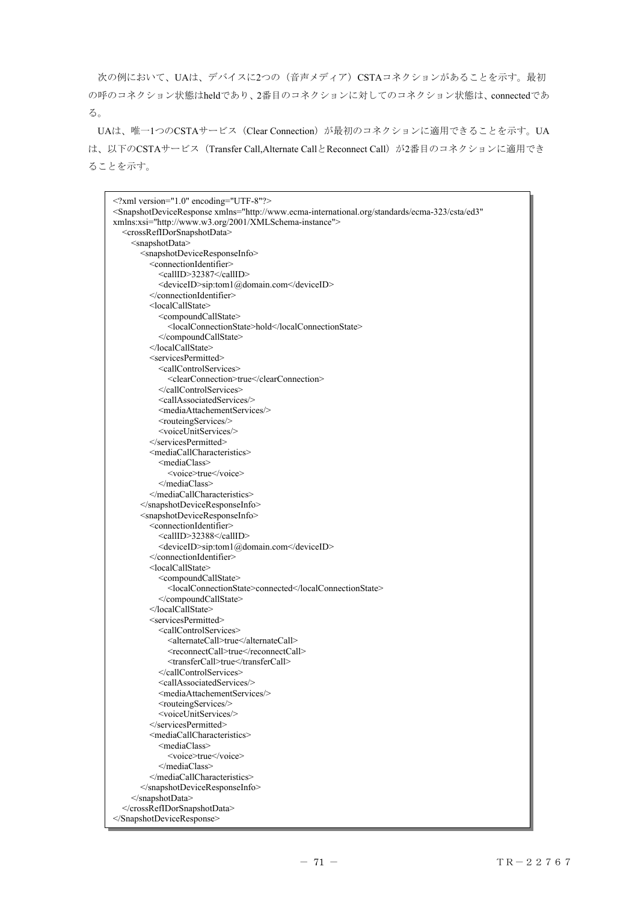次の例において、UAは、デバイスに2つの（音声メディア）CSTAコネクションがあることを示す。最初の呼のコネクション状態はheldであり、2番目のコネクションに対してのコネクション状態は、connectedである。

UAは、唯一1つのCSTAサービス（Clear Connection）が最初のコネクションに適用できることを示す。UAは、以下のCSTAサービス（Transfer Call,Alternate CallとReconnect Call）が2番目のコネクションに適用できることを示す。

```
<?xml version="1.0" encoding="UTF-8"?>
<SnapshotDeviceResponse xmlns="http://www.ecma-international.org/standards/ecma-323/csta/ed3"
xmlns:xsi="http://www.w3.org/2001/XMLSchema-instance">
  <crossRefIDorSnapshotData>
    <snapshotData>
      <snapshotDeviceResponseInfo>
        <connectionIdentifier>
          <callID>32387</callID>
          <deviceID>sip:tom1@domain.com</deviceID>
        </connectionIdentifier>
        <localCallState>
          <compoundCallState>
            <localConnectionState>hold</localConnectionState>
          </compoundCallState>
        </localCallState>
        <servicesPermitted>
          <callControlServices>
            <clearConnection>true</clearConnection>
          </callControlServices>
          <callAssociatedServices/>
          <mediaAttachementServices/>
          <routeingServices/>
          <voiceUnitServices/>
        </servicesPermitted>
        <mediaCallCharacteristics>
          <mediaClass>
            <voice>true</voice>
          </mediaClass>
        </mediaCallCharacteristics>
      </snapshotDeviceResponseInfo>
      <snapshotDeviceResponseInfo>
        <connectionIdentifier>
          <callID>32388</callID>
          <deviceID>sip:tom1@domain.com</deviceID>
        </connectionIdentifier>
        <localCallState>
          <compoundCallState>
            <localConnectionState>connected</localConnectionState>
          </compoundCallState>
        </localCallState>
        <servicesPermitted>
          <callControlServices>
            <alternateCall>true</alternateCall>
            <reconnectCall>true</reconnectCall>
            <transferCall>true</transferCall>
          </callControlServices>
          <callAssociatedServices/>
          <mediaAttachementServices/>
          <routeingServices/>
          <voiceUnitServices/>
        </servicesPermitted>
        <mediaCallCharacteristics>
          <mediaClass>
            <voice>true</voice>
          </mediaClass>
        </mediaCallCharacteristics>
      </snapshotDeviceResponseInfo>
    </snapshotData>
  </crossRefIDorSnapshotData>
</SnapshotDeviceResponse>
```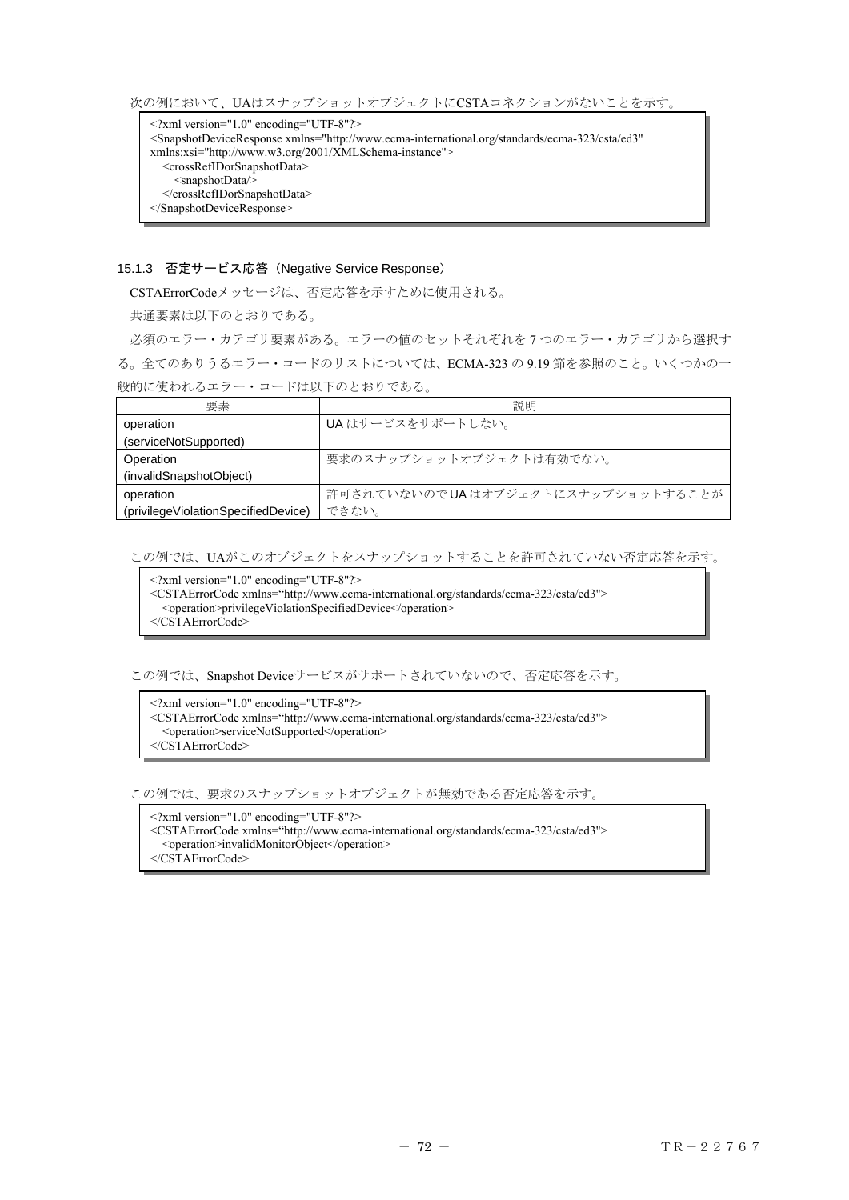次の例において、UAはスナップショットオブジェクトにCSTAコネクションがないことを示す。

```
<?xml version="1.0" encoding="UTF-8"?>
<SnapshotDeviceResponse xmlns="http://www.ecma-international.org/standards/ecma-323/csta/ed3"
xmlns:xsi="http://www.w3.org/2001/XMLSchema-instance">
  <crossRefIDorSnapshotData>
    <snapshotData/>
  </crossRefIDorSnapshotData>
</SnapshotDeviceResponse>
```

### 15.1.3 否定サービス応答（Negative Service Response）

CSTAErrorCodeメッセージは、否定応答を示すために使用される。

共通要素は以下のとおりである。

必須のエラー・カテゴリ要素がある。エラーの値のセットそれぞれを 7 つのエラー・カテゴリから選択する。全てのありうるエラー・コードのリストについては、ECMA-323 の 9.19 節を参照のこと。いくつかの一般的に使われるエラー・コードは以下のとおりである。

| 要素 | 説明 |
|---|---|
| operation (serviceNotSupported) | UA はサービスをサポートしない。 |
| Operation (invalidSnapshotObject) | 要求のスナップショットオブジェクトは有効でない。 |
| operation (privilegeViolationSpecifiedDevice) | 許可されていないので UA はオブジェクトにスナップショットすることができない。 |

この例では、UAがこのオブジェクトをスナップショットすることを許可されていない否定応答を示す。

```
<?xml version="1.0" encoding="UTF-8"?>
<CSTAErrorCode xmlns="http://www.ecma-international.org/standards/ecma-323/csta/ed3">
  <operation>privilegeViolationSpecifiedDevice</operation>
</CSTAErrorCode>
```

この例では、Snapshot Deviceサービスがサポートされていないので、否定応答を示す。

```
<?xml version="1.0" encoding="UTF-8"?>
<CSTAErrorCode xmlns="http://www.ecma-international.org/standards/ecma-323/csta/ed3">
  <operation>serviceNotSupported</operation>
</CSTAErrorCode>
```

この例では、要求のスナップショットオブジェクトが無効である否定応答を示す。

```
<?xml version="1.0" encoding="UTF-8"?>
<CSTAErrorCode xmlns="http://www.ecma-international.org/standards/ecma-323/csta/ed3">
  <operation>invalidMonitorObject</operation>
</CSTAErrorCode>
```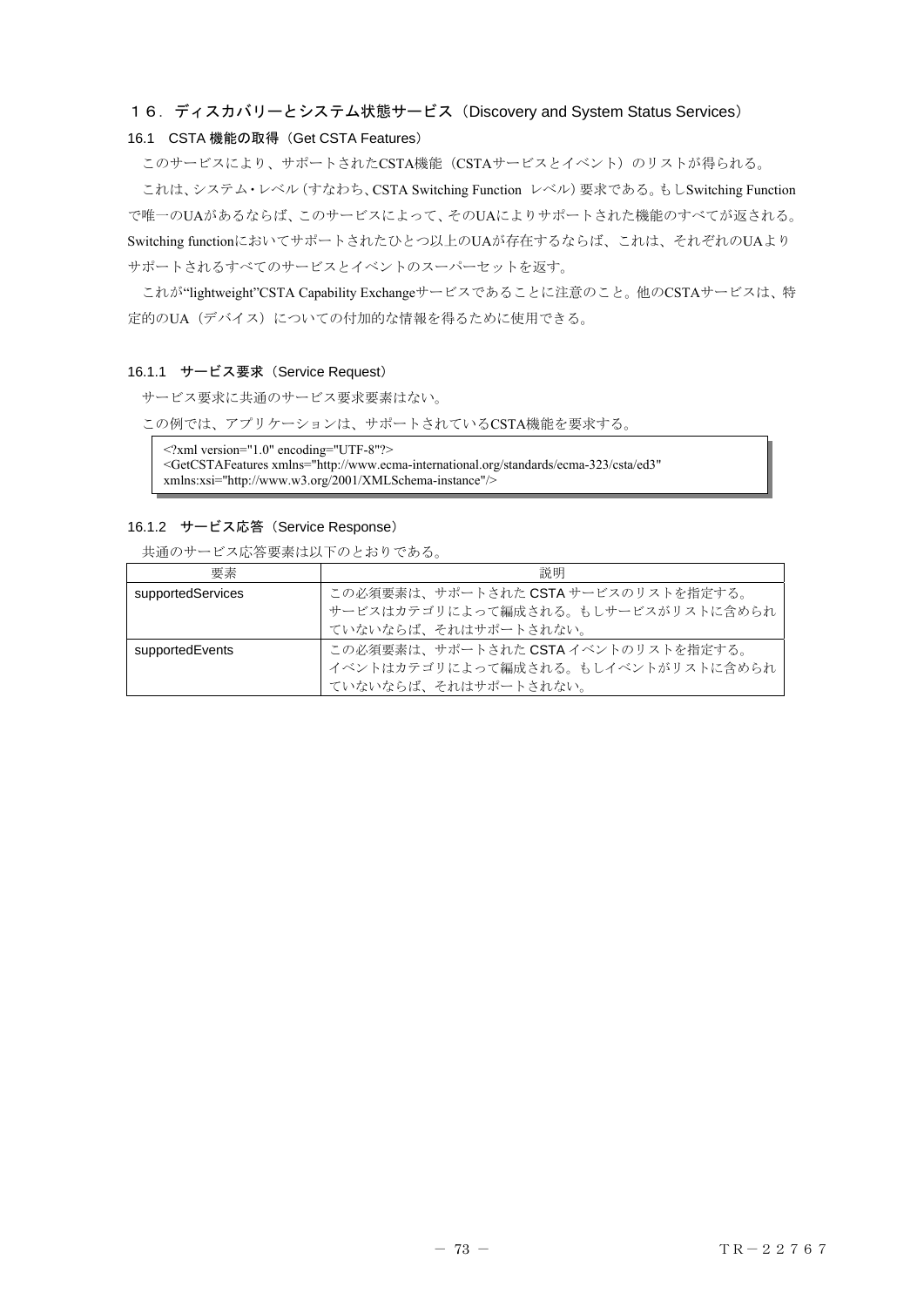# １６．ディスカバリーとシステム状態サービス（Discovery and System Status Services）

## 16.1　CSTA 機能の取得（Get CSTA Features）

このサービスにより、サポートされたCSTA機能（CSTAサービスとイベント）のリストが得られる。

これは、システム・レベル（すなわち、CSTA Switching Function　レベル）要求である。もしSwitching Functionで唯一のUAがあるならば、このサービスによって、そのUAによりサポートされた機能のすべてが返される。Switching functionにおいてサポートされたひとつ以上のUAが存在するならば、これは、それぞれのUAよりサポートされるすべてのサービスとイベントのスーパーセットを返す。

これが"lightweight"CSTA Capability Exchangeサービスであることに注意のこと。他のCSTAサービスは、特定的のUA（デバイス）についての付加的な情報を得るために使用できる。

### 16.1.1　サービス要求（Service Request）

サービス要求に共通のサービス要求要素はない。

この例では、アプリケーションは、サポートされているCSTA機能を要求する。

```
<?xml version="1.0" encoding="UTF-8"?>
<GetCSTAFeatures xmlns="http://www.ecma-international.org/standards/ecma-323/csta/ed3"
xmlns:xsi="http://www.w3.org/2001/XMLSchema-instance"/>
```

### 16.1.2　サービス応答（Service Response）

共通のサービス応答要素は以下のとおりである。

| 要素 | 説明 |
|---|---|
| supportedServices | この必須要素は、サポートされた CSTA サービスのリストを指定する。サービスはカテゴリによって編成される。もしサービスがリストに含められていないならば、それはサポートされない。 |
| supportedEvents | この必須要素は、サポートされた CSTA イベントのリストを指定する。イベントはカテゴリによって編成される。もしイベントがリストに含められていないならば、それはサポートされない。 |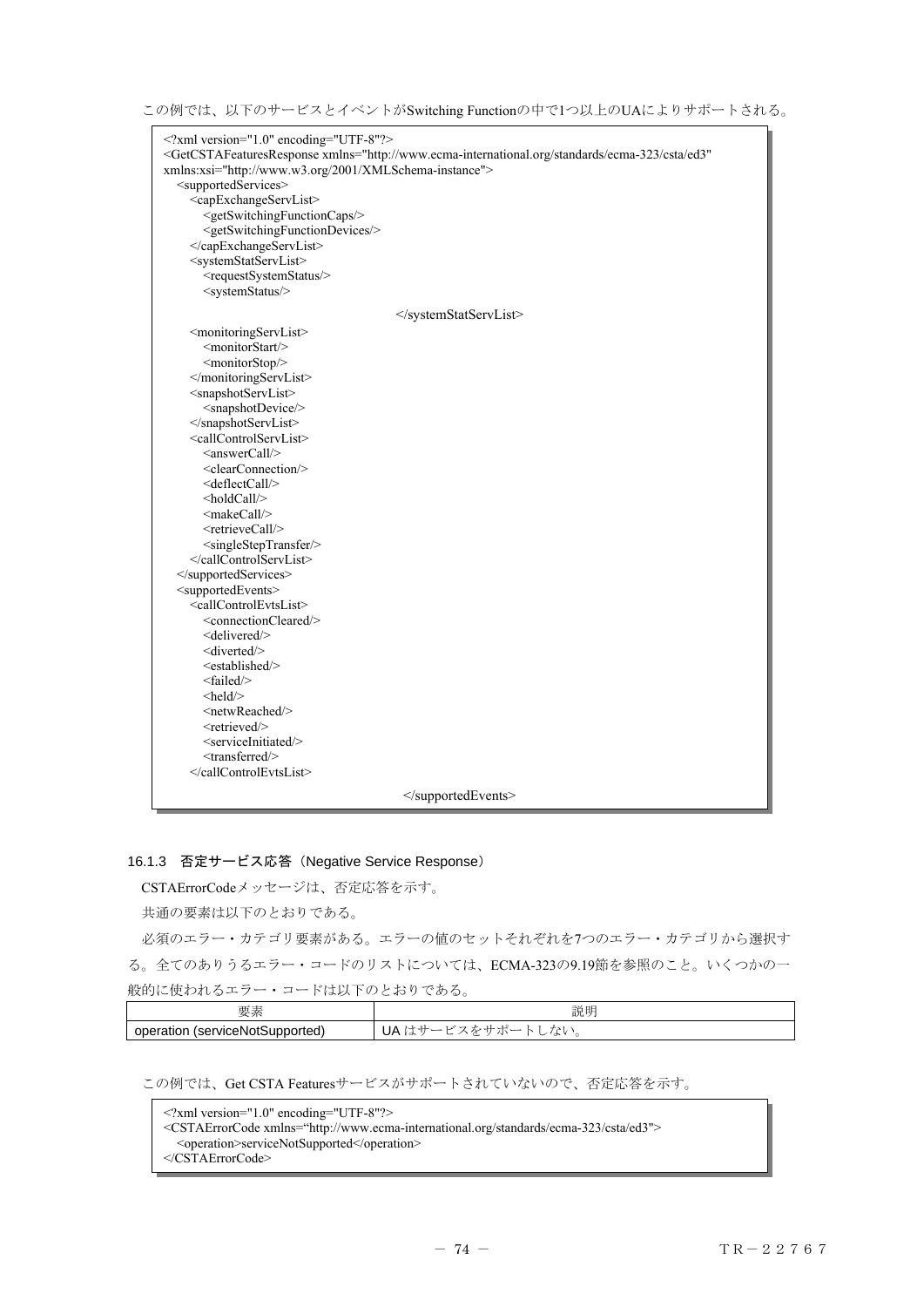この例では、以下のサービスとイベントがSwitching Functionの中で1つ以上のUAによりサポートされる。

```
<?xml version="1.0" encoding="UTF-8"?>
<GetCSTAFeaturesResponse xmlns="http://www.ecma-international.org/standards/ecma-323/csta/ed3"
xmlns:xsi="http://www.w3.org/2001/XMLSchema-instance">
   <supportedServices>
      <capExchangeServList>
         <getSwitchingFunctionCaps/>
         <getSwitchingFunctionDevices/>
      </capExchangeServList>
      <systemStatServList>
         <requestSystemStatus/>
         <systemStatus/>
      </systemStatServList>
      <monitoringServList>
         <monitorStart/>
         <monitorStop/>
      </monitoringServList>
      <snapshotServList>
         <snapshotDevice/>
      </snapshotServList>
      <callControlServList>
         <answerCall/>
         <clearConnection/>
         <deflectCall/>
         <holdCall/>
         <makeCall/>
         <retrieveCall/>
         <singleStepTransfer/>
      </callControlServList>
   </supportedServices>
   <supportedEvents>
      <callControlEvtsList>
         <connectionCleared/>
         <delivered/>
         <diverted/>
         <established/>
         <failed/>
         <held/>
         <netwReached/>
         <retrieved/>
         <serviceInitiated/>
         <transferred/>
      </callControlEvtsList>
   </supportedEvents>
```

### 16.1.3 否定サービス応答（Negative Service Response）

CSTAErrorCodeメッセージは、否定応答を示す。

共通の要素は以下のとおりである。

必須のエラー・カテゴリ要素がある。エラーの値のセットそれぞれを7つのエラー・カテゴリから選択する。全てのありうるエラー・コードのリストについては、ECMA-323の9.19節を参照のこと。いくつかの一般的に使われるエラー・コードは以下のとおりである。

| 要素 | 説明 |
|---|---|
| operation (serviceNotSupported) | UA はサービスをサポートしない。 |

この例では、Get CSTA Featuresサービスがサポートされていないので、否定応答を示す。

```
<?xml version="1.0" encoding="UTF-8"?>
<CSTAErrorCode xmlns="http://www.ecma-international.org/standards/ecma-323/csta/ed3">
   <operation>serviceNotSupported</operation>
</CSTAErrorCode>
```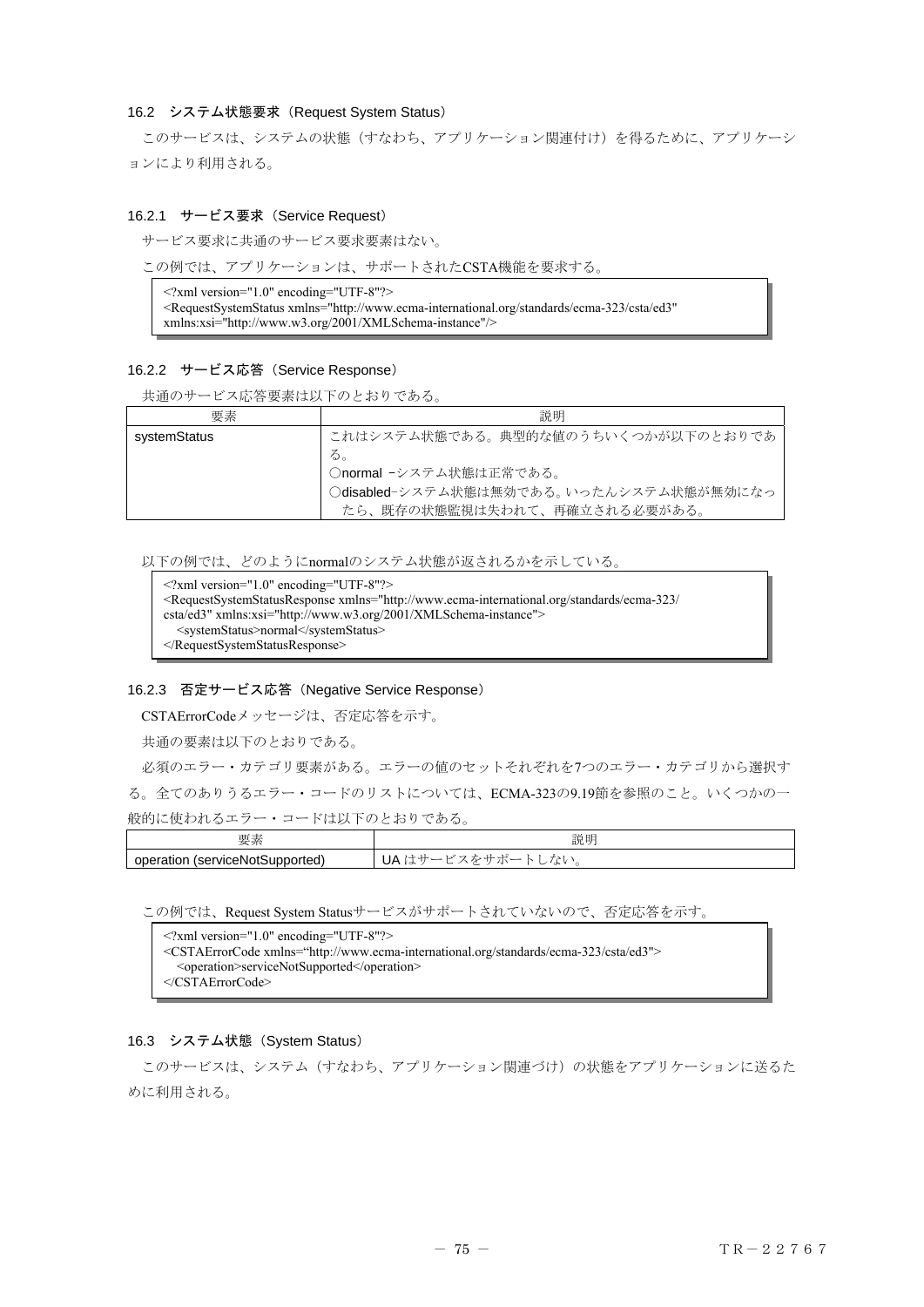### 16.2 システム状態要求（Request System Status）

このサービスは、システムの状態（すなわち、アプリケーション関連付け）を得るために、アプリケーションにより利用される。

#### 16.2.1 サービス要求（Service Request）

サービス要求に共通のサービス要求要素はない。

この例では、アプリケーションは、サポートされたCSTA機能を要求する。

```
<?xml version="1.0" encoding="UTF-8"?>
<RequestSystemStatus xmlns="http://www.ecma-international.org/standards/ecma-323/csta/ed3"
xmlns:xsi="http://www.w3.org/2001/XMLSchema-instance"/>
```

#### 16.2.2 サービス応答（Service Response）

共通のサービス応答要素は以下のとおりである。

| 要素 | 説明 |
|---|---|
| systemStatus | これはシステム状態である。典型的な値のうちいくつかが以下のとおりである。<br>○normal －システム状態は正常である。<br>○disabled－システム状態は無効である。いったんシステム状態が無効になったら、既存の状態監視は失われて、再確立される必要がある。 |

以下の例では、どのようにnormalのシステム状態が返されるかを示している。

```
<?xml version="1.0" encoding="UTF-8"?>
<RequestSystemStatusResponse xmlns="http://www.ecma-international.org/standards/ecma-323/
csta/ed3" xmlns:xsi="http://www.w3.org/2001/XMLSchema-instance">
  <systemStatus>normal</systemStatus>
</RequestSystemStatusResponse>
```

#### 16.2.3 否定サービス応答（Negative Service Response）

CSTAErrorCodeメッセージは、否定応答を示す。

共通の要素は以下のとおりである。

必須のエラー・カテゴリ要素がある。エラーの値のセットそれぞれを7つのエラー・カテゴリから選択する。全てのありうるエラー・コードのリストについては、ECMA-323の9.19節を参照のこと。いくつかの一般的に使われるエラー・コードは以下のとおりである。

| 要素 | 説明 |
|---|---|
| operation (serviceNotSupported) | UA はサービスをサポートしない。 |

この例では、Request System Statusサービスがサポートされていないので、否定応答を示す。

```
<?xml version="1.0" encoding="UTF-8"?>
<CSTAErrorCode xmlns="http://www.ecma-international.org/standards/ecma-323/csta/ed3">
  <operation>serviceNotSupported</operation>
</CSTAErrorCode>
```

### 16.3 システム状態（System Status）

このサービスは、システム（すなわち、アプリケーション関連づけ）の状態をアプリケーションに送るために利用される。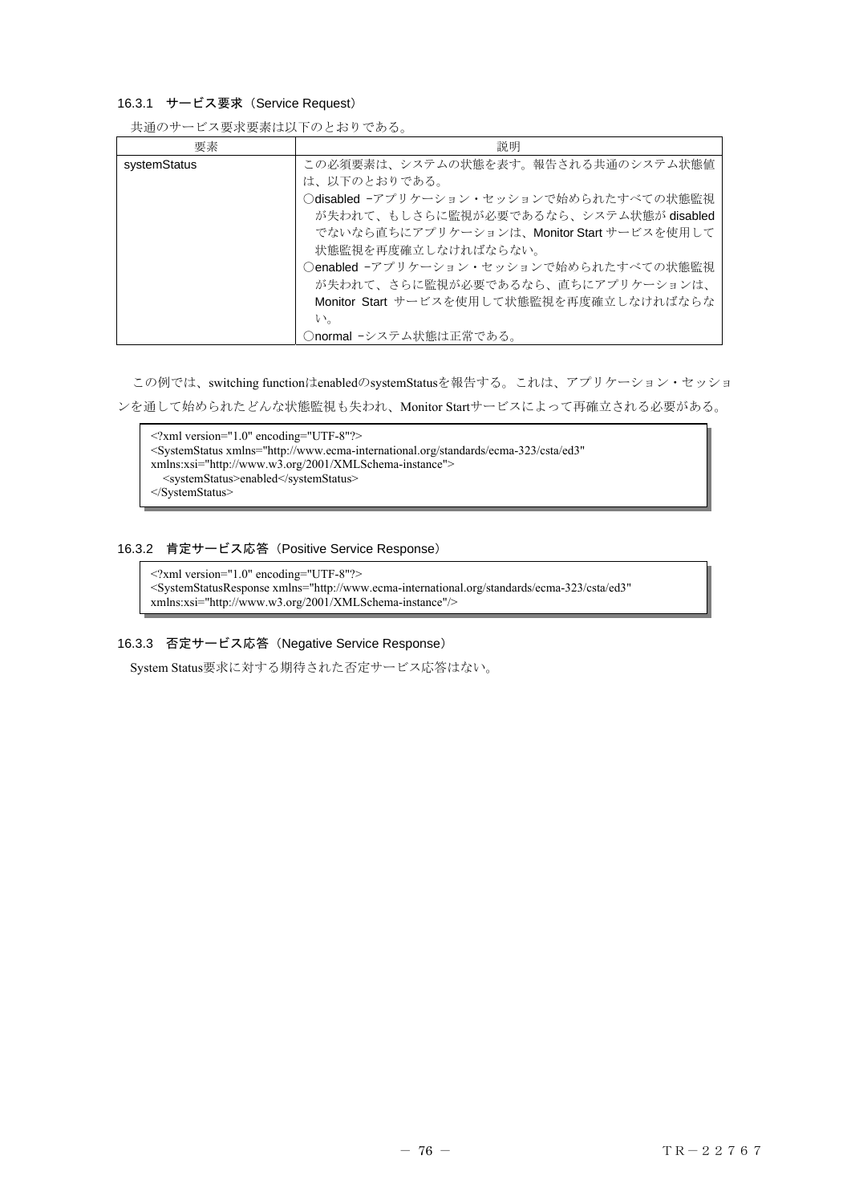### 16.3.1 サービス要求（Service Request）

共通のサービス要求要素は以下のとおりである。

| 要素 | 説明 |
|---|---|
| systemStatus | この必須要素は、システムの状態を表す。報告される共通のシステム状態値は、以下のとおりである。<br>○disabled －アプリケーション・セッションで始められたすべての状態監視が失われて、もしさらに監視が必要であるなら、システム状態が disabled でないなら直ちにアプリケーションは、Monitor Start サービスを使用して状態監視を再度確立しなければならない。<br>○enabled －アプリケーション・セッションで始められたすべての状態監視が失われて、さらに監視が必要であるなら、直ちにアプリケーションは、Monitor Start サービスを使用して状態監視を再度確立しなければならない。<br>○normal －システム状態は正常である。 |

この例では、switching functionはenabledのsystemStatusを報告する。これは、アプリケーション・セッションを通して始められたどんな状態監視も失われ、Monitor Startサービスによって再確立される必要がある。

```
<?xml version="1.0" encoding="UTF-8"?>
<SystemStatus xmlns="http://www.ecma-international.org/standards/ecma-323/csta/ed3"
xmlns:xsi="http://www.w3.org/2001/XMLSchema-instance">
   <systemStatus>enabled</systemStatus>
</SystemStatus>
```

### 16.3.2 肯定サービス応答（Positive Service Response）

```
<?xml version="1.0" encoding="UTF-8"?>
<SystemStatusResponse xmlns="http://www.ecma-international.org/standards/ecma-323/csta/ed3"
xmlns:xsi="http://www.w3.org/2001/XMLSchema-instance"/>
```

### 16.3.3 否定サービス応答（Negative Service Response）

System Status要求に対する期待された否定サービス応答はない。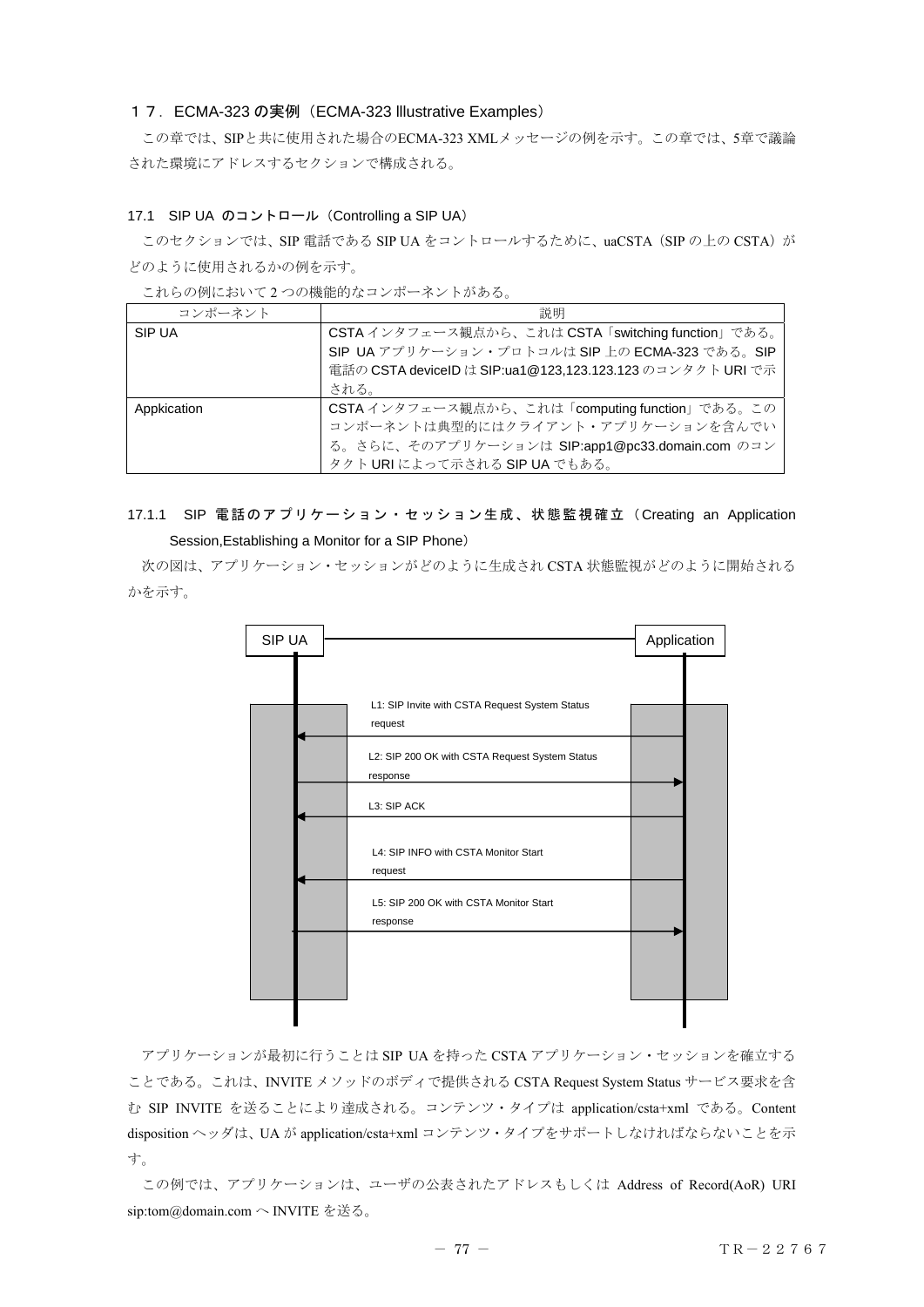## １７．ECMA-323 の実例（ECMA-323 Illustrative Examples）

この章では、SIPと共に使用された場合のECMA-323 XMLメッセージの例を示す。この章では、5章で議論された環境にアドレスするセクションで構成される。

### 17.1　SIP UA のコントロール（Controlling a SIP UA）

このセクションでは、SIP 電話である SIP UA をコントロールするために、uaCSTA（SIP の上の CSTA）がどのように使用されるかの例を示す。

これらの例において 2 つの機能的なコンポーネントがある。

| コンポーネント | 説明 |
| --- | --- |
| SIP UA | CSTA インタフェース観点から、これは CSTA「switching function」である。SIP UA アプリケーション・プロトコルは SIP 上の ECMA-323 である。SIP 電話の CSTA deviceID は SIP:ua1@123,123.123.123 のコンタクト URI で示される。 |
| Appkication | CSTA インタフェース観点から、これは「computing function」である。このコンポーネントは典型的にはクライアント・アプリケーションを含んでいる。さらに、そのアプリケーションは SIP:app1@pc33.domain.com のコンタクト URI によって示される SIP UA でもある。 |

#### 17.1.1　SIP 電話のアプリケーション・セッション生成、状態監視確立（Creating an Application Session,Establishing a Monitor for a SIP Phone）

次の図は、アプリケーション・セッションがどのように生成され CSTA 状態監視がどのように開始されるかを示す。

SIP UA　　　Application

L1: SIP Invite with CSTA Request System Status request

L2: SIP 200 OK with CSTA Request System Status response

L3: SIP ACK

L4: SIP INFO with CSTA Monitor Start request

L5: SIP 200 OK with CSTA Monitor Start response

アプリケーションが最初に行うことは SIP UA を持った CSTA アプリケーション・セッションを確立することである。これは、INVITE メソッドのボディで提供される CSTA Request System Status サービス要求を含む SIP INVITE を送ることにより達成される。コンテンツ・タイプは application/csta+xml である。Content disposition ヘッダは、UA が application/csta+xml コンテンツ・タイプをサポートしなければならないことを示す。

この例では、アプリケーションは、ユーザの公表されたアドレスもしくは Address of Record(AoR) URI sip:tom@domain.com へ INVITE を送る。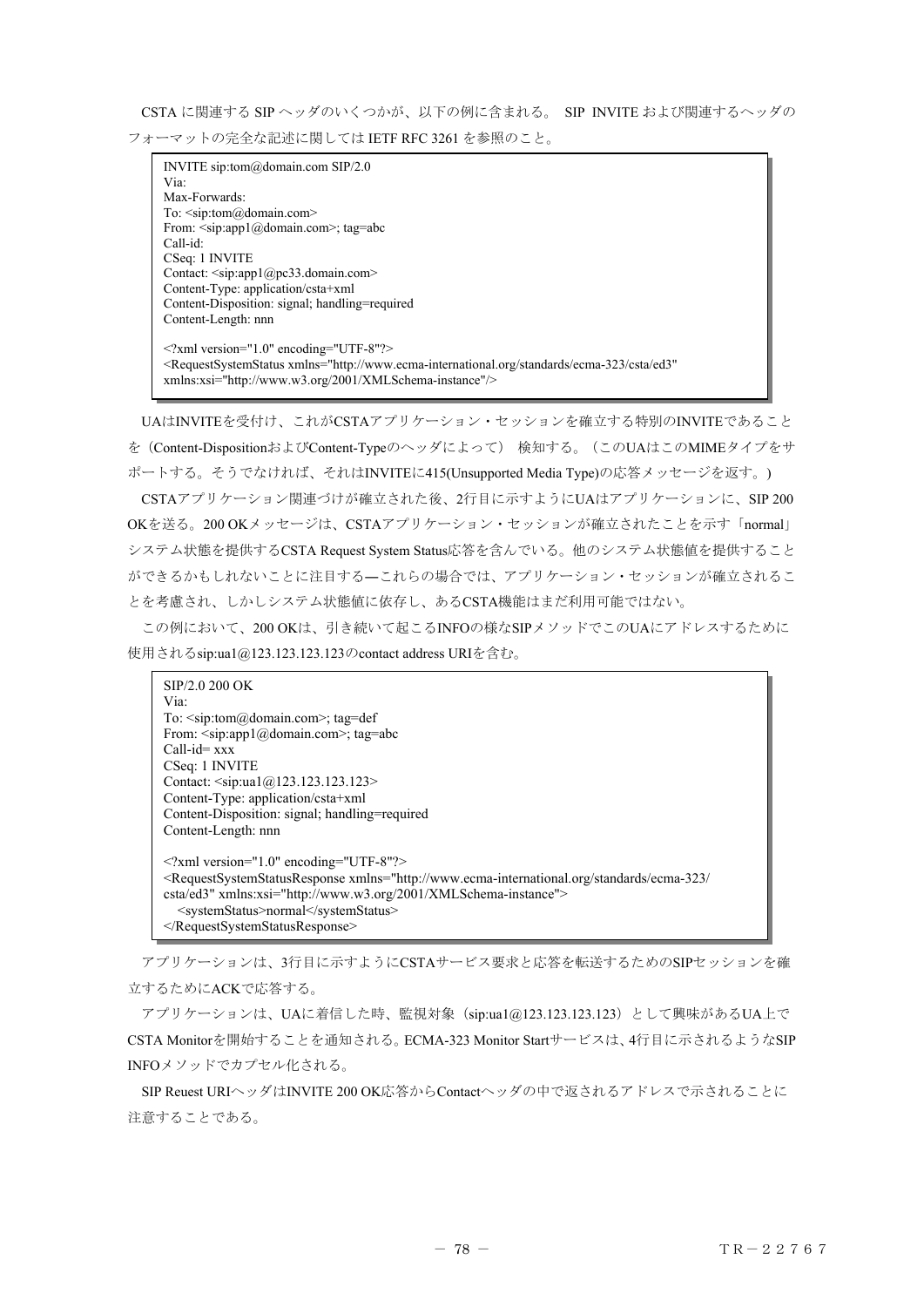CSTA に関連する SIP ヘッダのいくつかが、以下の例に含まれる。 SIP INVITE および関連するヘッダのフォーマットの完全な記述に関しては IETF RFC 3261 を参照のこと。

```
INVITE sip:tom@domain.com SIP/2.0
Via:
Max-Forwards:
To: <sip:tom@domain.com>
From: <sip:app1@domain.com>; tag=abc
Call-id:
CSeq: 1 INVITE
Contact: <sip:app1@pc33.domain.com>
Content-Type: application/csta+xml
Content-Disposition: signal; handling=required
Content-Length: nnn

<?xml version="1.0" encoding="UTF-8"?>
<RequestSystemStatus xmlns="http://www.ecma-international.org/standards/ecma-323/csta/ed3"
xmlns:xsi="http://www.w3.org/2001/XMLSchema-instance"/>
```

UAはINVITEを受付け、これがCSTAアプリケーション・セッションを確立する特別のINVITEであることを（Content-DispositionおよびContent-Typeのヘッダによって） 検知する。（このUAはこのMIMEタイプをサポートする。そうでなければ、それはINVITEに415(Unsupported Media Type)の応答メッセージを返す。)

CSTAアプリケーション関連づけが確立された後、2行目に示すようにUAはアプリケーションに、SIP 200 OKを送る。200 OKメッセージは、CSTAアプリケーション・セッションが確立されたことを示す「normal」システム状態を提供するCSTA Request System Status応答を含んでいる。他のシステム状態値を提供することができるかもしれないことに注目する―これらの場合では、アプリケーション・セッションが確立されることを考慮され、しかしシステム状態値に依存し、あるCSTA機能はまだ利用可能ではない。

この例において、200 OKは、引き続いて起こるINFOの様なSIPメソッドでこのUAにアドレスするために使用されるsip:ua1@123.123.123.123のcontact address URIを含む。

```
SIP/2.0 200 OK
Via:
To: <sip:tom@domain.com>; tag=def
From: <sip:app1@domain.com>; tag=abc
Call-id= xxx
CSeq: 1 INVITE
Contact: <sip:ua1@123.123.123.123>
Content-Type: application/csta+xml
Content-Disposition: signal; handling=required
Content-Length: nnn

<?xml version="1.0" encoding="UTF-8"?>
<RequestSystemStatusResponse xmlns="http://www.ecma-international.org/standards/ecma-323/
csta/ed3" xmlns:xsi="http://www.w3.org/2001/XMLSchema-instance">
   <systemStatus>normal</systemStatus>
</RequestSystemStatusResponse>
```

アプリケーションは、3行目に示すようにCSTAサービス要求と応答を転送するためのSIPセッションを確立するためにACKで応答する。

アプリケーションは、UAに着信した時、監視対象（sip:ua1@123.123.123.123）として興味があるUA上でCSTA Monitorを開始することを通知される。ECMA-323 Monitor Startサービスは、4行目に示されるようなSIP INFOメソッドでカプセル化される。

SIP Reuest URIヘッダはINVITE 200 OK応答からContactヘッダの中で返されるアドレスで示されることに注意することである。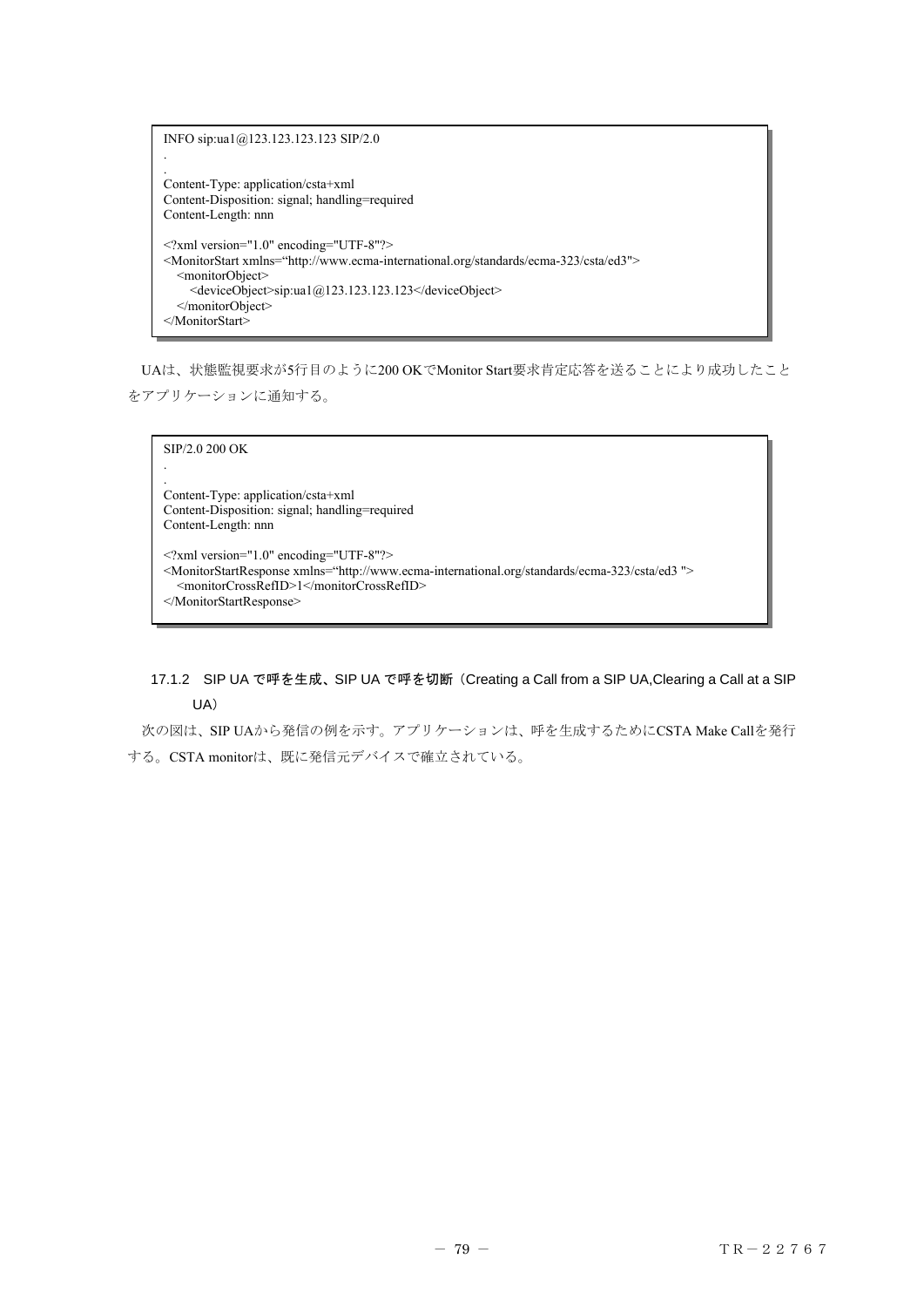```
INFO sip:ua1@123.123.123.123 SIP/2.0
.
.
Content-Type: application/csta+xml
Content-Disposition: signal; handling=required
Content-Length: nnn

<?xml version="1.0" encoding="UTF-8"?>
<MonitorStart xmlns="http://www.ecma-international.org/standards/ecma-323/csta/ed3">
   <monitorObject>
      <deviceObject>sip:ua1@123.123.123.123</deviceObject>
   </monitorObject>
</MonitorStart>
```

UAは、状態監視要求が5行目のように200 OKでMonitor Start要求肯定応答を送ることにより成功したことをアプリケーションに通知する。

```
SIP/2.0 200 OK
.
.
Content-Type: application/csta+xml
Content-Disposition: signal; handling=required
Content-Length: nnn

<?xml version="1.0" encoding="UTF-8"?>
<MonitorStartResponse xmlns="http://www.ecma-international.org/standards/ecma-323/csta/ed3 ">
   <monitorCrossRefID>1</monitorCrossRefID>
</MonitorStartResponse>
```

### 17.1.2 SIP UA で呼を生成、SIP UA で呼を切断（Creating a Call from a SIP UA,Clearing a Call at a SIP UA）

次の図は、SIP UAから発信の例を示す。アプリケーションは、呼を生成するためにCSTA Make Callを発行する。CSTA monitorは、既に発信元デバイスで確立されている。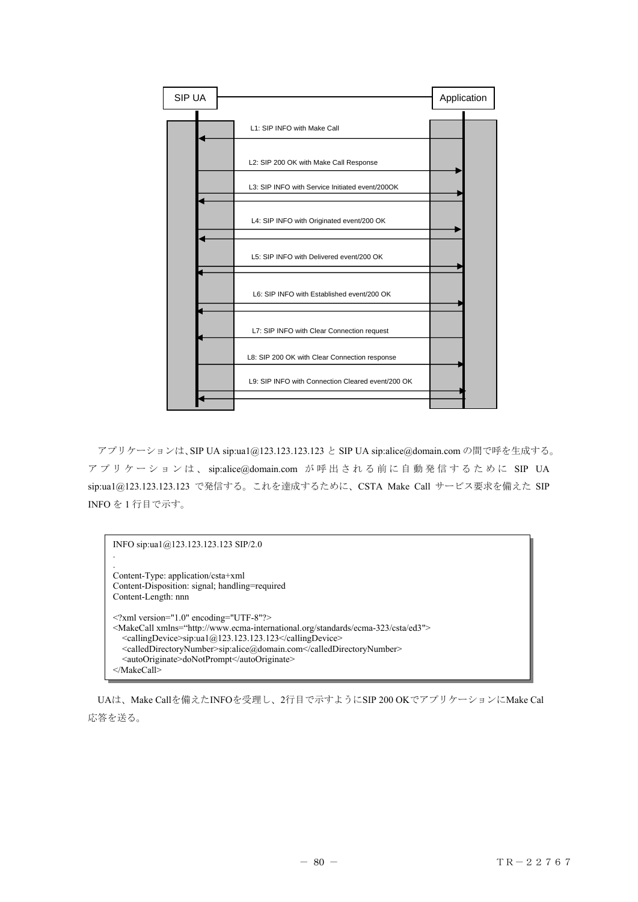SIP UA — Application

L1: SIP INFO with Make Call

L2: SIP 200 OK with Make Call Response

L3: SIP INFO with Service Initiated event/200OK

L4: SIP INFO with Originated event/200 OK

L5: SIP INFO with Delivered event/200 OK

L6: SIP INFO with Established event/200 OK

L7: SIP INFO with Clear Connection request

L8: SIP 200 OK with Clear Connection response

L9: SIP INFO with Connection Cleared event/200 OK

アプリケーションは、SIP UA sip:ua1@123.123.123.123 と SIP UA sip:alice@domain.com の間で呼を生成する。アプリケーションは、sip:alice@domain.com が呼出される前に自動発信するために SIP UA sip:ua1@123.123.123.123 で発信する。これを達成するために、CSTA Make Call サービス要求を備えた SIP INFO を 1 行目で示す。

```
INFO sip:ua1@123.123.123.123 SIP/2.0
.
.
Content-Type: application/csta+xml
Content-Disposition: signal; handling=required
Content-Length: nnn

<?xml version="1.0" encoding="UTF-8"?>
<MakeCall xmlns="http://www.ecma-international.org/standards/ecma-323/csta/ed3">
   <callingDevice>sip:ua1@123.123.123.123</callingDevice>
   <calledDirectoryNumber>sip:alice@domain.com</calledDirectoryNumber>
   <autoOriginate>doNotPrompt</autoOriginate>
</MakeCall>
```

UAは、Make Callを備えたINFOを受理し、2行目で示すようにSIP 200 OKでアプリケーションにMake Cal 応答を送る。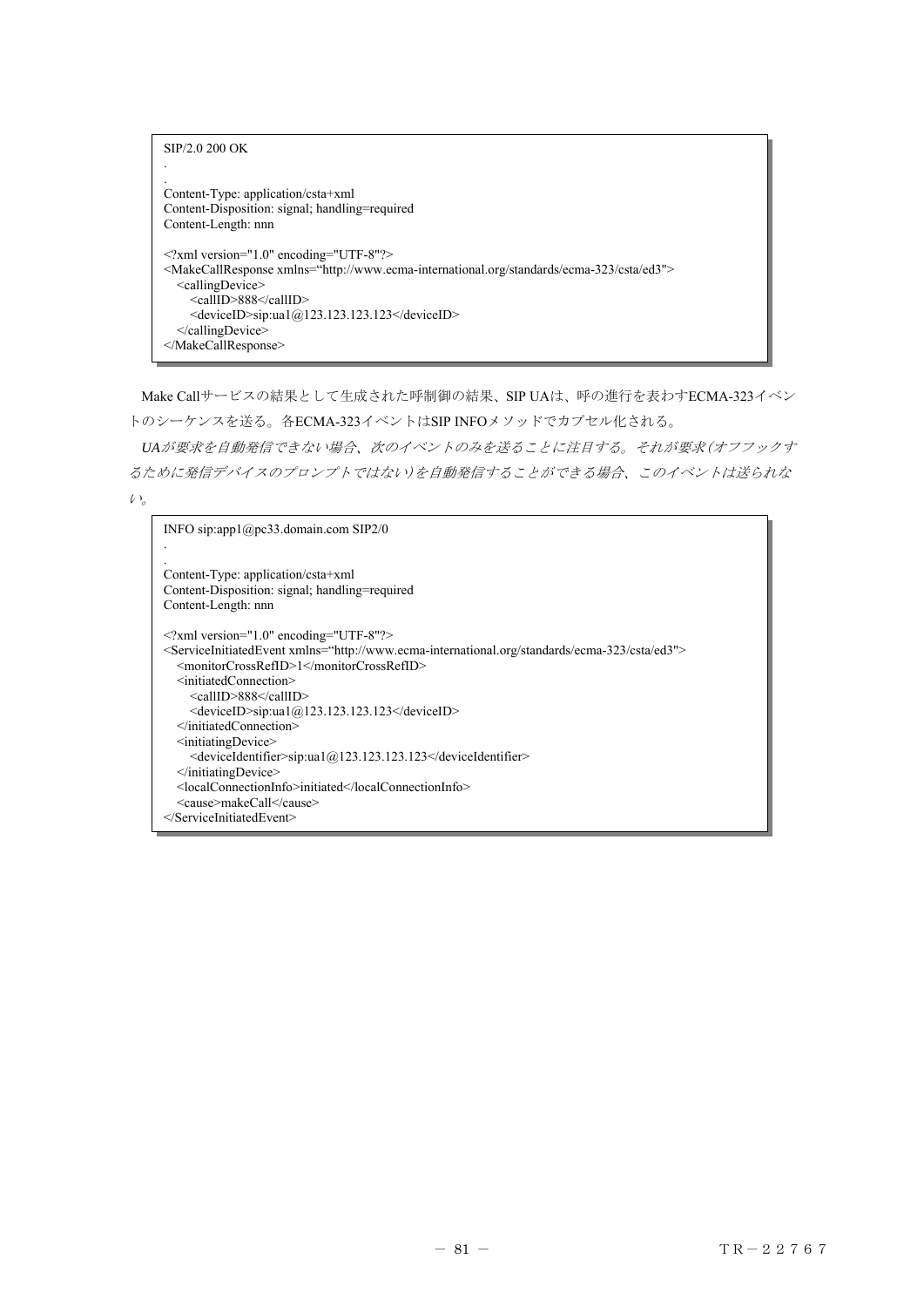```
SIP/2.0 200 OK
.
.
Content-Type: application/csta+xml
Content-Disposition: signal; handling=required
Content-Length: nnn

<?xml version="1.0" encoding="UTF-8"?>
<MakeCallResponse xmlns="http://www.ecma-international.org/standards/ecma-323/csta/ed3">
   <callingDevice>
      <callID>888</callID>
      <deviceID>sip:ua1@123.123.123.123</deviceID>
   </callingDevice>
</MakeCallResponse>
```

Make Callサービスの結果として生成された呼制御の結果、SIP UAは、呼の進行を表わすECMA-323イベントのシーケンスを送る。各ECMA-323イベントはSIP INFOメソッドでカプセル化される。

*UAが要求を自動発信できない場合、次のイベントのみを送ることに注目する。それが要求(オフフックするために発信デバイスのプロンプトではない)を自動発信することができる場合、このイベントは送られない。*

```
INFO sip:app1@pc33.domain.com SIP2/0
.
.
Content-Type: application/csta+xml
Content-Disposition: signal; handling=required
Content-Length: nnn

<?xml version="1.0" encoding="UTF-8"?>
<ServiceInitiatedEvent xmlns="http://www.ecma-international.org/standards/ecma-323/csta/ed3">
   <monitorCrossRefID>1</monitorCrossRefID>
   <initiatedConnection>
      <callID>888</callID>
      <deviceID>sip:ua1@123.123.123.123</deviceID>
   </initiatedConnection>
   <initiatingDevice>
      <deviceIdentifier>sip:ua1@123.123.123.123</deviceIdentifier>
   </initiatingDevice>
   <localConnectionInfo>initiated</localConnectionInfo>
   <cause>makeCall</cause>
</ServiceInitiatedEvent>
```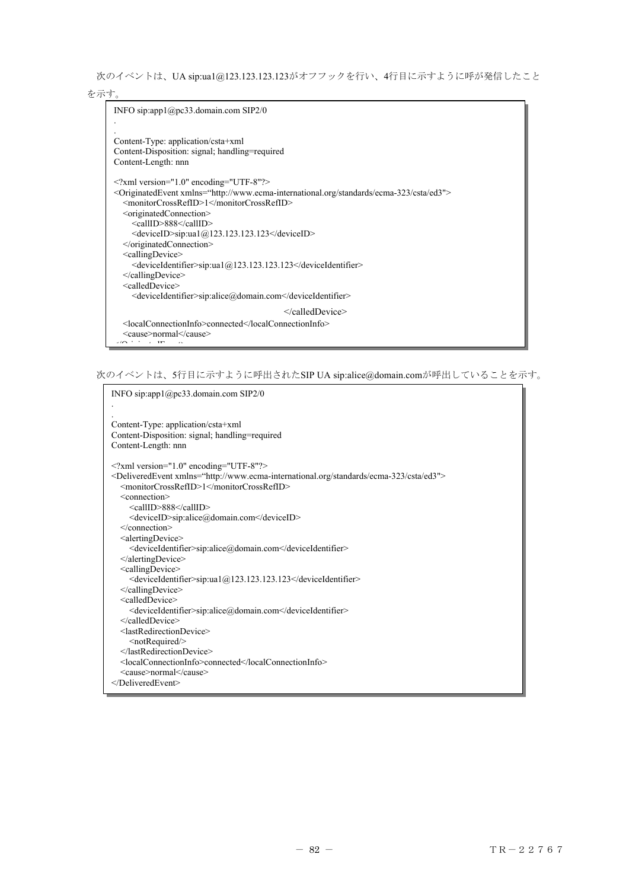次のイベントは、UA sip:ua1@123.123.123.123がオフフックを行い、4行目に示すように呼が発信したことを示す。

```
INFO sip:app1@pc33.domain.com SIP2/0
.
.
Content-Type: application/csta+xml
Content-Disposition: signal; handling=required
Content-Length: nnn

<?xml version="1.0" encoding="UTF-8"?>
<OriginatedEvent xmlns="http://www.ecma-international.org/standards/ecma-323/csta/ed3">
   <monitorCrossRefID>1</monitorCrossRefID>
   <originatedConnection>
      <callID>888</callID>
      <deviceID>sip:ua1@123.123.123.123</deviceID>
   </originatedConnection>
   <callingDevice>
      <deviceIdentifier>sip:ua1@123.123.123.123</deviceIdentifier>
   </callingDevice>
   <calledDevice>
      <deviceIdentifier>sip:alice@domain.com</deviceIdentifier>
                                                  </calledDevice>
   <localConnectionInfo>connected</localConnectionInfo>
   <cause>normal</cause>
</OriginatedEvent>
```

次のイベントは、5行目に示すように呼出されたSIP UA sip:alice@domain.comが呼出していることを示す。

```
INFO sip:app1@pc33.domain.com SIP2/0
.
.
Content-Type: application/csta+xml
Content-Disposition: signal; handling=required
Content-Length: nnn

<?xml version="1.0" encoding="UTF-8"?>
<DeliveredEvent xmlns="http://www.ecma-international.org/standards/ecma-323/csta/ed3">
   <monitorCrossRefID>1</monitorCrossRefID>
   <connection>
      <callID>888</callID>
      <deviceID>sip:alice@domain.com</deviceID>
   </connection>
   <alertingDevice>
      <deviceIdentifier>sip:alice@domain.com</deviceIdentifier>
   </alertingDevice>
   <callingDevice>
      <deviceIdentifier>sip:ua1@123.123.123.123</deviceIdentifier>
   </callingDevice>
   <calledDevice>
      <deviceIdentifier>sip:alice@domain.com</deviceIdentifier>
   </calledDevice>
   <lastRedirectionDevice>
      <notRequired/>
   </lastRedirectionDevice>
   <localConnectionInfo>connected</localConnectionInfo>
   <cause>normal</cause>
</DeliveredEvent>
```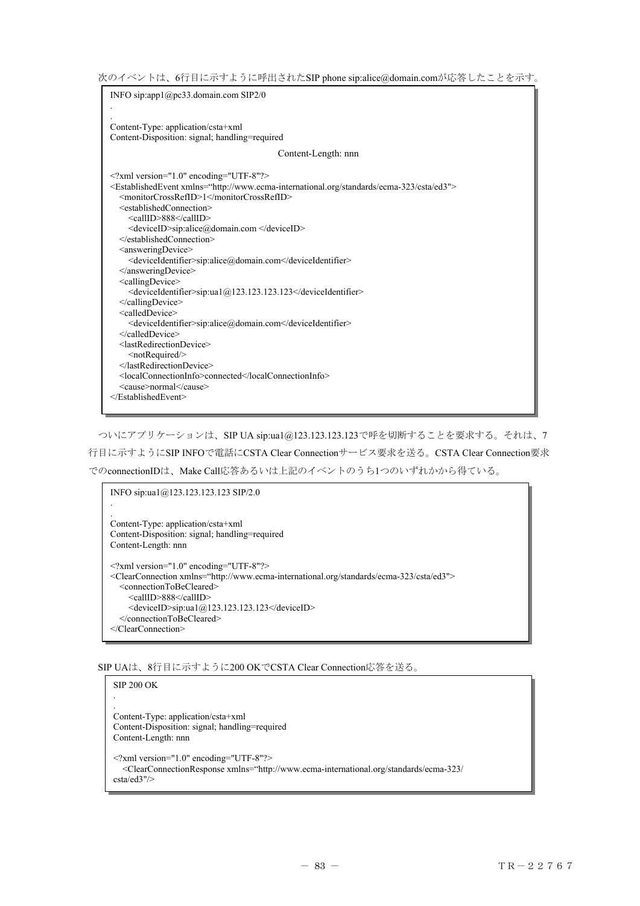次のイベントは、6行目に示すように呼出されたSIP phone sip:alice@domain.comが応答したことを示す。

```
INFO sip:app1@pc33.domain.com SIP2/0
.
.
Content-Type: application/csta+xml
Content-Disposition: signal; handling=required
                                        Content-Length: nnn

<?xml version="1.0" encoding="UTF-8"?>
<EstablishedEvent xmlns="http://www.ecma-international.org/standards/ecma-323/csta/ed3">
   <monitorCrossRefID>1</monitorCrossRefID>
   <establishedConnection>
      <callID>888</callID>
      <deviceID>sip:alice@domain.com </deviceID>
   </establishedConnection>
   <answeringDevice>
      <deviceIdentifier>sip:alice@domain.com</deviceIdentifier>
   </answeringDevice>
   <callingDevice>
      <deviceIdentifier>sip:ua1@123.123.123.123</deviceIdentifier>
   </callingDevice>
   <calledDevice>
      <deviceIdentifier>sip:alice@domain.com</deviceIdentifier>
   </calledDevice>
   <lastRedirectionDevice>
      <notRequired/>
   </lastRedirectionDevice>
   <localConnectionInfo>connected</localConnectionInfo>
   <cause>normal</cause>
</EstablishedEvent>
```

ついにアプリケーションは、SIP UA sip:ua1@123.123.123.123で呼を切断することを要求する。それは、7行目に示すようにSIP INFOで電話にCSTA Clear Connectionサービス要求を送る。CSTA Clear Connection要求でのconnectionIDは、Make Call応答あるいは上記のイベントのうち1つのいずれかから得ている。

```
INFO sip:ua1@123.123.123.123 SIP/2.0
.
.
Content-Type: application/csta+xml
Content-Disposition: signal; handling=required
Content-Length: nnn

<?xml version="1.0" encoding="UTF-8"?>
<ClearConnection xmlns="http://www.ecma-international.org/standards/ecma-323/csta/ed3">
   <connectionToBeCleared>
      <callID>888</callID>
      <deviceID>sip:ua1@123.123.123.123</deviceID>
   </connectionToBeCleared>
</ClearConnection>
```

SIP UAは、8行目に示すように200 OKでCSTA Clear Connection応答を送る。

```
SIP 200 OK
.
.
Content-Type: application/csta+xml
Content-Disposition: signal; handling=required
Content-Length: nnn

<?xml version="1.0" encoding="UTF-8"?>
   <ClearConnectionResponse xmlns="http://www.ecma-international.org/standards/ecma-323/
csta/ed3"/>
```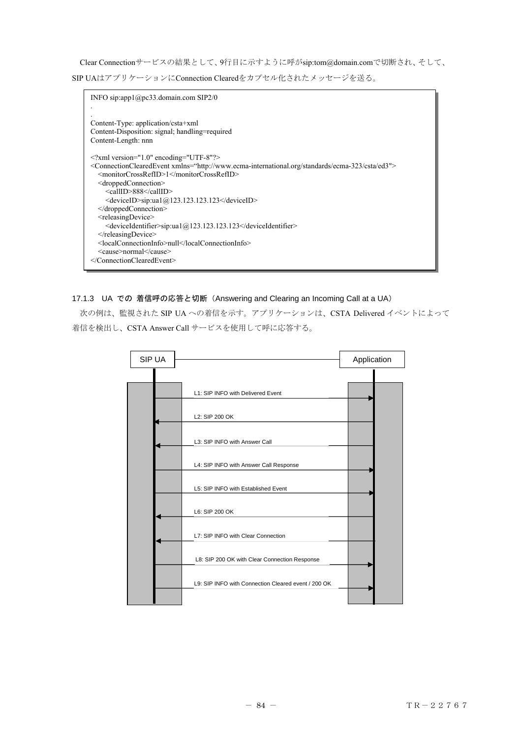Clear Connectionサービスの結果として、9行目に示すように呼がsip:tom@domain.comで切断され、そして、SIP UAはアプリケーションにConnection Clearedをカプセル化されたメッセージを送る。

```
INFO sip:app1@pc33.domain.com SIP2/0
.
.
Content-Type: application/csta+xml
Content-Disposition: signal; handling=required
Content-Length: nnn

<?xml version="1.0" encoding="UTF-8"?>
<ConnectionClearedEvent xmlns="http://www.ecma-international.org/standards/ecma-323/csta/ed3">
   <monitorCrossRefID>1</monitorCrossRefID>
   <droppedConnection>
      <callID>888</callID>
      <deviceID>sip:ua1@123.123.123.123</deviceID>
   </droppedConnection>
   <releasingDevice>
      <deviceIdentifier>sip:ua1@123.123.123.123</deviceIdentifier>
   </releasingDevice>
   <localConnectionInfo>null</localConnectionInfo>
   <cause>normal</cause>
</ConnectionClearedEvent>
```

### 17.1.3 UA での 着信呼の応答と切断（Answering and Clearing an Incoming Call at a UA）

次の例は、監視された SIP UA への着信を示す。アプリケーションは、CSTA Delivered イベントによって着信を検出し、CSTA Answer Call サービスを使用して呼に応答する。

SIP UA / Application

- L1: SIP INFO with Delivered Event（SIP UA → Application）
- L2: SIP 200 OK（Application → SIP UA）
- L3: SIP INFO with Answer Call（Application → SIP UA）
- L4: SIP INFO with Answer Call Response（SIP UA → Application）
- L5: SIP INFO with Established Event（SIP UA → Application）
- L6: SIP 200 OK（Application → SIP UA）
- L7: SIP INFO with Clear Connection（Application → SIP UA）
- L8: SIP 200 OK with Clear Connection Response（SIP UA → Application）
- L9: SIP INFO with Connection Cleared event / 200 OK（SIP UA → Application）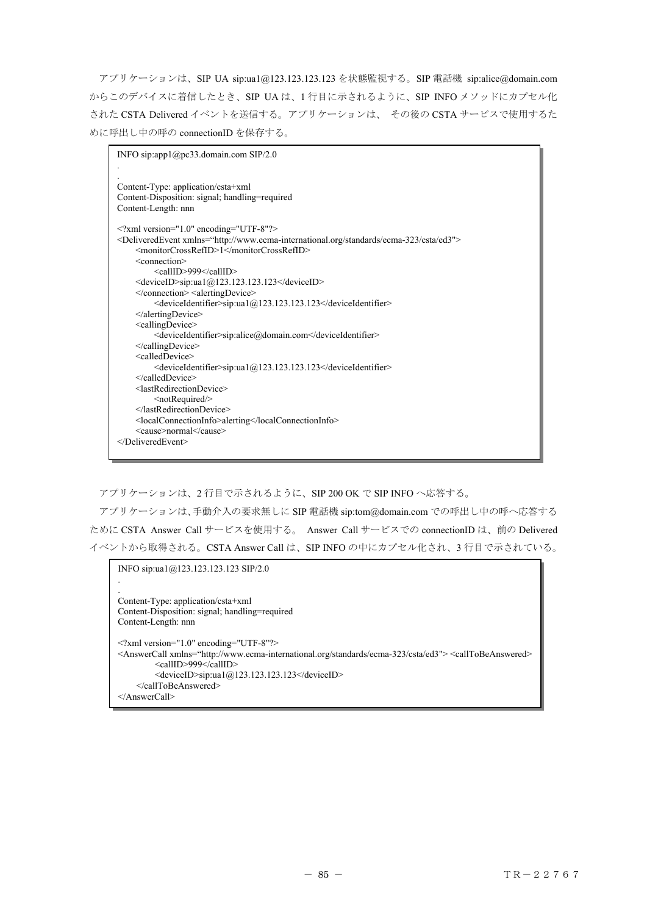アプリケーションは、SIP UA sip:ua1@123.123.123.123 を状態監視する。SIP 電話機 sip:alice@domain.com からこのデバイスに着信したとき、SIP UA は、1 行目に示されるように、SIP INFO メソッドにカプセル化された CSTA Delivered イベントを送信する。アプリケーションは、 その後の CSTA サービスで使用するために呼出し中の呼の connectionID を保存する。

```
INFO sip:app1@pc33.domain.com SIP/2.0
.
.
Content-Type: application/csta+xml
Content-Disposition: signal; handling=required
Content-Length: nnn

<?xml version="1.0" encoding="UTF-8"?>
<DeliveredEvent xmlns="http://www.ecma-international.org/standards/ecma-323/csta/ed3">
    <monitorCrossRefID>1</monitorCrossRefID>
    <connection>
        <callID>999</callID>
    <deviceID>sip:ua1@123.123.123.123</deviceID>
    </connection> <alertingDevice>
        <deviceIdentifier>sip:ua1@123.123.123.123</deviceIdentifier>
    </alertingDevice>
    <callingDevice>
        <deviceIdentifier>sip:alice@domain.com</deviceIdentifier>
    </callingDevice>
    <calledDevice>
        <deviceIdentifier>sip:ua1@123.123.123.123</deviceIdentifier>
    </calledDevice>
    <lastRedirectionDevice>
        <notRequired/>
    </lastRedirectionDevice>
    <localConnectionInfo>alerting</localConnectionInfo>
    <cause>normal</cause>
</DeliveredEvent>
```

アプリケーションは、2 行目で示されるように、SIP 200 OK で SIP INFO へ応答する。

アプリケーションは、手動介入の要求無しに SIP 電話機 sip:tom@domain.com での呼出し中の呼へ応答するために CSTA Answer Call サービスを使用する。 Answer Call サービスでの connectionID は、前の Delivered イベントから取得される。CSTA Answer Call は、SIP INFO の中にカプセル化され、3 行目で示されている。

```
INFO sip:ua1@123.123.123.123 SIP/2.0
.
.
Content-Type: application/csta+xml
Content-Disposition: signal; handling=required
Content-Length: nnn

<?xml version="1.0" encoding="UTF-8"?>
<AnswerCall xmlns="http://www.ecma-international.org/standards/ecma-323/csta/ed3"> <callToBeAnswered>
        <callID>999</callID>
        <deviceID>sip:ua1@123.123.123.123</deviceID>
    </callToBeAnswered>
</AnswerCall>
```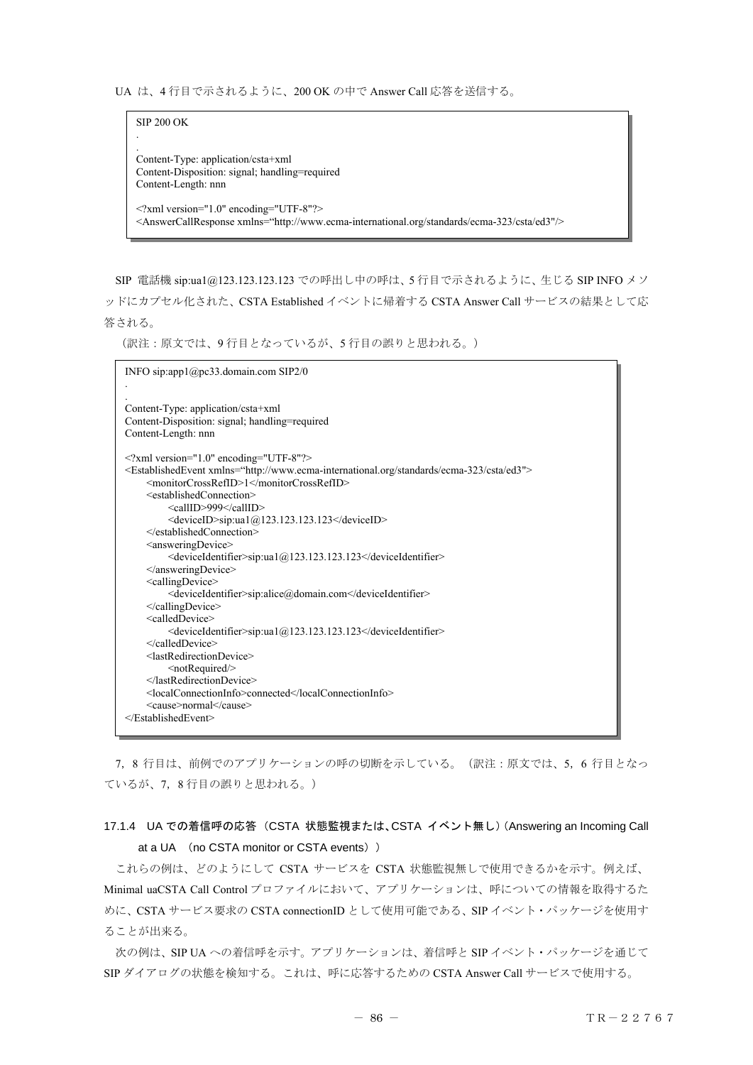UA は、4 行目で示されるように、200 OK の中で Answer Call 応答を送信する。

```
SIP 200 OK
.
.
Content-Type: application/csta+xml
Content-Disposition: signal; handling=required
Content-Length: nnn

<?xml version="1.0" encoding="UTF-8"?>
<AnswerCallResponse xmlns="http://www.ecma-international.org/standards/ecma-323/csta/ed3"/>
```

SIP 電話機 sip:ua1@123.123.123.123 での呼出し中の呼は、5 行目で示されるように、生じる SIP INFO メソッドにカプセル化された、CSTA Established イベントに帰着する CSTA Answer Call サービスの結果として応答される。

（訳注：原文では、9 行目となっているが、5 行目の誤りと思われる。）

```
INFO sip:app1@pc33.domain.com SIP2/0
.
.
Content-Type: application/csta+xml
Content-Disposition: signal; handling=required
Content-Length: nnn

<?xml version="1.0" encoding="UTF-8"?>
<EstablishedEvent xmlns="http://www.ecma-international.org/standards/ecma-323/csta/ed3">
    <monitorCrossRefID>1</monitorCrossRefID>
    <establishedConnection>
        <callID>999</callID>
        <deviceID>sip:ua1@123.123.123.123</deviceID>
    </establishedConnection>
    <answeringDevice>
        <deviceIdentifier>sip:ua1@123.123.123.123</deviceIdentifier>
    </answeringDevice>
    <callingDevice>
        <deviceIdentifier>sip:alice@domain.com</deviceIdentifier>
    </callingDevice>
    <calledDevice>
        <deviceIdentifier>sip:ua1@123.123.123.123</deviceIdentifier>
    </calledDevice>
    <lastRedirectionDevice>
        <notRequired/>
    </lastRedirectionDevice>
    <localConnectionInfo>connected</localConnectionInfo>
    <cause>normal</cause>
</EstablishedEvent>
```

7，8 行目は、前例でのアプリケーションの呼の切断を示している。（訳注：原文では、5，6 行目となっているが、7，8 行目の誤りと思われる。）

### 17.1.4 UA での着信呼の応答（CSTA 状態監視または､CSTA イベント無し）(Answering an Incoming Call at a UA （no CSTA monitor or CSTA events））

これらの例は、どのようにして CSTA サービスを CSTA 状態監視無しで使用できるかを示す。例えば、Minimal uaCSTA Call Control プロファイルにおいて、アプリケーションは、呼についての情報を取得するために、CSTA サービス要求の CSTA connectionID として使用可能である、SIP イベント・パッケージを使用することが出来る。

次の例は、SIP UA への着信呼を示す。アプリケーションは、着信呼と SIP イベント・パッケージを通じて SIP ダイアログの状態を検知する。これは、呼に応答するための CSTA Answer Call サービスで使用する。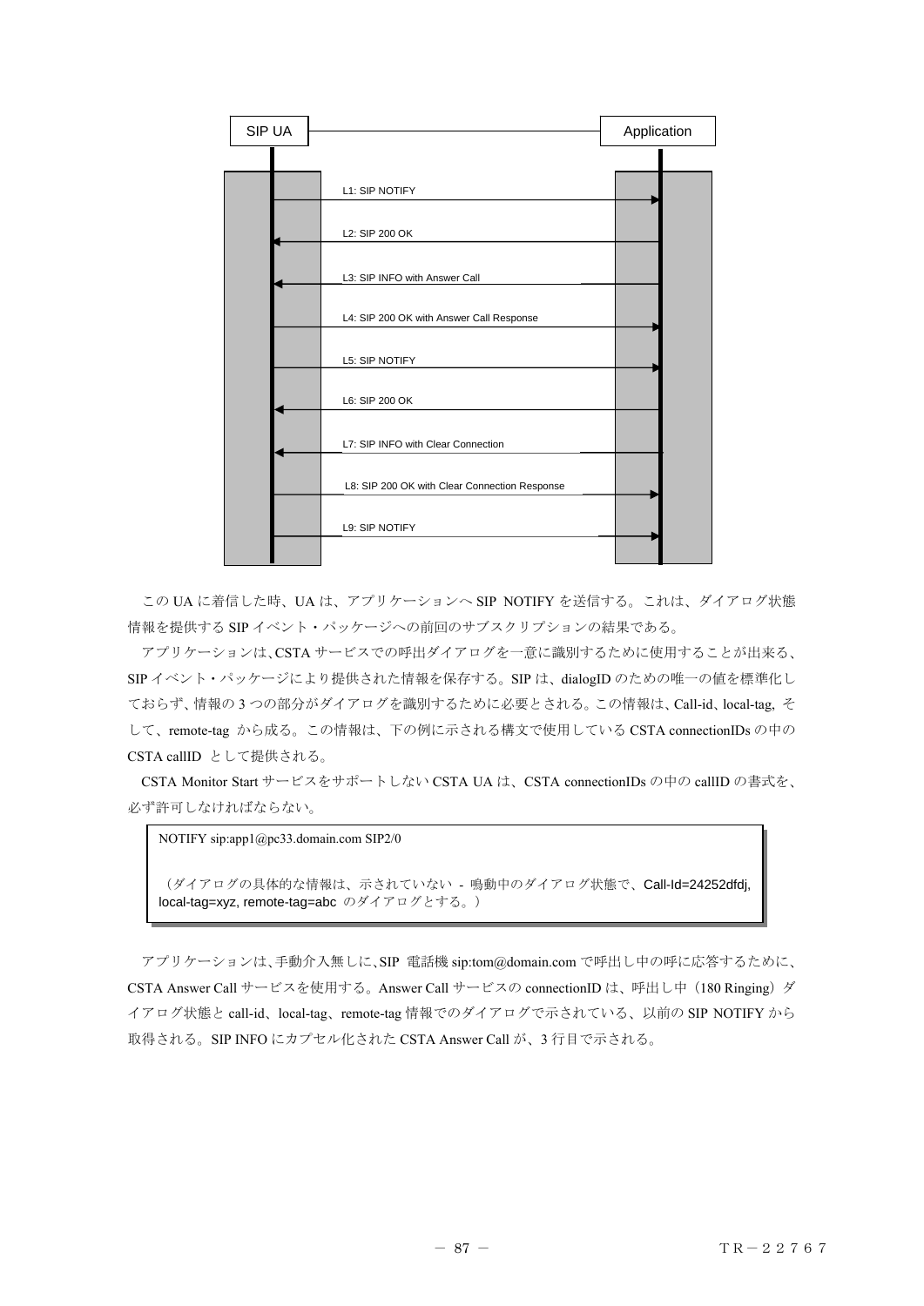SIP UA — Application

L1: SIP NOTIFY (SIP UA → Application)

L2: SIP 200 OK (Application → SIP UA)

L3: SIP INFO with Answer Call (Application → SIP UA)

L4: SIP 200 OK with Answer Call Response (SIP UA → Application)

L5: SIP NOTIFY (SIP UA → Application)

L6: SIP 200 OK (Application → SIP UA)

L7: SIP INFO with Clear Connection (Application → SIP UA)

L8: SIP 200 OK with Clear Connection Response (SIP UA → Application)

L9: SIP NOTIFY (SIP UA → Application)

この UA に着信した時、UA は、アプリケーションへ SIP NOTIFY を送信する。これは、ダイアログ状態情報を提供する SIP イベント・パッケージへの前回のサブスクリプションの結果である。

アプリケーションは、CSTA サービスでの呼出ダイアログを一意に識別するために使用することが出来る、SIP イベント・パッケージにより提供された情報を保存する。SIP は、dialogID のための唯一の値を標準化しておらず、情報の 3 つの部分がダイアログを識別するために必要とされる。この情報は、Call-id、local-tag, そして、remote-tag から成る。この情報は、下の例に示される構文で使用している CSTA connectionIDs の中の CSTA callID として提供される。

CSTA Monitor Start サービスをサポートしない CSTA UA は、CSTA connectionIDs の中の callID の書式を、必ず許可しなければならない。

```
NOTIFY sip:app1@pc33.domain.com SIP2/0

（ダイアログの具体的な情報は、示されていない - 鳴動中のダイアログ状態で、Call-Id=24252dfdj,
local-tag=xyz, remote-tag=abc のダイアログとする。）
```

アプリケーションは、手動介入無しに、SIP 電話機 sip:tom@domain.com で呼出し中の呼に応答するために、CSTA Answer Call サービスを使用する。Answer Call サービスの connectionID は、呼出し中（180 Ringing）ダイアログ状態と call-id、local-tag、remote-tag 情報でのダイアログで示されている、以前の SIP NOTIFY から取得される。SIP INFO にカプセル化された CSTA Answer Call が、3 行目で示される。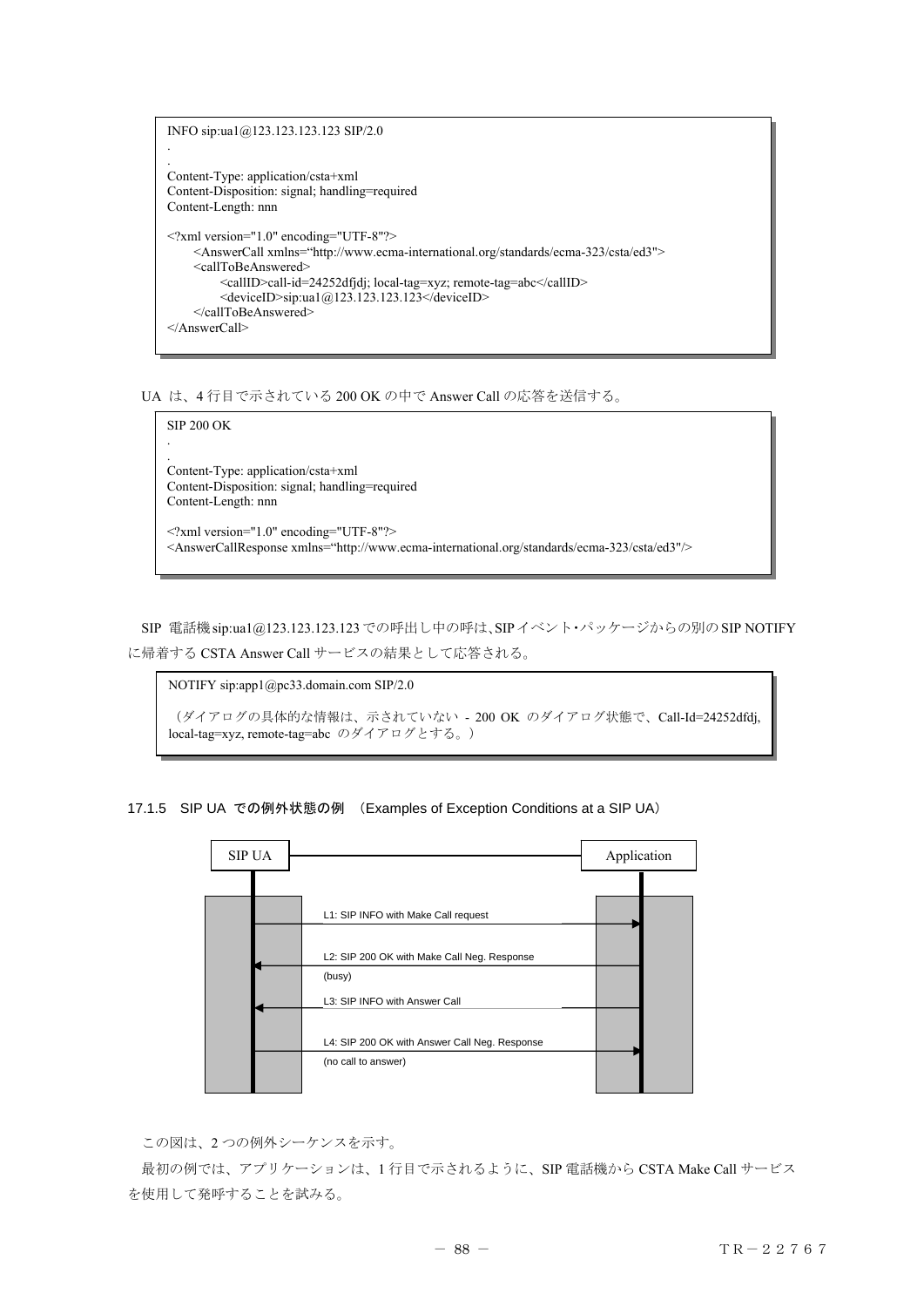```
INFO sip:ua1@123.123.123.123 SIP/2.0
.
.
Content-Type: application/csta+xml
Content-Disposition: signal; handling=required
Content-Length: nnn

<?xml version="1.0" encoding="UTF-8"?>
    <AnswerCall xmlns="http://www.ecma-international.org/standards/ecma-323/csta/ed3">
    <callToBeAnswered>
        <callID>call-id=24252dfjdj; local-tag=xyz; remote-tag=abc</callID>
        <deviceID>sip:ua1@123.123.123.123</deviceID>
    </callToBeAnswered>
</AnswerCall>
```

UA は、4 行目で示されている 200 OK の中で Answer Call の応答を送信する。

```
SIP 200 OK
.
.
Content-Type: application/csta+xml
Content-Disposition: signal; handling=required
Content-Length: nnn

<?xml version="1.0" encoding="UTF-8"?>
<AnswerCallResponse xmlns="http://www.ecma-international.org/standards/ecma-323/csta/ed3"/>
```

SIP 電話機sip:ua1@123.123.123.123 での呼出し中の呼は、SIPイベント・パッケージからの別のSIP NOTIFY に帰着する CSTA Answer Call サービスの結果として応答される。

```
NOTIFY sip:app1@pc33.domain.com SIP/2.0

（ダイアログの具体的な情報は、示されていない - 200 OK のダイアログ状態で、Call-Id=24252dfdj, local-tag=xyz, remote-tag=abc のダイアログとする。）
```

### 17.1.5 SIP UA での例外状態の例 （Examples of Exception Conditions at a SIP UA）

| SIP UA | | Application |
|---|---|---|
| → | L1: SIP INFO with Make Call request | |
| ← | L2: SIP 200 OK with Make Call Neg. Response (busy) | |
| ← | L3: SIP INFO with Answer Call | |
| → | L4: SIP 200 OK with Answer Call Neg. Response (no call to answer) | |

この図は、2 つの例外シーケンスを示す。

最初の例では、アプリケーションは、1 行目で示されるように、SIP 電話機から CSTA Make Call サービスを使用して発呼することを試みる。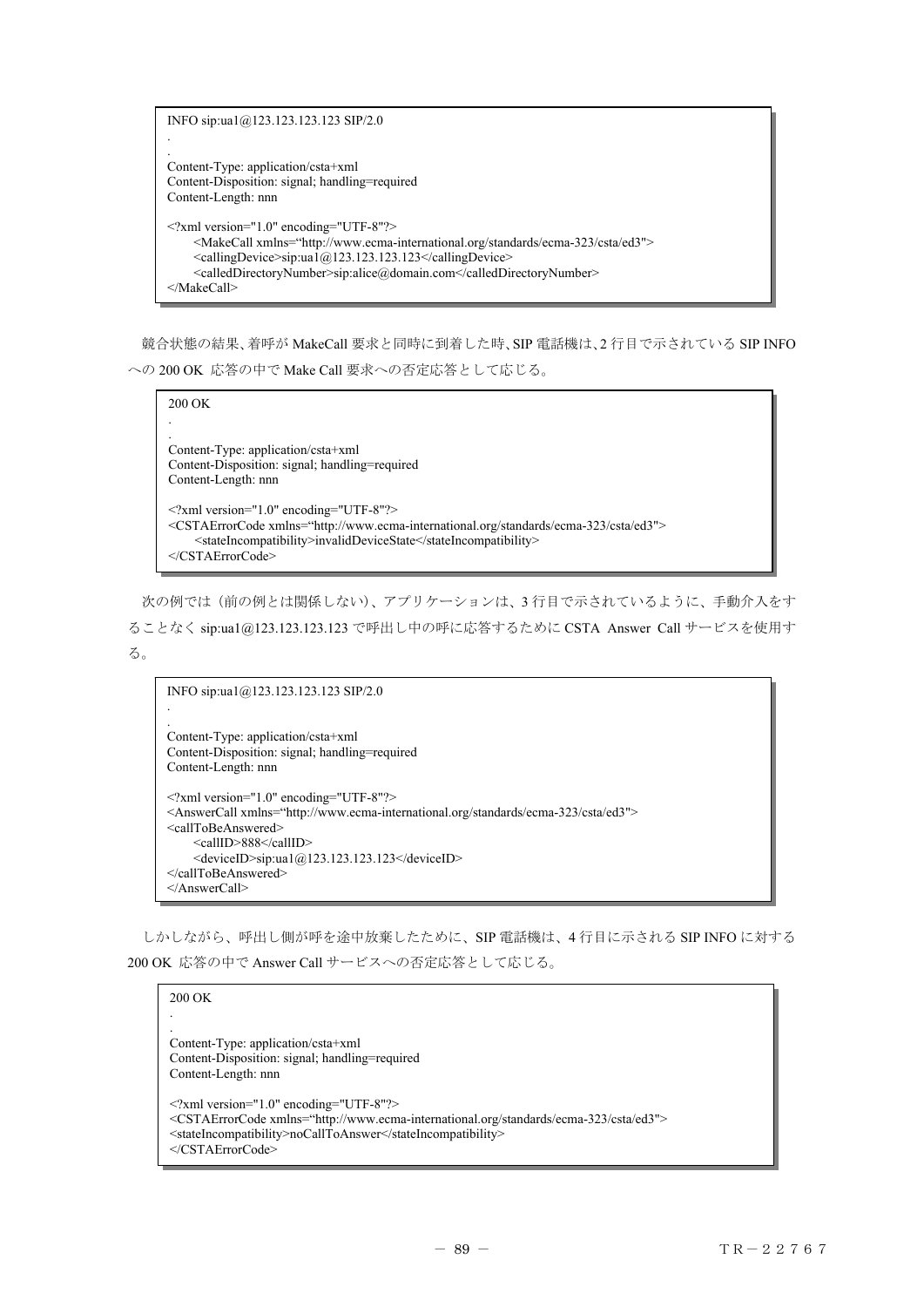```
INFO sip:ua1@123.123.123.123 SIP/2.0
.
.
Content-Type: application/csta+xml
Content-Disposition: signal; handling=required
Content-Length: nnn

<?xml version="1.0" encoding="UTF-8"?>
    <MakeCall xmlns="http://www.ecma-international.org/standards/ecma-323/csta/ed3">
    <callingDevice>sip:ua1@123.123.123.123</callingDevice>
    <calledDirectoryNumber>sip:alice@domain.com</calledDirectoryNumber>
</MakeCall>
```

競合状態の結果、着呼が MakeCall 要求と同時に到着した時、SIP 電話機は、2 行目で示されている SIP INFO への 200 OK 応答の中で Make Call 要求への否定応答として応じる。

```
200 OK
.
.
Content-Type: application/csta+xml
Content-Disposition: signal; handling=required
Content-Length: nnn

<?xml version="1.0" encoding="UTF-8"?>
<CSTAErrorCode xmlns="http://www.ecma-international.org/standards/ecma-323/csta/ed3">
    <stateIncompatibility>invalidDeviceState</stateIncompatibility>
</CSTAErrorCode>
```

次の例では（前の例とは関係しない）、アプリケーションは、3 行目で示されているように、手動介入をすることなく sip:ua1@123.123.123.123 で呼出し中の呼に応答するために CSTA Answer Call サービスを使用する。

```
INFO sip:ua1@123.123.123.123 SIP/2.0
.
.
Content-Type: application/csta+xml
Content-Disposition: signal; handling=required
Content-Length: nnn

<?xml version="1.0" encoding="UTF-8"?>
<AnswerCall xmlns="http://www.ecma-international.org/standards/ecma-323/csta/ed3">
<callToBeAnswered>
    <callID>888</callID>
    <deviceID>sip:ua1@123.123.123.123</deviceID>
</callToBeAnswered>
</AnswerCall>
```

しかしながら、呼出し側が呼を途中放棄したために、SIP 電話機は、4 行目に示される SIP INFO に対する 200 OK 応答の中で Answer Call サービスへの否定応答として応じる。

```
200 OK
.
.
Content-Type: application/csta+xml
Content-Disposition: signal; handling=required
Content-Length: nnn

<?xml version="1.0" encoding="UTF-8"?>
<CSTAErrorCode xmlns="http://www.ecma-international.org/standards/ecma-323/csta/ed3">
<stateIncompatibility>noCallToAnswer</stateIncompatibility>
</CSTAErrorCode>
```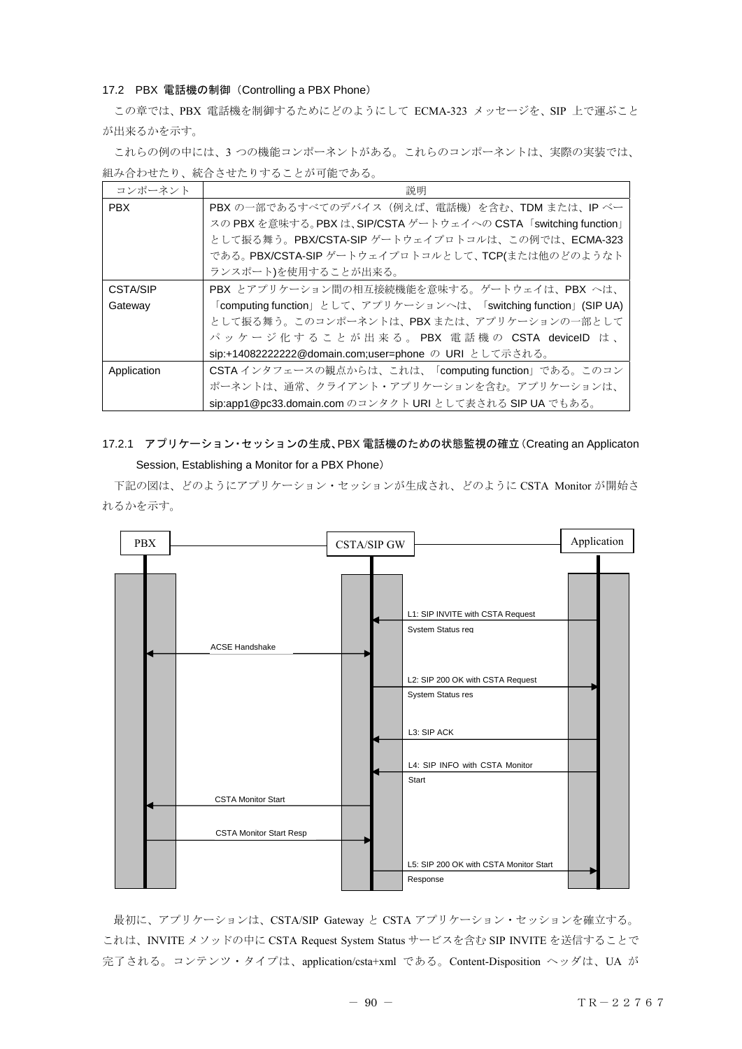### 17.2 PBX 電話機の制御（Controlling a PBX Phone）

この章では、PBX 電話機を制御するためにどのようにして ECMA-323 メッセージを、SIP 上で運ぶことが出来るかを示す。

これらの例の中には、3 つの機能コンポーネントがある。これらのコンポーネントは、実際の実装では、組み合わせたり、統合させたりすることが可能である。

| コンポーネント | 説明 |
|---|---|
| PBX | PBX の一部であるすべてのデバイス（例えば、電話機）を含む、TDM または、IP ベースの PBX を意味する。PBX は、SIP/CSTA ゲートウェイへの CSTA「switching function」として振る舞う。PBX/CSTA-SIP ゲートウェイプロトコルは、この例では、ECMA-323 である。PBX/CSTA-SIP ゲートウェイプロトコルとして、TCP(または他のどのようなトランスポート)を使用することが出来る。 |
| CSTA/SIP Gateway | PBX とアプリケーション間の相互接続機能を意味する。ゲートウェイは、PBX へは、「computing function」として、アプリケーションへは、「switching function」(SIP UA) として振る舞う。このコンポーネントは、PBX または、アプリケーションの一部としてパッケージ化することが出来る。PBX 電話機の CSTA deviceID は、sip:+14082222222@domain.com;user=phone の URI として示される。 |
| Application | CSTA インタフェースの観点からは、これは、「computing function」である。このコンポーネントは、通常、クライアント・アプリケーションを含む。アプリケーションは、sip:app1@pc33.domain.com のコンタクト URI として表される SIP UA でもある。 |

#### 17.2.1 アプリケーション・セッションの生成、PBX 電話機のための状態監視の確立（Creating an Applicaton Session, Establishing a Monitor for a PBX Phone）

下記の図は、どのようにアプリケーション・セッションが生成され、どのように CSTA Monitor が開始されるかを示す。

PBX / CSTA/SIP GW / Application

- L1: SIP INVITE with CSTA Request System Status req (Application → CSTA/SIP GW)
- ACSE Handshake (PBX ↔ CSTA/SIP GW)
- L2: SIP 200 OK with CSTA Request System Status res (CSTA/SIP GW → Application)
- L3: SIP ACK (Application → CSTA/SIP GW)
- L4: SIP INFO with CSTA Monitor Start (Application → CSTA/SIP GW)
- CSTA Monitor Start (CSTA/SIP GW → PBX)
- CSTA Monitor Start Resp (PBX → CSTA/SIP GW)
- L5: SIP 200 OK with CSTA Monitor Start Response (CSTA/SIP GW → Application)

最初に、アプリケーションは、CSTA/SIP Gateway と CSTA アプリケーション・セッションを確立する。これは、INVITE メソッドの中に CSTA Request System Status サービスを含む SIP INVITE を送信することで完了される。コンテンツ・タイプは、application/csta+xml である。Content-Disposition ヘッダは、UA が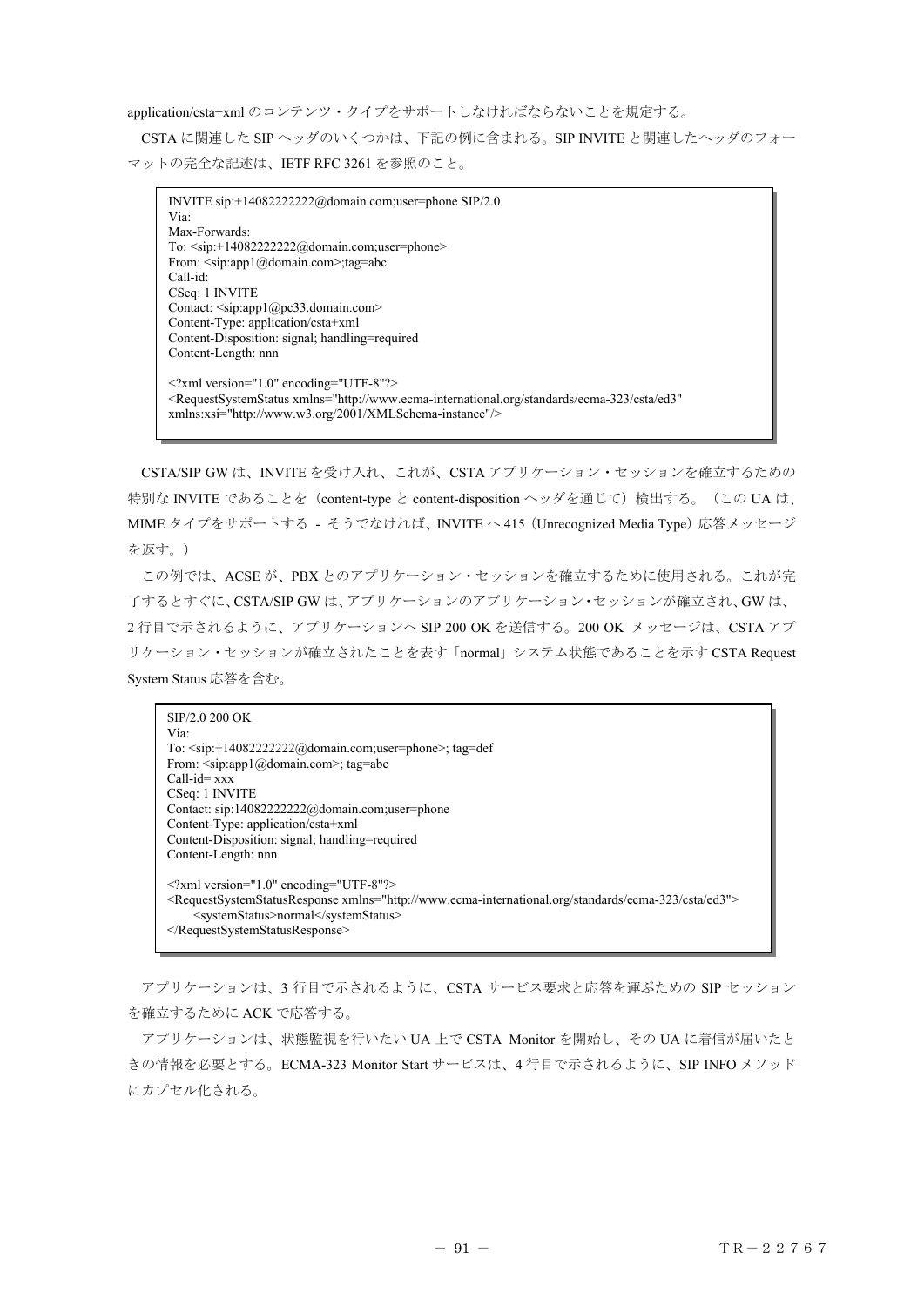application/csta+xml のコンテンツ・タイプをサポートしなければならないことを規定する。

CSTA に関連した SIP ヘッダのいくつかは、下記の例に含まれる。SIP INVITE と関連したヘッダのフォーマットの完全な記述は、IETF RFC 3261 を参照のこと。

```
INVITE sip:+14082222222@domain.com;user=phone SIP/2.0
Via:
Max-Forwards:
To: <sip:+14082222222@domain.com;user=phone>
From: <sip:app1@domain.com>;tag=abc
Call-id:
CSeq: 1 INVITE
Contact: <sip:app1@pc33.domain.com>
Content-Type: application/csta+xml
Content-Disposition: signal; handling=required
Content-Length: nnn

<?xml version="1.0" encoding="UTF-8"?>
<RequestSystemStatus xmlns="http://www.ecma-international.org/standards/ecma-323/csta/ed3"
xmlns:xsi="http://www.w3.org/2001/XMLSchema-instance"/>
```

CSTA/SIP GW は、INVITE を受け入れ、これが、CSTA アプリケーション・セッションを確立するための特別な INVITE であることを（content-type と content-disposition ヘッダを通じて）検出する。（この UA は、MIME タイプをサポートする - そうでなければ、INVITE へ 415（Unrecognized Media Type）応答メッセージを返す。）

この例では、ACSE が、PBX とのアプリケーション・セッションを確立するために使用される。これが完了するとすぐに、CSTA/SIP GW は、アプリケーションのアプリケーション・セッションが確立され、GW は、2 行目で示されるように、アプリケーションへ SIP 200 OK を送信する。200 OK メッセージは、CSTA アプリケーション・セッションが確立されたことを表す「normal」システム状態であることを示す CSTA Request System Status 応答を含む。

```
SIP/2.0 200 OK
Via:
To: <sip:+14082222222@domain.com;user=phone>; tag=def
From: <sip:app1@domain.com>; tag=abc
Call-id= xxx
CSeq: 1 INVITE
Contact: sip:14082222222@domain.com;user=phone
Content-Type: application/csta+xml
Content-Disposition: signal; handling=required
Content-Length: nnn

<?xml version="1.0" encoding="UTF-8"?>
<RequestSystemStatusResponse xmlns="http://www.ecma-international.org/standards/ecma-323/csta/ed3">
    <systemStatus>normal</systemStatus>
</RequestSystemStatusResponse>
```

アプリケーションは、3 行目で示されるように、CSTA サービス要求と応答を運ぶための SIP セッションを確立するために ACK で応答する。

アプリケーションは、状態監視を行いたい UA 上で CSTA Monitor を開始し、その UA に着信が届いたときの情報を必要とする。ECMA-323 Monitor Start サービスは、4 行目で示されるように、SIP INFO メソッドにカプセル化される。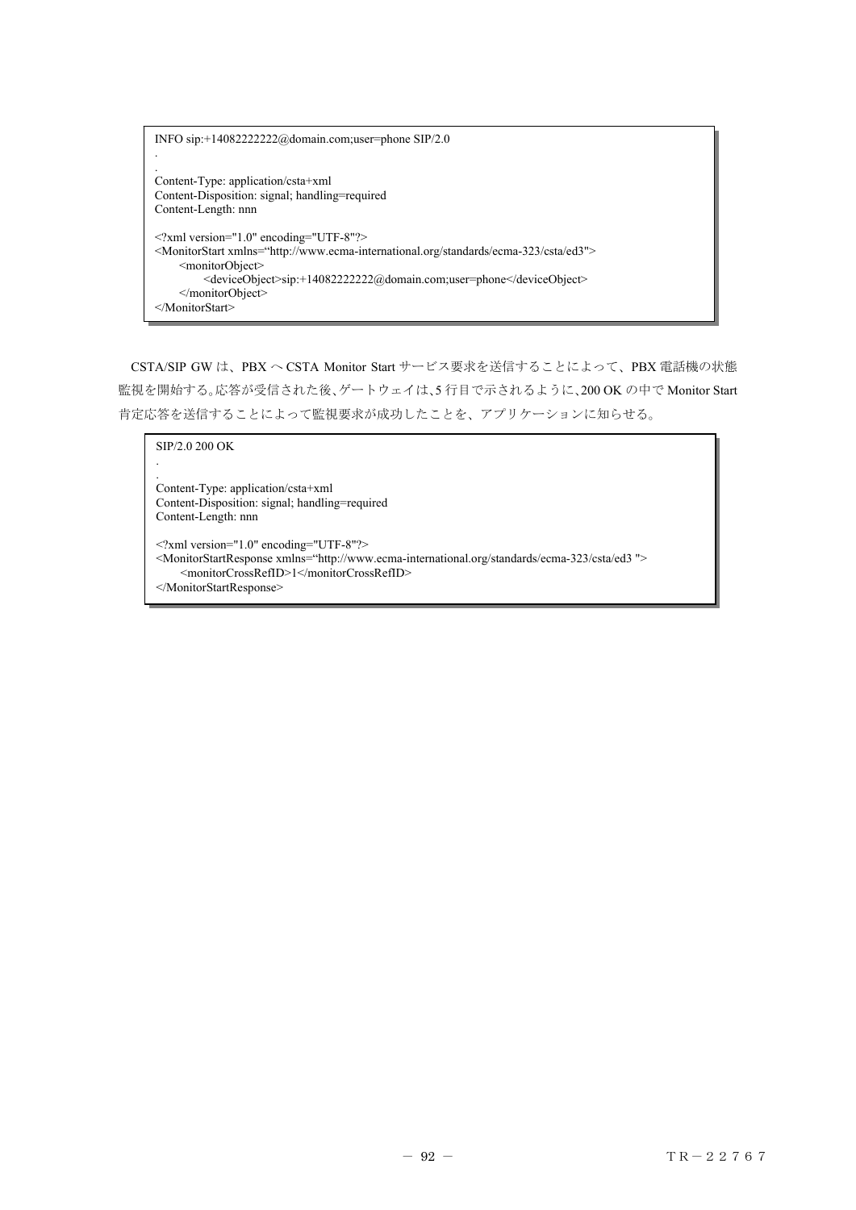```
INFO sip:+14082222222@domain.com;user=phone SIP/2.0
.
.
Content-Type: application/csta+xml
Content-Disposition: signal; handling=required
Content-Length: nnn

<?xml version="1.0" encoding="UTF-8"?>
<MonitorStart xmlns="http://www.ecma-international.org/standards/ecma-323/csta/ed3">
      <monitorObject>
            <deviceObject>sip:+14082222222@domain.com;user=phone</deviceObject>
      </monitorObject>
</MonitorStart>
```

CSTA/SIP GW は、PBX へ CSTA Monitor Start サービス要求を送信することによって、PBX 電話機の状態監視を開始する。応答が受信された後、ゲートウェイは、5 行目で示されるように、200 OK の中で Monitor Start 肯定応答を送信することによって監視要求が成功したことを、アプリケーションに知らせる。

```
SIP/2.0 200 OK
.
.
Content-Type: application/csta+xml
Content-Disposition: signal; handling=required
Content-Length: nnn

<?xml version="1.0" encoding="UTF-8"?>
<MonitorStartResponse xmlns="http://www.ecma-international.org/standards/ecma-323/csta/ed3 ">
      <monitorCrossRefID>1</monitorCrossRefID>
</MonitorStartResponse>
```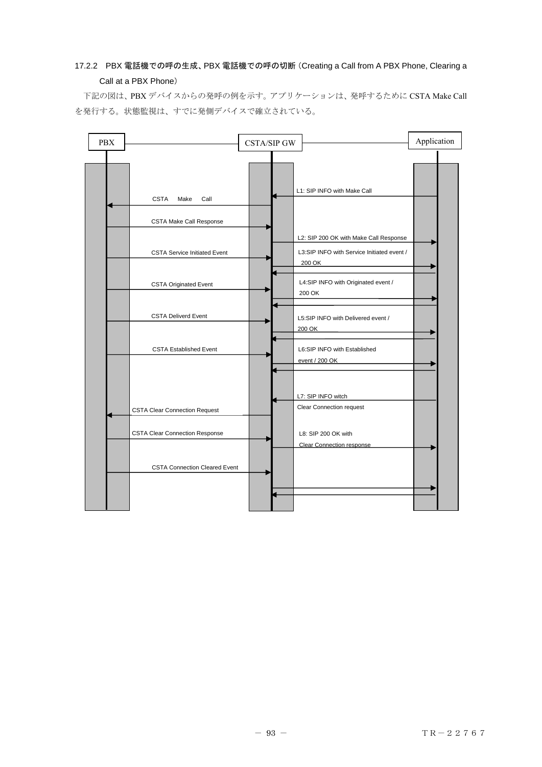### 17.2.2 PBX 電話機での呼の生成、PBX 電話機での呼の切断（Creating a Call from A PBX Phone, Clearing a Call at a PBX Phone）

下記の図は、PBX デバイスからの発呼の例を示す。アプリケーションは、発呼するために CSTA Make Call を発行する。状態監視は、すでに発側デバイスで確立されている。

PBX | CSTA/SIP GW | Application

- L1: SIP INFO with Make Call
- CSTA Make Call
- CSTA Make Call Response
- L2: SIP 200 OK with Make Call Response
- CSTA Service Initiated Event
- L3:SIP INFO with Service Initiated event / 200 OK
- CSTA Originated Event
- L4:SIP INFO with Originated event / 200 OK
- CSTA Deliverd Event
- L5:SIP INFO with Delivered event / 200 OK
- CSTA Established Event
- L6:SIP INFO with Established event / 200 OK
- L7: SIP INFO witch Clear Connection request
- CSTA Clear Connection Request
- CSTA Clear Connection Response
- L8: SIP 200 OK with Clear Connection response
- CSTA Connection Cleared Event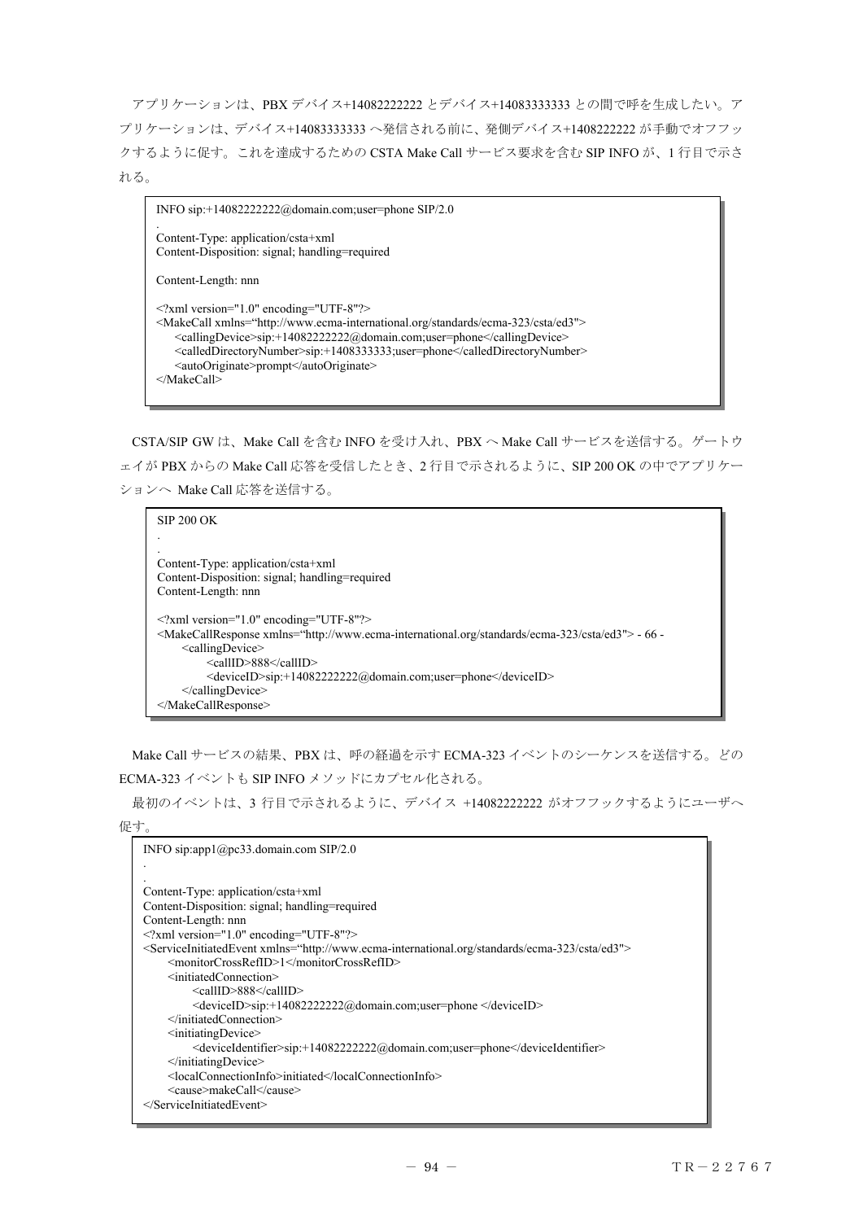アプリケーションは、PBX デバイス+14082222222 とデバイス+14083333333 との間で呼を生成したい。アプリケーションは、デバイス+14083333333 へ発信される前に、発側デバイス+1408222222 が手動でオフフックするように促す。これを達成するための CSTA Make Call サービス要求を含む SIP INFO が、1 行目で示される。

```
INFO sip:+14082222222@domain.com;user=phone SIP/2.0
.
Content-Type: application/csta+xml
Content-Disposition: signal; handling=required

Content-Length: nnn

<?xml version="1.0" encoding="UTF-8"?>
<MakeCall xmlns="http://www.ecma-international.org/standards/ecma-323/csta/ed3">
    <callingDevice>sip:+14082222222@domain.com;user=phone</callingDevice>
    <calledDirectoryNumber>sip:+1408333333;user=phone</calledDirectoryNumber>
    <autoOriginate>prompt</autoOriginate>
</MakeCall>
```

CSTA/SIP GW は、Make Call を含む INFO を受け入れ、PBX へ Make Call サービスを送信する。ゲートウェイが PBX からの Make Call 応答を受信したとき、2 行目で示されるように、SIP 200 OK の中でアプリケーションへ Make Call 応答を送信する。

```
SIP 200 OK
.
.
Content-Type: application/csta+xml
Content-Disposition: signal; handling=required
Content-Length: nnn

<?xml version="1.0" encoding="UTF-8"?>
<MakeCallResponse xmlns="http://www.ecma-international.org/standards/ecma-323/csta/ed3"> - 66 -
    <callingDevice>
        <callID>888</callID>
        <deviceID>sip:+14082222222@domain.com;user=phone</deviceID>
    </callingDevice>
</MakeCallResponse>
```

Make Call サービスの結果、PBX は、呼の経過を示す ECMA-323 イベントのシーケンスを送信する。どの ECMA-323 イベントも SIP INFO メソッドにカプセル化される。

最初のイベントは、3 行目で示されるように、デバイス +14082222222 がオフフックするようにユーザへ促す。

```
INFO sip:app1@pc33.domain.com SIP/2.0
.
.
Content-Type: application/csta+xml
Content-Disposition: signal; handling=required
Content-Length: nnn
<?xml version="1.0" encoding="UTF-8"?>
<ServiceInitiatedEvent xmlns="http://www.ecma-international.org/standards/ecma-323/csta/ed3">
    <monitorCrossRefID>1</monitorCrossRefID>
    <initiatedConnection>
        <callID>888</callID>
        <deviceID>sip:+14082222222@domain.com;user=phone </deviceID>
    </initiatedConnection>
    <initiatingDevice>
        <deviceIdentifier>sip:+14082222222@domain.com;user=phone</deviceIdentifier>
    </initiatingDevice>
    <localConnectionInfo>initiated</localConnectionInfo>
    <cause>makeCall</cause>
</ServiceInitiatedEvent>
```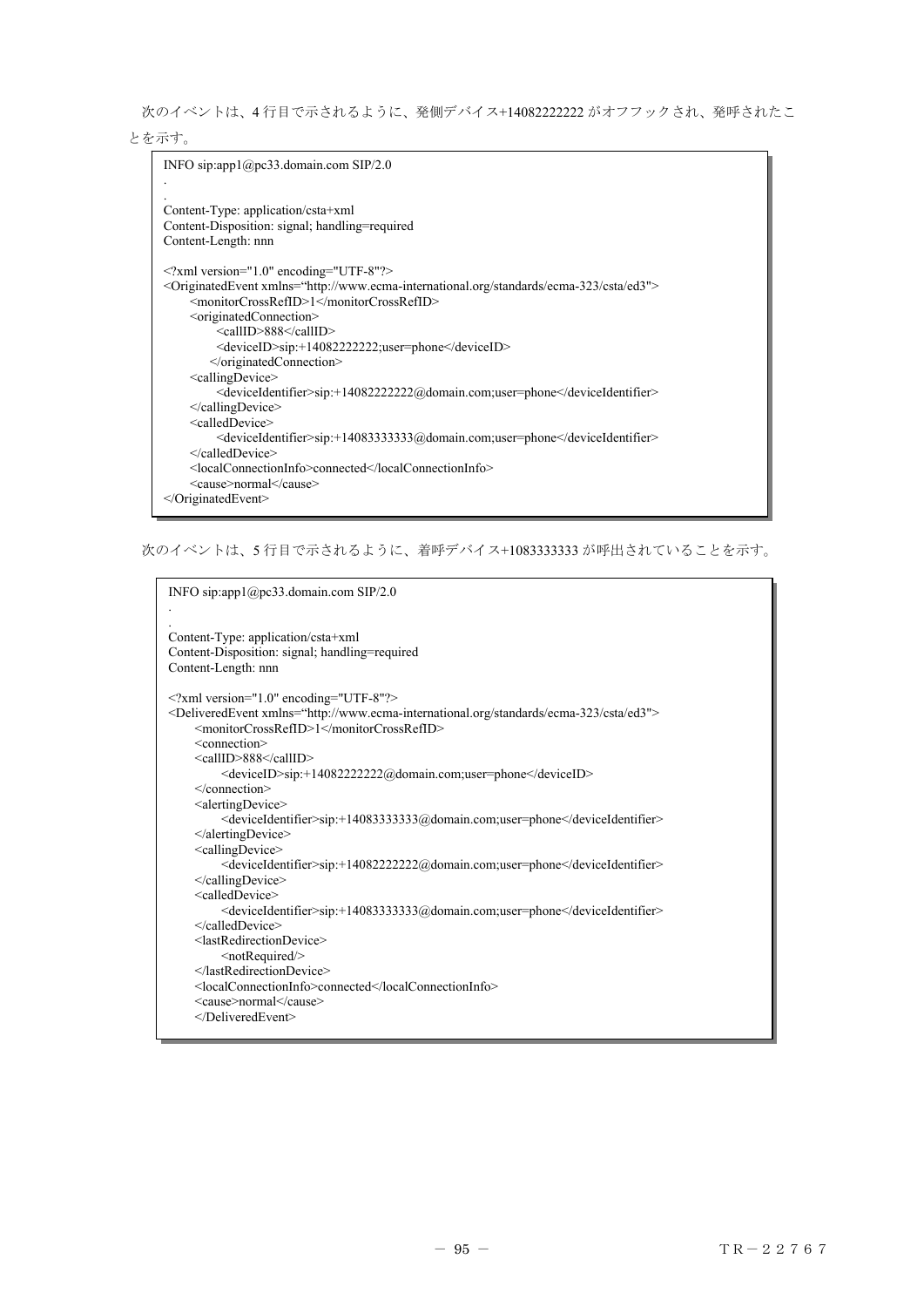次のイベントは、4 行目で示されるように、発側デバイス+14082222222 がオフフックされ、発呼されたことを示す。

```
INFO sip:app1@pc33.domain.com SIP/2.0
.
.
Content-Type: application/csta+xml
Content-Disposition: signal; handling=required
Content-Length: nnn

<?xml version="1.0" encoding="UTF-8"?>
<OriginatedEvent xmlns="http://www.ecma-international.org/standards/ecma-323/csta/ed3">
    <monitorCrossRefID>1</monitorCrossRefID>
    <originatedConnection>
        <callID>888</callID>
        <deviceID>sip:+14082222222;user=phone</deviceID>
      </originatedConnection>
    <callingDevice>
        <deviceIdentifier>sip:+14082222222@domain.com;user=phone</deviceIdentifier>
    </callingDevice>
    <calledDevice>
        <deviceIdentifier>sip:+14083333333@domain.com;user=phone</deviceIdentifier>
    </calledDevice>
    <localConnectionInfo>connected</localConnectionInfo>
    <cause>normal</cause>
</OriginatedEvent>
```

次のイベントは、5 行目で示されるように、着呼デバイス+1083333333 が呼出されていることを示す。

```
INFO sip:app1@pc33.domain.com SIP/2.0
.
.
Content-Type: application/csta+xml
Content-Disposition: signal; handling=required
Content-Length: nnn

<?xml version="1.0" encoding="UTF-8"?>
<DeliveredEvent xmlns="http://www.ecma-international.org/standards/ecma-323/csta/ed3">
    <monitorCrossRefID>1</monitorCrossRefID>
    <connection>
    <callID>888</callID>
        <deviceID>sip:+14082222222@domain.com;user=phone</deviceID>
    </connection>
    <alertingDevice>
        <deviceIdentifier>sip:+14083333333@domain.com;user=phone</deviceIdentifier>
    </alertingDevice>
    <callingDevice>
        <deviceIdentifier>sip:+14082222222@domain.com;user=phone</deviceIdentifier>
    </callingDevice>
    <calledDevice>
        <deviceIdentifier>sip:+14083333333@domain.com;user=phone</deviceIdentifier>
    </calledDevice>
    <lastRedirectionDevice>
        <notRequired/>
    </lastRedirectionDevice>
    <localConnectionInfo>connected</localConnectionInfo>
    <cause>normal</cause>
    </DeliveredEvent>
```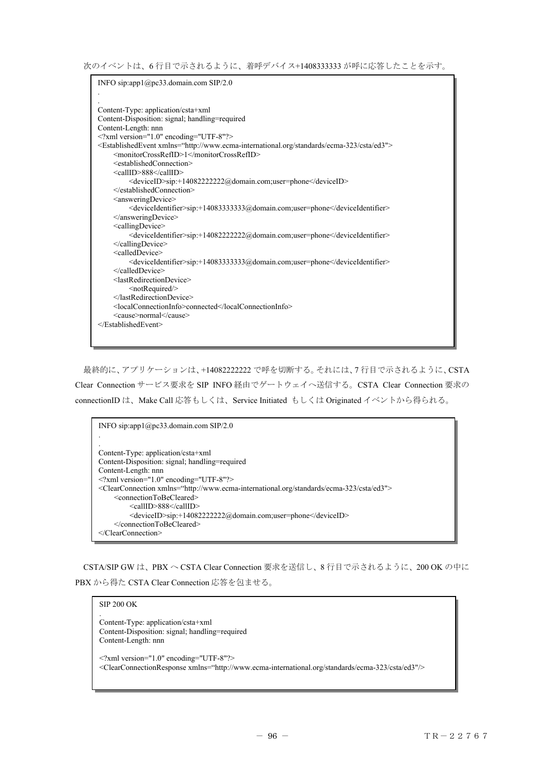次のイベントは、6 行目で示されるように、着呼デバイス+1408333333 が呼に応答したことを示す。

```
INFO sip:app1@pc33.domain.com SIP/2.0
.
.
Content-Type: application/csta+xml
Content-Disposition: signal; handling=required
Content-Length: nnn
<?xml version="1.0" encoding="UTF-8"?>
<EstablishedEvent xmlns="http://www.ecma-international.org/standards/ecma-323/csta/ed3">
    <monitorCrossRefID>1</monitorCrossRefID>
    <establishedConnection>
    <callID>888</callID>
        <deviceID>sip:+14082222222@domain.com;user=phone</deviceID>
    </establishedConnection>
    <answeringDevice>
        <deviceIdentifier>sip:+14083333333@domain.com;user=phone</deviceIdentifier>
    </answeringDevice>
    <callingDevice>
        <deviceIdentifier>sip:+14082222222@domain.com;user=phone</deviceIdentifier>
    </callingDevice>
    <calledDevice>
        <deviceIdentifier>sip:+14083333333@domain.com;user=phone</deviceIdentifier>
    </calledDevice>
    <lastRedirectionDevice>
        <notRequired/>
    </lastRedirectionDevice>
    <localConnectionInfo>connected</localConnectionInfo>
    <cause>normal</cause>
</EstablishedEvent>
```

最終的に、アプリケーションは、+14082222222 で呼を切断する。それには、7 行目で示されるように、CSTA Clear Connection サービス要求を SIP INFO 経由でゲートウェイへ送信する。CSTA Clear Connection 要求の connectionID は、Make Call 応答もしくは、Service Initiated もしくは Originated イベントから得られる。

```
INFO sip:app1@pc33.domain.com SIP/2.0
.
.
Content-Type: application/csta+xml
Content-Disposition: signal; handling=required
Content-Length: nnn
<?xml version="1.0" encoding="UTF-8"?>
<ClearConnection xmlns="http://www.ecma-international.org/standards/ecma-323/csta/ed3">
    <connectionToBeCleared>
        <callID>888</callID>
        <deviceID>sip:+14082222222@domain.com;user=phone</deviceID>
    </connectionToBeCleared>
</ClearConnection>
```

CSTA/SIP GW は、PBX へ CSTA Clear Connection 要求を送信し、8 行目で示されるように、200 OK の中に PBX から得た CSTA Clear Connection 応答を包ませる。

```
SIP 200 OK
.
Content-Type: application/csta+xml
Content-Disposition: signal; handling=required
Content-Length: nnn

<?xml version="1.0" encoding="UTF-8"?>
<ClearConnectionResponse xmlns="http://www.ecma-international.org/standards/ecma-323/csta/ed3"/>
```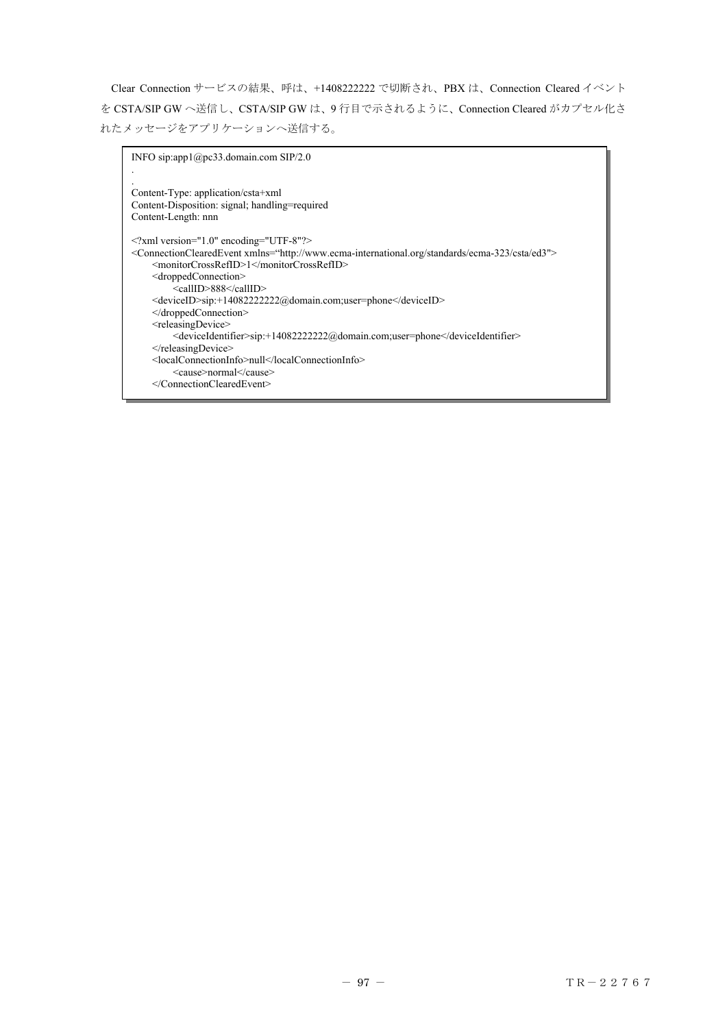Clear Connection サービスの結果、呼は、+1408222222 で切断され、PBX は、Connection Cleared イベントを CSTA/SIP GW へ送信し、CSTA/SIP GW は、9 行目で示されるように、Connection Cleared がカプセル化されたメッセージをアプリケーションへ送信する。

```
INFO sip:app1@pc33.domain.com SIP/2.0
.
.
Content-Type: application/csta+xml
Content-Disposition: signal; handling=required
Content-Length: nnn

<?xml version="1.0" encoding="UTF-8"?>
<ConnectionClearedEvent xmlns="http://www.ecma-international.org/standards/ecma-323/csta/ed3">
      <monitorCrossRefID>1</monitorCrossRefID>
      <droppedConnection>
            <callID>888</callID>
      <deviceID>sip:+14082222222@domain.com;user=phone</deviceID>
      </droppedConnection>
      <releasingDevice>
            <deviceIdentifier>sip:+14082222222@domain.com;user=phone</deviceIdentifier>
      </releasingDevice>
      <localConnectionInfo>null</localConnectionInfo>
            <cause>normal</cause>
      </ConnectionClearedEvent>
```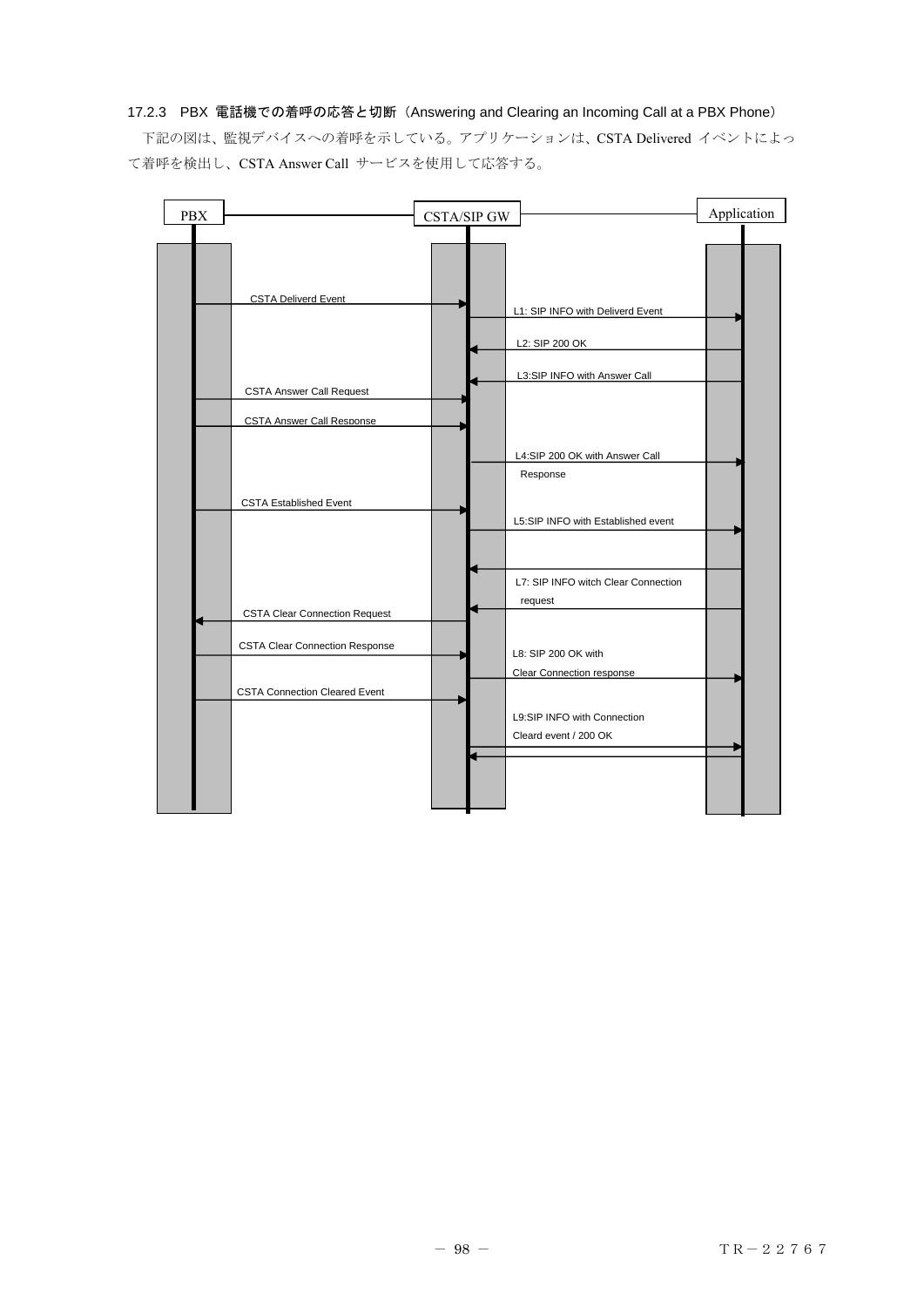### 17.2.3 PBX 電話機での着呼の応答と切断（Answering and Clearing an Incoming Call at a PBX Phone）

下記の図は、監視デバイスへの着呼を示している。アプリケーションは、CSTA Delivered イベントによって着呼を検出し、CSTA Answer Call サービスを使用して応答する。

PBX　CSTA/SIP GW　Application

- CSTA Deliverd Event
- L1: SIP INFO with Deliverd Event
- L2: SIP 200 OK
- L3:SIP INFO with Answer Call
- CSTA Answer Call Request
- CSTA Answer Call Response
- L4:SIP 200 OK with Answer Call Response
- CSTA Established Event
- L5:SIP INFO with Established event
- L7: SIP INFO witch Clear Connection request
- CSTA Clear Connection Request
- CSTA Clear Connection Response
- L8: SIP 200 OK with Clear Connection response
- CSTA Connection Cleared Event
- L9:SIP INFO with Connection Cleard event / 200 OK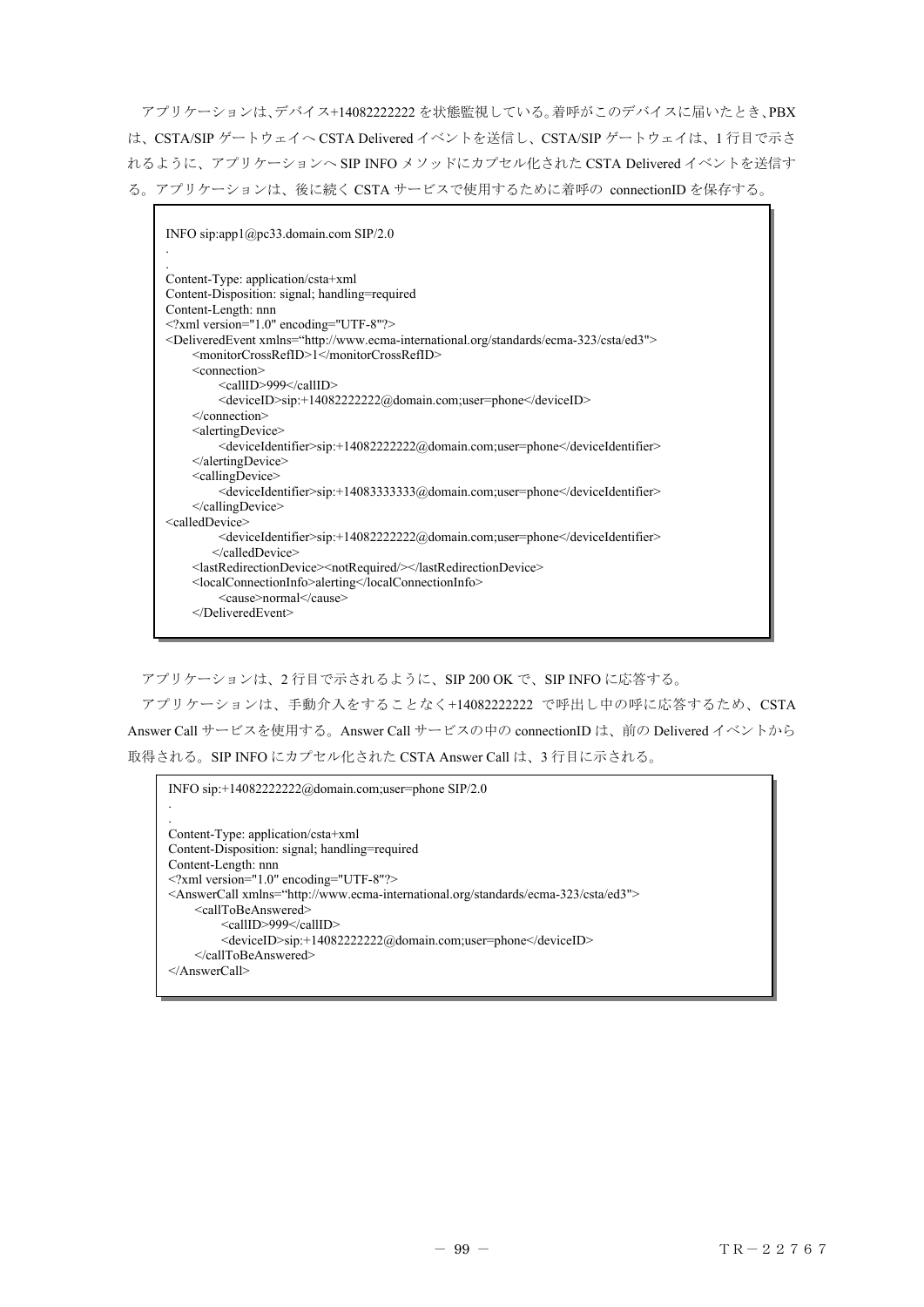アプリケーションは、デバイス+14082222222 を状態監視している。着呼がこのデバイスに届いたとき、PBX は、CSTA/SIP ゲートウェイへ CSTA Delivered イベントを送信し、CSTA/SIP ゲートウェイは、1 行目で示されるように、アプリケーションへ SIP INFO メソッドにカプセル化された CSTA Delivered イベントを送信する。アプリケーションは、後に続く CSTA サービスで使用するために着呼の connectionID を保存する。

```
INFO sip:app1@pc33.domain.com SIP/2.0
.
.
Content-Type: application/csta+xml
Content-Disposition: signal; handling=required
Content-Length: nnn
<?xml version="1.0" encoding="UTF-8"?>
<DeliveredEvent xmlns="http://www.ecma-international.org/standards/ecma-323/csta/ed3">
    <monitorCrossRefID>1</monitorCrossRefID>
    <connection>
        <callID>999</callID>
        <deviceID>sip:+14082222222@domain.com;user=phone</deviceID>
    </connection>
    <alertingDevice>
        <deviceIdentifier>sip:+14082222222@domain.com;user=phone</deviceIdentifier>
    </alertingDevice>
    <callingDevice>
        <deviceIdentifier>sip:+14083333333@domain.com;user=phone</deviceIdentifier>
    </callingDevice>
<calledDevice>
        <deviceIdentifier>sip:+14082222222@domain.com;user=phone</deviceIdentifier>
       </calledDevice>
    <lastRedirectionDevice><notRequired/></lastRedirectionDevice>
    <localConnectionInfo>alerting</localConnectionInfo>
        <cause>normal</cause>
    </DeliveredEvent>
```

アプリケーションは、2 行目で示されるように、SIP 200 OK で、SIP INFO に応答する。

アプリケーションは、手動介入をすることなく+14082222222 で呼出し中の呼に応答するため、CSTA Answer Call サービスを使用する。Answer Call サービスの中の connectionID は、前の Delivered イベントから取得される。SIP INFO にカプセル化された CSTA Answer Call は、3 行目に示される。

```
INFO sip:+14082222222@domain.com;user=phone SIP/2.0
.
.
Content-Type: application/csta+xml
Content-Disposition: signal; handling=required
Content-Length: nnn
<?xml version="1.0" encoding="UTF-8"?>
<AnswerCall xmlns="http://www.ecma-international.org/standards/ecma-323/csta/ed3">
    <callToBeAnswered>
        <callID>999</callID>
        <deviceID>sip:+14082222222@domain.com;user=phone</deviceID>
    </callToBeAnswered>
</AnswerCall>
```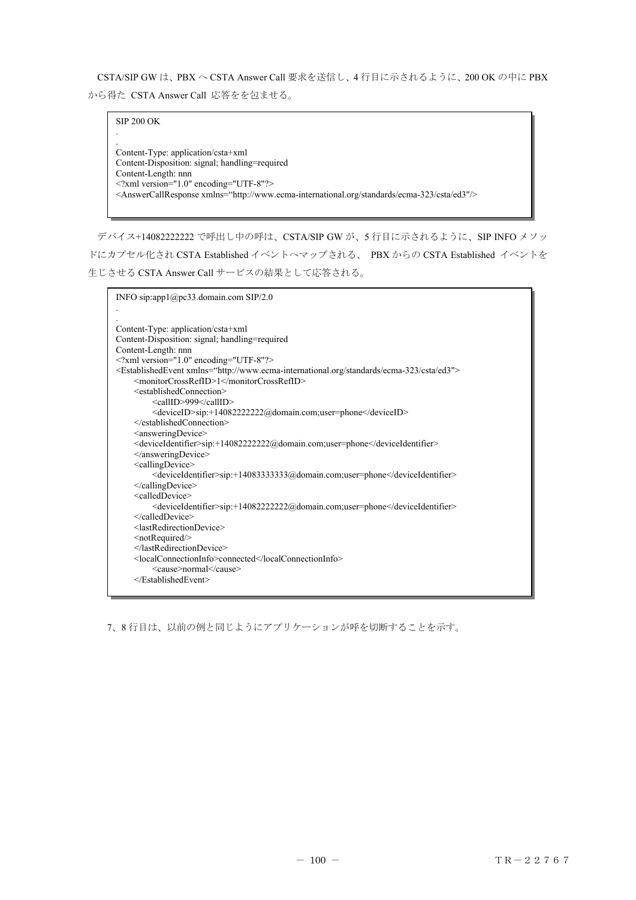CSTA/SIP GW は、PBX へ CSTA Answer Call 要求を送信し、4 行目に示されるように、200 OK の中に PBX から得た CSTA Answer Call 応答をを包ませる。

```
SIP 200 OK
.
.
Content-Type: application/csta+xml
Content-Disposition: signal; handling=required
Content-Length: nnn
<?xml version="1.0" encoding="UTF-8"?>
<AnswerCallResponse xmlns="http://www.ecma-international.org/standards/ecma-323/csta/ed3"/>
```

デバイス+14082222222 で呼出し中の呼は、CSTA/SIP GW が、5 行目に示されるように、SIP INFO メソッドにカプセル化され CSTA Established イベントへマップされる、 PBX からの CSTA Established イベントを生じさせる CSTA Answer Call サービスの結果として応答される。

```
INFO sip:app1@pc33.domain.com SIP/2.0
.
.
Content-Type: application/csta+xml
Content-Disposition: signal; handling=required
Content-Length: nnn
<?xml version="1.0" encoding="UTF-8"?>
<EstablishedEvent xmlns="http://www.ecma-international.org/standards/ecma-323/csta/ed3">
    <monitorCrossRefID>1</monitorCrossRefID>
    <establishedConnection>
        <callID>999</callID>
        <deviceID>sip:+14082222222@domain.com;user=phone</deviceID>
    </establishedConnection>
    <answeringDevice>
    <deviceIdentifier>sip:+14082222222@domain.com;user=phone</deviceIdentifier>
    </answeringDevice>
    <callingDevice>
        <deviceIdentifier>sip:+14083333333@domain.com;user=phone</deviceIdentifier>
    </callingDevice>
    <calledDevice>
        <deviceIdentifier>sip:+14082222222@domain.com;user=phone</deviceIdentifier>
    </calledDevice>
    <lastRedirectionDevice>
    <notRequired/>
    </lastRedirectionDevice>
    <localConnectionInfo>connected</localConnectionInfo>
        <cause>normal</cause>
    </EstablishedEvent>
```

7、8 行目は、以前の例と同じようにアプリケーションが呼を切断することを示す。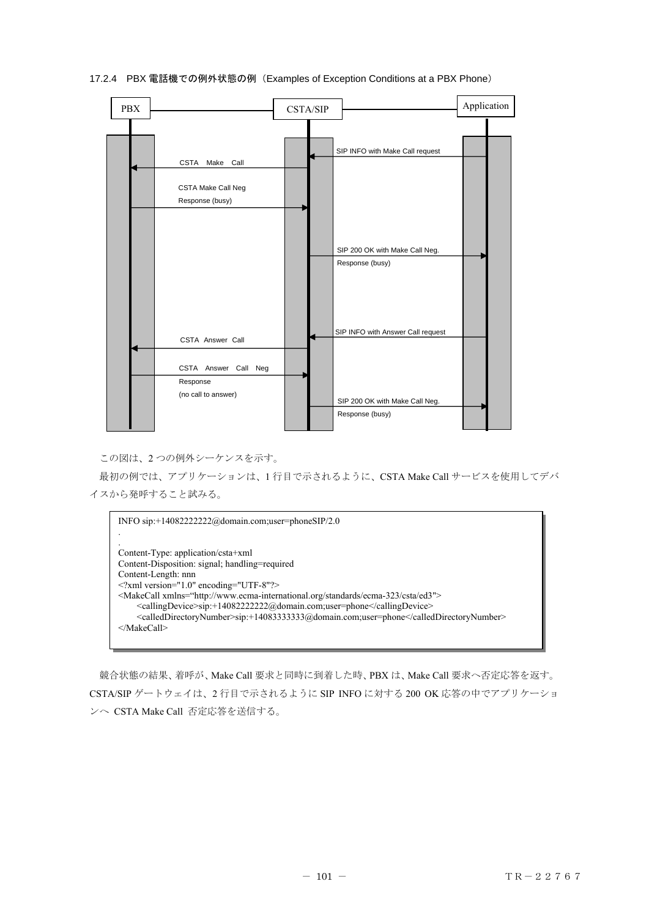17.2.4 PBX 電話機での例外状態の例（Examples of Exception Conditions at a PBX Phone）

PBX | CSTA/SIP | Application

- SIP INFO with Make Call request
- CSTA Make Call
- CSTA Make Call Neg Response (busy)
- SIP 200 OK with Make Call Neg. Response (busy)
- SIP INFO with Answer Call request
- CSTA Answer Call
- CSTA Answer Call Neg Response (no call to answer)
- SIP 200 OK with Make Call Neg. Response (busy)

この図は、2 つの例外シーケンスを示す。

最初の例では、アプリケーションは、1 行目で示されるように、CSTA Make Call サービスを使用してデバイスから発呼すること試みる。

```
INFO sip:+14082222222@domain.com;user=phoneSIP/2.0
.
.
Content-Type: application/csta+xml
Content-Disposition: signal; handling=required
Content-Length: nnn
<?xml version="1.0" encoding="UTF-8"?>
<MakeCall xmlns="http://www.ecma-international.org/standards/ecma-323/csta/ed3">
    <callingDevice>sip:+14082222222@domain.com;user=phone</callingDevice>
    <calledDirectoryNumber>sip:+14083333333@domain.com;user=phone</calledDirectoryNumber>
</MakeCall>
```

競合状態の結果、着呼が、Make Call 要求と同時に到着した時、PBX は、Make Call 要求へ否定応答を返す。CSTA/SIP ゲートウェイは、2 行目で示されるように SIP INFO に対する 200 OK 応答の中でアプリケーションへ CSTA Make Call 否定応答を送信する。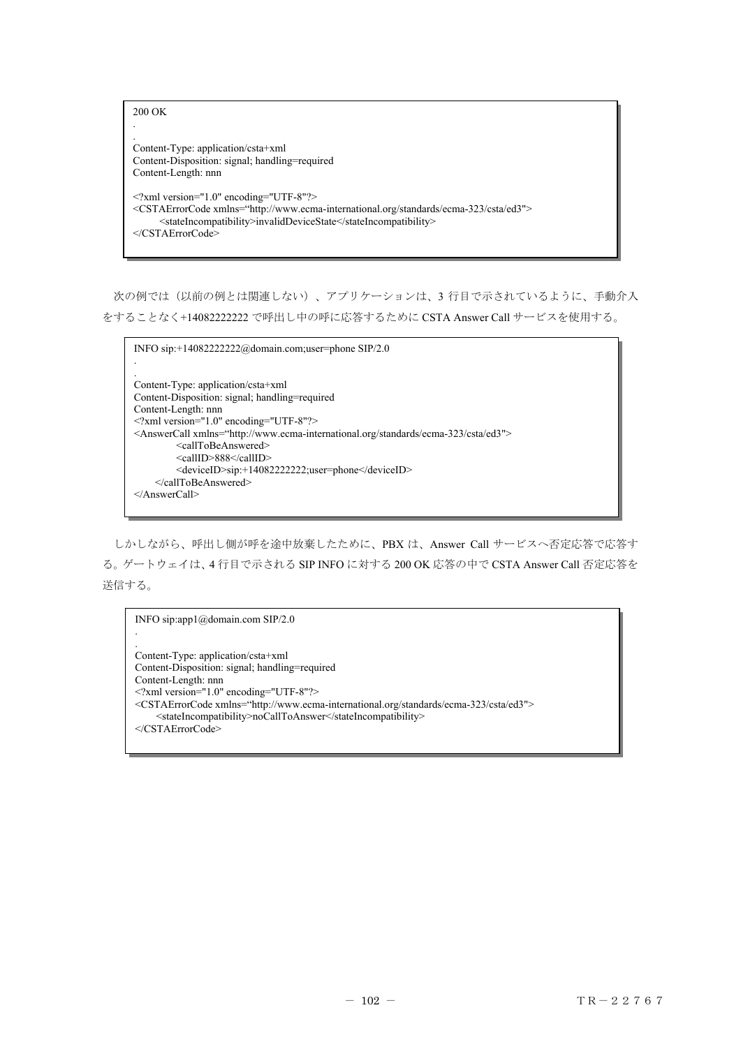```
200 OK
.
.
Content-Type: application/csta+xml
Content-Disposition: signal; handling=required
Content-Length: nnn

<?xml version="1.0" encoding="UTF-8"?>
<CSTAErrorCode xmlns="http://www.ecma-international.org/standards/ecma-323/csta/ed3">
        <stateIncompatibility>invalidDeviceState</stateIncompatibility>
</CSTAErrorCode>
```

次の例では（以前の例とは関連しない）、アプリケーションは、3 行目で示されているように、手動介入をすることなく+14082222222 で呼出し中の呼に応答するために CSTA Answer Call サービスを使用する。

```
INFO sip:+14082222222@domain.com;user=phone SIP/2.0
.
.
Content-Type: application/csta+xml
Content-Disposition: signal; handling=required
Content-Length: nnn
<?xml version="1.0" encoding="UTF-8"?>
<AnswerCall xmlns="http://www.ecma-international.org/standards/ecma-323/csta/ed3">
            <callToBeAnswered>
            <callID>888</callID>
            <deviceID>sip:+14082222222;user=phone</deviceID>
      </callToBeAnswered>
</AnswerCall>
```

しかしながら、呼出し側が呼を途中放棄したために、PBX は、Answer Call サービスへ否定応答で応答する。ゲートウェイは、4 行目で示される SIP INFO に対する 200 OK 応答の中で CSTA Answer Call 否定応答を送信する。

```
INFO sip:app1@domain.com SIP/2.0
.
.
Content-Type: application/csta+xml
Content-Disposition: signal; handling=required
Content-Length: nnn
<?xml version="1.0" encoding="UTF-8"?>
<CSTAErrorCode xmlns="http://www.ecma-international.org/standards/ecma-323/csta/ed3">
      <stateIncompatibility>noCallToAnswer</stateIncompatibility>
</CSTAErrorCode>
```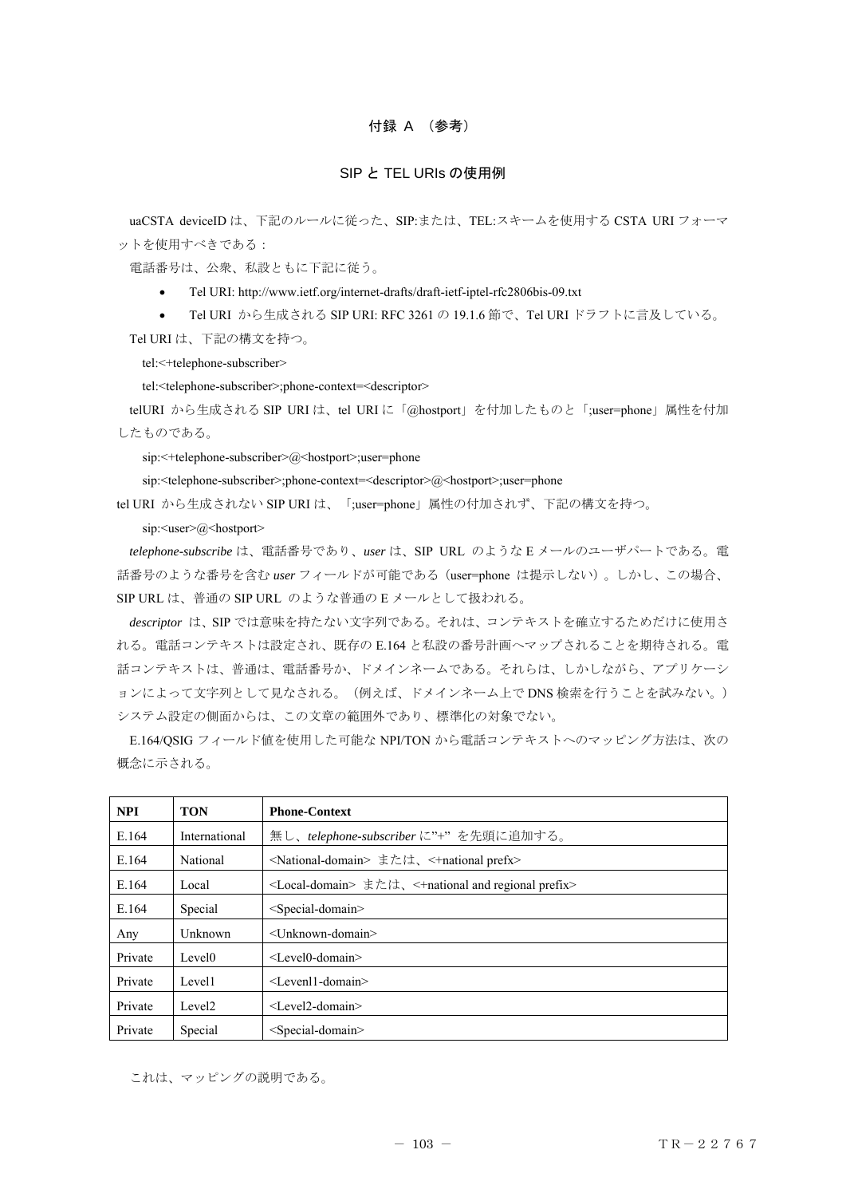# 付録 A （参考）

## SIP と TEL URIs の使用例

uaCSTA deviceID は、下記のルールに従った、SIP:または、TEL:スキームを使用する CSTA URI フォーマットを使用すべきである：

電話番号は、公衆、私設ともに下記に従う。

- Tel URI: http://www.ietf.org/internet-drafts/draft-ietf-iptel-rfc2806bis-09.txt
- Tel URI から生成される SIP URI: RFC 3261 の 19.1.6 節で、Tel URI ドラフトに言及している。

Tel URI は、下記の構文を持つ。

tel:<+telephone-subscriber>

tel:<telephone-subscriber>;phone-context=<descriptor>

telURI から生成される SIP URI は、tel URI に「@hostport」を付加したものと「;user=phone」属性を付加したものである。

sip:<+telephone-subscriber>@<hostport>;user=phone

sip:<telephone-subscriber>;phone-context=<descriptor>@<hostport>;user=phone

tel URI から生成されない SIP URI は、「;user=phone」属性の付加されず、下記の構文を持つ。

sip:<user>@<hostport>

***telephone-subscribe*** は、電話番号であり、***user*** は、SIP URL のような E メールのユーザパートである。電話番号のような番号を含む ***user*** フィールドが可能である（user=phone は提示しない）。しかし、この場合、SIP URL は、普通の SIP URL のような普通の E メールとして扱われる。

***descriptor*** は、SIP では意味を持たない文字列である。それは、コンテキストを確立するためだけに使用される。電話コンテキストは設定され、既存の E.164 と私設の番号計画へマップされることを期待される。電話コンテキストは、普通は、電話番号か、ドメインネームである。それらは、しかしながら、アプリケーションによって文字列として見なされる。（例えば、ドメインネーム上で DNS 検索を行うことを試みない。）システム設定の側面からは、この文章の範囲外であり、標準化の対象でない。

E.164/QSIG フィールド値を使用した可能な NPI/TON から電話コンテキストへのマッピング方法は、次の概念に示される。

| **NPI** | **TON** | **Phone-Context** |
|---|---|---|
| E.164 | International | 無し、*telephone-subscriber* に"+" を先頭に追加する。 |
| E.164 | National | <National-domain> または、<+national prefx> |
| E.164 | Local | <Local-domain> または、<+national and regional prefix> |
| E.164 | Special | <Special-domain> |
| Any | Unknown | <Unknown-domain> |
| Private | Level0 | <Level0-domain> |
| Private | Level1 | <Levenl1-domain> |
| Private | Level2 | <Level2-domain> |
| Private | Special | <Special-domain> |

これは、マッピングの説明である。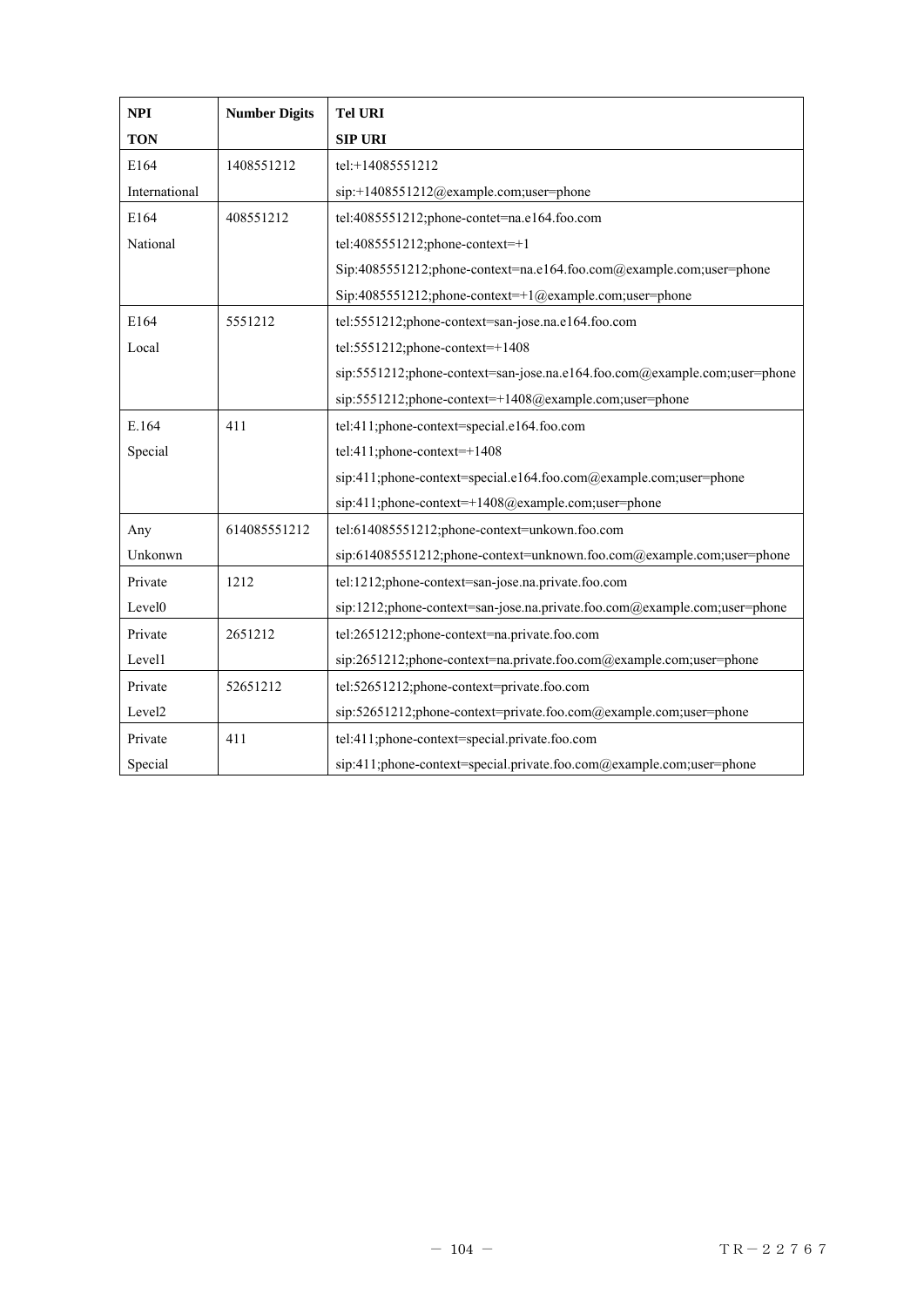| NPI<br>TON | Number Digits | Tel URI<br>SIP URI |
|---|---|---|
| E164<br>International | 1408551212 | tel:+14085551212<br>sip:+1408551212@example.com;user=phone |
| E164<br>National | 408551212 | tel:4085551212;phone-contet=na.e164.foo.com<br>tel:4085551212;phone-context=+1<br>Sip:4085551212;phone-context=na.e164.foo.com@example.com;user=phone<br>Sip:4085551212;phone-context=+1@example.com;user=phone |
| E164<br>Local | 5551212 | tel:5551212;phone-context=san-jose.na.e164.foo.com<br>tel:5551212;phone-context=+1408<br>sip:5551212;phone-context=san-jose.na.e164.foo.com@example.com;user=phone<br>sip:5551212;phone-context=+1408@example.com;user=phone |
| E.164<br>Special | 411 | tel:411;phone-context=special.e164.foo.com<br>tel:411;phone-context=+1408<br>sip:411;phone-context=special.e164.foo.com@example.com;user=phone<br>sip:411;phone-context=+1408@example.com;user=phone |
| Any<br>Unkonwn | 614085551212 | tel:614085551212;phone-context=unkown.foo.com<br>sip:614085551212;phone-context=unknown.foo.com@example.com;user=phone |
| Private<br>Level0 | 1212 | tel:1212;phone-context=san-jose.na.private.foo.com<br>sip:1212;phone-context=san-jose.na.private.foo.com@example.com;user=phone |
| Private<br>Level1 | 2651212 | tel:2651212;phone-context=na.private.foo.com<br>sip:2651212;phone-context=na.private.foo.com@example.com;user=phone |
| Private<br>Level2 | 52651212 | tel:52651212;phone-context=private.foo.com<br>sip:52651212;phone-context=private.foo.com@example.com;user=phone |
| Private<br>Special | 411 | tel:411;phone-context=special.private.foo.com<br>sip:411;phone-context=special.private.foo.com@example.com;user=phone |